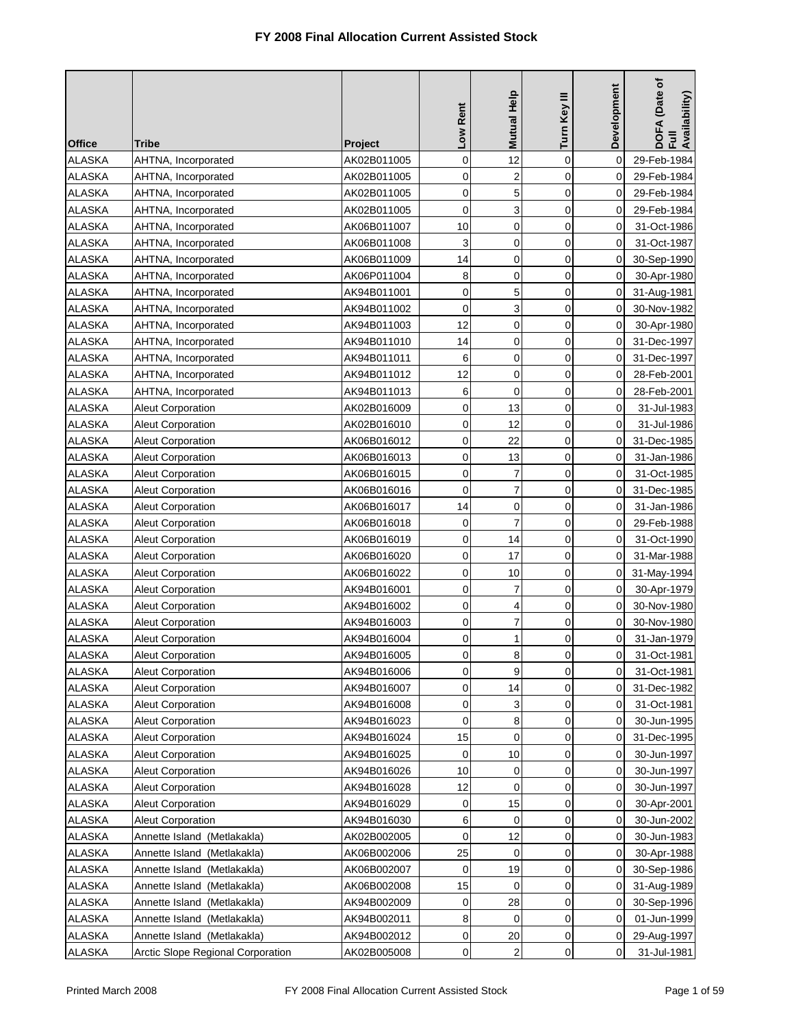# FY 2008 Final Allocation Current Assisted Stock

| Office | Tribe | Project | Low Rent | Mutual Help | Turn Key III | Development | DOFA (Date of Full Availability) |
|---|---|---|---|---|---|---|---|
| ALASKA | AHTNA, Incorporated | AK02B011005 | 0 | 12 | 0 | 0 | 29-Feb-1984 |
| ALASKA | AHTNA, Incorporated | AK02B011005 | 0 | 2 | 0 | 0 | 29-Feb-1984 |
| ALASKA | AHTNA, Incorporated | AK02B011005 | 0 | 5 | 0 | 0 | 29-Feb-1984 |
| ALASKA | AHTNA, Incorporated | AK02B011005 | 0 | 3 | 0 | 0 | 29-Feb-1984 |
| ALASKA | AHTNA, Incorporated | AK06B011007 | 10 | 0 | 0 | 0 | 31-Oct-1986 |
| ALASKA | AHTNA, Incorporated | AK06B011008 | 3 | 0 | 0 | 0 | 31-Oct-1987 |
| ALASKA | AHTNA, Incorporated | AK06B011009 | 14 | 0 | 0 | 0 | 30-Sep-1990 |
| ALASKA | AHTNA, Incorporated | AK06P011004 | 8 | 0 | 0 | 0 | 30-Apr-1980 |
| ALASKA | AHTNA, Incorporated | AK94B011001 | 0 | 5 | 0 | 0 | 31-Aug-1981 |
| ALASKA | AHTNA, Incorporated | AK94B011002 | 0 | 3 | 0 | 0 | 30-Nov-1982 |
| ALASKA | AHTNA, Incorporated | AK94B011003 | 12 | 0 | 0 | 0 | 30-Apr-1980 |
| ALASKA | AHTNA, Incorporated | AK94B011010 | 14 | 0 | 0 | 0 | 31-Dec-1997 |
| ALASKA | AHTNA, Incorporated | AK94B011011 | 6 | 0 | 0 | 0 | 31-Dec-1997 |
| ALASKA | AHTNA, Incorporated | AK94B011012 | 12 | 0 | 0 | 0 | 28-Feb-2001 |
| ALASKA | AHTNA, Incorporated | AK94B011013 | 6 | 0 | 0 | 0 | 28-Feb-2001 |
| ALASKA | Aleut Corporation | AK02B016009 | 0 | 13 | 0 | 0 | 31-Jul-1983 |
| ALASKA | Aleut Corporation | AK02B016010 | 0 | 12 | 0 | 0 | 31-Jul-1986 |
| ALASKA | Aleut Corporation | AK06B016012 | 0 | 22 | 0 | 0 | 31-Dec-1985 |
| ALASKA | Aleut Corporation | AK06B016013 | 0 | 13 | 0 | 0 | 31-Jan-1986 |
| ALASKA | Aleut Corporation | AK06B016015 | 0 | 7 | 0 | 0 | 31-Oct-1985 |
| ALASKA | Aleut Corporation | AK06B016016 | 0 | 7 | 0 | 0 | 31-Dec-1985 |
| ALASKA | Aleut Corporation | AK06B016017 | 14 | 0 | 0 | 0 | 31-Jan-1986 |
| ALASKA | Aleut Corporation | AK06B016018 | 0 | 7 | 0 | 0 | 29-Feb-1988 |
| ALASKA | Aleut Corporation | AK06B016019 | 0 | 14 | 0 | 0 | 31-Oct-1990 |
| ALASKA | Aleut Corporation | AK06B016020 | 0 | 17 | 0 | 0 | 31-Mar-1988 |
| ALASKA | Aleut Corporation | AK06B016022 | 0 | 10 | 0 | 0 | 31-May-1994 |
| ALASKA | Aleut Corporation | AK94B016001 | 0 | 7 | 0 | 0 | 30-Apr-1979 |
| ALASKA | Aleut Corporation | AK94B016002 | 0 | 4 | 0 | 0 | 30-Nov-1980 |
| ALASKA | Aleut Corporation | AK94B016003 | 0 | 7 | 0 | 0 | 30-Nov-1980 |
| ALASKA | Aleut Corporation | AK94B016004 | 0 | 1 | 0 | 0 | 31-Jan-1979 |
| ALASKA | Aleut Corporation | AK94B016005 | 0 | 8 | 0 | 0 | 31-Oct-1981 |
| ALASKA | Aleut Corporation | AK94B016006 | 0 | 9 | 0 | 0 | 31-Oct-1981 |
| ALASKA | Aleut Corporation | AK94B016007 | 0 | 14 | 0 | 0 | 31-Dec-1982 |
| ALASKA | Aleut Corporation | AK94B016008 | 0 | 3 | 0 | 0 | 31-Oct-1981 |
| ALASKA | Aleut Corporation | AK94B016023 | 0 | 8 | 0 | 0 | 30-Jun-1995 |
| ALASKA | Aleut Corporation | AK94B016024 | 15 | 0 | 0 | 0 | 31-Dec-1995 |
| ALASKA | Aleut Corporation | AK94B016025 | 0 | 10 | 0 | 0 | 30-Jun-1997 |
| ALASKA | Aleut Corporation | AK94B016026 | 10 | 0 | 0 | 0 | 30-Jun-1997 |
| ALASKA | Aleut Corporation | AK94B016028 | 12 | 0 | 0 | 0 | 30-Jun-1997 |
| ALASKA | Aleut Corporation | AK94B016029 | 0 | 15 | 0 | 0 | 30-Apr-2001 |
| ALASKA | Aleut Corporation | AK94B016030 | 6 | 0 | 0 | 0 | 30-Jun-2002 |
| ALASKA | Annette Island (Metlakakla) | AK02B002005 | 0 | 12 | 0 | 0 | 30-Jun-1983 |
| ALASKA | Annette Island (Metlakakla) | AK06B002006 | 25 | 0 | 0 | 0 | 30-Apr-1988 |
| ALASKA | Annette Island (Metlakakla) | AK06B002007 | 0 | 19 | 0 | 0 | 30-Sep-1986 |
| ALASKA | Annette Island (Metlakakla) | AK06B002008 | 15 | 0 | 0 | 0 | 31-Aug-1989 |
| ALASKA | Annette Island (Metlakakla) | AK94B002009 | 0 | 28 | 0 | 0 | 30-Sep-1996 |
| ALASKA | Annette Island (Metlakakla) | AK94B002011 | 8 | 0 | 0 | 0 | 01-Jun-1999 |
| ALASKA | Annette Island (Metlakakla) | AK94B002012 | 0 | 20 | 0 | 0 | 29-Aug-1997 |
| ALASKA | Arctic Slope Regional Corporation | AK02B005008 | 0 | 2 | 0 | 0 | 31-Jul-1981 |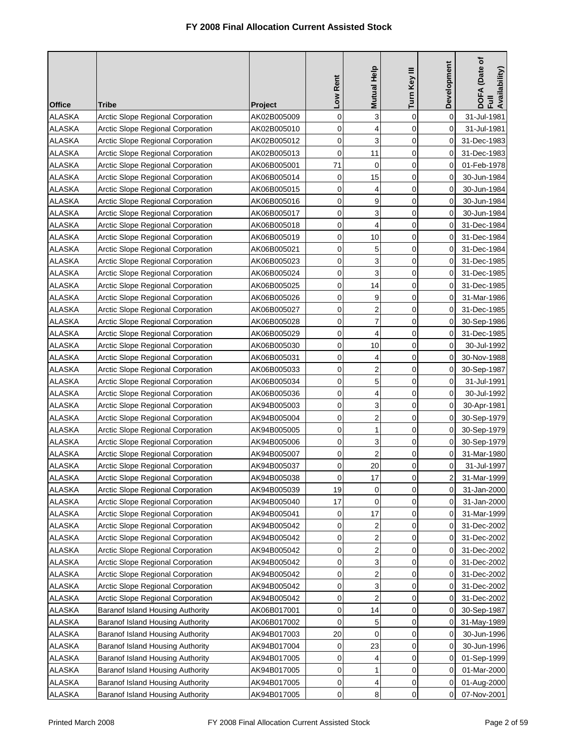# FY 2008 Final Allocation Current Assisted Stock

| Office | Tribe | Project | Low Rent | Mutual Help | Turn Key III | Development | DOFA (Date of Full Availability) |
|---|---|---|---|---|---|---|---|
| ALASKA | Arctic Slope Regional Corporation | AK02B005009 | 0 | 3 | 0 | 0 | 31-Jul-1981 |
| ALASKA | Arctic Slope Regional Corporation | AK02B005010 | 0 | 4 | 0 | 0 | 31-Jul-1981 |
| ALASKA | Arctic Slope Regional Corporation | AK02B005012 | 0 | 3 | 0 | 0 | 31-Dec-1983 |
| ALASKA | Arctic Slope Regional Corporation | AK02B005013 | 0 | 11 | 0 | 0 | 31-Dec-1983 |
| ALASKA | Arctic Slope Regional Corporation | AK06B005001 | 71 | 0 | 0 | 0 | 01-Feb-1978 |
| ALASKA | Arctic Slope Regional Corporation | AK06B005014 | 0 | 15 | 0 | 0 | 30-Jun-1984 |
| ALASKA | Arctic Slope Regional Corporation | AK06B005015 | 0 | 4 | 0 | 0 | 30-Jun-1984 |
| ALASKA | Arctic Slope Regional Corporation | AK06B005016 | 0 | 9 | 0 | 0 | 30-Jun-1984 |
| ALASKA | Arctic Slope Regional Corporation | AK06B005017 | 0 | 3 | 0 | 0 | 30-Jun-1984 |
| ALASKA | Arctic Slope Regional Corporation | AK06B005018 | 0 | 4 | 0 | 0 | 31-Dec-1984 |
| ALASKA | Arctic Slope Regional Corporation | AK06B005019 | 0 | 10 | 0 | 0 | 31-Dec-1984 |
| ALASKA | Arctic Slope Regional Corporation | AK06B005021 | 0 | 5 | 0 | 0 | 31-Dec-1984 |
| ALASKA | Arctic Slope Regional Corporation | AK06B005023 | 0 | 3 | 0 | 0 | 31-Dec-1985 |
| ALASKA | Arctic Slope Regional Corporation | AK06B005024 | 0 | 3 | 0 | 0 | 31-Dec-1985 |
| ALASKA | Arctic Slope Regional Corporation | AK06B005025 | 0 | 14 | 0 | 0 | 31-Dec-1985 |
| ALASKA | Arctic Slope Regional Corporation | AK06B005026 | 0 | 9 | 0 | 0 | 31-Mar-1986 |
| ALASKA | Arctic Slope Regional Corporation | AK06B005027 | 0 | 2 | 0 | 0 | 31-Dec-1985 |
| ALASKA | Arctic Slope Regional Corporation | AK06B005028 | 0 | 7 | 0 | 0 | 30-Sep-1986 |
| ALASKA | Arctic Slope Regional Corporation | AK06B005029 | 0 | 4 | 0 | 0 | 31-Dec-1985 |
| ALASKA | Arctic Slope Regional Corporation | AK06B005030 | 0 | 10 | 0 | 0 | 30-Jul-1992 |
| ALASKA | Arctic Slope Regional Corporation | AK06B005031 | 0 | 4 | 0 | 0 | 30-Nov-1988 |
| ALASKA | Arctic Slope Regional Corporation | AK06B005033 | 0 | 2 | 0 | 0 | 30-Sep-1987 |
| ALASKA | Arctic Slope Regional Corporation | AK06B005034 | 0 | 5 | 0 | 0 | 31-Jul-1991 |
| ALASKA | Arctic Slope Regional Corporation | AK06B005036 | 0 | 4 | 0 | 0 | 30-Jul-1992 |
| ALASKA | Arctic Slope Regional Corporation | AK94B005003 | 0 | 3 | 0 | 0 | 30-Apr-1981 |
| ALASKA | Arctic Slope Regional Corporation | AK94B005004 | 0 | 2 | 0 | 0 | 30-Sep-1979 |
| ALASKA | Arctic Slope Regional Corporation | AK94B005005 | 0 | 1 | 0 | 0 | 30-Sep-1979 |
| ALASKA | Arctic Slope Regional Corporation | AK94B005006 | 0 | 3 | 0 | 0 | 30-Sep-1979 |
| ALASKA | Arctic Slope Regional Corporation | AK94B005007 | 0 | 2 | 0 | 0 | 31-Mar-1980 |
| ALASKA | Arctic Slope Regional Corporation | AK94B005037 | 0 | 20 | 0 | 0 | 31-Jul-1997 |
| ALASKA | Arctic Slope Regional Corporation | AK94B005038 | 0 | 17 | 0 | 2 | 31-Mar-1999 |
| ALASKA | Arctic Slope Regional Corporation | AK94B005039 | 19 | 0 | 0 | 0 | 31-Jan-2000 |
| ALASKA | Arctic Slope Regional Corporation | AK94B005040 | 17 | 0 | 0 | 0 | 31-Jan-2000 |
| ALASKA | Arctic Slope Regional Corporation | AK94B005041 | 0 | 17 | 0 | 0 | 31-Mar-1999 |
| ALASKA | Arctic Slope Regional Corporation | AK94B005042 | 0 | 2 | 0 | 0 | 31-Dec-2002 |
| ALASKA | Arctic Slope Regional Corporation | AK94B005042 | 0 | 2 | 0 | 0 | 31-Dec-2002 |
| ALASKA | Arctic Slope Regional Corporation | AK94B005042 | 0 | 2 | 0 | 0 | 31-Dec-2002 |
| ALASKA | Arctic Slope Regional Corporation | AK94B005042 | 0 | 3 | 0 | 0 | 31-Dec-2002 |
| ALASKA | Arctic Slope Regional Corporation | AK94B005042 | 0 | 2 | 0 | 0 | 31-Dec-2002 |
| ALASKA | Arctic Slope Regional Corporation | AK94B005042 | 0 | 3 | 0 | 0 | 31-Dec-2002 |
| ALASKA | Arctic Slope Regional Corporation | AK94B005042 | 0 | 2 | 0 | 0 | 31-Dec-2002 |
| ALASKA | Baranof Island Housing Authority | AK06B017001 | 0 | 14 | 0 | 0 | 30-Sep-1987 |
| ALASKA | Baranof Island Housing Authority | AK06B017002 | 0 | 5 | 0 | 0 | 31-May-1989 |
| ALASKA | Baranof Island Housing Authority | AK94B017003 | 20 | 0 | 0 | 0 | 30-Jun-1996 |
| ALASKA | Baranof Island Housing Authority | AK94B017004 | 0 | 23 | 0 | 0 | 30-Jun-1996 |
| ALASKA | Baranof Island Housing Authority | AK94B017005 | 0 | 4 | 0 | 0 | 01-Sep-1999 |
| ALASKA | Baranof Island Housing Authority | AK94B017005 | 0 | 1 | 0 | 0 | 01-Mar-2000 |
| ALASKA | Baranof Island Housing Authority | AK94B017005 | 0 | 4 | 0 | 0 | 01-Aug-2000 |
| ALASKA | Baranof Island Housing Authority | AK94B017005 | 0 | 8 | 0 | 0 | 07-Nov-2001 |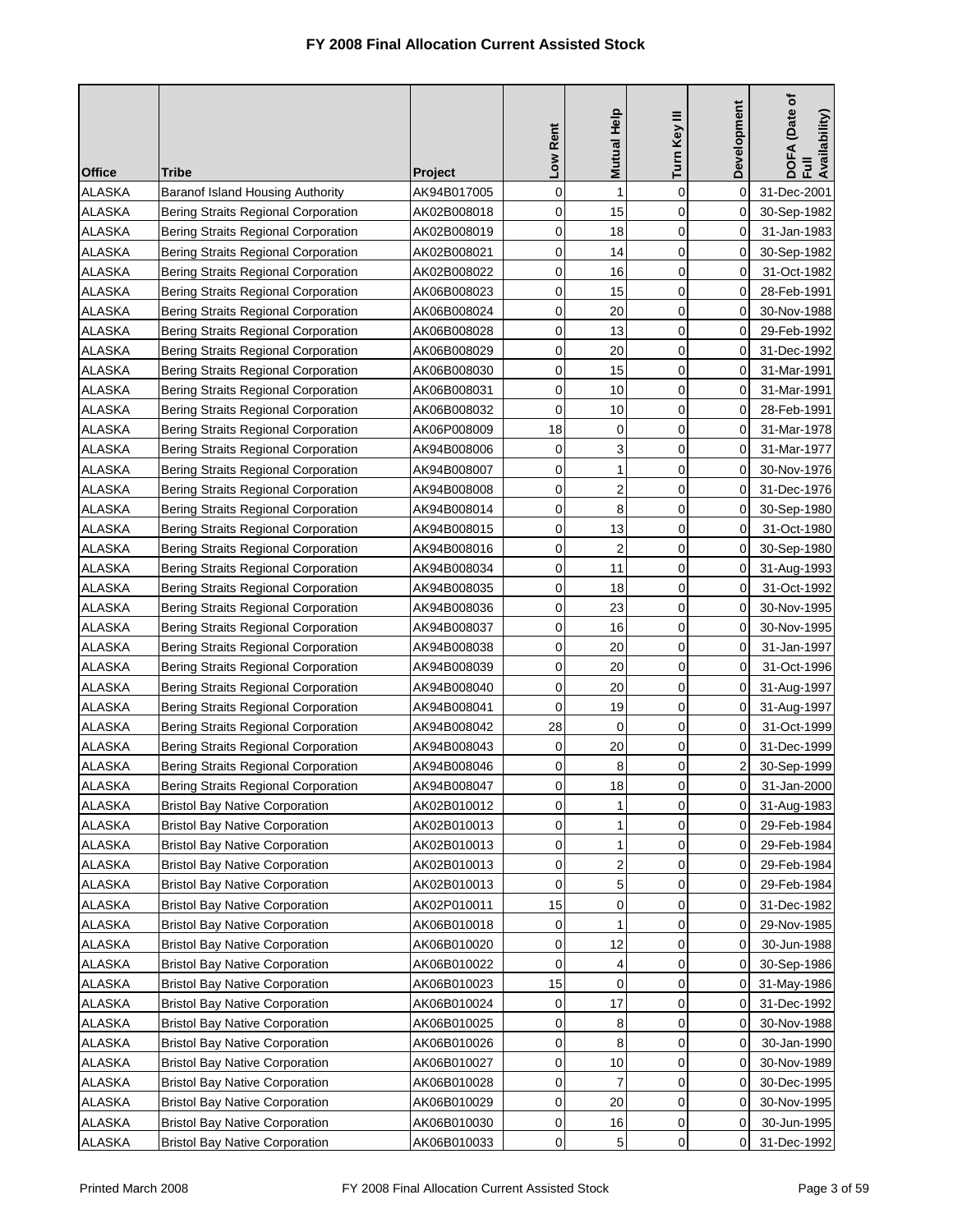# FY 2008 Final Allocation Current Assisted Stock

| Office | Tribe | Project | Low Rent | Mutual Help | Turn Key III | Development | DOFA (Date of Full Availability) |
|---|---|---|---|---|---|---|---|
| ALASKA | Baranof Island Housing Authority | AK94B017005 | 0 | 1 | 0 | 0 | 31-Dec-2001 |
| ALASKA | Bering Straits Regional Corporation | AK02B008018 | 0 | 15 | 0 | 0 | 30-Sep-1982 |
| ALASKA | Bering Straits Regional Corporation | AK02B008019 | 0 | 18 | 0 | 0 | 31-Jan-1983 |
| ALASKA | Bering Straits Regional Corporation | AK02B008021 | 0 | 14 | 0 | 0 | 30-Sep-1982 |
| ALASKA | Bering Straits Regional Corporation | AK02B008022 | 0 | 16 | 0 | 0 | 31-Oct-1982 |
| ALASKA | Bering Straits Regional Corporation | AK06B008023 | 0 | 15 | 0 | 0 | 28-Feb-1991 |
| ALASKA | Bering Straits Regional Corporation | AK06B008024 | 0 | 20 | 0 | 0 | 30-Nov-1988 |
| ALASKA | Bering Straits Regional Corporation | AK06B008028 | 0 | 13 | 0 | 0 | 29-Feb-1992 |
| ALASKA | Bering Straits Regional Corporation | AK06B008029 | 0 | 20 | 0 | 0 | 31-Dec-1992 |
| ALASKA | Bering Straits Regional Corporation | AK06B008030 | 0 | 15 | 0 | 0 | 31-Mar-1991 |
| ALASKA | Bering Straits Regional Corporation | AK06B008031 | 0 | 10 | 0 | 0 | 31-Mar-1991 |
| ALASKA | Bering Straits Regional Corporation | AK06B008032 | 0 | 10 | 0 | 0 | 28-Feb-1991 |
| ALASKA | Bering Straits Regional Corporation | AK06P008009 | 18 | 0 | 0 | 0 | 31-Mar-1978 |
| ALASKA | Bering Straits Regional Corporation | AK94B008006 | 0 | 3 | 0 | 0 | 31-Mar-1977 |
| ALASKA | Bering Straits Regional Corporation | AK94B008007 | 0 | 1 | 0 | 0 | 30-Nov-1976 |
| ALASKA | Bering Straits Regional Corporation | AK94B008008 | 0 | 2 | 0 | 0 | 31-Dec-1976 |
| ALASKA | Bering Straits Regional Corporation | AK94B008014 | 0 | 8 | 0 | 0 | 30-Sep-1980 |
| ALASKA | Bering Straits Regional Corporation | AK94B008015 | 0 | 13 | 0 | 0 | 31-Oct-1980 |
| ALASKA | Bering Straits Regional Corporation | AK94B008016 | 0 | 2 | 0 | 0 | 30-Sep-1980 |
| ALASKA | Bering Straits Regional Corporation | AK94B008034 | 0 | 11 | 0 | 0 | 31-Aug-1993 |
| ALASKA | Bering Straits Regional Corporation | AK94B008035 | 0 | 18 | 0 | 0 | 31-Oct-1992 |
| ALASKA | Bering Straits Regional Corporation | AK94B008036 | 0 | 23 | 0 | 0 | 30-Nov-1995 |
| ALASKA | Bering Straits Regional Corporation | AK94B008037 | 0 | 16 | 0 | 0 | 30-Nov-1995 |
| ALASKA | Bering Straits Regional Corporation | AK94B008038 | 0 | 20 | 0 | 0 | 31-Jan-1997 |
| ALASKA | Bering Straits Regional Corporation | AK94B008039 | 0 | 20 | 0 | 0 | 31-Oct-1996 |
| ALASKA | Bering Straits Regional Corporation | AK94B008040 | 0 | 20 | 0 | 0 | 31-Aug-1997 |
| ALASKA | Bering Straits Regional Corporation | AK94B008041 | 0 | 19 | 0 | 0 | 31-Aug-1997 |
| ALASKA | Bering Straits Regional Corporation | AK94B008042 | 28 | 0 | 0 | 0 | 31-Oct-1999 |
| ALASKA | Bering Straits Regional Corporation | AK94B008043 | 0 | 20 | 0 | 0 | 31-Dec-1999 |
| ALASKA | Bering Straits Regional Corporation | AK94B008046 | 0 | 8 | 0 | 2 | 30-Sep-1999 |
| ALASKA | Bering Straits Regional Corporation | AK94B008047 | 0 | 18 | 0 | 0 | 31-Jan-2000 |
| ALASKA | Bristol Bay Native Corporation | AK02B010012 | 0 | 1 | 0 | 0 | 31-Aug-1983 |
| ALASKA | Bristol Bay Native Corporation | AK02B010013 | 0 | 1 | 0 | 0 | 29-Feb-1984 |
| ALASKA | Bristol Bay Native Corporation | AK02B010013 | 0 | 1 | 0 | 0 | 29-Feb-1984 |
| ALASKA | Bristol Bay Native Corporation | AK02B010013 | 0 | 2 | 0 | 0 | 29-Feb-1984 |
| ALASKA | Bristol Bay Native Corporation | AK02B010013 | 0 | 5 | 0 | 0 | 29-Feb-1984 |
| ALASKA | Bristol Bay Native Corporation | AK02P010011 | 15 | 0 | 0 | 0 | 31-Dec-1982 |
| ALASKA | Bristol Bay Native Corporation | AK06B010018 | 0 | 1 | 0 | 0 | 29-Nov-1985 |
| ALASKA | Bristol Bay Native Corporation | AK06B010020 | 0 | 12 | 0 | 0 | 30-Jun-1988 |
| ALASKA | Bristol Bay Native Corporation | AK06B010022 | 0 | 4 | 0 | 0 | 30-Sep-1986 |
| ALASKA | Bristol Bay Native Corporation | AK06B010023 | 15 | 0 | 0 | 0 | 31-May-1986 |
| ALASKA | Bristol Bay Native Corporation | AK06B010024 | 0 | 17 | 0 | 0 | 31-Dec-1992 |
| ALASKA | Bristol Bay Native Corporation | AK06B010025 | 0 | 8 | 0 | 0 | 30-Nov-1988 |
| ALASKA | Bristol Bay Native Corporation | AK06B010026 | 0 | 8 | 0 | 0 | 30-Jan-1990 |
| ALASKA | Bristol Bay Native Corporation | AK06B010027 | 0 | 10 | 0 | 0 | 30-Nov-1989 |
| ALASKA | Bristol Bay Native Corporation | AK06B010028 | 0 | 7 | 0 | 0 | 30-Dec-1995 |
| ALASKA | Bristol Bay Native Corporation | AK06B010029 | 0 | 20 | 0 | 0 | 30-Nov-1995 |
| ALASKA | Bristol Bay Native Corporation | AK06B010030 | 0 | 16 | 0 | 0 | 30-Jun-1995 |
| ALASKA | Bristol Bay Native Corporation | AK06B010033 | 0 | 5 | 0 | 0 | 31-Dec-1992 |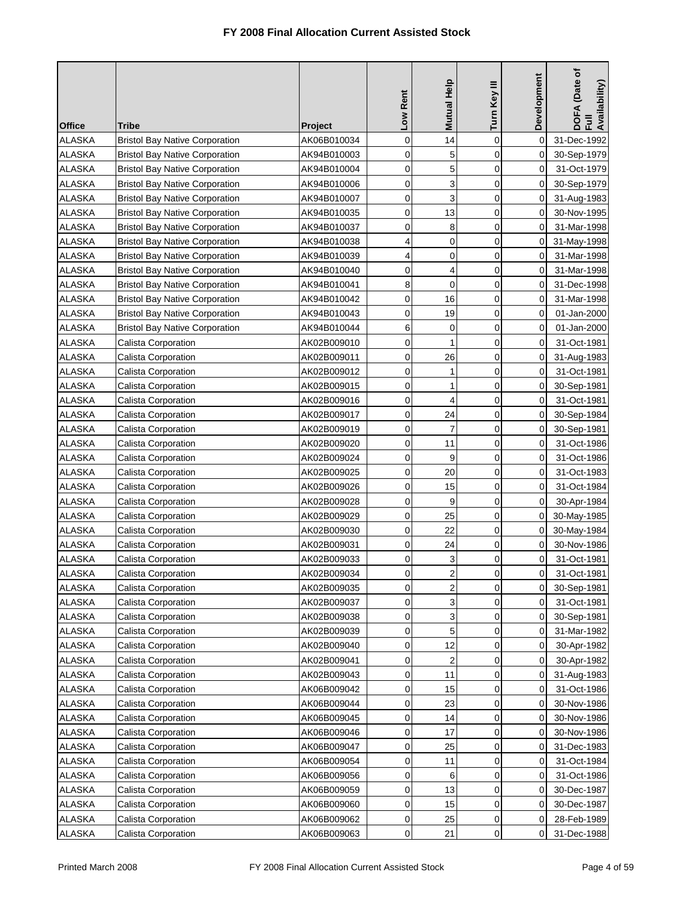# FY 2008 Final Allocation Current Assisted Stock

| Office | Tribe | Project | Low Rent | Mutual Help | Turn Key III | Development | DOFA (Date of Full Availability) |
|---|---|---|---|---|---|---|---|
| ALASKA | Bristol Bay Native Corporation | AK06B010034 | 0 | 14 | 0 | 0 | 31-Dec-1992 |
| ALASKA | Bristol Bay Native Corporation | AK94B010003 | 0 | 5 | 0 | 0 | 30-Sep-1979 |
| ALASKA | Bristol Bay Native Corporation | AK94B010004 | 0 | 5 | 0 | 0 | 31-Oct-1979 |
| ALASKA | Bristol Bay Native Corporation | AK94B010006 | 0 | 3 | 0 | 0 | 30-Sep-1979 |
| ALASKA | Bristol Bay Native Corporation | AK94B010007 | 0 | 3 | 0 | 0 | 31-Aug-1983 |
| ALASKA | Bristol Bay Native Corporation | AK94B010035 | 0 | 13 | 0 | 0 | 30-Nov-1995 |
| ALASKA | Bristol Bay Native Corporation | AK94B010037 | 0 | 8 | 0 | 0 | 31-Mar-1998 |
| ALASKA | Bristol Bay Native Corporation | AK94B010038 | 4 | 0 | 0 | 0 | 31-May-1998 |
| ALASKA | Bristol Bay Native Corporation | AK94B010039 | 4 | 0 | 0 | 0 | 31-Mar-1998 |
| ALASKA | Bristol Bay Native Corporation | AK94B010040 | 0 | 4 | 0 | 0 | 31-Mar-1998 |
| ALASKA | Bristol Bay Native Corporation | AK94B010041 | 8 | 0 | 0 | 0 | 31-Dec-1998 |
| ALASKA | Bristol Bay Native Corporation | AK94B010042 | 0 | 16 | 0 | 0 | 31-Mar-1998 |
| ALASKA | Bristol Bay Native Corporation | AK94B010043 | 0 | 19 | 0 | 0 | 01-Jan-2000 |
| ALASKA | Bristol Bay Native Corporation | AK94B010044 | 6 | 0 | 0 | 0 | 01-Jan-2000 |
| ALASKA | Calista Corporation | AK02B009010 | 0 | 1 | 0 | 0 | 31-Oct-1981 |
| ALASKA | Calista Corporation | AK02B009011 | 0 | 26 | 0 | 0 | 31-Aug-1983 |
| ALASKA | Calista Corporation | AK02B009012 | 0 | 1 | 0 | 0 | 31-Oct-1981 |
| ALASKA | Calista Corporation | AK02B009015 | 0 | 1 | 0 | 0 | 30-Sep-1981 |
| ALASKA | Calista Corporation | AK02B009016 | 0 | 4 | 0 | 0 | 31-Oct-1981 |
| ALASKA | Calista Corporation | AK02B009017 | 0 | 24 | 0 | 0 | 30-Sep-1984 |
| ALASKA | Calista Corporation | AK02B009019 | 0 | 7 | 0 | 0 | 30-Sep-1981 |
| ALASKA | Calista Corporation | AK02B009020 | 0 | 11 | 0 | 0 | 31-Oct-1986 |
| ALASKA | Calista Corporation | AK02B009024 | 0 | 9 | 0 | 0 | 31-Oct-1986 |
| ALASKA | Calista Corporation | AK02B009025 | 0 | 20 | 0 | 0 | 31-Oct-1983 |
| ALASKA | Calista Corporation | AK02B009026 | 0 | 15 | 0 | 0 | 31-Oct-1984 |
| ALASKA | Calista Corporation | AK02B009028 | 0 | 9 | 0 | 0 | 30-Apr-1984 |
| ALASKA | Calista Corporation | AK02B009029 | 0 | 25 | 0 | 0 | 30-May-1985 |
| ALASKA | Calista Corporation | AK02B009030 | 0 | 22 | 0 | 0 | 30-May-1984 |
| ALASKA | Calista Corporation | AK02B009031 | 0 | 24 | 0 | 0 | 30-Nov-1986 |
| ALASKA | Calista Corporation | AK02B009033 | 0 | 3 | 0 | 0 | 31-Oct-1981 |
| ALASKA | Calista Corporation | AK02B009034 | 0 | 2 | 0 | 0 | 31-Oct-1981 |
| ALASKA | Calista Corporation | AK02B009035 | 0 | 2 | 0 | 0 | 30-Sep-1981 |
| ALASKA | Calista Corporation | AK02B009037 | 0 | 3 | 0 | 0 | 31-Oct-1981 |
| ALASKA | Calista Corporation | AK02B009038 | 0 | 3 | 0 | 0 | 30-Sep-1981 |
| ALASKA | Calista Corporation | AK02B009039 | 0 | 5 | 0 | 0 | 31-Mar-1982 |
| ALASKA | Calista Corporation | AK02B009040 | 0 | 12 | 0 | 0 | 30-Apr-1982 |
| ALASKA | Calista Corporation | AK02B009041 | 0 | 2 | 0 | 0 | 30-Apr-1982 |
| ALASKA | Calista Corporation | AK02B009043 | 0 | 11 | 0 | 0 | 31-Aug-1983 |
| ALASKA | Calista Corporation | AK06B009042 | 0 | 15 | 0 | 0 | 31-Oct-1986 |
| ALASKA | Calista Corporation | AK06B009044 | 0 | 23 | 0 | 0 | 30-Nov-1986 |
| ALASKA | Calista Corporation | AK06B009045 | 0 | 14 | 0 | 0 | 30-Nov-1986 |
| ALASKA | Calista Corporation | AK06B009046 | 0 | 17 | 0 | 0 | 30-Nov-1986 |
| ALASKA | Calista Corporation | AK06B009047 | 0 | 25 | 0 | 0 | 31-Dec-1983 |
| ALASKA | Calista Corporation | AK06B009054 | 0 | 11 | 0 | 0 | 31-Oct-1984 |
| ALASKA | Calista Corporation | AK06B009056 | 0 | 6 | 0 | 0 | 31-Oct-1986 |
| ALASKA | Calista Corporation | AK06B009059 | 0 | 13 | 0 | 0 | 30-Dec-1987 |
| ALASKA | Calista Corporation | AK06B009060 | 0 | 15 | 0 | 0 | 30-Dec-1987 |
| ALASKA | Calista Corporation | AK06B009062 | 0 | 25 | 0 | 0 | 28-Feb-1989 |
| ALASKA | Calista Corporation | AK06B009063 | 0 | 21 | 0 | 0 | 31-Dec-1988 |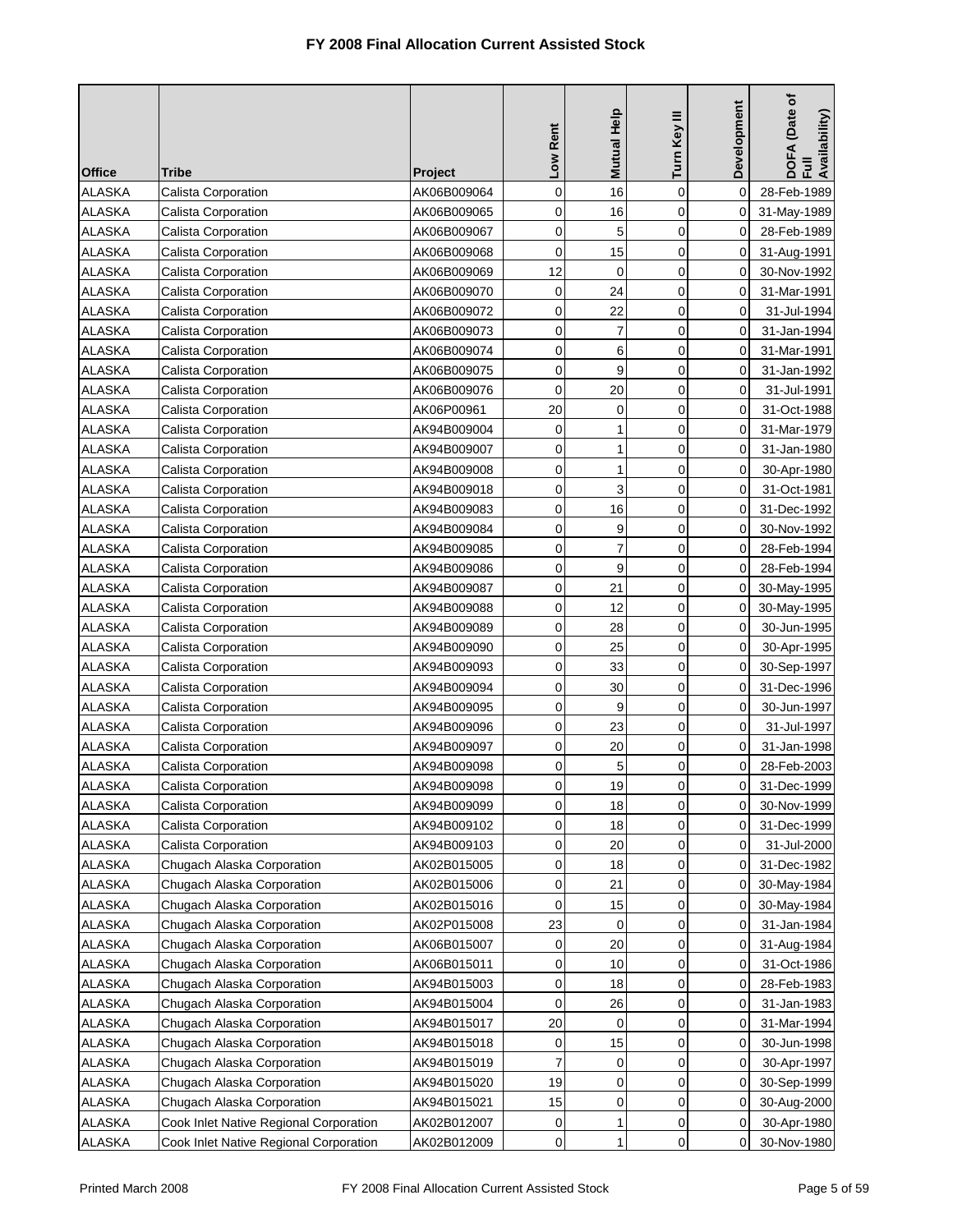# FY 2008 Final Allocation Current Assisted Stock

| Office | Tribe | Project | Low Rent | Mutual Help | Turn Key III | Development | DOFA (Date of Full Availability) |
|---|---|---|---|---|---|---|---|
| ALASKA | Calista Corporation | AK06B009064 | 0 | 16 | 0 | 0 | 28-Feb-1989 |
| ALASKA | Calista Corporation | AK06B009065 | 0 | 16 | 0 | 0 | 31-May-1989 |
| ALASKA | Calista Corporation | AK06B009067 | 0 | 5 | 0 | 0 | 28-Feb-1989 |
| ALASKA | Calista Corporation | AK06B009068 | 0 | 15 | 0 | 0 | 31-Aug-1991 |
| ALASKA | Calista Corporation | AK06B009069 | 12 | 0 | 0 | 0 | 30-Nov-1992 |
| ALASKA | Calista Corporation | AK06B009070 | 0 | 24 | 0 | 0 | 31-Mar-1991 |
| ALASKA | Calista Corporation | AK06B009072 | 0 | 22 | 0 | 0 | 31-Jul-1994 |
| ALASKA | Calista Corporation | AK06B009073 | 0 | 7 | 0 | 0 | 31-Jan-1994 |
| ALASKA | Calista Corporation | AK06B009074 | 0 | 6 | 0 | 0 | 31-Mar-1991 |
| ALASKA | Calista Corporation | AK06B009075 | 0 | 9 | 0 | 0 | 31-Jan-1992 |
| ALASKA | Calista Corporation | AK06B009076 | 0 | 20 | 0 | 0 | 31-Jul-1991 |
| ALASKA | Calista Corporation | AK06P00961 | 20 | 0 | 0 | 0 | 31-Oct-1988 |
| ALASKA | Calista Corporation | AK94B009004 | 0 | 1 | 0 | 0 | 31-Mar-1979 |
| ALASKA | Calista Corporation | AK94B009007 | 0 | 1 | 0 | 0 | 31-Jan-1980 |
| ALASKA | Calista Corporation | AK94B009008 | 0 | 1 | 0 | 0 | 30-Apr-1980 |
| ALASKA | Calista Corporation | AK94B009018 | 0 | 3 | 0 | 0 | 31-Oct-1981 |
| ALASKA | Calista Corporation | AK94B009083 | 0 | 16 | 0 | 0 | 31-Dec-1992 |
| ALASKA | Calista Corporation | AK94B009084 | 0 | 9 | 0 | 0 | 30-Nov-1992 |
| ALASKA | Calista Corporation | AK94B009085 | 0 | 7 | 0 | 0 | 28-Feb-1994 |
| ALASKA | Calista Corporation | AK94B009086 | 0 | 9 | 0 | 0 | 28-Feb-1994 |
| ALASKA | Calista Corporation | AK94B009087 | 0 | 21 | 0 | 0 | 30-May-1995 |
| ALASKA | Calista Corporation | AK94B009088 | 0 | 12 | 0 | 0 | 30-May-1995 |
| ALASKA | Calista Corporation | AK94B009089 | 0 | 28 | 0 | 0 | 30-Jun-1995 |
| ALASKA | Calista Corporation | AK94B009090 | 0 | 25 | 0 | 0 | 30-Apr-1995 |
| ALASKA | Calista Corporation | AK94B009093 | 0 | 33 | 0 | 0 | 30-Sep-1997 |
| ALASKA | Calista Corporation | AK94B009094 | 0 | 30 | 0 | 0 | 31-Dec-1996 |
| ALASKA | Calista Corporation | AK94B009095 | 0 | 9 | 0 | 0 | 30-Jun-1997 |
| ALASKA | Calista Corporation | AK94B009096 | 0 | 23 | 0 | 0 | 31-Jul-1997 |
| ALASKA | Calista Corporation | AK94B009097 | 0 | 20 | 0 | 0 | 31-Jan-1998 |
| ALASKA | Calista Corporation | AK94B009098 | 0 | 5 | 0 | 0 | 28-Feb-2003 |
| ALASKA | Calista Corporation | AK94B009098 | 0 | 19 | 0 | 0 | 31-Dec-1999 |
| ALASKA | Calista Corporation | AK94B009099 | 0 | 18 | 0 | 0 | 30-Nov-1999 |
| ALASKA | Calista Corporation | AK94B009102 | 0 | 18 | 0 | 0 | 31-Dec-1999 |
| ALASKA | Calista Corporation | AK94B009103 | 0 | 20 | 0 | 0 | 31-Jul-2000 |
| ALASKA | Chugach Alaska Corporation | AK02B015005 | 0 | 18 | 0 | 0 | 31-Dec-1982 |
| ALASKA | Chugach Alaska Corporation | AK02B015006 | 0 | 21 | 0 | 0 | 30-May-1984 |
| ALASKA | Chugach Alaska Corporation | AK02B015016 | 0 | 15 | 0 | 0 | 30-May-1984 |
| ALASKA | Chugach Alaska Corporation | AK02P015008 | 23 | 0 | 0 | 0 | 31-Jan-1984 |
| ALASKA | Chugach Alaska Corporation | AK06B015007 | 0 | 20 | 0 | 0 | 31-Aug-1984 |
| ALASKA | Chugach Alaska Corporation | AK06B015011 | 0 | 10 | 0 | 0 | 31-Oct-1986 |
| ALASKA | Chugach Alaska Corporation | AK94B015003 | 0 | 18 | 0 | 0 | 28-Feb-1983 |
| ALASKA | Chugach Alaska Corporation | AK94B015004 | 0 | 26 | 0 | 0 | 31-Jan-1983 |
| ALASKA | Chugach Alaska Corporation | AK94B015017 | 20 | 0 | 0 | 0 | 31-Mar-1994 |
| ALASKA | Chugach Alaska Corporation | AK94B015018 | 0 | 15 | 0 | 0 | 30-Jun-1998 |
| ALASKA | Chugach Alaska Corporation | AK94B015019 | 7 | 0 | 0 | 0 | 30-Apr-1997 |
| ALASKA | Chugach Alaska Corporation | AK94B015020 | 19 | 0 | 0 | 0 | 30-Sep-1999 |
| ALASKA | Chugach Alaska Corporation | AK94B015021 | 15 | 0 | 0 | 0 | 30-Aug-2000 |
| ALASKA | Cook Inlet Native Regional Corporation | AK02B012007 | 0 | 1 | 0 | 0 | 30-Apr-1980 |
| ALASKA | Cook Inlet Native Regional Corporation | AK02B012009 | 0 | 1 | 0 | 0 | 30-Nov-1980 |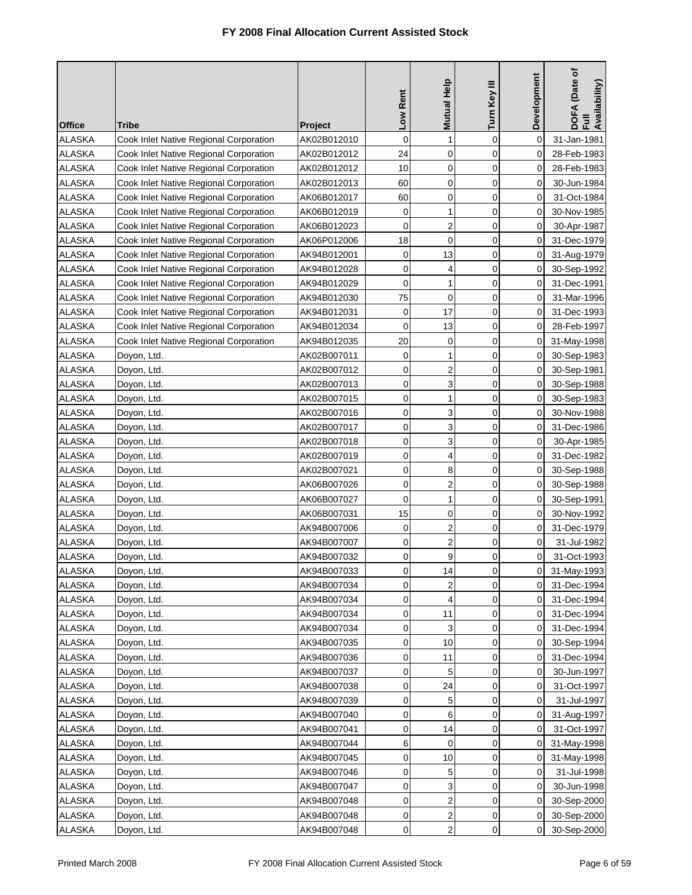# FY 2008 Final Allocation Current Assisted Stock

| Office | Tribe | Project | Low Rent | Mutual Help | Turn Key III | Development | DOFA (Date of Full Availability) |
|---|---|---|---|---|---|---|---|
| ALASKA | Cook Inlet Native Regional Corporation | AK02B012010 | 0 | 1 | 0 | 0 | 31-Jan-1981 |
| ALASKA | Cook Inlet Native Regional Corporation | AK02B012012 | 24 | 0 | 0 | 0 | 28-Feb-1983 |
| ALASKA | Cook Inlet Native Regional Corporation | AK02B012012 | 10 | 0 | 0 | 0 | 28-Feb-1983 |
| ALASKA | Cook Inlet Native Regional Corporation | AK02B012013 | 60 | 0 | 0 | 0 | 30-Jun-1984 |
| ALASKA | Cook Inlet Native Regional Corporation | AK06B012017 | 60 | 0 | 0 | 0 | 31-Oct-1984 |
| ALASKA | Cook Inlet Native Regional Corporation | AK06B012019 | 0 | 1 | 0 | 0 | 30-Nov-1985 |
| ALASKA | Cook Inlet Native Regional Corporation | AK06B012023 | 0 | 2 | 0 | 0 | 30-Apr-1987 |
| ALASKA | Cook Inlet Native Regional Corporation | AK06P012006 | 18 | 0 | 0 | 0 | 31-Dec-1979 |
| ALASKA | Cook Inlet Native Regional Corporation | AK94B012001 | 0 | 13 | 0 | 0 | 31-Aug-1979 |
| ALASKA | Cook Inlet Native Regional Corporation | AK94B012028 | 0 | 4 | 0 | 0 | 30-Sep-1992 |
| ALASKA | Cook Inlet Native Regional Corporation | AK94B012029 | 0 | 1 | 0 | 0 | 31-Dec-1991 |
| ALASKA | Cook Inlet Native Regional Corporation | AK94B012030 | 75 | 0 | 0 | 0 | 31-Mar-1996 |
| ALASKA | Cook Inlet Native Regional Corporation | AK94B012031 | 0 | 17 | 0 | 0 | 31-Dec-1993 |
| ALASKA | Cook Inlet Native Regional Corporation | AK94B012034 | 0 | 13 | 0 | 0 | 28-Feb-1997 |
| ALASKA | Cook Inlet Native Regional Corporation | AK94B012035 | 20 | 0 | 0 | 0 | 31-May-1998 |
| ALASKA | Doyon, Ltd. | AK02B007011 | 0 | 1 | 0 | 0 | 30-Sep-1983 |
| ALASKA | Doyon, Ltd. | AK02B007012 | 0 | 2 | 0 | 0 | 30-Sep-1981 |
| ALASKA | Doyon, Ltd. | AK02B007013 | 0 | 3 | 0 | 0 | 30-Sep-1988 |
| ALASKA | Doyon, Ltd. | AK02B007015 | 0 | 1 | 0 | 0 | 30-Sep-1983 |
| ALASKA | Doyon, Ltd. | AK02B007016 | 0 | 3 | 0 | 0 | 30-Nov-1988 |
| ALASKA | Doyon, Ltd. | AK02B007017 | 0 | 3 | 0 | 0 | 31-Dec-1986 |
| ALASKA | Doyon, Ltd. | AK02B007018 | 0 | 3 | 0 | 0 | 30-Apr-1985 |
| ALASKA | Doyon, Ltd. | AK02B007019 | 0 | 4 | 0 | 0 | 31-Dec-1982 |
| ALASKA | Doyon, Ltd. | AK02B007021 | 0 | 8 | 0 | 0 | 30-Sep-1988 |
| ALASKA | Doyon, Ltd. | AK06B007026 | 0 | 2 | 0 | 0 | 30-Sep-1988 |
| ALASKA | Doyon, Ltd. | AK06B007027 | 0 | 1 | 0 | 0 | 30-Sep-1991 |
| ALASKA | Doyon, Ltd. | AK06B007031 | 15 | 0 | 0 | 0 | 30-Nov-1992 |
| ALASKA | Doyon, Ltd. | AK94B007006 | 0 | 2 | 0 | 0 | 31-Dec-1979 |
| ALASKA | Doyon, Ltd. | AK94B007007 | 0 | 2 | 0 | 0 | 31-Jul-1982 |
| ALASKA | Doyon, Ltd. | AK94B007032 | 0 | 9 | 0 | 0 | 31-Oct-1993 |
| ALASKA | Doyon, Ltd. | AK94B007033 | 0 | 14 | 0 | 0 | 31-May-1993 |
| ALASKA | Doyon, Ltd. | AK94B007034 | 0 | 2 | 0 | 0 | 31-Dec-1994 |
| ALASKA | Doyon, Ltd. | AK94B007034 | 0 | 4 | 0 | 0 | 31-Dec-1994 |
| ALASKA | Doyon, Ltd. | AK94B007034 | 0 | 11 | 0 | 0 | 31-Dec-1994 |
| ALASKA | Doyon, Ltd. | AK94B007034 | 0 | 3 | 0 | 0 | 31-Dec-1994 |
| ALASKA | Doyon, Ltd. | AK94B007035 | 0 | 10 | 0 | 0 | 30-Sep-1994 |
| ALASKA | Doyon, Ltd. | AK94B007036 | 0 | 11 | 0 | 0 | 31-Dec-1994 |
| ALASKA | Doyon, Ltd. | AK94B007037 | 0 | 5 | 0 | 0 | 30-Jun-1997 |
| ALASKA | Doyon, Ltd. | AK94B007038 | 0 | 24 | 0 | 0 | 31-Oct-1997 |
| ALASKA | Doyon, Ltd. | AK94B007039 | 0 | 5 | 0 | 0 | 31-Jul-1997 |
| ALASKA | Doyon, Ltd. | AK94B007040 | 0 | 6 | 0 | 0 | 31-Aug-1997 |
| ALASKA | Doyon, Ltd. | AK94B007041 | 0 | 14 | 0 | 0 | 31-Oct-1997 |
| ALASKA | Doyon, Ltd. | AK94B007044 | 6 | 0 | 0 | 0 | 31-May-1998 |
| ALASKA | Doyon, Ltd. | AK94B007045 | 0 | 10 | 0 | 0 | 31-May-1998 |
| ALASKA | Doyon, Ltd. | AK94B007046 | 0 | 5 | 0 | 0 | 31-Jul-1998 |
| ALASKA | Doyon, Ltd. | AK94B007047 | 0 | 3 | 0 | 0 | 30-Jun-1998 |
| ALASKA | Doyon, Ltd. | AK94B007048 | 0 | 2 | 0 | 0 | 30-Sep-2000 |
| ALASKA | Doyon, Ltd. | AK94B007048 | 0 | 2 | 0 | 0 | 30-Sep-2000 |
| ALASKA | Doyon, Ltd. | AK94B007048 | 0 | 2 | 0 | 0 | 30-Sep-2000 |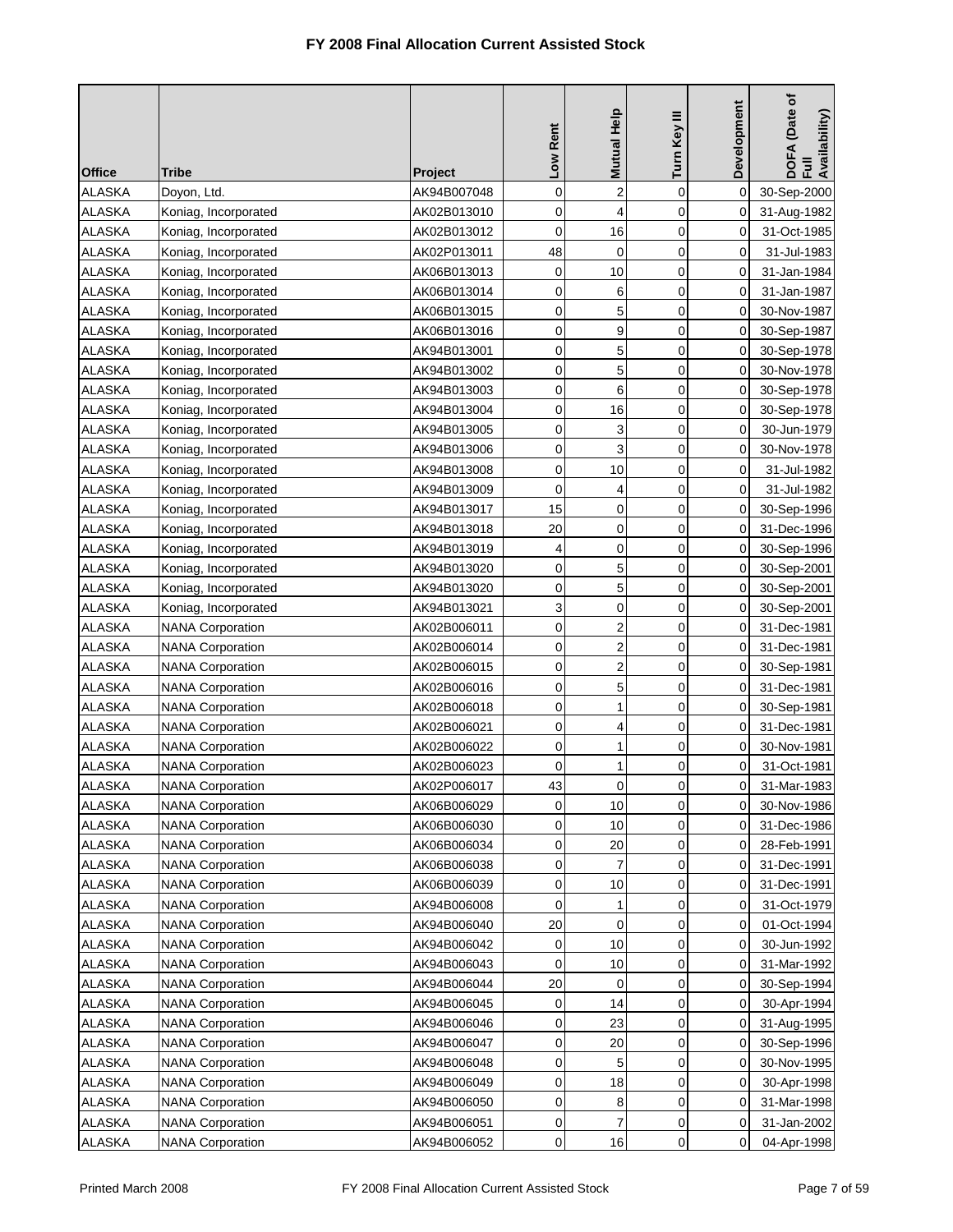# FY 2008 Final Allocation Current Assisted Stock

| Office | Tribe | Project | Low Rent | Mutual Help | Turn Key III | Development | DOFA (Date of Full Availability) |
|---|---|---|---|---|---|---|---|
| ALASKA | Doyon, Ltd. | AK94B007048 | 0 | 2 | 0 | 0 | 30-Sep-2000 |
| ALASKA | Koniag, Incorporated | AK02B013010 | 0 | 4 | 0 | 0 | 31-Aug-1982 |
| ALASKA | Koniag, Incorporated | AK02B013012 | 0 | 16 | 0 | 0 | 31-Oct-1985 |
| ALASKA | Koniag, Incorporated | AK02P013011 | 48 | 0 | 0 | 0 | 31-Jul-1983 |
| ALASKA | Koniag, Incorporated | AK06B013013 | 0 | 10 | 0 | 0 | 31-Jan-1984 |
| ALASKA | Koniag, Incorporated | AK06B013014 | 0 | 6 | 0 | 0 | 31-Jan-1987 |
| ALASKA | Koniag, Incorporated | AK06B013015 | 0 | 5 | 0 | 0 | 30-Nov-1987 |
| ALASKA | Koniag, Incorporated | AK06B013016 | 0 | 9 | 0 | 0 | 30-Sep-1987 |
| ALASKA | Koniag, Incorporated | AK94B013001 | 0 | 5 | 0 | 0 | 30-Sep-1978 |
| ALASKA | Koniag, Incorporated | AK94B013002 | 0 | 5 | 0 | 0 | 30-Nov-1978 |
| ALASKA | Koniag, Incorporated | AK94B013003 | 0 | 6 | 0 | 0 | 30-Sep-1978 |
| ALASKA | Koniag, Incorporated | AK94B013004 | 0 | 16 | 0 | 0 | 30-Sep-1978 |
| ALASKA | Koniag, Incorporated | AK94B013005 | 0 | 3 | 0 | 0 | 30-Jun-1979 |
| ALASKA | Koniag, Incorporated | AK94B013006 | 0 | 3 | 0 | 0 | 30-Nov-1978 |
| ALASKA | Koniag, Incorporated | AK94B013008 | 0 | 10 | 0 | 0 | 31-Jul-1982 |
| ALASKA | Koniag, Incorporated | AK94B013009 | 0 | 4 | 0 | 0 | 31-Jul-1982 |
| ALASKA | Koniag, Incorporated | AK94B013017 | 15 | 0 | 0 | 0 | 30-Sep-1996 |
| ALASKA | Koniag, Incorporated | AK94B013018 | 20 | 0 | 0 | 0 | 31-Dec-1996 |
| ALASKA | Koniag, Incorporated | AK94B013019 | 4 | 0 | 0 | 0 | 30-Sep-1996 |
| ALASKA | Koniag, Incorporated | AK94B013020 | 0 | 5 | 0 | 0 | 30-Sep-2001 |
| ALASKA | Koniag, Incorporated | AK94B013020 | 0 | 5 | 0 | 0 | 30-Sep-2001 |
| ALASKA | Koniag, Incorporated | AK94B013021 | 3 | 0 | 0 | 0 | 30-Sep-2001 |
| ALASKA | NANA Corporation | AK02B006011 | 0 | 2 | 0 | 0 | 31-Dec-1981 |
| ALASKA | NANA Corporation | AK02B006014 | 0 | 2 | 0 | 0 | 31-Dec-1981 |
| ALASKA | NANA Corporation | AK02B006015 | 0 | 2 | 0 | 0 | 30-Sep-1981 |
| ALASKA | NANA Corporation | AK02B006016 | 0 | 5 | 0 | 0 | 31-Dec-1981 |
| ALASKA | NANA Corporation | AK02B006018 | 0 | 1 | 0 | 0 | 30-Sep-1981 |
| ALASKA | NANA Corporation | AK02B006021 | 0 | 4 | 0 | 0 | 31-Dec-1981 |
| ALASKA | NANA Corporation | AK02B006022 | 0 | 1 | 0 | 0 | 30-Nov-1981 |
| ALASKA | NANA Corporation | AK02B006023 | 0 | 1 | 0 | 0 | 31-Oct-1981 |
| ALASKA | NANA Corporation | AK02P006017 | 43 | 0 | 0 | 0 | 31-Mar-1983 |
| ALASKA | NANA Corporation | AK06B006029 | 0 | 10 | 0 | 0 | 30-Nov-1986 |
| ALASKA | NANA Corporation | AK06B006030 | 0 | 10 | 0 | 0 | 31-Dec-1986 |
| ALASKA | NANA Corporation | AK06B006034 | 0 | 20 | 0 | 0 | 28-Feb-1991 |
| ALASKA | NANA Corporation | AK06B006038 | 0 | 7 | 0 | 0 | 31-Dec-1991 |
| ALASKA | NANA Corporation | AK06B006039 | 0 | 10 | 0 | 0 | 31-Dec-1991 |
| ALASKA | NANA Corporation | AK94B006008 | 0 | 1 | 0 | 0 | 31-Oct-1979 |
| ALASKA | NANA Corporation | AK94B006040 | 20 | 0 | 0 | 0 | 01-Oct-1994 |
| ALASKA | NANA Corporation | AK94B006042 | 0 | 10 | 0 | 0 | 30-Jun-1992 |
| ALASKA | NANA Corporation | AK94B006043 | 0 | 10 | 0 | 0 | 31-Mar-1992 |
| ALASKA | NANA Corporation | AK94B006044 | 20 | 0 | 0 | 0 | 30-Sep-1994 |
| ALASKA | NANA Corporation | AK94B006045 | 0 | 14 | 0 | 0 | 30-Apr-1994 |
| ALASKA | NANA Corporation | AK94B006046 | 0 | 23 | 0 | 0 | 31-Aug-1995 |
| ALASKA | NANA Corporation | AK94B006047 | 0 | 20 | 0 | 0 | 30-Sep-1996 |
| ALASKA | NANA Corporation | AK94B006048 | 0 | 5 | 0 | 0 | 30-Nov-1995 |
| ALASKA | NANA Corporation | AK94B006049 | 0 | 18 | 0 | 0 | 30-Apr-1998 |
| ALASKA | NANA Corporation | AK94B006050 | 0 | 8 | 0 | 0 | 31-Mar-1998 |
| ALASKA | NANA Corporation | AK94B006051 | 0 | 7 | 0 | 0 | 31-Jan-2002 |
| ALASKA | NANA Corporation | AK94B006052 | 0 | 16 | 0 | 0 | 04-Apr-1998 |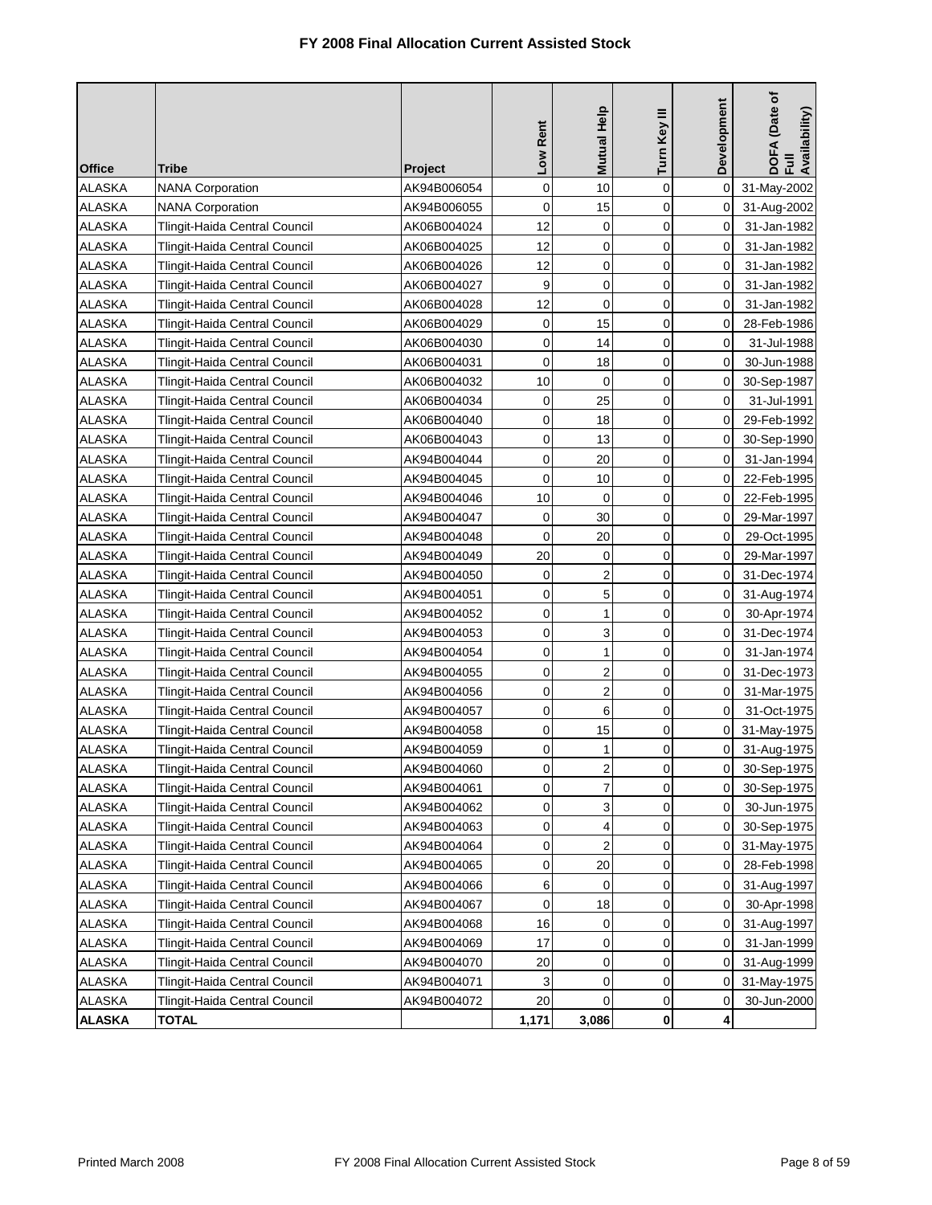# FY 2008 Final Allocation Current Assisted Stock

| Office | Tribe | Project | Low Rent | Mutual Help | Turn Key III | Development | DOFA (Date of Full Availability) |
|---|---|---|---|---|---|---|---|
| ALASKA | NANA Corporation | AK94B006054 | 0 | 10 | 0 | 0 | 31-May-2002 |
| ALASKA | NANA Corporation | AK94B006055 | 0 | 15 | 0 | 0 | 31-Aug-2002 |
| ALASKA | Tlingit-Haida Central Council | AK06B004024 | 12 | 0 | 0 | 0 | 31-Jan-1982 |
| ALASKA | Tlingit-Haida Central Council | AK06B004025 | 12 | 0 | 0 | 0 | 31-Jan-1982 |
| ALASKA | Tlingit-Haida Central Council | AK06B004026 | 12 | 0 | 0 | 0 | 31-Jan-1982 |
| ALASKA | Tlingit-Haida Central Council | AK06B004027 | 9 | 0 | 0 | 0 | 31-Jan-1982 |
| ALASKA | Tlingit-Haida Central Council | AK06B004028 | 12 | 0 | 0 | 0 | 31-Jan-1982 |
| ALASKA | Tlingit-Haida Central Council | AK06B004029 | 0 | 15 | 0 | 0 | 28-Feb-1986 |
| ALASKA | Tlingit-Haida Central Council | AK06B004030 | 0 | 14 | 0 | 0 | 31-Jul-1988 |
| ALASKA | Tlingit-Haida Central Council | AK06B004031 | 0 | 18 | 0 | 0 | 30-Jun-1988 |
| ALASKA | Tlingit-Haida Central Council | AK06B004032 | 10 | 0 | 0 | 0 | 30-Sep-1987 |
| ALASKA | Tlingit-Haida Central Council | AK06B004034 | 0 | 25 | 0 | 0 | 31-Jul-1991 |
| ALASKA | Tlingit-Haida Central Council | AK06B004040 | 0 | 18 | 0 | 0 | 29-Feb-1992 |
| ALASKA | Tlingit-Haida Central Council | AK06B004043 | 0 | 13 | 0 | 0 | 30-Sep-1990 |
| ALASKA | Tlingit-Haida Central Council | AK94B004044 | 0 | 20 | 0 | 0 | 31-Jan-1994 |
| ALASKA | Tlingit-Haida Central Council | AK94B004045 | 0 | 10 | 0 | 0 | 22-Feb-1995 |
| ALASKA | Tlingit-Haida Central Council | AK94B004046 | 10 | 0 | 0 | 0 | 22-Feb-1995 |
| ALASKA | Tlingit-Haida Central Council | AK94B004047 | 0 | 30 | 0 | 0 | 29-Mar-1997 |
| ALASKA | Tlingit-Haida Central Council | AK94B004048 | 0 | 20 | 0 | 0 | 29-Oct-1995 |
| ALASKA | Tlingit-Haida Central Council | AK94B004049 | 20 | 0 | 0 | 0 | 29-Mar-1997 |
| ALASKA | Tlingit-Haida Central Council | AK94B004050 | 0 | 2 | 0 | 0 | 31-Dec-1974 |
| ALASKA | Tlingit-Haida Central Council | AK94B004051 | 0 | 5 | 0 | 0 | 31-Aug-1974 |
| ALASKA | Tlingit-Haida Central Council | AK94B004052 | 0 | 1 | 0 | 0 | 30-Apr-1974 |
| ALASKA | Tlingit-Haida Central Council | AK94B004053 | 0 | 3 | 0 | 0 | 31-Dec-1974 |
| ALASKA | Tlingit-Haida Central Council | AK94B004054 | 0 | 1 | 0 | 0 | 31-Jan-1974 |
| ALASKA | Tlingit-Haida Central Council | AK94B004055 | 0 | 2 | 0 | 0 | 31-Dec-1973 |
| ALASKA | Tlingit-Haida Central Council | AK94B004056 | 0 | 2 | 0 | 0 | 31-Mar-1975 |
| ALASKA | Tlingit-Haida Central Council | AK94B004057 | 0 | 6 | 0 | 0 | 31-Oct-1975 |
| ALASKA | Tlingit-Haida Central Council | AK94B004058 | 0 | 15 | 0 | 0 | 31-May-1975 |
| ALASKA | Tlingit-Haida Central Council | AK94B004059 | 0 | 1 | 0 | 0 | 31-Aug-1975 |
| ALASKA | Tlingit-Haida Central Council | AK94B004060 | 0 | 2 | 0 | 0 | 30-Sep-1975 |
| ALASKA | Tlingit-Haida Central Council | AK94B004061 | 0 | 7 | 0 | 0 | 30-Sep-1975 |
| ALASKA | Tlingit-Haida Central Council | AK94B004062 | 0 | 3 | 0 | 0 | 30-Jun-1975 |
| ALASKA | Tlingit-Haida Central Council | AK94B004063 | 0 | 4 | 0 | 0 | 30-Sep-1975 |
| ALASKA | Tlingit-Haida Central Council | AK94B004064 | 0 | 2 | 0 | 0 | 31-May-1975 |
| ALASKA | Tlingit-Haida Central Council | AK94B004065 | 0 | 20 | 0 | 0 | 28-Feb-1998 |
| ALASKA | Tlingit-Haida Central Council | AK94B004066 | 6 | 0 | 0 | 0 | 31-Aug-1997 |
| ALASKA | Tlingit-Haida Central Council | AK94B004067 | 0 | 18 | 0 | 0 | 30-Apr-1998 |
| ALASKA | Tlingit-Haida Central Council | AK94B004068 | 16 | 0 | 0 | 0 | 31-Aug-1997 |
| ALASKA | Tlingit-Haida Central Council | AK94B004069 | 17 | 0 | 0 | 0 | 31-Jan-1999 |
| ALASKA | Tlingit-Haida Central Council | AK94B004070 | 20 | 0 | 0 | 0 | 31-Aug-1999 |
| ALASKA | Tlingit-Haida Central Council | AK94B004071 | 3 | 0 | 0 | 0 | 31-May-1975 |
| ALASKA | Tlingit-Haida Central Council | AK94B004072 | 20 | 0 | 0 | 0 | 30-Jun-2000 |
| **ALASKA** | **TOTAL** | | **1,171** | **3,086** | **0** | **4** | |

Printed March 2008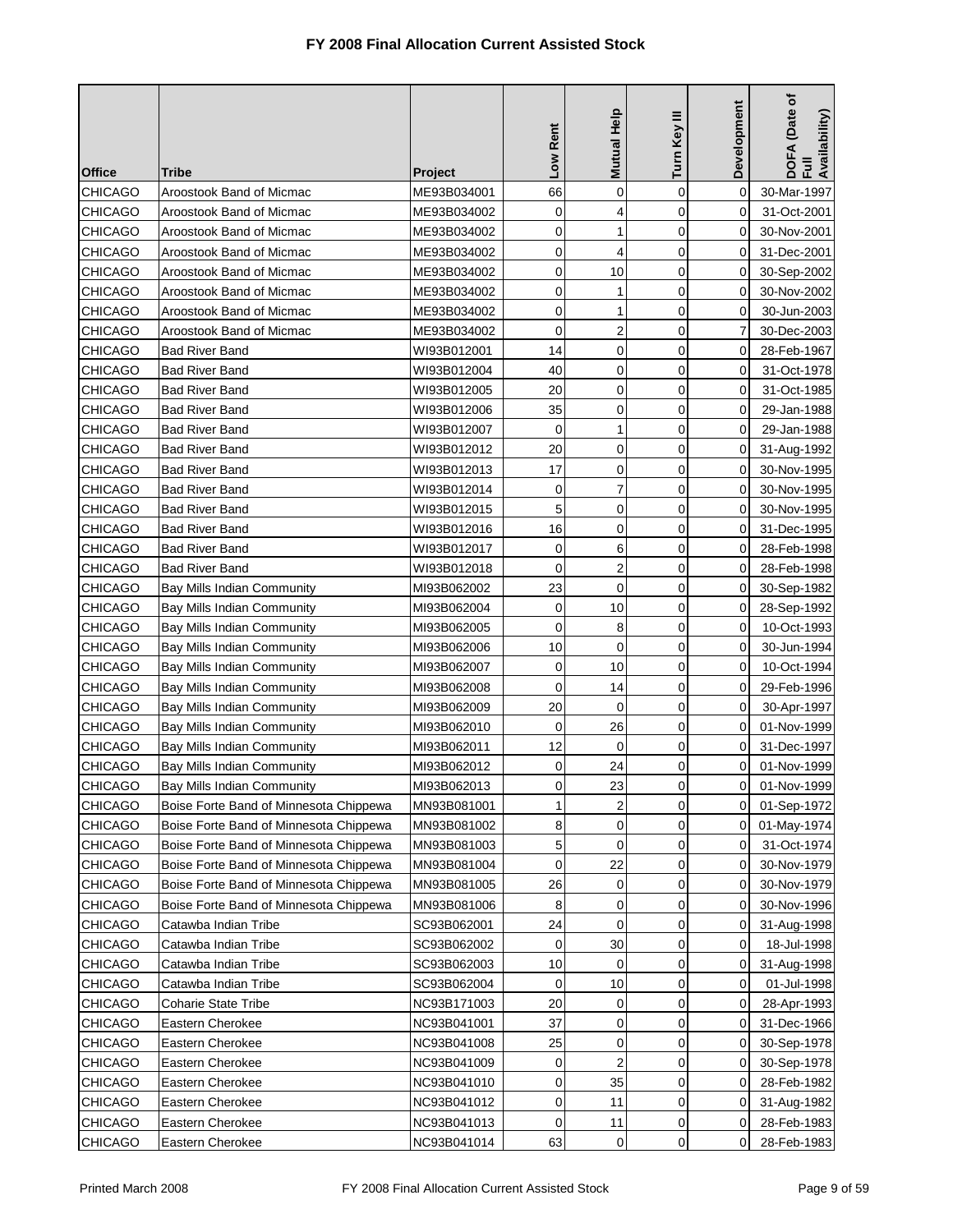# FY 2008 Final Allocation Current Assisted Stock

| Office | Tribe | Project | Low Rent | Mutual Help | Turn Key III | Development | DOFA (Date of Full Availability) |
|---|---|---|---|---|---|---|---|
| CHICAGO | Aroostook Band of Micmac | ME93B034001 | 66 | 0 | 0 | 0 | 30-Mar-1997 |
| CHICAGO | Aroostook Band of Micmac | ME93B034002 | 0 | 4 | 0 | 0 | 31-Oct-2001 |
| CHICAGO | Aroostook Band of Micmac | ME93B034002 | 0 | 1 | 0 | 0 | 30-Nov-2001 |
| CHICAGO | Aroostook Band of Micmac | ME93B034002 | 0 | 4 | 0 | 0 | 31-Dec-2001 |
| CHICAGO | Aroostook Band of Micmac | ME93B034002 | 0 | 10 | 0 | 0 | 30-Sep-2002 |
| CHICAGO | Aroostook Band of Micmac | ME93B034002 | 0 | 1 | 0 | 0 | 30-Nov-2002 |
| CHICAGO | Aroostook Band of Micmac | ME93B034002 | 0 | 1 | 0 | 0 | 30-Jun-2003 |
| CHICAGO | Aroostook Band of Micmac | ME93B034002 | 0 | 2 | 0 | 7 | 30-Dec-2003 |
| CHICAGO | Bad River Band | WI93B012001 | 14 | 0 | 0 | 0 | 28-Feb-1967 |
| CHICAGO | Bad River Band | WI93B012004 | 40 | 0 | 0 | 0 | 31-Oct-1978 |
| CHICAGO | Bad River Band | WI93B012005 | 20 | 0 | 0 | 0 | 31-Oct-1985 |
| CHICAGO | Bad River Band | WI93B012006 | 35 | 0 | 0 | 0 | 29-Jan-1988 |
| CHICAGO | Bad River Band | WI93B012007 | 0 | 1 | 0 | 0 | 29-Jan-1988 |
| CHICAGO | Bad River Band | WI93B012012 | 20 | 0 | 0 | 0 | 31-Aug-1992 |
| CHICAGO | Bad River Band | WI93B012013 | 17 | 0 | 0 | 0 | 30-Nov-1995 |
| CHICAGO | Bad River Band | WI93B012014 | 0 | 7 | 0 | 0 | 30-Nov-1995 |
| CHICAGO | Bad River Band | WI93B012015 | 5 | 0 | 0 | 0 | 30-Nov-1995 |
| CHICAGO | Bad River Band | WI93B012016 | 16 | 0 | 0 | 0 | 31-Dec-1995 |
| CHICAGO | Bad River Band | WI93B012017 | 0 | 6 | 0 | 0 | 28-Feb-1998 |
| CHICAGO | Bad River Band | WI93B012018 | 0 | 2 | 0 | 0 | 28-Feb-1998 |
| CHICAGO | Bay Mills Indian Community | MI93B062002 | 23 | 0 | 0 | 0 | 30-Sep-1982 |
| CHICAGO | Bay Mills Indian Community | MI93B062004 | 0 | 10 | 0 | 0 | 28-Sep-1992 |
| CHICAGO | Bay Mills Indian Community | MI93B062005 | 0 | 8 | 0 | 0 | 10-Oct-1993 |
| CHICAGO | Bay Mills Indian Community | MI93B062006 | 10 | 0 | 0 | 0 | 30-Jun-1994 |
| CHICAGO | Bay Mills Indian Community | MI93B062007 | 0 | 10 | 0 | 0 | 10-Oct-1994 |
| CHICAGO | Bay Mills Indian Community | MI93B062008 | 0 | 14 | 0 | 0 | 29-Feb-1996 |
| CHICAGO | Bay Mills Indian Community | MI93B062009 | 20 | 0 | 0 | 0 | 30-Apr-1997 |
| CHICAGO | Bay Mills Indian Community | MI93B062010 | 0 | 26 | 0 | 0 | 01-Nov-1999 |
| CHICAGO | Bay Mills Indian Community | MI93B062011 | 12 | 0 | 0 | 0 | 31-Dec-1997 |
| CHICAGO | Bay Mills Indian Community | MI93B062012 | 0 | 24 | 0 | 0 | 01-Nov-1999 |
| CHICAGO | Bay Mills Indian Community | MI93B062013 | 0 | 23 | 0 | 0 | 01-Nov-1999 |
| CHICAGO | Boise Forte Band of Minnesota Chippewa | MN93B081001 | 1 | 2 | 0 | 0 | 01-Sep-1972 |
| CHICAGO | Boise Forte Band of Minnesota Chippewa | MN93B081002 | 8 | 0 | 0 | 0 | 01-May-1974 |
| CHICAGO | Boise Forte Band of Minnesota Chippewa | MN93B081003 | 5 | 0 | 0 | 0 | 31-Oct-1974 |
| CHICAGO | Boise Forte Band of Minnesota Chippewa | MN93B081004 | 0 | 22 | 0 | 0 | 30-Nov-1979 |
| CHICAGO | Boise Forte Band of Minnesota Chippewa | MN93B081005 | 26 | 0 | 0 | 0 | 30-Nov-1979 |
| CHICAGO | Boise Forte Band of Minnesota Chippewa | MN93B081006 | 8 | 0 | 0 | 0 | 30-Nov-1996 |
| CHICAGO | Catawba Indian Tribe | SC93B062001 | 24 | 0 | 0 | 0 | 31-Aug-1998 |
| CHICAGO | Catawba Indian Tribe | SC93B062002 | 0 | 30 | 0 | 0 | 18-Jul-1998 |
| CHICAGO | Catawba Indian Tribe | SC93B062003 | 10 | 0 | 0 | 0 | 31-Aug-1998 |
| CHICAGO | Catawba Indian Tribe | SC93B062004 | 0 | 10 | 0 | 0 | 01-Jul-1998 |
| CHICAGO | Coharie State Tribe | NC93B171003 | 20 | 0 | 0 | 0 | 28-Apr-1993 |
| CHICAGO | Eastern Cherokee | NC93B041001 | 37 | 0 | 0 | 0 | 31-Dec-1966 |
| CHICAGO | Eastern Cherokee | NC93B041008 | 25 | 0 | 0 | 0 | 30-Sep-1978 |
| CHICAGO | Eastern Cherokee | NC93B041009 | 0 | 2 | 0 | 0 | 30-Sep-1978 |
| CHICAGO | Eastern Cherokee | NC93B041010 | 0 | 35 | 0 | 0 | 28-Feb-1982 |
| CHICAGO | Eastern Cherokee | NC93B041012 | 0 | 11 | 0 | 0 | 31-Aug-1982 |
| CHICAGO | Eastern Cherokee | NC93B041013 | 0 | 11 | 0 | 0 | 28-Feb-1983 |
| CHICAGO | Eastern Cherokee | NC93B041014 | 63 | 0 | 0 | 0 | 28-Feb-1983 |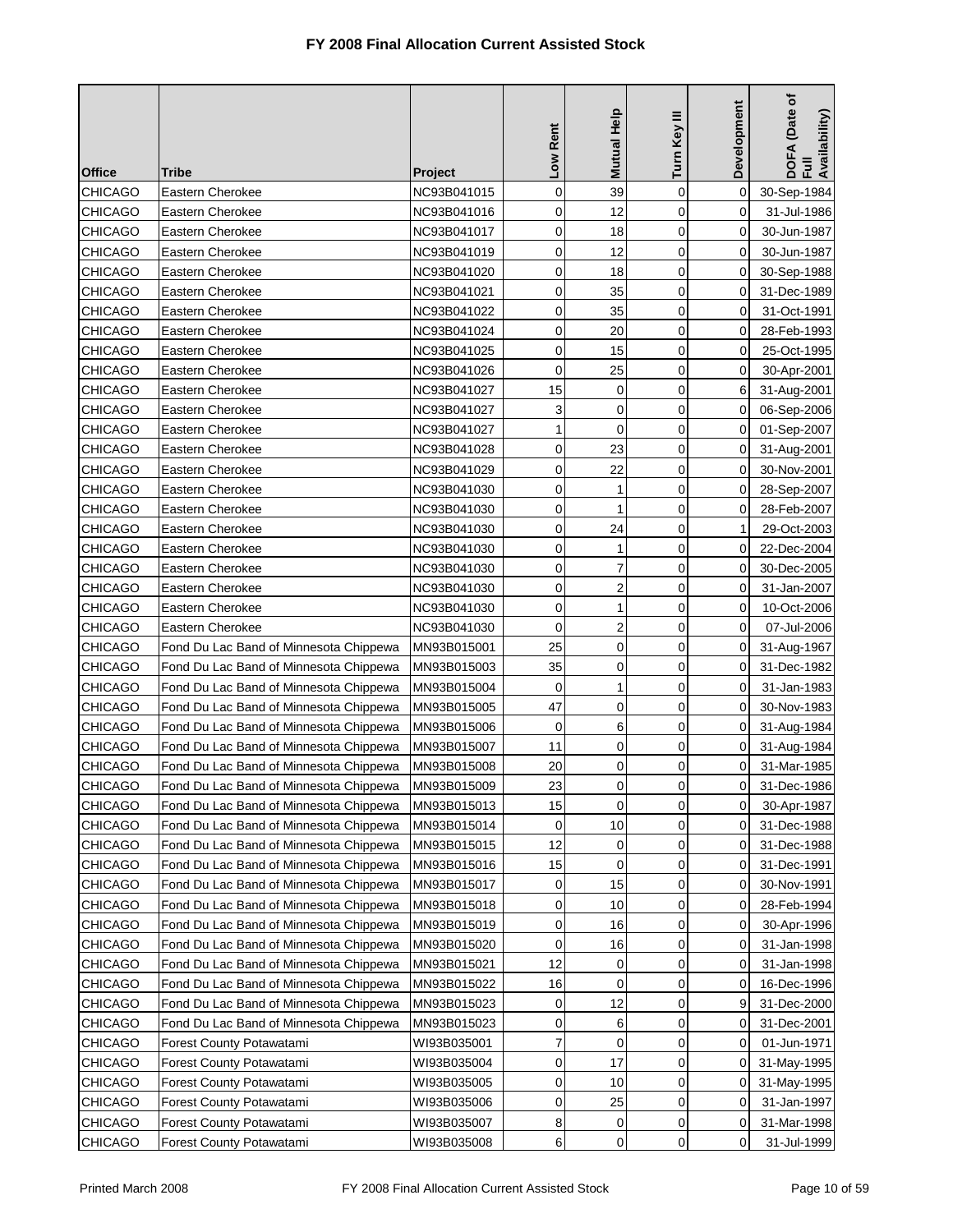# FY 2008 Final Allocation Current Assisted Stock

| Office | Tribe | Project | Low Rent | Mutual Help | Turn Key III | Development | DOFA (Date of Full Availability) |
|---|---|---|---|---|---|---|---|
| CHICAGO | Eastern Cherokee | NC93B041015 | 0 | 39 | 0 | 0 | 30-Sep-1984 |
| CHICAGO | Eastern Cherokee | NC93B041016 | 0 | 12 | 0 | 0 | 31-Jul-1986 |
| CHICAGO | Eastern Cherokee | NC93B041017 | 0 | 18 | 0 | 0 | 30-Jun-1987 |
| CHICAGO | Eastern Cherokee | NC93B041019 | 0 | 12 | 0 | 0 | 30-Jun-1987 |
| CHICAGO | Eastern Cherokee | NC93B041020 | 0 | 18 | 0 | 0 | 30-Sep-1988 |
| CHICAGO | Eastern Cherokee | NC93B041021 | 0 | 35 | 0 | 0 | 31-Dec-1989 |
| CHICAGO | Eastern Cherokee | NC93B041022 | 0 | 35 | 0 | 0 | 31-Oct-1991 |
| CHICAGO | Eastern Cherokee | NC93B041024 | 0 | 20 | 0 | 0 | 28-Feb-1993 |
| CHICAGO | Eastern Cherokee | NC93B041025 | 0 | 15 | 0 | 0 | 25-Oct-1995 |
| CHICAGO | Eastern Cherokee | NC93B041026 | 0 | 25 | 0 | 0 | 30-Apr-2001 |
| CHICAGO | Eastern Cherokee | NC93B041027 | 15 | 0 | 0 | 6 | 31-Aug-2001 |
| CHICAGO | Eastern Cherokee | NC93B041027 | 3 | 0 | 0 | 0 | 06-Sep-2006 |
| CHICAGO | Eastern Cherokee | NC93B041027 | 1 | 0 | 0 | 0 | 01-Sep-2007 |
| CHICAGO | Eastern Cherokee | NC93B041028 | 0 | 23 | 0 | 0 | 31-Aug-2001 |
| CHICAGO | Eastern Cherokee | NC93B041029 | 0 | 22 | 0 | 0 | 30-Nov-2001 |
| CHICAGO | Eastern Cherokee | NC93B041030 | 0 | 1 | 0 | 0 | 28-Sep-2007 |
| CHICAGO | Eastern Cherokee | NC93B041030 | 0 | 1 | 0 | 0 | 28-Feb-2007 |
| CHICAGO | Eastern Cherokee | NC93B041030 | 0 | 24 | 0 | 1 | 29-Oct-2003 |
| CHICAGO | Eastern Cherokee | NC93B041030 | 0 | 1 | 0 | 0 | 22-Dec-2004 |
| CHICAGO | Eastern Cherokee | NC93B041030 | 0 | 7 | 0 | 0 | 30-Dec-2005 |
| CHICAGO | Eastern Cherokee | NC93B041030 | 0 | 2 | 0 | 0 | 31-Jan-2007 |
| CHICAGO | Eastern Cherokee | NC93B041030 | 0 | 1 | 0 | 0 | 10-Oct-2006 |
| CHICAGO | Eastern Cherokee | NC93B041030 | 0 | 2 | 0 | 0 | 07-Jul-2006 |
| CHICAGO | Fond Du Lac Band of Minnesota Chippewa | MN93B015001 | 25 | 0 | 0 | 0 | 31-Aug-1967 |
| CHICAGO | Fond Du Lac Band of Minnesota Chippewa | MN93B015003 | 35 | 0 | 0 | 0 | 31-Dec-1982 |
| CHICAGO | Fond Du Lac Band of Minnesota Chippewa | MN93B015004 | 0 | 1 | 0 | 0 | 31-Jan-1983 |
| CHICAGO | Fond Du Lac Band of Minnesota Chippewa | MN93B015005 | 47 | 0 | 0 | 0 | 30-Nov-1983 |
| CHICAGO | Fond Du Lac Band of Minnesota Chippewa | MN93B015006 | 0 | 6 | 0 | 0 | 31-Aug-1984 |
| CHICAGO | Fond Du Lac Band of Minnesota Chippewa | MN93B015007 | 11 | 0 | 0 | 0 | 31-Aug-1984 |
| CHICAGO | Fond Du Lac Band of Minnesota Chippewa | MN93B015008 | 20 | 0 | 0 | 0 | 31-Mar-1985 |
| CHICAGO | Fond Du Lac Band of Minnesota Chippewa | MN93B015009 | 23 | 0 | 0 | 0 | 31-Dec-1986 |
| CHICAGO | Fond Du Lac Band of Minnesota Chippewa | MN93B015013 | 15 | 0 | 0 | 0 | 30-Apr-1987 |
| CHICAGO | Fond Du Lac Band of Minnesota Chippewa | MN93B015014 | 0 | 10 | 0 | 0 | 31-Dec-1988 |
| CHICAGO | Fond Du Lac Band of Minnesota Chippewa | MN93B015015 | 12 | 0 | 0 | 0 | 31-Dec-1988 |
| CHICAGO | Fond Du Lac Band of Minnesota Chippewa | MN93B015016 | 15 | 0 | 0 | 0 | 31-Dec-1991 |
| CHICAGO | Fond Du Lac Band of Minnesota Chippewa | MN93B015017 | 0 | 15 | 0 | 0 | 30-Nov-1991 |
| CHICAGO | Fond Du Lac Band of Minnesota Chippewa | MN93B015018 | 0 | 10 | 0 | 0 | 28-Feb-1994 |
| CHICAGO | Fond Du Lac Band of Minnesota Chippewa | MN93B015019 | 0 | 16 | 0 | 0 | 30-Apr-1996 |
| CHICAGO | Fond Du Lac Band of Minnesota Chippewa | MN93B015020 | 0 | 16 | 0 | 0 | 31-Jan-1998 |
| CHICAGO | Fond Du Lac Band of Minnesota Chippewa | MN93B015021 | 12 | 0 | 0 | 0 | 31-Jan-1998 |
| CHICAGO | Fond Du Lac Band of Minnesota Chippewa | MN93B015022 | 16 | 0 | 0 | 0 | 16-Dec-1996 |
| CHICAGO | Fond Du Lac Band of Minnesota Chippewa | MN93B015023 | 0 | 12 | 0 | 9 | 31-Dec-2000 |
| CHICAGO | Fond Du Lac Band of Minnesota Chippewa | MN93B015023 | 0 | 6 | 0 | 0 | 31-Dec-2001 |
| CHICAGO | Forest County Potawatami | WI93B035001 | 7 | 0 | 0 | 0 | 01-Jun-1971 |
| CHICAGO | Forest County Potawatami | WI93B035004 | 0 | 17 | 0 | 0 | 31-May-1995 |
| CHICAGO | Forest County Potawatami | WI93B035005 | 0 | 10 | 0 | 0 | 31-May-1995 |
| CHICAGO | Forest County Potawatami | WI93B035006 | 0 | 25 | 0 | 0 | 31-Jan-1997 |
| CHICAGO | Forest County Potawatami | WI93B035007 | 8 | 0 | 0 | 0 | 31-Mar-1998 |
| CHICAGO | Forest County Potawatami | WI93B035008 | 6 | 0 | 0 | 0 | 31-Jul-1999 |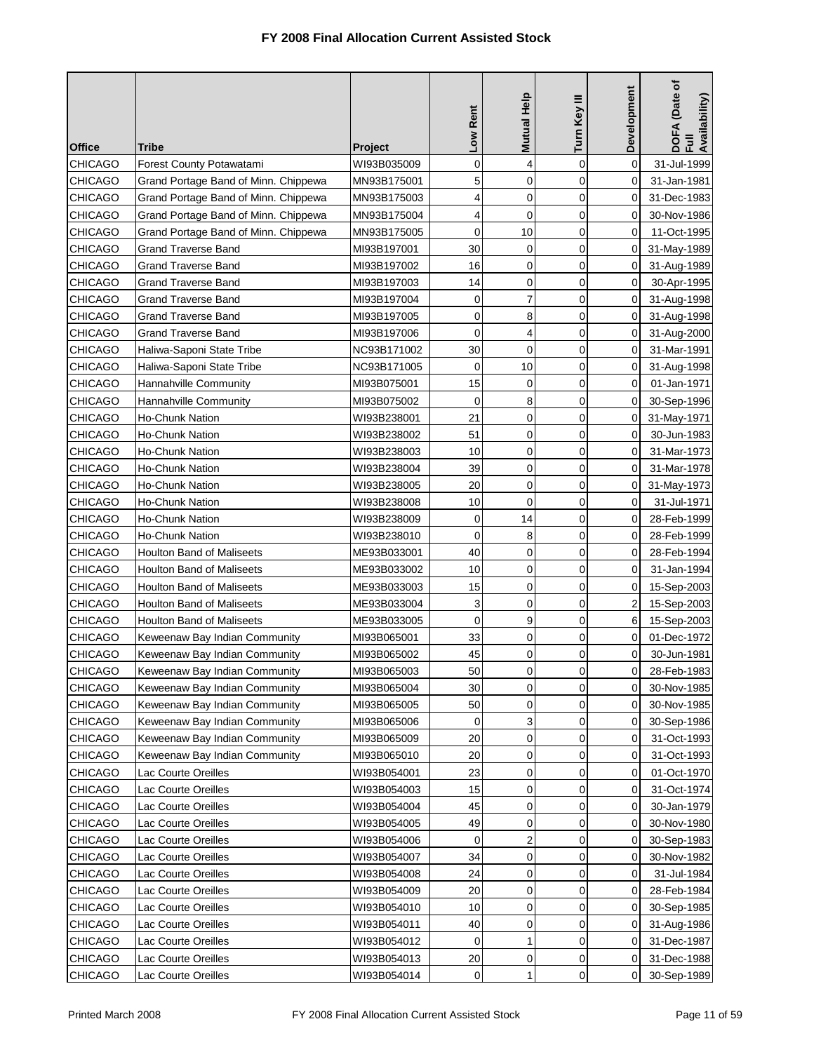# FY 2008 Final Allocation Current Assisted Stock

| Office | Tribe | Project | Low Rent | Mutual Help | Turn Key III | Development | DOFA (Date of Full Availability) |
|---|---|---|---|---|---|---|---|
| CHICAGO | Forest County Potawatami | WI93B035009 | 0 | 4 | 0 | 0 | 31-Jul-1999 |
| CHICAGO | Grand Portage Band of Minn. Chippewa | MN93B175001 | 5 | 0 | 0 | 0 | 31-Jan-1981 |
| CHICAGO | Grand Portage Band of Minn. Chippewa | MN93B175003 | 4 | 0 | 0 | 0 | 31-Dec-1983 |
| CHICAGO | Grand Portage Band of Minn. Chippewa | MN93B175004 | 4 | 0 | 0 | 0 | 30-Nov-1986 |
| CHICAGO | Grand Portage Band of Minn. Chippewa | MN93B175005 | 0 | 10 | 0 | 0 | 11-Oct-1995 |
| CHICAGO | Grand Traverse Band | MI93B197001 | 30 | 0 | 0 | 0 | 31-May-1989 |
| CHICAGO | Grand Traverse Band | MI93B197002 | 16 | 0 | 0 | 0 | 31-Aug-1989 |
| CHICAGO | Grand Traverse Band | MI93B197003 | 14 | 0 | 0 | 0 | 30-Apr-1995 |
| CHICAGO | Grand Traverse Band | MI93B197004 | 0 | 7 | 0 | 0 | 31-Aug-1998 |
| CHICAGO | Grand Traverse Band | MI93B197005 | 0 | 8 | 0 | 0 | 31-Aug-1998 |
| CHICAGO | Grand Traverse Band | MI93B197006 | 0 | 4 | 0 | 0 | 31-Aug-2000 |
| CHICAGO | Haliwa-Saponi State Tribe | NC93B171002 | 30 | 0 | 0 | 0 | 31-Mar-1991 |
| CHICAGO | Haliwa-Saponi State Tribe | NC93B171005 | 0 | 10 | 0 | 0 | 31-Aug-1998 |
| CHICAGO | Hannahville Community | MI93B075001 | 15 | 0 | 0 | 0 | 01-Jan-1971 |
| CHICAGO | Hannahville Community | MI93B075002 | 0 | 8 | 0 | 0 | 30-Sep-1996 |
| CHICAGO | Ho-Chunk Nation | WI93B238001 | 21 | 0 | 0 | 0 | 31-May-1971 |
| CHICAGO | Ho-Chunk Nation | WI93B238002 | 51 | 0 | 0 | 0 | 30-Jun-1983 |
| CHICAGO | Ho-Chunk Nation | WI93B238003 | 10 | 0 | 0 | 0 | 31-Mar-1973 |
| CHICAGO | Ho-Chunk Nation | WI93B238004 | 39 | 0 | 0 | 0 | 31-Mar-1978 |
| CHICAGO | Ho-Chunk Nation | WI93B238005 | 20 | 0 | 0 | 0 | 31-May-1973 |
| CHICAGO | Ho-Chunk Nation | WI93B238008 | 10 | 0 | 0 | 0 | 31-Jul-1971 |
| CHICAGO | Ho-Chunk Nation | WI93B238009 | 0 | 14 | 0 | 0 | 28-Feb-1999 |
| CHICAGO | Ho-Chunk Nation | WI93B238010 | 0 | 8 | 0 | 0 | 28-Feb-1999 |
| CHICAGO | Houlton Band of Maliseets | ME93B033001 | 40 | 0 | 0 | 0 | 28-Feb-1994 |
| CHICAGO | Houlton Band of Maliseets | ME93B033002 | 10 | 0 | 0 | 0 | 31-Jan-1994 |
| CHICAGO | Houlton Band of Maliseets | ME93B033003 | 15 | 0 | 0 | 0 | 15-Sep-2003 |
| CHICAGO | Houlton Band of Maliseets | ME93B033004 | 3 | 0 | 0 | 2 | 15-Sep-2003 |
| CHICAGO | Houlton Band of Maliseets | ME93B033005 | 0 | 9 | 0 | 6 | 15-Sep-2003 |
| CHICAGO | Keweenaw Bay Indian Community | MI93B065001 | 33 | 0 | 0 | 0 | 01-Dec-1972 |
| CHICAGO | Keweenaw Bay Indian Community | MI93B065002 | 45 | 0 | 0 | 0 | 30-Jun-1981 |
| CHICAGO | Keweenaw Bay Indian Community | MI93B065003 | 50 | 0 | 0 | 0 | 28-Feb-1983 |
| CHICAGO | Keweenaw Bay Indian Community | MI93B065004 | 30 | 0 | 0 | 0 | 30-Nov-1985 |
| CHICAGO | Keweenaw Bay Indian Community | MI93B065005 | 50 | 0 | 0 | 0 | 30-Nov-1985 |
| CHICAGO | Keweenaw Bay Indian Community | MI93B065006 | 0 | 3 | 0 | 0 | 30-Sep-1986 |
| CHICAGO | Keweenaw Bay Indian Community | MI93B065009 | 20 | 0 | 0 | 0 | 31-Oct-1993 |
| CHICAGO | Keweenaw Bay Indian Community | MI93B065010 | 20 | 0 | 0 | 0 | 31-Oct-1993 |
| CHICAGO | Lac Courte Oreilles | WI93B054001 | 23 | 0 | 0 | 0 | 01-Oct-1970 |
| CHICAGO | Lac Courte Oreilles | WI93B054003 | 15 | 0 | 0 | 0 | 31-Oct-1974 |
| CHICAGO | Lac Courte Oreilles | WI93B054004 | 45 | 0 | 0 | 0 | 30-Jan-1979 |
| CHICAGO | Lac Courte Oreilles | WI93B054005 | 49 | 0 | 0 | 0 | 30-Nov-1980 |
| CHICAGO | Lac Courte Oreilles | WI93B054006 | 0 | 2 | 0 | 0 | 30-Sep-1983 |
| CHICAGO | Lac Courte Oreilles | WI93B054007 | 34 | 0 | 0 | 0 | 30-Nov-1982 |
| CHICAGO | Lac Courte Oreilles | WI93B054008 | 24 | 0 | 0 | 0 | 31-Jul-1984 |
| CHICAGO | Lac Courte Oreilles | WI93B054009 | 20 | 0 | 0 | 0 | 28-Feb-1984 |
| CHICAGO | Lac Courte Oreilles | WI93B054010 | 10 | 0 | 0 | 0 | 30-Sep-1985 |
| CHICAGO | Lac Courte Oreilles | WI93B054011 | 40 | 0 | 0 | 0 | 31-Aug-1986 |
| CHICAGO | Lac Courte Oreilles | WI93B054012 | 0 | 1 | 0 | 0 | 31-Dec-1987 |
| CHICAGO | Lac Courte Oreilles | WI93B054013 | 20 | 0 | 0 | 0 | 31-Dec-1988 |
| CHICAGO | Lac Courte Oreilles | WI93B054014 | 0 | 1 | 0 | 0 | 30-Sep-1989 |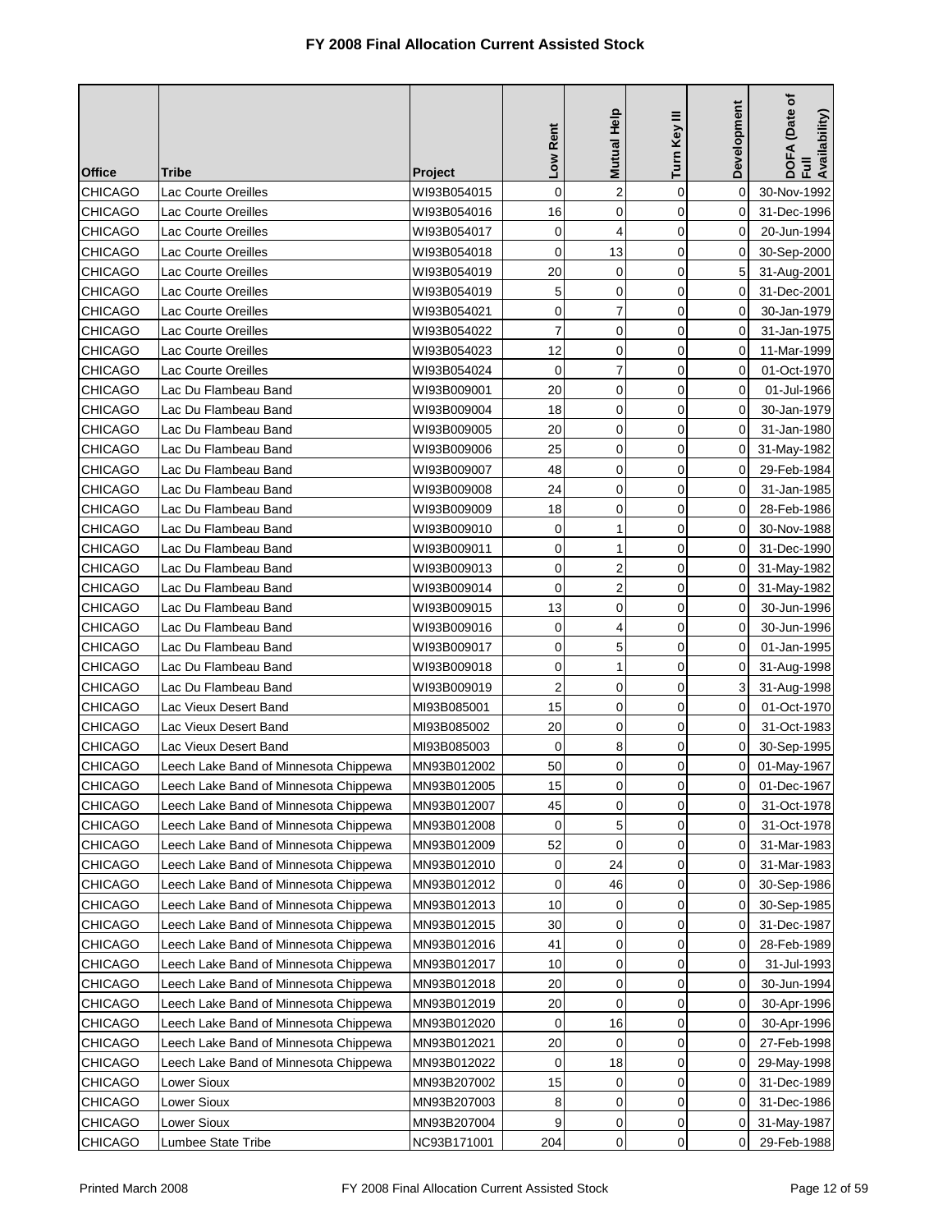# FY 2008 Final Allocation Current Assisted Stock

| Office | Tribe | Project | Low Rent | Mutual Help | Turn Key III | Development | DOFA (Date of Full Availability) |
|---|---|---|---|---|---|---|---|
| CHICAGO | Lac Courte Oreilles | WI93B054015 | 0 | 2 | 0 | 0 | 30-Nov-1992 |
| CHICAGO | Lac Courte Oreilles | WI93B054016 | 16 | 0 | 0 | 0 | 31-Dec-1996 |
| CHICAGO | Lac Courte Oreilles | WI93B054017 | 0 | 4 | 0 | 0 | 20-Jun-1994 |
| CHICAGO | Lac Courte Oreilles | WI93B054018 | 0 | 13 | 0 | 0 | 30-Sep-2000 |
| CHICAGO | Lac Courte Oreilles | WI93B054019 | 20 | 0 | 0 | 5 | 31-Aug-2001 |
| CHICAGO | Lac Courte Oreilles | WI93B054019 | 5 | 0 | 0 | 0 | 31-Dec-2001 |
| CHICAGO | Lac Courte Oreilles | WI93B054021 | 0 | 7 | 0 | 0 | 30-Jan-1979 |
| CHICAGO | Lac Courte Oreilles | WI93B054022 | 7 | 0 | 0 | 0 | 31-Jan-1975 |
| CHICAGO | Lac Courte Oreilles | WI93B054023 | 12 | 0 | 0 | 0 | 11-Mar-1999 |
| CHICAGO | Lac Courte Oreilles | WI93B054024 | 0 | 7 | 0 | 0 | 01-Oct-1970 |
| CHICAGO | Lac Du Flambeau Band | WI93B009001 | 20 | 0 | 0 | 0 | 01-Jul-1966 |
| CHICAGO | Lac Du Flambeau Band | WI93B009004 | 18 | 0 | 0 | 0 | 30-Jan-1979 |
| CHICAGO | Lac Du Flambeau Band | WI93B009005 | 20 | 0 | 0 | 0 | 31-Jan-1980 |
| CHICAGO | Lac Du Flambeau Band | WI93B009006 | 25 | 0 | 0 | 0 | 31-May-1982 |
| CHICAGO | Lac Du Flambeau Band | WI93B009007 | 48 | 0 | 0 | 0 | 29-Feb-1984 |
| CHICAGO | Lac Du Flambeau Band | WI93B009008 | 24 | 0 | 0 | 0 | 31-Jan-1985 |
| CHICAGO | Lac Du Flambeau Band | WI93B009009 | 18 | 0 | 0 | 0 | 28-Feb-1986 |
| CHICAGO | Lac Du Flambeau Band | WI93B009010 | 0 | 1 | 0 | 0 | 30-Nov-1988 |
| CHICAGO | Lac Du Flambeau Band | WI93B009011 | 0 | 1 | 0 | 0 | 31-Dec-1990 |
| CHICAGO | Lac Du Flambeau Band | WI93B009013 | 0 | 2 | 0 | 0 | 31-May-1982 |
| CHICAGO | Lac Du Flambeau Band | WI93B009014 | 0 | 2 | 0 | 0 | 31-May-1982 |
| CHICAGO | Lac Du Flambeau Band | WI93B009015 | 13 | 0 | 0 | 0 | 30-Jun-1996 |
| CHICAGO | Lac Du Flambeau Band | WI93B009016 | 0 | 4 | 0 | 0 | 30-Jun-1996 |
| CHICAGO | Lac Du Flambeau Band | WI93B009017 | 0 | 5 | 0 | 0 | 01-Jan-1995 |
| CHICAGO | Lac Du Flambeau Band | WI93B009018 | 0 | 1 | 0 | 0 | 31-Aug-1998 |
| CHICAGO | Lac Du Flambeau Band | WI93B009019 | 2 | 0 | 0 | 3 | 31-Aug-1998 |
| CHICAGO | Lac Vieux Desert Band | MI93B085001 | 15 | 0 | 0 | 0 | 01-Oct-1970 |
| CHICAGO | Lac Vieux Desert Band | MI93B085002 | 20 | 0 | 0 | 0 | 31-Oct-1983 |
| CHICAGO | Lac Vieux Desert Band | MI93B085003 | 0 | 8 | 0 | 0 | 30-Sep-1995 |
| CHICAGO | Leech Lake Band of Minnesota Chippewa | MN93B012002 | 50 | 0 | 0 | 0 | 01-May-1967 |
| CHICAGO | Leech Lake Band of Minnesota Chippewa | MN93B012005 | 15 | 0 | 0 | 0 | 01-Dec-1967 |
| CHICAGO | Leech Lake Band of Minnesota Chippewa | MN93B012007 | 45 | 0 | 0 | 0 | 31-Oct-1978 |
| CHICAGO | Leech Lake Band of Minnesota Chippewa | MN93B012008 | 0 | 5 | 0 | 0 | 31-Oct-1978 |
| CHICAGO | Leech Lake Band of Minnesota Chippewa | MN93B012009 | 52 | 0 | 0 | 0 | 31-Mar-1983 |
| CHICAGO | Leech Lake Band of Minnesota Chippewa | MN93B012010 | 0 | 24 | 0 | 0 | 31-Mar-1983 |
| CHICAGO | Leech Lake Band of Minnesota Chippewa | MN93B012012 | 0 | 46 | 0 | 0 | 30-Sep-1986 |
| CHICAGO | Leech Lake Band of Minnesota Chippewa | MN93B012013 | 10 | 0 | 0 | 0 | 30-Sep-1985 |
| CHICAGO | Leech Lake Band of Minnesota Chippewa | MN93B012015 | 30 | 0 | 0 | 0 | 31-Dec-1987 |
| CHICAGO | Leech Lake Band of Minnesota Chippewa | MN93B012016 | 41 | 0 | 0 | 0 | 28-Feb-1989 |
| CHICAGO | Leech Lake Band of Minnesota Chippewa | MN93B012017 | 10 | 0 | 0 | 0 | 31-Jul-1993 |
| CHICAGO | Leech Lake Band of Minnesota Chippewa | MN93B012018 | 20 | 0 | 0 | 0 | 30-Jun-1994 |
| CHICAGO | Leech Lake Band of Minnesota Chippewa | MN93B012019 | 20 | 0 | 0 | 0 | 30-Apr-1996 |
| CHICAGO | Leech Lake Band of Minnesota Chippewa | MN93B012020 | 0 | 16 | 0 | 0 | 30-Apr-1996 |
| CHICAGO | Leech Lake Band of Minnesota Chippewa | MN93B012021 | 20 | 0 | 0 | 0 | 27-Feb-1998 |
| CHICAGO | Leech Lake Band of Minnesota Chippewa | MN93B012022 | 0 | 18 | 0 | 0 | 29-May-1998 |
| CHICAGO | Lower Sioux | MN93B207002 | 15 | 0 | 0 | 0 | 31-Dec-1989 |
| CHICAGO | Lower Sioux | MN93B207003 | 8 | 0 | 0 | 0 | 31-Dec-1986 |
| CHICAGO | Lower Sioux | MN93B207004 | 9 | 0 | 0 | 0 | 31-May-1987 |
| CHICAGO | Lumbee State Tribe | NC93B171001 | 204 | 0 | 0 | 0 | 29-Feb-1988 |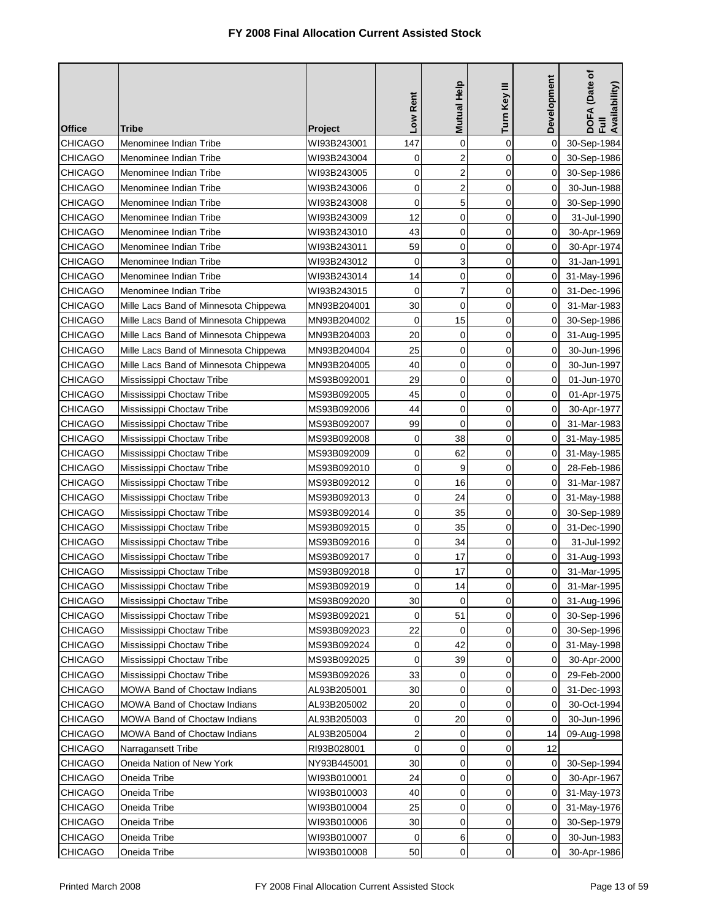# FY 2008 Final Allocation Current Assisted Stock

| Office | Tribe | Project | Low Rent | Mutual Help | Turn Key III | Development | DOFA (Date of Full Availability) |
|---|---|---|---|---|---|---|---|
| CHICAGO | Menominee Indian Tribe | WI93B243001 | 147 | 0 | 0 | 0 | 30-Sep-1984 |
| CHICAGO | Menominee Indian Tribe | WI93B243004 | 0 | 2 | 0 | 0 | 30-Sep-1986 |
| CHICAGO | Menominee Indian Tribe | WI93B243005 | 0 | 2 | 0 | 0 | 30-Sep-1986 |
| CHICAGO | Menominee Indian Tribe | WI93B243006 | 0 | 2 | 0 | 0 | 30-Jun-1988 |
| CHICAGO | Menominee Indian Tribe | WI93B243008 | 0 | 5 | 0 | 0 | 30-Sep-1990 |
| CHICAGO | Menominee Indian Tribe | WI93B243009 | 12 | 0 | 0 | 0 | 31-Jul-1990 |
| CHICAGO | Menominee Indian Tribe | WI93B243010 | 43 | 0 | 0 | 0 | 30-Apr-1969 |
| CHICAGO | Menominee Indian Tribe | WI93B243011 | 59 | 0 | 0 | 0 | 30-Apr-1974 |
| CHICAGO | Menominee Indian Tribe | WI93B243012 | 0 | 3 | 0 | 0 | 31-Jan-1991 |
| CHICAGO | Menominee Indian Tribe | WI93B243014 | 14 | 0 | 0 | 0 | 31-May-1996 |
| CHICAGO | Menominee Indian Tribe | WI93B243015 | 0 | 7 | 0 | 0 | 31-Dec-1996 |
| CHICAGO | Mille Lacs Band of Minnesota Chippewa | MN93B204001 | 30 | 0 | 0 | 0 | 31-Mar-1983 |
| CHICAGO | Mille Lacs Band of Minnesota Chippewa | MN93B204002 | 0 | 15 | 0 | 0 | 30-Sep-1986 |
| CHICAGO | Mille Lacs Band of Minnesota Chippewa | MN93B204003 | 20 | 0 | 0 | 0 | 31-Aug-1995 |
| CHICAGO | Mille Lacs Band of Minnesota Chippewa | MN93B204004 | 25 | 0 | 0 | 0 | 30-Jun-1996 |
| CHICAGO | Mille Lacs Band of Minnesota Chippewa | MN93B204005 | 40 | 0 | 0 | 0 | 30-Jun-1997 |
| CHICAGO | Mississippi Choctaw Tribe | MS93B092001 | 29 | 0 | 0 | 0 | 01-Jun-1970 |
| CHICAGO | Mississippi Choctaw Tribe | MS93B092005 | 45 | 0 | 0 | 0 | 01-Apr-1975 |
| CHICAGO | Mississippi Choctaw Tribe | MS93B092006 | 44 | 0 | 0 | 0 | 30-Apr-1977 |
| CHICAGO | Mississippi Choctaw Tribe | MS93B092007 | 99 | 0 | 0 | 0 | 31-Mar-1983 |
| CHICAGO | Mississippi Choctaw Tribe | MS93B092008 | 0 | 38 | 0 | 0 | 31-May-1985 |
| CHICAGO | Mississippi Choctaw Tribe | MS93B092009 | 0 | 62 | 0 | 0 | 31-May-1985 |
| CHICAGO | Mississippi Choctaw Tribe | MS93B092010 | 0 | 9 | 0 | 0 | 28-Feb-1986 |
| CHICAGO | Mississippi Choctaw Tribe | MS93B092012 | 0 | 16 | 0 | 0 | 31-Mar-1987 |
| CHICAGO | Mississippi Choctaw Tribe | MS93B092013 | 0 | 24 | 0 | 0 | 31-May-1988 |
| CHICAGO | Mississippi Choctaw Tribe | MS93B092014 | 0 | 35 | 0 | 0 | 30-Sep-1989 |
| CHICAGO | Mississippi Choctaw Tribe | MS93B092015 | 0 | 35 | 0 | 0 | 31-Dec-1990 |
| CHICAGO | Mississippi Choctaw Tribe | MS93B092016 | 0 | 34 | 0 | 0 | 31-Jul-1992 |
| CHICAGO | Mississippi Choctaw Tribe | MS93B092017 | 0 | 17 | 0 | 0 | 31-Aug-1993 |
| CHICAGO | Mississippi Choctaw Tribe | MS93B092018 | 0 | 17 | 0 | 0 | 31-Mar-1995 |
| CHICAGO | Mississippi Choctaw Tribe | MS93B092019 | 0 | 14 | 0 | 0 | 31-Mar-1995 |
| CHICAGO | Mississippi Choctaw Tribe | MS93B092020 | 30 | 0 | 0 | 0 | 31-Aug-1996 |
| CHICAGO | Mississippi Choctaw Tribe | MS93B092021 | 0 | 51 | 0 | 0 | 30-Sep-1996 |
| CHICAGO | Mississippi Choctaw Tribe | MS93B092023 | 22 | 0 | 0 | 0 | 30-Sep-1996 |
| CHICAGO | Mississippi Choctaw Tribe | MS93B092024 | 0 | 42 | 0 | 0 | 31-May-1998 |
| CHICAGO | Mississippi Choctaw Tribe | MS93B092025 | 0 | 39 | 0 | 0 | 30-Apr-2000 |
| CHICAGO | Mississippi Choctaw Tribe | MS93B092026 | 33 | 0 | 0 | 0 | 29-Feb-2000 |
| CHICAGO | MOWA Band of Choctaw Indians | AL93B205001 | 30 | 0 | 0 | 0 | 31-Dec-1993 |
| CHICAGO | MOWA Band of Choctaw Indians | AL93B205002 | 20 | 0 | 0 | 0 | 30-Oct-1994 |
| CHICAGO | MOWA Band of Choctaw Indians | AL93B205003 | 0 | 20 | 0 | 0 | 30-Jun-1996 |
| CHICAGO | MOWA Band of Choctaw Indians | AL93B205004 | 2 | 0 | 0 | 14 | 09-Aug-1998 |
| CHICAGO | Narragansett Tribe | RI93B028001 | 0 | 0 | 0 | 12 | |
| CHICAGO | Oneida Nation of New York | NY93B445001 | 30 | 0 | 0 | 0 | 30-Sep-1994 |
| CHICAGO | Oneida Tribe | WI93B010001 | 24 | 0 | 0 | 0 | 30-Apr-1967 |
| CHICAGO | Oneida Tribe | WI93B010003 | 40 | 0 | 0 | 0 | 31-May-1973 |
| CHICAGO | Oneida Tribe | WI93B010004 | 25 | 0 | 0 | 0 | 31-May-1976 |
| CHICAGO | Oneida Tribe | WI93B010006 | 30 | 0 | 0 | 0 | 30-Sep-1979 |
| CHICAGO | Oneida Tribe | WI93B010007 | 0 | 6 | 0 | 0 | 30-Jun-1983 |
| CHICAGO | Oneida Tribe | WI93B010008 | 50 | 0 | 0 | 0 | 30-Apr-1986 |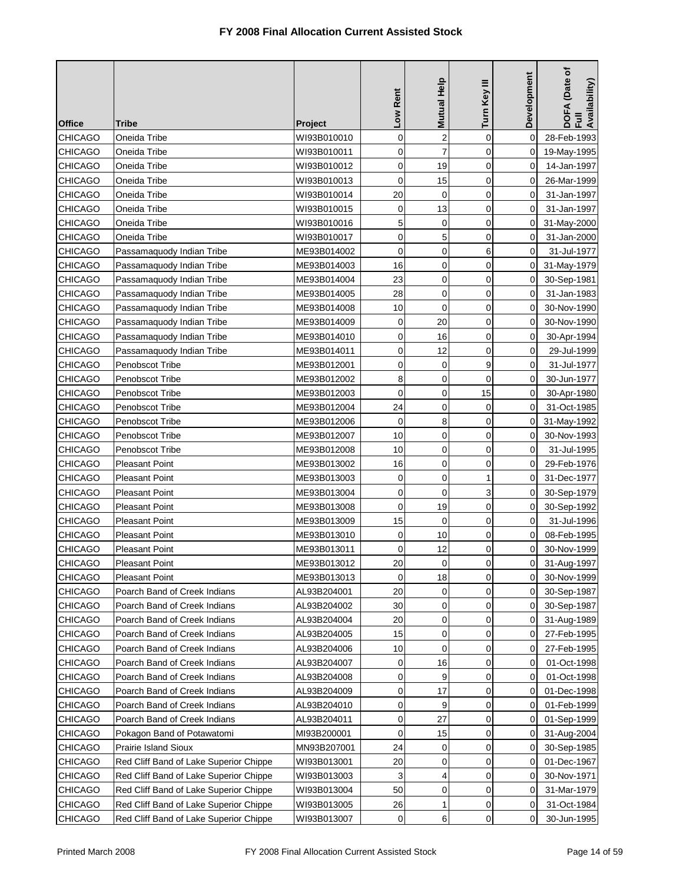# FY 2008 Final Allocation Current Assisted Stock

| Office | Tribe | Project | Low Rent | Mutual Help | Turn Key III | Development | DOFA (Date of Full Availability) |
|---|---|---|---|---|---|---|---|
| CHICAGO | Oneida Tribe | WI93B010010 | 0 | 2 | 0 | 0 | 28-Feb-1993 |
| CHICAGO | Oneida Tribe | WI93B010011 | 0 | 7 | 0 | 0 | 19-May-1995 |
| CHICAGO | Oneida Tribe | WI93B010012 | 0 | 19 | 0 | 0 | 14-Jan-1997 |
| CHICAGO | Oneida Tribe | WI93B010013 | 0 | 15 | 0 | 0 | 26-Mar-1999 |
| CHICAGO | Oneida Tribe | WI93B010014 | 20 | 0 | 0 | 0 | 31-Jan-1997 |
| CHICAGO | Oneida Tribe | WI93B010015 | 0 | 13 | 0 | 0 | 31-Jan-1997 |
| CHICAGO | Oneida Tribe | WI93B010016 | 5 | 0 | 0 | 0 | 31-May-2000 |
| CHICAGO | Oneida Tribe | WI93B010017 | 0 | 5 | 0 | 0 | 31-Jan-2000 |
| CHICAGO | Passamaquody Indian Tribe | ME93B014002 | 0 | 0 | 6 | 0 | 31-Jul-1977 |
| CHICAGO | Passamaquody Indian Tribe | ME93B014003 | 16 | 0 | 0 | 0 | 31-May-1979 |
| CHICAGO | Passamaquody Indian Tribe | ME93B014004 | 23 | 0 | 0 | 0 | 30-Sep-1981 |
| CHICAGO | Passamaquody Indian Tribe | ME93B014005 | 28 | 0 | 0 | 0 | 31-Jan-1983 |
| CHICAGO | Passamaquody Indian Tribe | ME93B014008 | 10 | 0 | 0 | 0 | 30-Nov-1990 |
| CHICAGO | Passamaquody Indian Tribe | ME93B014009 | 0 | 20 | 0 | 0 | 30-Nov-1990 |
| CHICAGO | Passamaquody Indian Tribe | ME93B014010 | 0 | 16 | 0 | 0 | 30-Apr-1994 |
| CHICAGO | Passamaquody Indian Tribe | ME93B014011 | 0 | 12 | 0 | 0 | 29-Jul-1999 |
| CHICAGO | Penobscot Tribe | ME93B012001 | 0 | 0 | 9 | 0 | 31-Jul-1977 |
| CHICAGO | Penobscot Tribe | ME93B012002 | 8 | 0 | 0 | 0 | 30-Jun-1977 |
| CHICAGO | Penobscot Tribe | ME93B012003 | 0 | 0 | 15 | 0 | 30-Apr-1980 |
| CHICAGO | Penobscot Tribe | ME93B012004 | 24 | 0 | 0 | 0 | 31-Oct-1985 |
| CHICAGO | Penobscot Tribe | ME93B012006 | 0 | 8 | 0 | 0 | 31-May-1992 |
| CHICAGO | Penobscot Tribe | ME93B012007 | 10 | 0 | 0 | 0 | 30-Nov-1993 |
| CHICAGO | Penobscot Tribe | ME93B012008 | 10 | 0 | 0 | 0 | 31-Jul-1995 |
| CHICAGO | Pleasant Point | ME93B013002 | 16 | 0 | 0 | 0 | 29-Feb-1976 |
| CHICAGO | Pleasant Point | ME93B013003 | 0 | 0 | 1 | 0 | 31-Dec-1977 |
| CHICAGO | Pleasant Point | ME93B013004 | 0 | 0 | 3 | 0 | 30-Sep-1979 |
| CHICAGO | Pleasant Point | ME93B013008 | 0 | 19 | 0 | 0 | 30-Sep-1992 |
| CHICAGO | Pleasant Point | ME93B013009 | 15 | 0 | 0 | 0 | 31-Jul-1996 |
| CHICAGO | Pleasant Point | ME93B013010 | 0 | 10 | 0 | 0 | 08-Feb-1995 |
| CHICAGO | Pleasant Point | ME93B013011 | 0 | 12 | 0 | 0 | 30-Nov-1999 |
| CHICAGO | Pleasant Point | ME93B013012 | 20 | 0 | 0 | 0 | 31-Aug-1997 |
| CHICAGO | Pleasant Point | ME93B013013 | 0 | 18 | 0 | 0 | 30-Nov-1999 |
| CHICAGO | Poarch Band of Creek Indians | AL93B204001 | 20 | 0 | 0 | 0 | 30-Sep-1987 |
| CHICAGO | Poarch Band of Creek Indians | AL93B204002 | 30 | 0 | 0 | 0 | 30-Sep-1987 |
| CHICAGO | Poarch Band of Creek Indians | AL93B204004 | 20 | 0 | 0 | 0 | 31-Aug-1989 |
| CHICAGO | Poarch Band of Creek Indians | AL93B204005 | 15 | 0 | 0 | 0 | 27-Feb-1995 |
| CHICAGO | Poarch Band of Creek Indians | AL93B204006 | 10 | 0 | 0 | 0 | 27-Feb-1995 |
| CHICAGO | Poarch Band of Creek Indians | AL93B204007 | 0 | 16 | 0 | 0 | 01-Oct-1998 |
| CHICAGO | Poarch Band of Creek Indians | AL93B204008 | 0 | 9 | 0 | 0 | 01-Oct-1998 |
| CHICAGO | Poarch Band of Creek Indians | AL93B204009 | 0 | 17 | 0 | 0 | 01-Dec-1998 |
| CHICAGO | Poarch Band of Creek Indians | AL93B204010 | 0 | 9 | 0 | 0 | 01-Feb-1999 |
| CHICAGO | Poarch Band of Creek Indians | AL93B204011 | 0 | 27 | 0 | 0 | 01-Sep-1999 |
| CHICAGO | Pokagon Band of Potawatomi | MI93B200001 | 0 | 15 | 0 | 0 | 31-Aug-2004 |
| CHICAGO | Prairie Island Sioux | MN93B207001 | 24 | 0 | 0 | 0 | 30-Sep-1985 |
| CHICAGO | Red Cliff Band of Lake Superior Chippe | WI93B013001 | 20 | 0 | 0 | 0 | 01-Dec-1967 |
| CHICAGO | Red Cliff Band of Lake Superior Chippe | WI93B013003 | 3 | 4 | 0 | 0 | 30-Nov-1971 |
| CHICAGO | Red Cliff Band of Lake Superior Chippe | WI93B013004 | 50 | 0 | 0 | 0 | 31-Mar-1979 |
| CHICAGO | Red Cliff Band of Lake Superior Chippe | WI93B013005 | 26 | 1 | 0 | 0 | 31-Oct-1984 |
| CHICAGO | Red Cliff Band of Lake Superior Chippe | WI93B013007 | 0 | 6 | 0 | 0 | 30-Jun-1995 |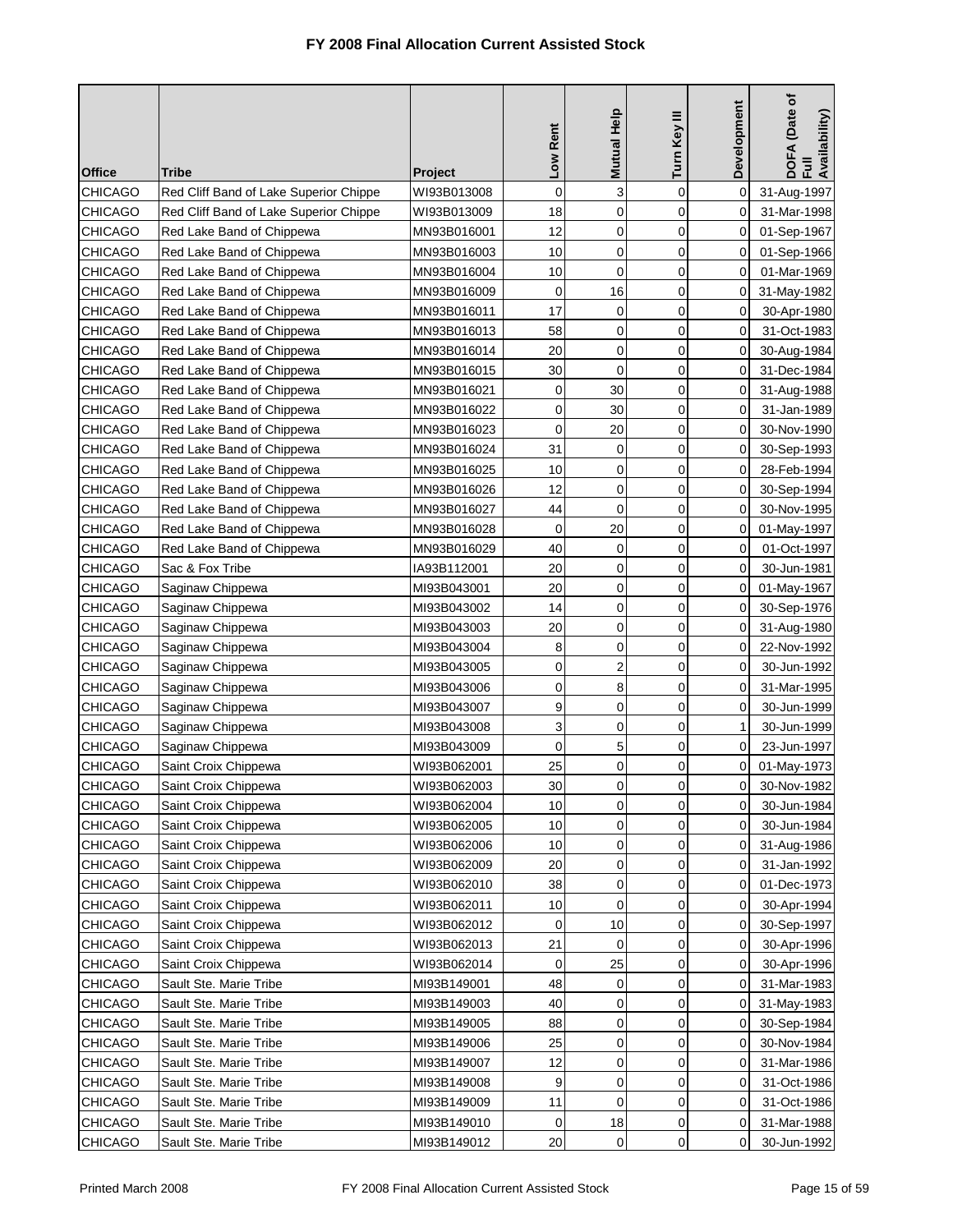# FY 2008 Final Allocation Current Assisted Stock

| Office | Tribe | Project | Low Rent | Mutual Help | Turn Key III | Development | DOFA (Date of Full Availability) |
|---|---|---|---|---|---|---|---|
| CHICAGO | Red Cliff Band of Lake Superior Chippe | WI93B013008 | 0 | 3 | 0 | 0 | 31-Aug-1997 |
| CHICAGO | Red Cliff Band of Lake Superior Chippe | WI93B013009 | 18 | 0 | 0 | 0 | 31-Mar-1998 |
| CHICAGO | Red Lake Band of Chippewa | MN93B016001 | 12 | 0 | 0 | 0 | 01-Sep-1967 |
| CHICAGO | Red Lake Band of Chippewa | MN93B016003 | 10 | 0 | 0 | 0 | 01-Sep-1966 |
| CHICAGO | Red Lake Band of Chippewa | MN93B016004 | 10 | 0 | 0 | 0 | 01-Mar-1969 |
| CHICAGO | Red Lake Band of Chippewa | MN93B016009 | 0 | 16 | 0 | 0 | 31-May-1982 |
| CHICAGO | Red Lake Band of Chippewa | MN93B016011 | 17 | 0 | 0 | 0 | 30-Apr-1980 |
| CHICAGO | Red Lake Band of Chippewa | MN93B016013 | 58 | 0 | 0 | 0 | 31-Oct-1983 |
| CHICAGO | Red Lake Band of Chippewa | MN93B016014 | 20 | 0 | 0 | 0 | 30-Aug-1984 |
| CHICAGO | Red Lake Band of Chippewa | MN93B016015 | 30 | 0 | 0 | 0 | 31-Dec-1984 |
| CHICAGO | Red Lake Band of Chippewa | MN93B016021 | 0 | 30 | 0 | 0 | 31-Aug-1988 |
| CHICAGO | Red Lake Band of Chippewa | MN93B016022 | 0 | 30 | 0 | 0 | 31-Jan-1989 |
| CHICAGO | Red Lake Band of Chippewa | MN93B016023 | 0 | 20 | 0 | 0 | 30-Nov-1990 |
| CHICAGO | Red Lake Band of Chippewa | MN93B016024 | 31 | 0 | 0 | 0 | 30-Sep-1993 |
| CHICAGO | Red Lake Band of Chippewa | MN93B016025 | 10 | 0 | 0 | 0 | 28-Feb-1994 |
| CHICAGO | Red Lake Band of Chippewa | MN93B016026 | 12 | 0 | 0 | 0 | 30-Sep-1994 |
| CHICAGO | Red Lake Band of Chippewa | MN93B016027 | 44 | 0 | 0 | 0 | 30-Nov-1995 |
| CHICAGO | Red Lake Band of Chippewa | MN93B016028 | 0 | 20 | 0 | 0 | 01-May-1997 |
| CHICAGO | Red Lake Band of Chippewa | MN93B016029 | 40 | 0 | 0 | 0 | 01-Oct-1997 |
| CHICAGO | Sac & Fox Tribe | IA93B112001 | 20 | 0 | 0 | 0 | 30-Jun-1981 |
| CHICAGO | Saginaw Chippewa | MI93B043001 | 20 | 0 | 0 | 0 | 01-May-1967 |
| CHICAGO | Saginaw Chippewa | MI93B043002 | 14 | 0 | 0 | 0 | 30-Sep-1976 |
| CHICAGO | Saginaw Chippewa | MI93B043003 | 20 | 0 | 0 | 0 | 31-Aug-1980 |
| CHICAGO | Saginaw Chippewa | MI93B043004 | 8 | 0 | 0 | 0 | 22-Nov-1992 |
| CHICAGO | Saginaw Chippewa | MI93B043005 | 0 | 2 | 0 | 0 | 30-Jun-1992 |
| CHICAGO | Saginaw Chippewa | MI93B043006 | 0 | 8 | 0 | 0 | 31-Mar-1995 |
| CHICAGO | Saginaw Chippewa | MI93B043007 | 9 | 0 | 0 | 0 | 30-Jun-1999 |
| CHICAGO | Saginaw Chippewa | MI93B043008 | 3 | 0 | 0 | 1 | 30-Jun-1999 |
| CHICAGO | Saginaw Chippewa | MI93B043009 | 0 | 5 | 0 | 0 | 23-Jun-1997 |
| CHICAGO | Saint Croix Chippewa | WI93B062001 | 25 | 0 | 0 | 0 | 01-May-1973 |
| CHICAGO | Saint Croix Chippewa | WI93B062003 | 30 | 0 | 0 | 0 | 30-Nov-1982 |
| CHICAGO | Saint Croix Chippewa | WI93B062004 | 10 | 0 | 0 | 0 | 30-Jun-1984 |
| CHICAGO | Saint Croix Chippewa | WI93B062005 | 10 | 0 | 0 | 0 | 30-Jun-1984 |
| CHICAGO | Saint Croix Chippewa | WI93B062006 | 10 | 0 | 0 | 0 | 31-Aug-1986 |
| CHICAGO | Saint Croix Chippewa | WI93B062009 | 20 | 0 | 0 | 0 | 31-Jan-1992 |
| CHICAGO | Saint Croix Chippewa | WI93B062010 | 38 | 0 | 0 | 0 | 01-Dec-1973 |
| CHICAGO | Saint Croix Chippewa | WI93B062011 | 10 | 0 | 0 | 0 | 30-Apr-1994 |
| CHICAGO | Saint Croix Chippewa | WI93B062012 | 0 | 10 | 0 | 0 | 30-Sep-1997 |
| CHICAGO | Saint Croix Chippewa | WI93B062013 | 21 | 0 | 0 | 0 | 30-Apr-1996 |
| CHICAGO | Saint Croix Chippewa | WI93B062014 | 0 | 25 | 0 | 0 | 30-Apr-1996 |
| CHICAGO | Sault Ste. Marie Tribe | MI93B149001 | 48 | 0 | 0 | 0 | 31-Mar-1983 |
| CHICAGO | Sault Ste. Marie Tribe | MI93B149003 | 40 | 0 | 0 | 0 | 31-May-1983 |
| CHICAGO | Sault Ste. Marie Tribe | MI93B149005 | 88 | 0 | 0 | 0 | 30-Sep-1984 |
| CHICAGO | Sault Ste. Marie Tribe | MI93B149006 | 25 | 0 | 0 | 0 | 30-Nov-1984 |
| CHICAGO | Sault Ste. Marie Tribe | MI93B149007 | 12 | 0 | 0 | 0 | 31-Mar-1986 |
| CHICAGO | Sault Ste. Marie Tribe | MI93B149008 | 9 | 0 | 0 | 0 | 31-Oct-1986 |
| CHICAGO | Sault Ste. Marie Tribe | MI93B149009 | 11 | 0 | 0 | 0 | 31-Oct-1986 |
| CHICAGO | Sault Ste. Marie Tribe | MI93B149010 | 0 | 18 | 0 | 0 | 31-Mar-1988 |
| CHICAGO | Sault Ste. Marie Tribe | MI93B149012 | 20 | 0 | 0 | 0 | 30-Jun-1992 |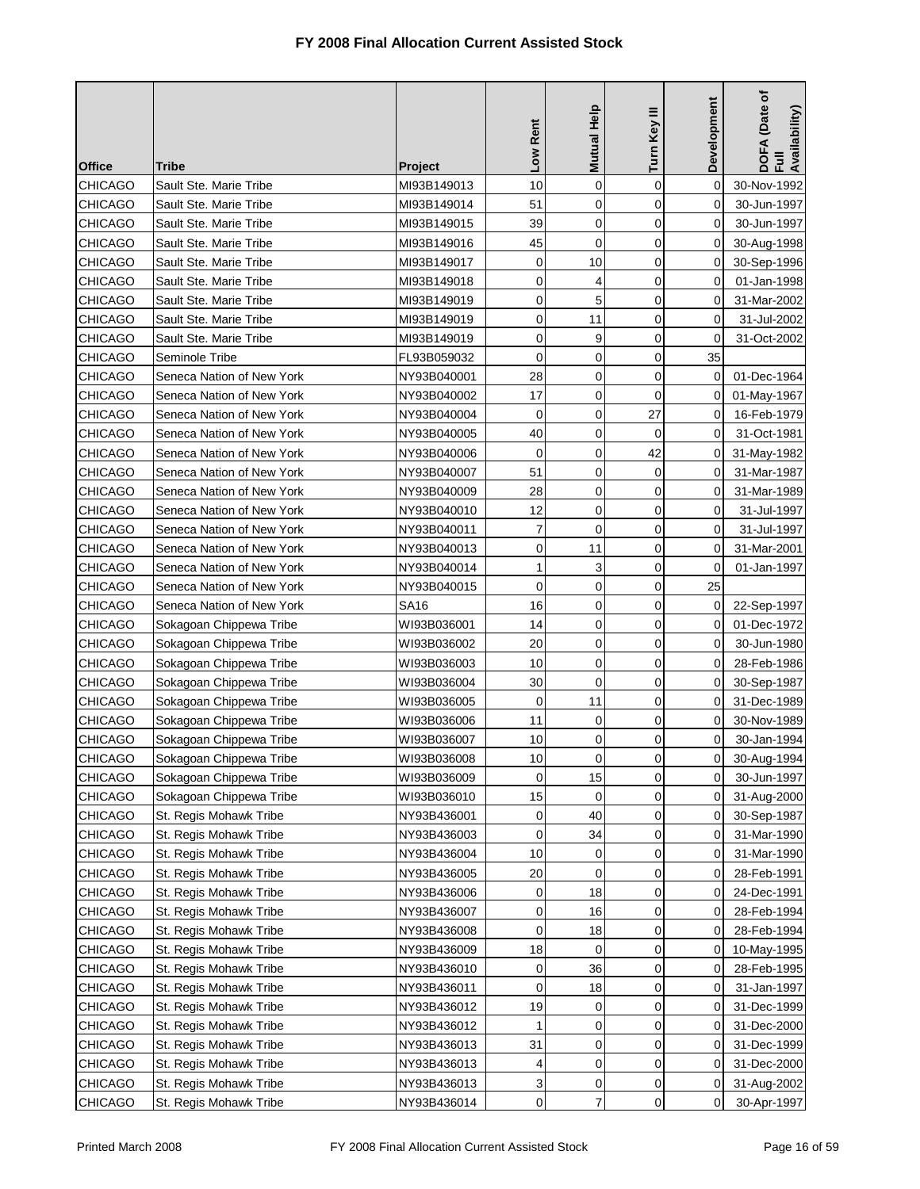# FY 2008 Final Allocation Current Assisted Stock

| Office | Tribe | Project | Low Rent | Mutual Help | Turn Key III | Development | DOFA (Date of Full Availability) |
|---|---|---|---|---|---|---|---|
| CHICAGO | Sault Ste. Marie Tribe | MI93B149013 | 10 | 0 | 0 | 0 | 30-Nov-1992 |
| CHICAGO | Sault Ste. Marie Tribe | MI93B149014 | 51 | 0 | 0 | 0 | 30-Jun-1997 |
| CHICAGO | Sault Ste. Marie Tribe | MI93B149015 | 39 | 0 | 0 | 0 | 30-Jun-1997 |
| CHICAGO | Sault Ste. Marie Tribe | MI93B149016 | 45 | 0 | 0 | 0 | 30-Aug-1998 |
| CHICAGO | Sault Ste. Marie Tribe | MI93B149017 | 0 | 10 | 0 | 0 | 30-Sep-1996 |
| CHICAGO | Sault Ste. Marie Tribe | MI93B149018 | 0 | 4 | 0 | 0 | 01-Jan-1998 |
| CHICAGO | Sault Ste. Marie Tribe | MI93B149019 | 0 | 5 | 0 | 0 | 31-Mar-2002 |
| CHICAGO | Sault Ste. Marie Tribe | MI93B149019 | 0 | 11 | 0 | 0 | 31-Jul-2002 |
| CHICAGO | Sault Ste. Marie Tribe | MI93B149019 | 0 | 9 | 0 | 0 | 31-Oct-2002 |
| CHICAGO | Seminole Tribe | FL93B059032 | 0 | 0 | 0 | 35 | |
| CHICAGO | Seneca Nation of New York | NY93B040001 | 28 | 0 | 0 | 0 | 01-Dec-1964 |
| CHICAGO | Seneca Nation of New York | NY93B040002 | 17 | 0 | 0 | 0 | 01-May-1967 |
| CHICAGO | Seneca Nation of New York | NY93B040004 | 0 | 0 | 27 | 0 | 16-Feb-1979 |
| CHICAGO | Seneca Nation of New York | NY93B040005 | 40 | 0 | 0 | 0 | 31-Oct-1981 |
| CHICAGO | Seneca Nation of New York | NY93B040006 | 0 | 0 | 42 | 0 | 31-May-1982 |
| CHICAGO | Seneca Nation of New York | NY93B040007 | 51 | 0 | 0 | 0 | 31-Mar-1987 |
| CHICAGO | Seneca Nation of New York | NY93B040009 | 28 | 0 | 0 | 0 | 31-Mar-1989 |
| CHICAGO | Seneca Nation of New York | NY93B040010 | 12 | 0 | 0 | 0 | 31-Jul-1997 |
| CHICAGO | Seneca Nation of New York | NY93B040011 | 7 | 0 | 0 | 0 | 31-Jul-1997 |
| CHICAGO | Seneca Nation of New York | NY93B040013 | 0 | 11 | 0 | 0 | 31-Mar-2001 |
| CHICAGO | Seneca Nation of New York | NY93B040014 | 1 | 3 | 0 | 0 | 01-Jan-1997 |
| CHICAGO | Seneca Nation of New York | NY93B040015 | 0 | 0 | 0 | 25 | |
| CHICAGO | Seneca Nation of New York | SA16 | 16 | 0 | 0 | 0 | 22-Sep-1997 |
| CHICAGO | Sokagoan Chippewa Tribe | WI93B036001 | 14 | 0 | 0 | 0 | 01-Dec-1972 |
| CHICAGO | Sokagoan Chippewa Tribe | WI93B036002 | 20 | 0 | 0 | 0 | 30-Jun-1980 |
| CHICAGO | Sokagoan Chippewa Tribe | WI93B036003 | 10 | 0 | 0 | 0 | 28-Feb-1986 |
| CHICAGO | Sokagoan Chippewa Tribe | WI93B036004 | 30 | 0 | 0 | 0 | 30-Sep-1987 |
| CHICAGO | Sokagoan Chippewa Tribe | WI93B036005 | 0 | 11 | 0 | 0 | 31-Dec-1989 |
| CHICAGO | Sokagoan Chippewa Tribe | WI93B036006 | 11 | 0 | 0 | 0 | 30-Nov-1989 |
| CHICAGO | Sokagoan Chippewa Tribe | WI93B036007 | 10 | 0 | 0 | 0 | 30-Jan-1994 |
| CHICAGO | Sokagoan Chippewa Tribe | WI93B036008 | 10 | 0 | 0 | 0 | 30-Aug-1994 |
| CHICAGO | Sokagoan Chippewa Tribe | WI93B036009 | 0 | 15 | 0 | 0 | 30-Jun-1997 |
| CHICAGO | Sokagoan Chippewa Tribe | WI93B036010 | 15 | 0 | 0 | 0 | 31-Aug-2000 |
| CHICAGO | St. Regis Mohawk Tribe | NY93B436001 | 0 | 40 | 0 | 0 | 30-Sep-1987 |
| CHICAGO | St. Regis Mohawk Tribe | NY93B436003 | 0 | 34 | 0 | 0 | 31-Mar-1990 |
| CHICAGO | St. Regis Mohawk Tribe | NY93B436004 | 10 | 0 | 0 | 0 | 31-Mar-1990 |
| CHICAGO | St. Regis Mohawk Tribe | NY93B436005 | 20 | 0 | 0 | 0 | 28-Feb-1991 |
| CHICAGO | St. Regis Mohawk Tribe | NY93B436006 | 0 | 18 | 0 | 0 | 24-Dec-1991 |
| CHICAGO | St. Regis Mohawk Tribe | NY93B436007 | 0 | 16 | 0 | 0 | 28-Feb-1994 |
| CHICAGO | St. Regis Mohawk Tribe | NY93B436008 | 0 | 18 | 0 | 0 | 28-Feb-1994 |
| CHICAGO | St. Regis Mohawk Tribe | NY93B436009 | 18 | 0 | 0 | 0 | 10-May-1995 |
| CHICAGO | St. Regis Mohawk Tribe | NY93B436010 | 0 | 36 | 0 | 0 | 28-Feb-1995 |
| CHICAGO | St. Regis Mohawk Tribe | NY93B436011 | 0 | 18 | 0 | 0 | 31-Jan-1997 |
| CHICAGO | St. Regis Mohawk Tribe | NY93B436012 | 19 | 0 | 0 | 0 | 31-Dec-1999 |
| CHICAGO | St. Regis Mohawk Tribe | NY93B436012 | 1 | 0 | 0 | 0 | 31-Dec-2000 |
| CHICAGO | St. Regis Mohawk Tribe | NY93B436013 | 31 | 0 | 0 | 0 | 31-Dec-1999 |
| CHICAGO | St. Regis Mohawk Tribe | NY93B436013 | 4 | 0 | 0 | 0 | 31-Dec-2000 |
| CHICAGO | St. Regis Mohawk Tribe | NY93B436013 | 3 | 0 | 0 | 0 | 31-Aug-2002 |
| CHICAGO | St. Regis Mohawk Tribe | NY93B436014 | 0 | 7 | 0 | 0 | 30-Apr-1997 |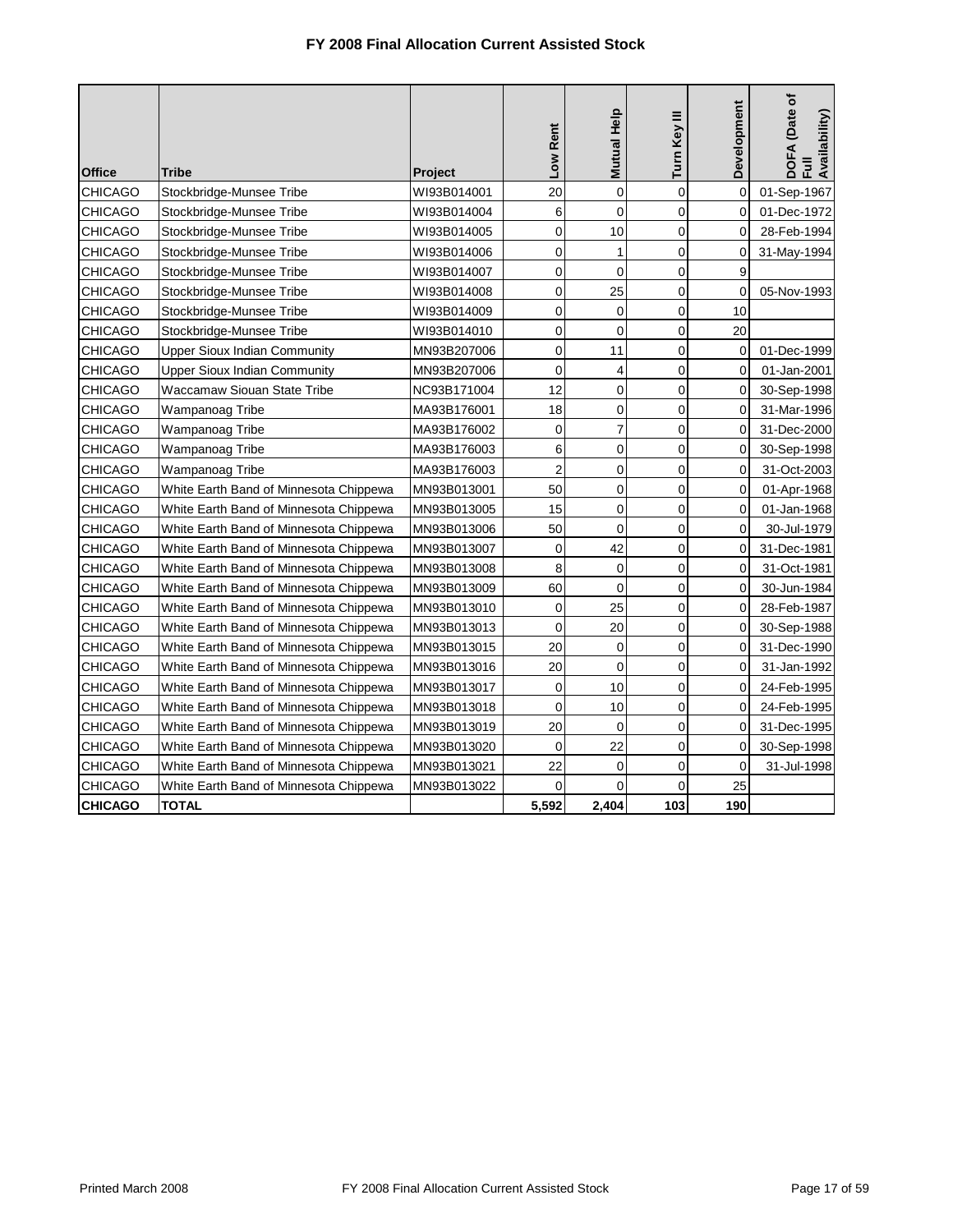# FY 2008 Final Allocation Current Assisted Stock

| Office | Tribe | Project | Low Rent | Mutual Help | Turn Key III | Development | DOFA (Date of Full Availability) |
|---|---|---|---|---|---|---|---|
| CHICAGO | Stockbridge-Munsee Tribe | WI93B014001 | 20 | 0 | 0 | 0 | 01-Sep-1967 |
| CHICAGO | Stockbridge-Munsee Tribe | WI93B014004 | 6 | 0 | 0 | 0 | 01-Dec-1972 |
| CHICAGO | Stockbridge-Munsee Tribe | WI93B014005 | 0 | 10 | 0 | 0 | 28-Feb-1994 |
| CHICAGO | Stockbridge-Munsee Tribe | WI93B014006 | 0 | 1 | 0 | 0 | 31-May-1994 |
| CHICAGO | Stockbridge-Munsee Tribe | WI93B014007 | 0 | 0 | 0 | 9 | |
| CHICAGO | Stockbridge-Munsee Tribe | WI93B014008 | 0 | 25 | 0 | 0 | 05-Nov-1993 |
| CHICAGO | Stockbridge-Munsee Tribe | WI93B014009 | 0 | 0 | 0 | 10 | |
| CHICAGO | Stockbridge-Munsee Tribe | WI93B014010 | 0 | 0 | 0 | 20 | |
| CHICAGO | Upper Sioux Indian Community | MN93B207006 | 0 | 11 | 0 | 0 | 01-Dec-1999 |
| CHICAGO | Upper Sioux Indian Community | MN93B207006 | 0 | 4 | 0 | 0 | 01-Jan-2001 |
| CHICAGO | Waccamaw Siouan State Tribe | NC93B171004 | 12 | 0 | 0 | 0 | 30-Sep-1998 |
| CHICAGO | Wampanoag Tribe | MA93B176001 | 18 | 0 | 0 | 0 | 31-Mar-1996 |
| CHICAGO | Wampanoag Tribe | MA93B176002 | 0 | 7 | 0 | 0 | 31-Dec-2000 |
| CHICAGO | Wampanoag Tribe | MA93B176003 | 6 | 0 | 0 | 0 | 30-Sep-1998 |
| CHICAGO | Wampanoag Tribe | MA93B176003 | 2 | 0 | 0 | 0 | 31-Oct-2003 |
| CHICAGO | White Earth Band of Minnesota Chippewa | MN93B013001 | 50 | 0 | 0 | 0 | 01-Apr-1968 |
| CHICAGO | White Earth Band of Minnesota Chippewa | MN93B013005 | 15 | 0 | 0 | 0 | 01-Jan-1968 |
| CHICAGO | White Earth Band of Minnesota Chippewa | MN93B013006 | 50 | 0 | 0 | 0 | 30-Jul-1979 |
| CHICAGO | White Earth Band of Minnesota Chippewa | MN93B013007 | 0 | 42 | 0 | 0 | 31-Dec-1981 |
| CHICAGO | White Earth Band of Minnesota Chippewa | MN93B013008 | 8 | 0 | 0 | 0 | 31-Oct-1981 |
| CHICAGO | White Earth Band of Minnesota Chippewa | MN93B013009 | 60 | 0 | 0 | 0 | 30-Jun-1984 |
| CHICAGO | White Earth Band of Minnesota Chippewa | MN93B013010 | 0 | 25 | 0 | 0 | 28-Feb-1987 |
| CHICAGO | White Earth Band of Minnesota Chippewa | MN93B013013 | 0 | 20 | 0 | 0 | 30-Sep-1988 |
| CHICAGO | White Earth Band of Minnesota Chippewa | MN93B013015 | 20 | 0 | 0 | 0 | 31-Dec-1990 |
| CHICAGO | White Earth Band of Minnesota Chippewa | MN93B013016 | 20 | 0 | 0 | 0 | 31-Jan-1992 |
| CHICAGO | White Earth Band of Minnesota Chippewa | MN93B013017 | 0 | 10 | 0 | 0 | 24-Feb-1995 |
| CHICAGO | White Earth Band of Minnesota Chippewa | MN93B013018 | 0 | 10 | 0 | 0 | 24-Feb-1995 |
| CHICAGO | White Earth Band of Minnesota Chippewa | MN93B013019 | 20 | 0 | 0 | 0 | 31-Dec-1995 |
| CHICAGO | White Earth Band of Minnesota Chippewa | MN93B013020 | 0 | 22 | 0 | 0 | 30-Sep-1998 |
| CHICAGO | White Earth Band of Minnesota Chippewa | MN93B013021 | 22 | 0 | 0 | 0 | 31-Jul-1998 |
| CHICAGO | White Earth Band of Minnesota Chippewa | MN93B013022 | 0 | 0 | 0 | 25 | |
| **CHICAGO** | **TOTAL** | | **5,592** | **2,404** | **103** | **190** | |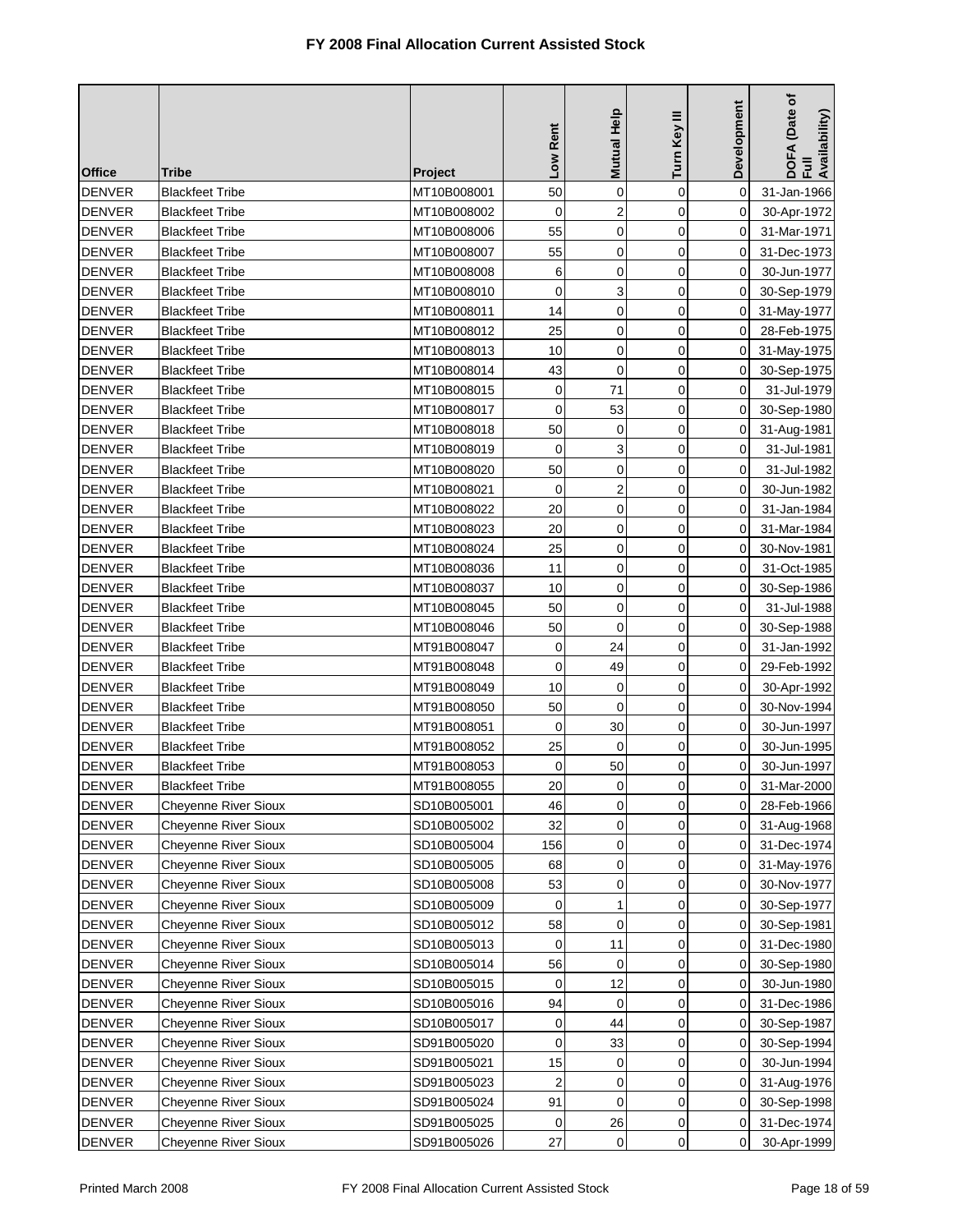# FY 2008 Final Allocation Current Assisted Stock

| Office | Tribe | Project | Low Rent | Mutual Help | Turn Key III | Development | DOFA (Date of Full Availability) |
|---|---|---|---|---|---|---|---|
| DENVER | Blackfeet Tribe | MT10B008001 | 50 | 0 | 0 | 0 | 31-Jan-1966 |
| DENVER | Blackfeet Tribe | MT10B008002 | 0 | 2 | 0 | 0 | 30-Apr-1972 |
| DENVER | Blackfeet Tribe | MT10B008006 | 55 | 0 | 0 | 0 | 31-Mar-1971 |
| DENVER | Blackfeet Tribe | MT10B008007 | 55 | 0 | 0 | 0 | 31-Dec-1973 |
| DENVER | Blackfeet Tribe | MT10B008008 | 6 | 0 | 0 | 0 | 30-Jun-1977 |
| DENVER | Blackfeet Tribe | MT10B008010 | 0 | 3 | 0 | 0 | 30-Sep-1979 |
| DENVER | Blackfeet Tribe | MT10B008011 | 14 | 0 | 0 | 0 | 31-May-1977 |
| DENVER | Blackfeet Tribe | MT10B008012 | 25 | 0 | 0 | 0 | 28-Feb-1975 |
| DENVER | Blackfeet Tribe | MT10B008013 | 10 | 0 | 0 | 0 | 31-May-1975 |
| DENVER | Blackfeet Tribe | MT10B008014 | 43 | 0 | 0 | 0 | 30-Sep-1975 |
| DENVER | Blackfeet Tribe | MT10B008015 | 0 | 71 | 0 | 0 | 31-Jul-1979 |
| DENVER | Blackfeet Tribe | MT10B008017 | 0 | 53 | 0 | 0 | 30-Sep-1980 |
| DENVER | Blackfeet Tribe | MT10B008018 | 50 | 0 | 0 | 0 | 31-Aug-1981 |
| DENVER | Blackfeet Tribe | MT10B008019 | 0 | 3 | 0 | 0 | 31-Jul-1981 |
| DENVER | Blackfeet Tribe | MT10B008020 | 50 | 0 | 0 | 0 | 31-Jul-1982 |
| DENVER | Blackfeet Tribe | MT10B008021 | 0 | 2 | 0 | 0 | 30-Jun-1982 |
| DENVER | Blackfeet Tribe | MT10B008022 | 20 | 0 | 0 | 0 | 31-Jan-1984 |
| DENVER | Blackfeet Tribe | MT10B008023 | 20 | 0 | 0 | 0 | 31-Mar-1984 |
| DENVER | Blackfeet Tribe | MT10B008024 | 25 | 0 | 0 | 0 | 30-Nov-1981 |
| DENVER | Blackfeet Tribe | MT10B008036 | 11 | 0 | 0 | 0 | 31-Oct-1985 |
| DENVER | Blackfeet Tribe | MT10B008037 | 10 | 0 | 0 | 0 | 30-Sep-1986 |
| DENVER | Blackfeet Tribe | MT10B008045 | 50 | 0 | 0 | 0 | 31-Jul-1988 |
| DENVER | Blackfeet Tribe | MT10B008046 | 50 | 0 | 0 | 0 | 30-Sep-1988 |
| DENVER | Blackfeet Tribe | MT91B008047 | 0 | 24 | 0 | 0 | 31-Jan-1992 |
| DENVER | Blackfeet Tribe | MT91B008048 | 0 | 49 | 0 | 0 | 29-Feb-1992 |
| DENVER | Blackfeet Tribe | MT91B008049 | 10 | 0 | 0 | 0 | 30-Apr-1992 |
| DENVER | Blackfeet Tribe | MT91B008050 | 50 | 0 | 0 | 0 | 30-Nov-1994 |
| DENVER | Blackfeet Tribe | MT91B008051 | 0 | 30 | 0 | 0 | 30-Jun-1997 |
| DENVER | Blackfeet Tribe | MT91B008052 | 25 | 0 | 0 | 0 | 30-Jun-1995 |
| DENVER | Blackfeet Tribe | MT91B008053 | 0 | 50 | 0 | 0 | 30-Jun-1997 |
| DENVER | Blackfeet Tribe | MT91B008055 | 20 | 0 | 0 | 0 | 31-Mar-2000 |
| DENVER | Cheyenne River Sioux | SD10B005001 | 46 | 0 | 0 | 0 | 28-Feb-1966 |
| DENVER | Cheyenne River Sioux | SD10B005002 | 32 | 0 | 0 | 0 | 31-Aug-1968 |
| DENVER | Cheyenne River Sioux | SD10B005004 | 156 | 0 | 0 | 0 | 31-Dec-1974 |
| DENVER | Cheyenne River Sioux | SD10B005005 | 68 | 0 | 0 | 0 | 31-May-1976 |
| DENVER | Cheyenne River Sioux | SD10B005008 | 53 | 0 | 0 | 0 | 30-Nov-1977 |
| DENVER | Cheyenne River Sioux | SD10B005009 | 0 | 1 | 0 | 0 | 30-Sep-1977 |
| DENVER | Cheyenne River Sioux | SD10B005012 | 58 | 0 | 0 | 0 | 30-Sep-1981 |
| DENVER | Cheyenne River Sioux | SD10B005013 | 0 | 11 | 0 | 0 | 31-Dec-1980 |
| DENVER | Cheyenne River Sioux | SD10B005014 | 56 | 0 | 0 | 0 | 30-Sep-1980 |
| DENVER | Cheyenne River Sioux | SD10B005015 | 0 | 12 | 0 | 0 | 30-Jun-1980 |
| DENVER | Cheyenne River Sioux | SD10B005016 | 94 | 0 | 0 | 0 | 31-Dec-1986 |
| DENVER | Cheyenne River Sioux | SD10B005017 | 0 | 44 | 0 | 0 | 30-Sep-1987 |
| DENVER | Cheyenne River Sioux | SD91B005020 | 0 | 33 | 0 | 0 | 30-Sep-1994 |
| DENVER | Cheyenne River Sioux | SD91B005021 | 15 | 0 | 0 | 0 | 30-Jun-1994 |
| DENVER | Cheyenne River Sioux | SD91B005023 | 2 | 0 | 0 | 0 | 31-Aug-1976 |
| DENVER | Cheyenne River Sioux | SD91B005024 | 91 | 0 | 0 | 0 | 30-Sep-1998 |
| DENVER | Cheyenne River Sioux | SD91B005025 | 0 | 26 | 0 | 0 | 31-Dec-1974 |
| DENVER | Cheyenne River Sioux | SD91B005026 | 27 | 0 | 0 | 0 | 30-Apr-1999 |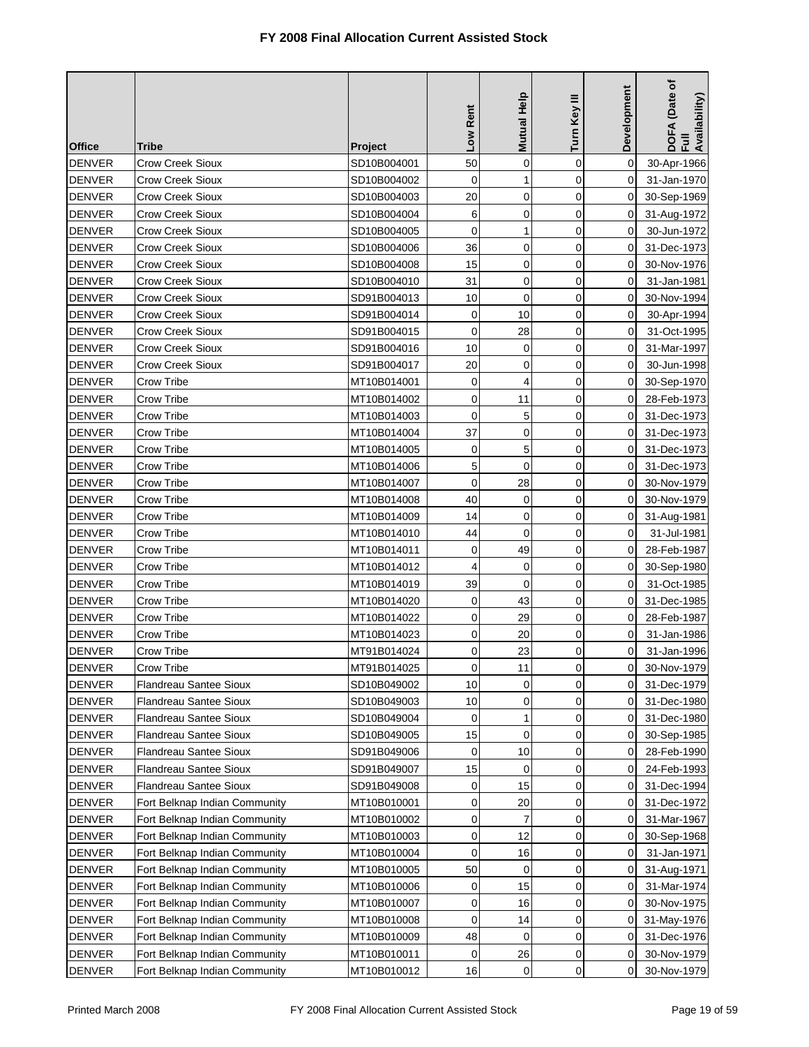# FY 2008 Final Allocation Current Assisted Stock

| Office | Tribe | Project | Low Rent | Mutual Help | Turn Key III | Development | DOFA (Date of Full Availability) |
|---|---|---|---|---|---|---|---|
| DENVER | Crow Creek Sioux | SD10B004001 | 50 | 0 | 0 | 0 | 30-Apr-1966 |
| DENVER | Crow Creek Sioux | SD10B004002 | 0 | 1 | 0 | 0 | 31-Jan-1970 |
| DENVER | Crow Creek Sioux | SD10B004003 | 20 | 0 | 0 | 0 | 30-Sep-1969 |
| DENVER | Crow Creek Sioux | SD10B004004 | 6 | 0 | 0 | 0 | 31-Aug-1972 |
| DENVER | Crow Creek Sioux | SD10B004005 | 0 | 1 | 0 | 0 | 30-Jun-1972 |
| DENVER | Crow Creek Sioux | SD10B004006 | 36 | 0 | 0 | 0 | 31-Dec-1973 |
| DENVER | Crow Creek Sioux | SD10B004008 | 15 | 0 | 0 | 0 | 30-Nov-1976 |
| DENVER | Crow Creek Sioux | SD10B004010 | 31 | 0 | 0 | 0 | 31-Jan-1981 |
| DENVER | Crow Creek Sioux | SD91B004013 | 10 | 0 | 0 | 0 | 30-Nov-1994 |
| DENVER | Crow Creek Sioux | SD91B004014 | 0 | 10 | 0 | 0 | 30-Apr-1994 |
| DENVER | Crow Creek Sioux | SD91B004015 | 0 | 28 | 0 | 0 | 31-Oct-1995 |
| DENVER | Crow Creek Sioux | SD91B004016 | 10 | 0 | 0 | 0 | 31-Mar-1997 |
| DENVER | Crow Creek Sioux | SD91B004017 | 20 | 0 | 0 | 0 | 30-Jun-1998 |
| DENVER | Crow Tribe | MT10B014001 | 0 | 4 | 0 | 0 | 30-Sep-1970 |
| DENVER | Crow Tribe | MT10B014002 | 0 | 11 | 0 | 0 | 28-Feb-1973 |
| DENVER | Crow Tribe | MT10B014003 | 0 | 5 | 0 | 0 | 31-Dec-1973 |
| DENVER | Crow Tribe | MT10B014004 | 37 | 0 | 0 | 0 | 31-Dec-1973 |
| DENVER | Crow Tribe | MT10B014005 | 0 | 5 | 0 | 0 | 31-Dec-1973 |
| DENVER | Crow Tribe | MT10B014006 | 5 | 0 | 0 | 0 | 31-Dec-1973 |
| DENVER | Crow Tribe | MT10B014007 | 0 | 28 | 0 | 0 | 30-Nov-1979 |
| DENVER | Crow Tribe | MT10B014008 | 40 | 0 | 0 | 0 | 30-Nov-1979 |
| DENVER | Crow Tribe | MT10B014009 | 14 | 0 | 0 | 0 | 31-Aug-1981 |
| DENVER | Crow Tribe | MT10B014010 | 44 | 0 | 0 | 0 | 31-Jul-1981 |
| DENVER | Crow Tribe | MT10B014011 | 0 | 49 | 0 | 0 | 28-Feb-1987 |
| DENVER | Crow Tribe | MT10B014012 | 4 | 0 | 0 | 0 | 30-Sep-1980 |
| DENVER | Crow Tribe | MT10B014019 | 39 | 0 | 0 | 0 | 31-Oct-1985 |
| DENVER | Crow Tribe | MT10B014020 | 0 | 43 | 0 | 0 | 31-Dec-1985 |
| DENVER | Crow Tribe | MT10B014022 | 0 | 29 | 0 | 0 | 28-Feb-1987 |
| DENVER | Crow Tribe | MT10B014023 | 0 | 20 | 0 | 0 | 31-Jan-1986 |
| DENVER | Crow Tribe | MT91B014024 | 0 | 23 | 0 | 0 | 31-Jan-1996 |
| DENVER | Crow Tribe | MT91B014025 | 0 | 11 | 0 | 0 | 30-Nov-1979 |
| DENVER | Flandreau Santee Sioux | SD10B049002 | 10 | 0 | 0 | 0 | 31-Dec-1979 |
| DENVER | Flandreau Santee Sioux | SD10B049003 | 10 | 0 | 0 | 0 | 31-Dec-1980 |
| DENVER | Flandreau Santee Sioux | SD10B049004 | 0 | 1 | 0 | 0 | 31-Dec-1980 |
| DENVER | Flandreau Santee Sioux | SD10B049005 | 15 | 0 | 0 | 0 | 30-Sep-1985 |
| DENVER | Flandreau Santee Sioux | SD91B049006 | 0 | 10 | 0 | 0 | 28-Feb-1990 |
| DENVER | Flandreau Santee Sioux | SD91B049007 | 15 | 0 | 0 | 0 | 24-Feb-1993 |
| DENVER | Flandreau Santee Sioux | SD91B049008 | 0 | 15 | 0 | 0 | 31-Dec-1994 |
| DENVER | Fort Belknap Indian Community | MT10B010001 | 0 | 20 | 0 | 0 | 31-Dec-1972 |
| DENVER | Fort Belknap Indian Community | MT10B010002 | 0 | 7 | 0 | 0 | 31-Mar-1967 |
| DENVER | Fort Belknap Indian Community | MT10B010003 | 0 | 12 | 0 | 0 | 30-Sep-1968 |
| DENVER | Fort Belknap Indian Community | MT10B010004 | 0 | 16 | 0 | 0 | 31-Jan-1971 |
| DENVER | Fort Belknap Indian Community | MT10B010005 | 50 | 0 | 0 | 0 | 31-Aug-1971 |
| DENVER | Fort Belknap Indian Community | MT10B010006 | 0 | 15 | 0 | 0 | 31-Mar-1974 |
| DENVER | Fort Belknap Indian Community | MT10B010007 | 0 | 16 | 0 | 0 | 30-Nov-1975 |
| DENVER | Fort Belknap Indian Community | MT10B010008 | 0 | 14 | 0 | 0 | 31-May-1976 |
| DENVER | Fort Belknap Indian Community | MT10B010009 | 48 | 0 | 0 | 0 | 31-Dec-1976 |
| DENVER | Fort Belknap Indian Community | MT10B010011 | 0 | 26 | 0 | 0 | 30-Nov-1979 |
| DENVER | Fort Belknap Indian Community | MT10B010012 | 16 | 0 | 0 | 0 | 30-Nov-1979 |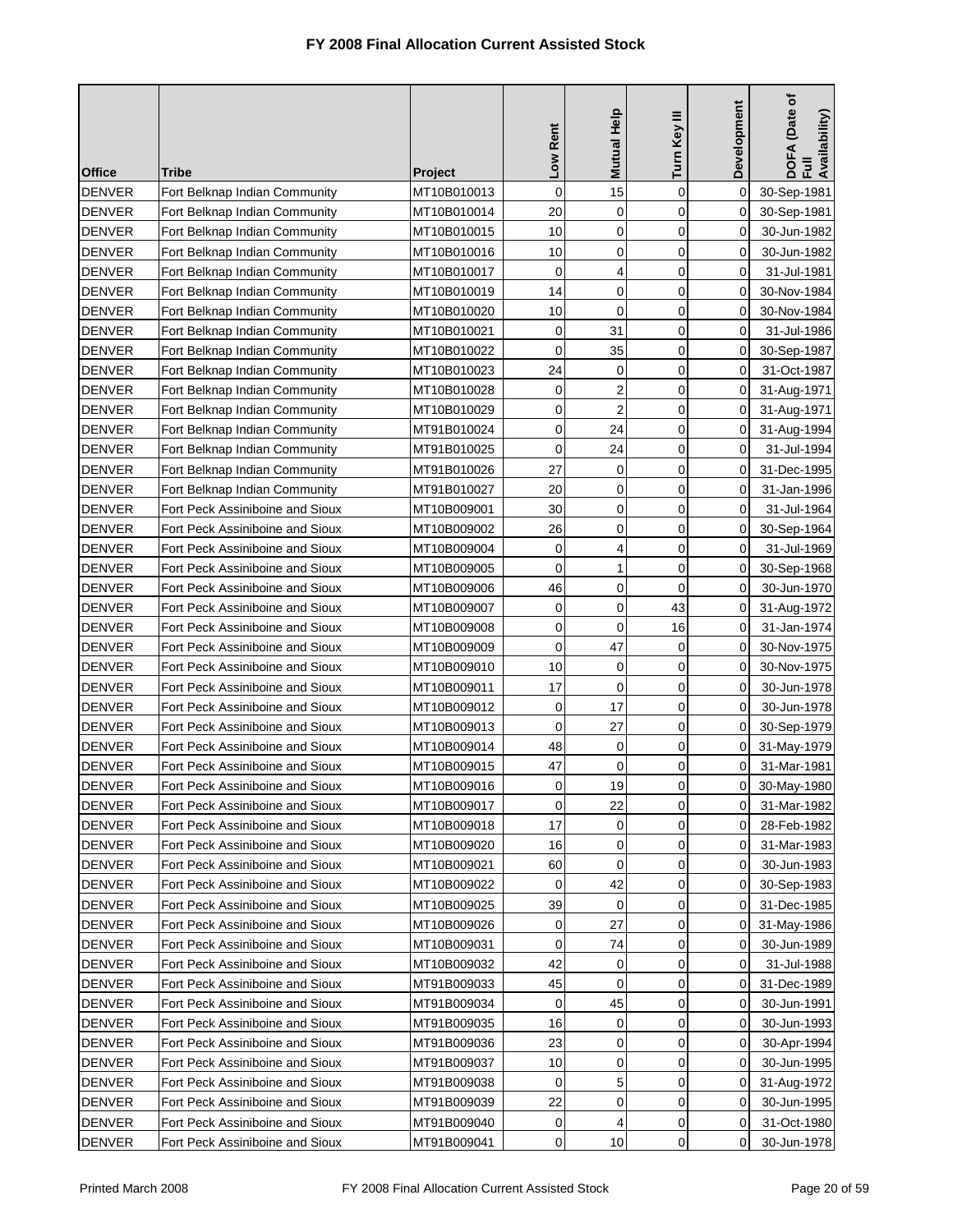# FY 2008 Final Allocation Current Assisted Stock

| Office | Tribe | Project | Low Rent | Mutual Help | Turn Key III | Development | DOFA (Date of Full Availability) |
|---|---|---|---|---|---|---|---|
| DENVER | Fort Belknap Indian Community | MT10B010013 | 0 | 15 | 0 | 0 | 30-Sep-1981 |
| DENVER | Fort Belknap Indian Community | MT10B010014 | 20 | 0 | 0 | 0 | 30-Sep-1981 |
| DENVER | Fort Belknap Indian Community | MT10B010015 | 10 | 0 | 0 | 0 | 30-Jun-1982 |
| DENVER | Fort Belknap Indian Community | MT10B010016 | 10 | 0 | 0 | 0 | 30-Jun-1982 |
| DENVER | Fort Belknap Indian Community | MT10B010017 | 0 | 4 | 0 | 0 | 31-Jul-1981 |
| DENVER | Fort Belknap Indian Community | MT10B010019 | 14 | 0 | 0 | 0 | 30-Nov-1984 |
| DENVER | Fort Belknap Indian Community | MT10B010020 | 10 | 0 | 0 | 0 | 30-Nov-1984 |
| DENVER | Fort Belknap Indian Community | MT10B010021 | 0 | 31 | 0 | 0 | 31-Jul-1986 |
| DENVER | Fort Belknap Indian Community | MT10B010022 | 0 | 35 | 0 | 0 | 30-Sep-1987 |
| DENVER | Fort Belknap Indian Community | MT10B010023 | 24 | 0 | 0 | 0 | 31-Oct-1987 |
| DENVER | Fort Belknap Indian Community | MT10B010028 | 0 | 2 | 0 | 0 | 31-Aug-1971 |
| DENVER | Fort Belknap Indian Community | MT10B010029 | 0 | 2 | 0 | 0 | 31-Aug-1971 |
| DENVER | Fort Belknap Indian Community | MT91B010024 | 0 | 24 | 0 | 0 | 31-Aug-1994 |
| DENVER | Fort Belknap Indian Community | MT91B010025 | 0 | 24 | 0 | 0 | 31-Jul-1994 |
| DENVER | Fort Belknap Indian Community | MT91B010026 | 27 | 0 | 0 | 0 | 31-Dec-1995 |
| DENVER | Fort Belknap Indian Community | MT91B010027 | 20 | 0 | 0 | 0 | 31-Jan-1996 |
| DENVER | Fort Peck Assiniboine and Sioux | MT10B009001 | 30 | 0 | 0 | 0 | 31-Jul-1964 |
| DENVER | Fort Peck Assiniboine and Sioux | MT10B009002 | 26 | 0 | 0 | 0 | 30-Sep-1964 |
| DENVER | Fort Peck Assiniboine and Sioux | MT10B009004 | 0 | 4 | 0 | 0 | 31-Jul-1969 |
| DENVER | Fort Peck Assiniboine and Sioux | MT10B009005 | 0 | 1 | 0 | 0 | 30-Sep-1968 |
| DENVER | Fort Peck Assiniboine and Sioux | MT10B009006 | 46 | 0 | 0 | 0 | 30-Jun-1970 |
| DENVER | Fort Peck Assiniboine and Sioux | MT10B009007 | 0 | 0 | 43 | 0 | 31-Aug-1972 |
| DENVER | Fort Peck Assiniboine and Sioux | MT10B009008 | 0 | 0 | 16 | 0 | 31-Jan-1974 |
| DENVER | Fort Peck Assiniboine and Sioux | MT10B009009 | 0 | 47 | 0 | 0 | 30-Nov-1975 |
| DENVER | Fort Peck Assiniboine and Sioux | MT10B009010 | 10 | 0 | 0 | 0 | 30-Nov-1975 |
| DENVER | Fort Peck Assiniboine and Sioux | MT10B009011 | 17 | 0 | 0 | 0 | 30-Jun-1978 |
| DENVER | Fort Peck Assiniboine and Sioux | MT10B009012 | 0 | 17 | 0 | 0 | 30-Jun-1978 |
| DENVER | Fort Peck Assiniboine and Sioux | MT10B009013 | 0 | 27 | 0 | 0 | 30-Sep-1979 |
| DENVER | Fort Peck Assiniboine and Sioux | MT10B009014 | 48 | 0 | 0 | 0 | 31-May-1979 |
| DENVER | Fort Peck Assiniboine and Sioux | MT10B009015 | 47 | 0 | 0 | 0 | 31-Mar-1981 |
| DENVER | Fort Peck Assiniboine and Sioux | MT10B009016 | 0 | 19 | 0 | 0 | 30-May-1980 |
| DENVER | Fort Peck Assiniboine and Sioux | MT10B009017 | 0 | 22 | 0 | 0 | 31-Mar-1982 |
| DENVER | Fort Peck Assiniboine and Sioux | MT10B009018 | 17 | 0 | 0 | 0 | 28-Feb-1982 |
| DENVER | Fort Peck Assiniboine and Sioux | MT10B009020 | 16 | 0 | 0 | 0 | 31-Mar-1983 |
| DENVER | Fort Peck Assiniboine and Sioux | MT10B009021 | 60 | 0 | 0 | 0 | 30-Jun-1983 |
| DENVER | Fort Peck Assiniboine and Sioux | MT10B009022 | 0 | 42 | 0 | 0 | 30-Sep-1983 |
| DENVER | Fort Peck Assiniboine and Sioux | MT10B009025 | 39 | 0 | 0 | 0 | 31-Dec-1985 |
| DENVER | Fort Peck Assiniboine and Sioux | MT10B009026 | 0 | 27 | 0 | 0 | 31-May-1986 |
| DENVER | Fort Peck Assiniboine and Sioux | MT10B009031 | 0 | 74 | 0 | 0 | 30-Jun-1989 |
| DENVER | Fort Peck Assiniboine and Sioux | MT10B009032 | 42 | 0 | 0 | 0 | 31-Jul-1988 |
| DENVER | Fort Peck Assiniboine and Sioux | MT91B009033 | 45 | 0 | 0 | 0 | 31-Dec-1989 |
| DENVER | Fort Peck Assiniboine and Sioux | MT91B009034 | 0 | 45 | 0 | 0 | 30-Jun-1991 |
| DENVER | Fort Peck Assiniboine and Sioux | MT91B009035 | 16 | 0 | 0 | 0 | 30-Jun-1993 |
| DENVER | Fort Peck Assiniboine and Sioux | MT91B009036 | 23 | 0 | 0 | 0 | 30-Apr-1994 |
| DENVER | Fort Peck Assiniboine and Sioux | MT91B009037 | 10 | 0 | 0 | 0 | 30-Jun-1995 |
| DENVER | Fort Peck Assiniboine and Sioux | MT91B009038 | 0 | 5 | 0 | 0 | 31-Aug-1972 |
| DENVER | Fort Peck Assiniboine and Sioux | MT91B009039 | 22 | 0 | 0 | 0 | 30-Jun-1995 |
| DENVER | Fort Peck Assiniboine and Sioux | MT91B009040 | 0 | 4 | 0 | 0 | 31-Oct-1980 |
| DENVER | Fort Peck Assiniboine and Sioux | MT91B009041 | 0 | 10 | 0 | 0 | 30-Jun-1978 |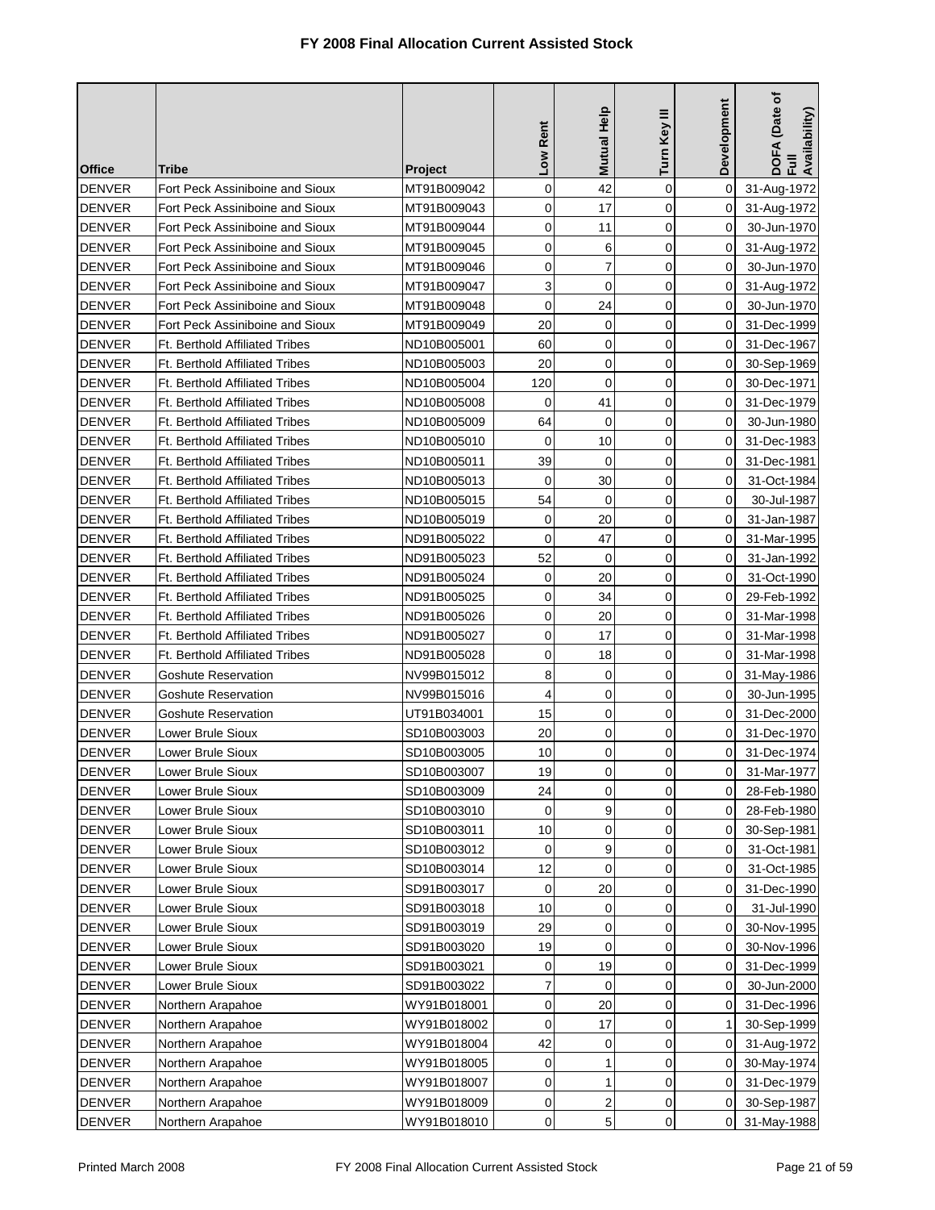# FY 2008 Final Allocation Current Assisted Stock

| Office | Tribe | Project | Low Rent | Mutual Help | Turn Key III | Development | DOFA (Date of Full Availability) |
|---|---|---|---|---|---|---|---|
| DENVER | Fort Peck Assiniboine and Sioux | MT91B009042 | 0 | 42 | 0 | 0 | 31-Aug-1972 |
| DENVER | Fort Peck Assiniboine and Sioux | MT91B009043 | 0 | 17 | 0 | 0 | 31-Aug-1972 |
| DENVER | Fort Peck Assiniboine and Sioux | MT91B009044 | 0 | 11 | 0 | 0 | 30-Jun-1970 |
| DENVER | Fort Peck Assiniboine and Sioux | MT91B009045 | 0 | 6 | 0 | 0 | 31-Aug-1972 |
| DENVER | Fort Peck Assiniboine and Sioux | MT91B009046 | 0 | 7 | 0 | 0 | 30-Jun-1970 |
| DENVER | Fort Peck Assiniboine and Sioux | MT91B009047 | 3 | 0 | 0 | 0 | 31-Aug-1972 |
| DENVER | Fort Peck Assiniboine and Sioux | MT91B009048 | 0 | 24 | 0 | 0 | 30-Jun-1970 |
| DENVER | Fort Peck Assiniboine and Sioux | MT91B009049 | 20 | 0 | 0 | 0 | 31-Dec-1999 |
| DENVER | Ft. Berthold Affiliated Tribes | ND10B005001 | 60 | 0 | 0 | 0 | 31-Dec-1967 |
| DENVER | Ft. Berthold Affiliated Tribes | ND10B005003 | 20 | 0 | 0 | 0 | 30-Sep-1969 |
| DENVER | Ft. Berthold Affiliated Tribes | ND10B005004 | 120 | 0 | 0 | 0 | 30-Dec-1971 |
| DENVER | Ft. Berthold Affiliated Tribes | ND10B005008 | 0 | 41 | 0 | 0 | 31-Dec-1979 |
| DENVER | Ft. Berthold Affiliated Tribes | ND10B005009 | 64 | 0 | 0 | 0 | 30-Jun-1980 |
| DENVER | Ft. Berthold Affiliated Tribes | ND10B005010 | 0 | 10 | 0 | 0 | 31-Dec-1983 |
| DENVER | Ft. Berthold Affiliated Tribes | ND10B005011 | 39 | 0 | 0 | 0 | 31-Dec-1981 |
| DENVER | Ft. Berthold Affiliated Tribes | ND10B005013 | 0 | 30 | 0 | 0 | 31-Oct-1984 |
| DENVER | Ft. Berthold Affiliated Tribes | ND10B005015 | 54 | 0 | 0 | 0 | 30-Jul-1987 |
| DENVER | Ft. Berthold Affiliated Tribes | ND10B005019 | 0 | 20 | 0 | 0 | 31-Jan-1987 |
| DENVER | Ft. Berthold Affiliated Tribes | ND91B005022 | 0 | 47 | 0 | 0 | 31-Mar-1995 |
| DENVER | Ft. Berthold Affiliated Tribes | ND91B005023 | 52 | 0 | 0 | 0 | 31-Jan-1992 |
| DENVER | Ft. Berthold Affiliated Tribes | ND91B005024 | 0 | 20 | 0 | 0 | 31-Oct-1990 |
| DENVER | Ft. Berthold Affiliated Tribes | ND91B005025 | 0 | 34 | 0 | 0 | 29-Feb-1992 |
| DENVER | Ft. Berthold Affiliated Tribes | ND91B005026 | 0 | 20 | 0 | 0 | 31-Mar-1998 |
| DENVER | Ft. Berthold Affiliated Tribes | ND91B005027 | 0 | 17 | 0 | 0 | 31-Mar-1998 |
| DENVER | Ft. Berthold Affiliated Tribes | ND91B005028 | 0 | 18 | 0 | 0 | 31-Mar-1998 |
| DENVER | Goshute Reservation | NV99B015012 | 8 | 0 | 0 | 0 | 31-May-1986 |
| DENVER | Goshute Reservation | NV99B015016 | 4 | 0 | 0 | 0 | 30-Jun-1995 |
| DENVER | Goshute Reservation | UT91B034001 | 15 | 0 | 0 | 0 | 31-Dec-2000 |
| DENVER | Lower Brule Sioux | SD10B003003 | 20 | 0 | 0 | 0 | 31-Dec-1970 |
| DENVER | Lower Brule Sioux | SD10B003005 | 10 | 0 | 0 | 0 | 31-Dec-1974 |
| DENVER | Lower Brule Sioux | SD10B003007 | 19 | 0 | 0 | 0 | 31-Mar-1977 |
| DENVER | Lower Brule Sioux | SD10B003009 | 24 | 0 | 0 | 0 | 28-Feb-1980 |
| DENVER | Lower Brule Sioux | SD10B003010 | 0 | 9 | 0 | 0 | 28-Feb-1980 |
| DENVER | Lower Brule Sioux | SD10B003011 | 10 | 0 | 0 | 0 | 30-Sep-1981 |
| DENVER | Lower Brule Sioux | SD10B003012 | 0 | 9 | 0 | 0 | 31-Oct-1981 |
| DENVER | Lower Brule Sioux | SD10B003014 | 12 | 0 | 0 | 0 | 31-Oct-1985 |
| DENVER | Lower Brule Sioux | SD91B003017 | 0 | 20 | 0 | 0 | 31-Dec-1990 |
| DENVER | Lower Brule Sioux | SD91B003018 | 10 | 0 | 0 | 0 | 31-Jul-1990 |
| DENVER | Lower Brule Sioux | SD91B003019 | 29 | 0 | 0 | 0 | 30-Nov-1995 |
| DENVER | Lower Brule Sioux | SD91B003020 | 19 | 0 | 0 | 0 | 30-Nov-1996 |
| DENVER | Lower Brule Sioux | SD91B003021 | 0 | 19 | 0 | 0 | 31-Dec-1999 |
| DENVER | Lower Brule Sioux | SD91B003022 | 7 | 0 | 0 | 0 | 30-Jun-2000 |
| DENVER | Northern Arapahoe | WY91B018001 | 0 | 20 | 0 | 0 | 31-Dec-1996 |
| DENVER | Northern Arapahoe | WY91B018002 | 0 | 17 | 0 | 1 | 30-Sep-1999 |
| DENVER | Northern Arapahoe | WY91B018004 | 42 | 0 | 0 | 0 | 31-Aug-1972 |
| DENVER | Northern Arapahoe | WY91B018005 | 0 | 1 | 0 | 0 | 30-May-1974 |
| DENVER | Northern Arapahoe | WY91B018007 | 0 | 1 | 0 | 0 | 31-Dec-1979 |
| DENVER | Northern Arapahoe | WY91B018009 | 0 | 2 | 0 | 0 | 30-Sep-1987 |
| DENVER | Northern Arapahoe | WY91B018010 | 0 | 5 | 0 | 0 | 31-May-1988 |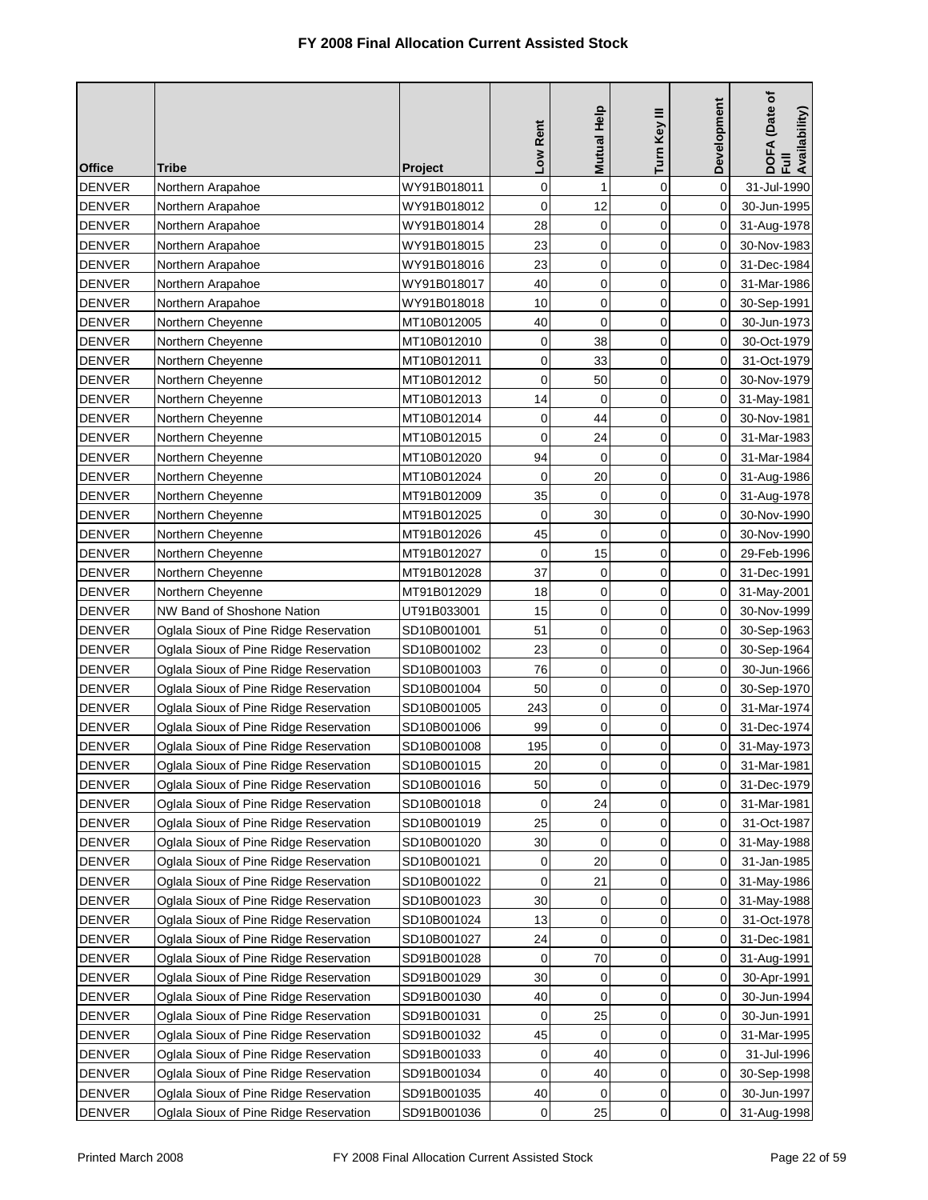# FY 2008 Final Allocation Current Assisted Stock

| Office | Tribe | Project | Low Rent | Mutual Help | Turn Key III | Development | DOFA (Date of Full Availability) |
|---|---|---|---|---|---|---|---|
| DENVER | Northern Arapahoe | WY91B018011 | 0 | 1 | 0 | 0 | 31-Jul-1990 |
| DENVER | Northern Arapahoe | WY91B018012 | 0 | 12 | 0 | 0 | 30-Jun-1995 |
| DENVER | Northern Arapahoe | WY91B018014 | 28 | 0 | 0 | 0 | 31-Aug-1978 |
| DENVER | Northern Arapahoe | WY91B018015 | 23 | 0 | 0 | 0 | 30-Nov-1983 |
| DENVER | Northern Arapahoe | WY91B018016 | 23 | 0 | 0 | 0 | 31-Dec-1984 |
| DENVER | Northern Arapahoe | WY91B018017 | 40 | 0 | 0 | 0 | 31-Mar-1986 |
| DENVER | Northern Arapahoe | WY91B018018 | 10 | 0 | 0 | 0 | 30-Sep-1991 |
| DENVER | Northern Cheyenne | MT10B012005 | 40 | 0 | 0 | 0 | 30-Jun-1973 |
| DENVER | Northern Cheyenne | MT10B012010 | 0 | 38 | 0 | 0 | 30-Oct-1979 |
| DENVER | Northern Cheyenne | MT10B012011 | 0 | 33 | 0 | 0 | 31-Oct-1979 |
| DENVER | Northern Cheyenne | MT10B012012 | 0 | 50 | 0 | 0 | 30-Nov-1979 |
| DENVER | Northern Cheyenne | MT10B012013 | 14 | 0 | 0 | 0 | 31-May-1981 |
| DENVER | Northern Cheyenne | MT10B012014 | 0 | 44 | 0 | 0 | 30-Nov-1981 |
| DENVER | Northern Cheyenne | MT10B012015 | 0 | 24 | 0 | 0 | 31-Mar-1983 |
| DENVER | Northern Cheyenne | MT10B012020 | 94 | 0 | 0 | 0 | 31-Mar-1984 |
| DENVER | Northern Cheyenne | MT10B012024 | 0 | 20 | 0 | 0 | 31-Aug-1986 |
| DENVER | Northern Cheyenne | MT91B012009 | 35 | 0 | 0 | 0 | 31-Aug-1978 |
| DENVER | Northern Cheyenne | MT91B012025 | 0 | 30 | 0 | 0 | 30-Nov-1990 |
| DENVER | Northern Cheyenne | MT91B012026 | 45 | 0 | 0 | 0 | 30-Nov-1990 |
| DENVER | Northern Cheyenne | MT91B012027 | 0 | 15 | 0 | 0 | 29-Feb-1996 |
| DENVER | Northern Cheyenne | MT91B012028 | 37 | 0 | 0 | 0 | 31-Dec-1991 |
| DENVER | Northern Cheyenne | MT91B012029 | 18 | 0 | 0 | 0 | 31-May-2001 |
| DENVER | NW Band of Shoshone Nation | UT91B033001 | 15 | 0 | 0 | 0 | 30-Nov-1999 |
| DENVER | Oglala Sioux of Pine Ridge Reservation | SD10B001001 | 51 | 0 | 0 | 0 | 30-Sep-1963 |
| DENVER | Oglala Sioux of Pine Ridge Reservation | SD10B001002 | 23 | 0 | 0 | 0 | 30-Sep-1964 |
| DENVER | Oglala Sioux of Pine Ridge Reservation | SD10B001003 | 76 | 0 | 0 | 0 | 30-Jun-1966 |
| DENVER | Oglala Sioux of Pine Ridge Reservation | SD10B001004 | 50 | 0 | 0 | 0 | 30-Sep-1970 |
| DENVER | Oglala Sioux of Pine Ridge Reservation | SD10B001005 | 243 | 0 | 0 | 0 | 31-Mar-1974 |
| DENVER | Oglala Sioux of Pine Ridge Reservation | SD10B001006 | 99 | 0 | 0 | 0 | 31-Dec-1974 |
| DENVER | Oglala Sioux of Pine Ridge Reservation | SD10B001008 | 195 | 0 | 0 | 0 | 31-May-1973 |
| DENVER | Oglala Sioux of Pine Ridge Reservation | SD10B001015 | 20 | 0 | 0 | 0 | 31-Mar-1981 |
| DENVER | Oglala Sioux of Pine Ridge Reservation | SD10B001016 | 50 | 0 | 0 | 0 | 31-Dec-1979 |
| DENVER | Oglala Sioux of Pine Ridge Reservation | SD10B001018 | 0 | 24 | 0 | 0 | 31-Mar-1981 |
| DENVER | Oglala Sioux of Pine Ridge Reservation | SD10B001019 | 25 | 0 | 0 | 0 | 31-Oct-1987 |
| DENVER | Oglala Sioux of Pine Ridge Reservation | SD10B001020 | 30 | 0 | 0 | 0 | 31-May-1988 |
| DENVER | Oglala Sioux of Pine Ridge Reservation | SD10B001021 | 0 | 20 | 0 | 0 | 31-Jan-1985 |
| DENVER | Oglala Sioux of Pine Ridge Reservation | SD10B001022 | 0 | 21 | 0 | 0 | 31-May-1986 |
| DENVER | Oglala Sioux of Pine Ridge Reservation | SD10B001023 | 30 | 0 | 0 | 0 | 31-May-1988 |
| DENVER | Oglala Sioux of Pine Ridge Reservation | SD10B001024 | 13 | 0 | 0 | 0 | 31-Oct-1978 |
| DENVER | Oglala Sioux of Pine Ridge Reservation | SD10B001027 | 24 | 0 | 0 | 0 | 31-Dec-1981 |
| DENVER | Oglala Sioux of Pine Ridge Reservation | SD91B001028 | 0 | 70 | 0 | 0 | 31-Aug-1991 |
| DENVER | Oglala Sioux of Pine Ridge Reservation | SD91B001029 | 30 | 0 | 0 | 0 | 30-Apr-1991 |
| DENVER | Oglala Sioux of Pine Ridge Reservation | SD91B001030 | 40 | 0 | 0 | 0 | 30-Jun-1994 |
| DENVER | Oglala Sioux of Pine Ridge Reservation | SD91B001031 | 0 | 25 | 0 | 0 | 30-Jun-1991 |
| DENVER | Oglala Sioux of Pine Ridge Reservation | SD91B001032 | 45 | 0 | 0 | 0 | 31-Mar-1995 |
| DENVER | Oglala Sioux of Pine Ridge Reservation | SD91B001033 | 0 | 40 | 0 | 0 | 31-Jul-1996 |
| DENVER | Oglala Sioux of Pine Ridge Reservation | SD91B001034 | 0 | 40 | 0 | 0 | 30-Sep-1998 |
| DENVER | Oglala Sioux of Pine Ridge Reservation | SD91B001035 | 40 | 0 | 0 | 0 | 30-Jun-1997 |
| DENVER | Oglala Sioux of Pine Ridge Reservation | SD91B001036 | 0 | 25 | 0 | 0 | 31-Aug-1998 |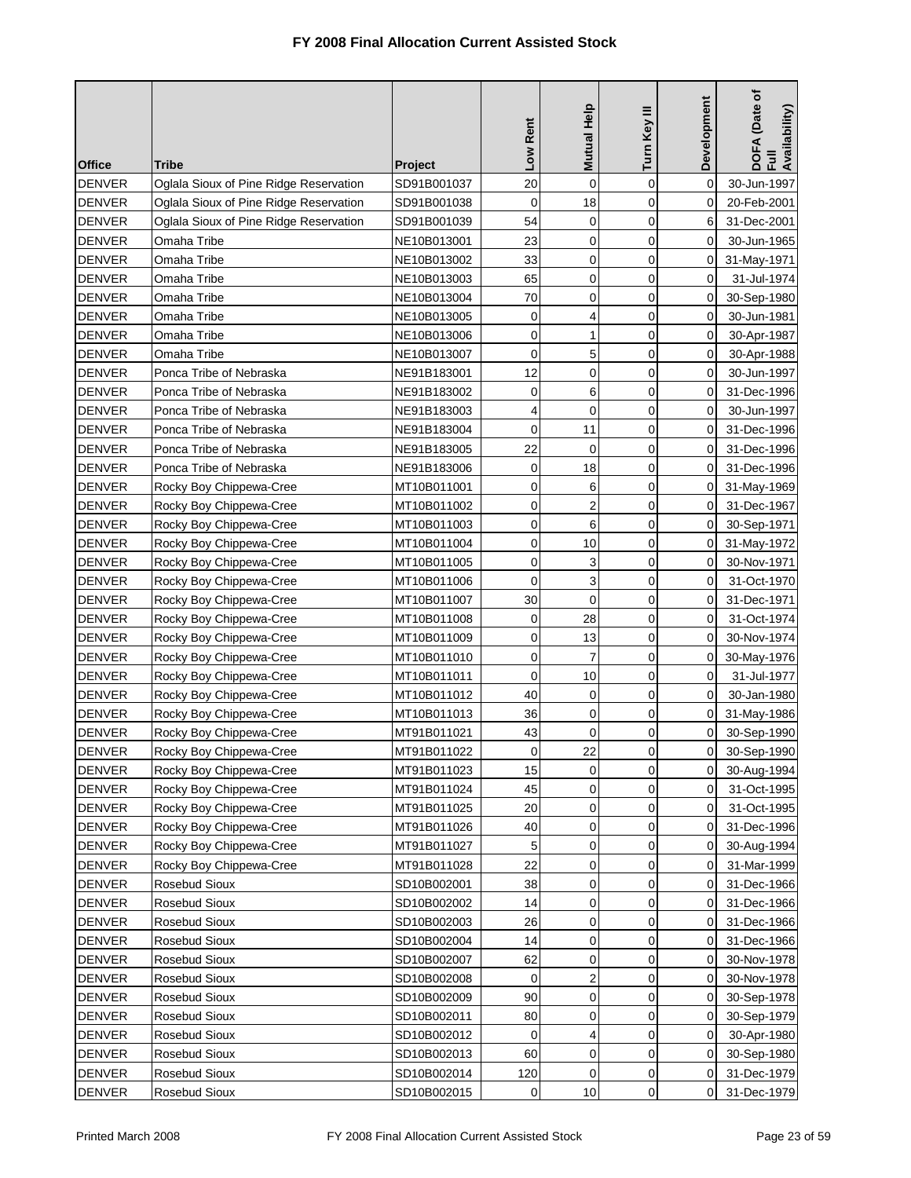# FY 2008 Final Allocation Current Assisted Stock

| Office | Tribe | Project | Low Rent | Mutual Help | Turn Key III | Development | DOFA (Date of Full Availability) |
|---|---|---|---|---|---|---|---|
| DENVER | Oglala Sioux of Pine Ridge Reservation | SD91B001037 | 20 | 0 | 0 | 0 | 30-Jun-1997 |
| DENVER | Oglala Sioux of Pine Ridge Reservation | SD91B001038 | 0 | 18 | 0 | 0 | 20-Feb-2001 |
| DENVER | Oglala Sioux of Pine Ridge Reservation | SD91B001039 | 54 | 0 | 0 | 6 | 31-Dec-2001 |
| DENVER | Omaha Tribe | NE10B013001 | 23 | 0 | 0 | 0 | 30-Jun-1965 |
| DENVER | Omaha Tribe | NE10B013002 | 33 | 0 | 0 | 0 | 31-May-1971 |
| DENVER | Omaha Tribe | NE10B013003 | 65 | 0 | 0 | 0 | 31-Jul-1974 |
| DENVER | Omaha Tribe | NE10B013004 | 70 | 0 | 0 | 0 | 30-Sep-1980 |
| DENVER | Omaha Tribe | NE10B013005 | 0 | 4 | 0 | 0 | 30-Jun-1981 |
| DENVER | Omaha Tribe | NE10B013006 | 0 | 1 | 0 | 0 | 30-Apr-1987 |
| DENVER | Omaha Tribe | NE10B013007 | 0 | 5 | 0 | 0 | 30-Apr-1988 |
| DENVER | Ponca Tribe of Nebraska | NE91B183001 | 12 | 0 | 0 | 0 | 30-Jun-1997 |
| DENVER | Ponca Tribe of Nebraska | NE91B183002 | 0 | 6 | 0 | 0 | 31-Dec-1996 |
| DENVER | Ponca Tribe of Nebraska | NE91B183003 | 4 | 0 | 0 | 0 | 30-Jun-1997 |
| DENVER | Ponca Tribe of Nebraska | NE91B183004 | 0 | 11 | 0 | 0 | 31-Dec-1996 |
| DENVER | Ponca Tribe of Nebraska | NE91B183005 | 22 | 0 | 0 | 0 | 31-Dec-1996 |
| DENVER | Ponca Tribe of Nebraska | NE91B183006 | 0 | 18 | 0 | 0 | 31-Dec-1996 |
| DENVER | Rocky Boy Chippewa-Cree | MT10B011001 | 0 | 6 | 0 | 0 | 31-May-1969 |
| DENVER | Rocky Boy Chippewa-Cree | MT10B011002 | 0 | 2 | 0 | 0 | 31-Dec-1967 |
| DENVER | Rocky Boy Chippewa-Cree | MT10B011003 | 0 | 6 | 0 | 0 | 30-Sep-1971 |
| DENVER | Rocky Boy Chippewa-Cree | MT10B011004 | 0 | 10 | 0 | 0 | 31-May-1972 |
| DENVER | Rocky Boy Chippewa-Cree | MT10B011005 | 0 | 3 | 0 | 0 | 30-Nov-1971 |
| DENVER | Rocky Boy Chippewa-Cree | MT10B011006 | 0 | 3 | 0 | 0 | 31-Oct-1970 |
| DENVER | Rocky Boy Chippewa-Cree | MT10B011007 | 30 | 0 | 0 | 0 | 31-Dec-1971 |
| DENVER | Rocky Boy Chippewa-Cree | MT10B011008 | 0 | 28 | 0 | 0 | 31-Oct-1974 |
| DENVER | Rocky Boy Chippewa-Cree | MT10B011009 | 0 | 13 | 0 | 0 | 30-Nov-1974 |
| DENVER | Rocky Boy Chippewa-Cree | MT10B011010 | 0 | 7 | 0 | 0 | 30-May-1976 |
| DENVER | Rocky Boy Chippewa-Cree | MT10B011011 | 0 | 10 | 0 | 0 | 31-Jul-1977 |
| DENVER | Rocky Boy Chippewa-Cree | MT10B011012 | 40 | 0 | 0 | 0 | 30-Jan-1980 |
| DENVER | Rocky Boy Chippewa-Cree | MT10B011013 | 36 | 0 | 0 | 0 | 31-May-1986 |
| DENVER | Rocky Boy Chippewa-Cree | MT91B011021 | 43 | 0 | 0 | 0 | 30-Sep-1990 |
| DENVER | Rocky Boy Chippewa-Cree | MT91B011022 | 0 | 22 | 0 | 0 | 30-Sep-1990 |
| DENVER | Rocky Boy Chippewa-Cree | MT91B011023 | 15 | 0 | 0 | 0 | 30-Aug-1994 |
| DENVER | Rocky Boy Chippewa-Cree | MT91B011024 | 45 | 0 | 0 | 0 | 31-Oct-1995 |
| DENVER | Rocky Boy Chippewa-Cree | MT91B011025 | 20 | 0 | 0 | 0 | 31-Oct-1995 |
| DENVER | Rocky Boy Chippewa-Cree | MT91B011026 | 40 | 0 | 0 | 0 | 31-Dec-1996 |
| DENVER | Rocky Boy Chippewa-Cree | MT91B011027 | 5 | 0 | 0 | 0 | 30-Aug-1994 |
| DENVER | Rocky Boy Chippewa-Cree | MT91B011028 | 22 | 0 | 0 | 0 | 31-Mar-1999 |
| DENVER | Rosebud Sioux | SD10B002001 | 38 | 0 | 0 | 0 | 31-Dec-1966 |
| DENVER | Rosebud Sioux | SD10B002002 | 14 | 0 | 0 | 0 | 31-Dec-1966 |
| DENVER | Rosebud Sioux | SD10B002003 | 26 | 0 | 0 | 0 | 31-Dec-1966 |
| DENVER | Rosebud Sioux | SD10B002004 | 14 | 0 | 0 | 0 | 31-Dec-1966 |
| DENVER | Rosebud Sioux | SD10B002007 | 62 | 0 | 0 | 0 | 30-Nov-1978 |
| DENVER | Rosebud Sioux | SD10B002008 | 0 | 2 | 0 | 0 | 30-Nov-1978 |
| DENVER | Rosebud Sioux | SD10B002009 | 90 | 0 | 0 | 0 | 30-Sep-1978 |
| DENVER | Rosebud Sioux | SD10B002011 | 80 | 0 | 0 | 0 | 30-Sep-1979 |
| DENVER | Rosebud Sioux | SD10B002012 | 0 | 4 | 0 | 0 | 30-Apr-1980 |
| DENVER | Rosebud Sioux | SD10B002013 | 60 | 0 | 0 | 0 | 30-Sep-1980 |
| DENVER | Rosebud Sioux | SD10B002014 | 120 | 0 | 0 | 0 | 31-Dec-1979 |
| DENVER | Rosebud Sioux | SD10B002015 | 0 | 10 | 0 | 0 | 31-Dec-1979 |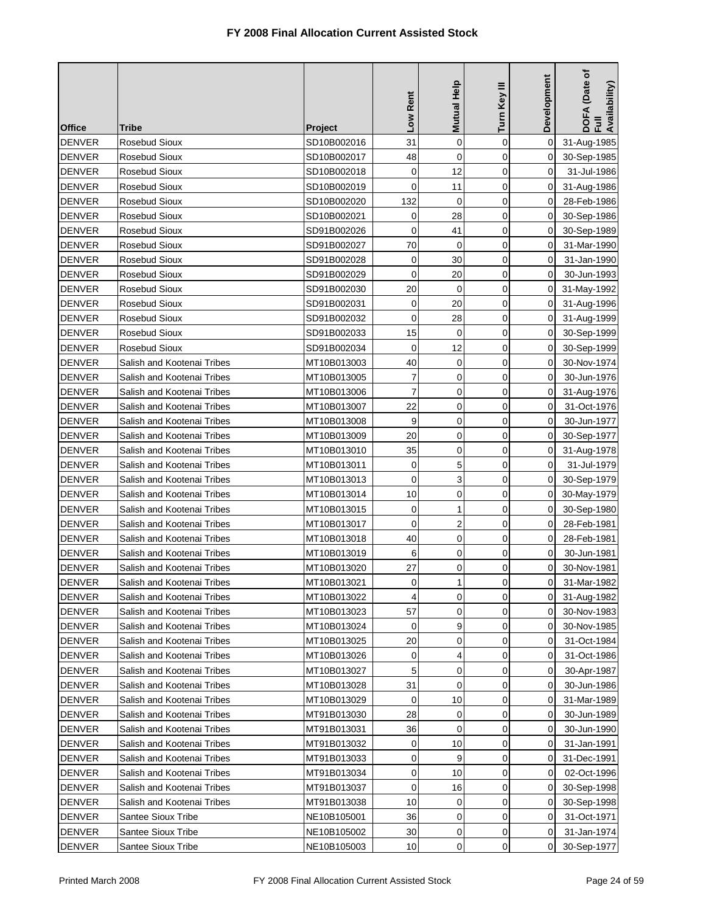# FY 2008 Final Allocation Current Assisted Stock

| Office | Tribe | Project | Low Rent | Mutual Help | Turn Key III | Development | DOFA (Date of Full Availability) |
|---|---|---|---|---|---|---|---|
| DENVER | Rosebud Sioux | SD10B002016 | 31 | 0 | 0 | 0 | 31-Aug-1985 |
| DENVER | Rosebud Sioux | SD10B002017 | 48 | 0 | 0 | 0 | 30-Sep-1985 |
| DENVER | Rosebud Sioux | SD10B002018 | 0 | 12 | 0 | 0 | 31-Jul-1986 |
| DENVER | Rosebud Sioux | SD10B002019 | 0 | 11 | 0 | 0 | 31-Aug-1986 |
| DENVER | Rosebud Sioux | SD10B002020 | 132 | 0 | 0 | 0 | 28-Feb-1986 |
| DENVER | Rosebud Sioux | SD10B002021 | 0 | 28 | 0 | 0 | 30-Sep-1986 |
| DENVER | Rosebud Sioux | SD91B002026 | 0 | 41 | 0 | 0 | 30-Sep-1989 |
| DENVER | Rosebud Sioux | SD91B002027 | 70 | 0 | 0 | 0 | 31-Mar-1990 |
| DENVER | Rosebud Sioux | SD91B002028 | 0 | 30 | 0 | 0 | 31-Jan-1990 |
| DENVER | Rosebud Sioux | SD91B002029 | 0 | 20 | 0 | 0 | 30-Jun-1993 |
| DENVER | Rosebud Sioux | SD91B002030 | 20 | 0 | 0 | 0 | 31-May-1992 |
| DENVER | Rosebud Sioux | SD91B002031 | 0 | 20 | 0 | 0 | 31-Aug-1996 |
| DENVER | Rosebud Sioux | SD91B002032 | 0 | 28 | 0 | 0 | 31-Aug-1999 |
| DENVER | Rosebud Sioux | SD91B002033 | 15 | 0 | 0 | 0 | 30-Sep-1999 |
| DENVER | Rosebud Sioux | SD91B002034 | 0 | 12 | 0 | 0 | 30-Sep-1999 |
| DENVER | Salish and Kootenai Tribes | MT10B013003 | 40 | 0 | 0 | 0 | 30-Nov-1974 |
| DENVER | Salish and Kootenai Tribes | MT10B013005 | 7 | 0 | 0 | 0 | 30-Jun-1976 |
| DENVER | Salish and Kootenai Tribes | MT10B013006 | 7 | 0 | 0 | 0 | 31-Aug-1976 |
| DENVER | Salish and Kootenai Tribes | MT10B013007 | 22 | 0 | 0 | 0 | 31-Oct-1976 |
| DENVER | Salish and Kootenai Tribes | MT10B013008 | 9 | 0 | 0 | 0 | 30-Jun-1977 |
| DENVER | Salish and Kootenai Tribes | MT10B013009 | 20 | 0 | 0 | 0 | 30-Sep-1977 |
| DENVER | Salish and Kootenai Tribes | MT10B013010 | 35 | 0 | 0 | 0 | 31-Aug-1978 |
| DENVER | Salish and Kootenai Tribes | MT10B013011 | 0 | 5 | 0 | 0 | 31-Jul-1979 |
| DENVER | Salish and Kootenai Tribes | MT10B013013 | 0 | 3 | 0 | 0 | 30-Sep-1979 |
| DENVER | Salish and Kootenai Tribes | MT10B013014 | 10 | 0 | 0 | 0 | 30-May-1979 |
| DENVER | Salish and Kootenai Tribes | MT10B013015 | 0 | 1 | 0 | 0 | 30-Sep-1980 |
| DENVER | Salish and Kootenai Tribes | MT10B013017 | 0 | 2 | 0 | 0 | 28-Feb-1981 |
| DENVER | Salish and Kootenai Tribes | MT10B013018 | 40 | 0 | 0 | 0 | 28-Feb-1981 |
| DENVER | Salish and Kootenai Tribes | MT10B013019 | 6 | 0 | 0 | 0 | 30-Jun-1981 |
| DENVER | Salish and Kootenai Tribes | MT10B013020 | 27 | 0 | 0 | 0 | 30-Nov-1981 |
| DENVER | Salish and Kootenai Tribes | MT10B013021 | 0 | 1 | 0 | 0 | 31-Mar-1982 |
| DENVER | Salish and Kootenai Tribes | MT10B013022 | 4 | 0 | 0 | 0 | 31-Aug-1982 |
| DENVER | Salish and Kootenai Tribes | MT10B013023 | 57 | 0 | 0 | 0 | 30-Nov-1983 |
| DENVER | Salish and Kootenai Tribes | MT10B013024 | 0 | 9 | 0 | 0 | 30-Nov-1985 |
| DENVER | Salish and Kootenai Tribes | MT10B013025 | 20 | 0 | 0 | 0 | 31-Oct-1984 |
| DENVER | Salish and Kootenai Tribes | MT10B013026 | 0 | 4 | 0 | 0 | 31-Oct-1986 |
| DENVER | Salish and Kootenai Tribes | MT10B013027 | 5 | 0 | 0 | 0 | 30-Apr-1987 |
| DENVER | Salish and Kootenai Tribes | MT10B013028 | 31 | 0 | 0 | 0 | 30-Jun-1986 |
| DENVER | Salish and Kootenai Tribes | MT10B013029 | 0 | 10 | 0 | 0 | 31-Mar-1989 |
| DENVER | Salish and Kootenai Tribes | MT91B013030 | 28 | 0 | 0 | 0 | 30-Jun-1989 |
| DENVER | Salish and Kootenai Tribes | MT91B013031 | 36 | 0 | 0 | 0 | 30-Jun-1990 |
| DENVER | Salish and Kootenai Tribes | MT91B013032 | 0 | 10 | 0 | 0 | 31-Jan-1991 |
| DENVER | Salish and Kootenai Tribes | MT91B013033 | 0 | 9 | 0 | 0 | 31-Dec-1991 |
| DENVER | Salish and Kootenai Tribes | MT91B013034 | 0 | 10 | 0 | 0 | 02-Oct-1996 |
| DENVER | Salish and Kootenai Tribes | MT91B013037 | 0 | 16 | 0 | 0 | 30-Sep-1998 |
| DENVER | Salish and Kootenai Tribes | MT91B013038 | 10 | 0 | 0 | 0 | 30-Sep-1998 |
| DENVER | Santee Sioux Tribe | NE10B105001 | 36 | 0 | 0 | 0 | 31-Oct-1971 |
| DENVER | Santee Sioux Tribe | NE10B105002 | 30 | 0 | 0 | 0 | 31-Jan-1974 |
| DENVER | Santee Sioux Tribe | NE10B105003 | 10 | 0 | 0 | 0 | 30-Sep-1977 |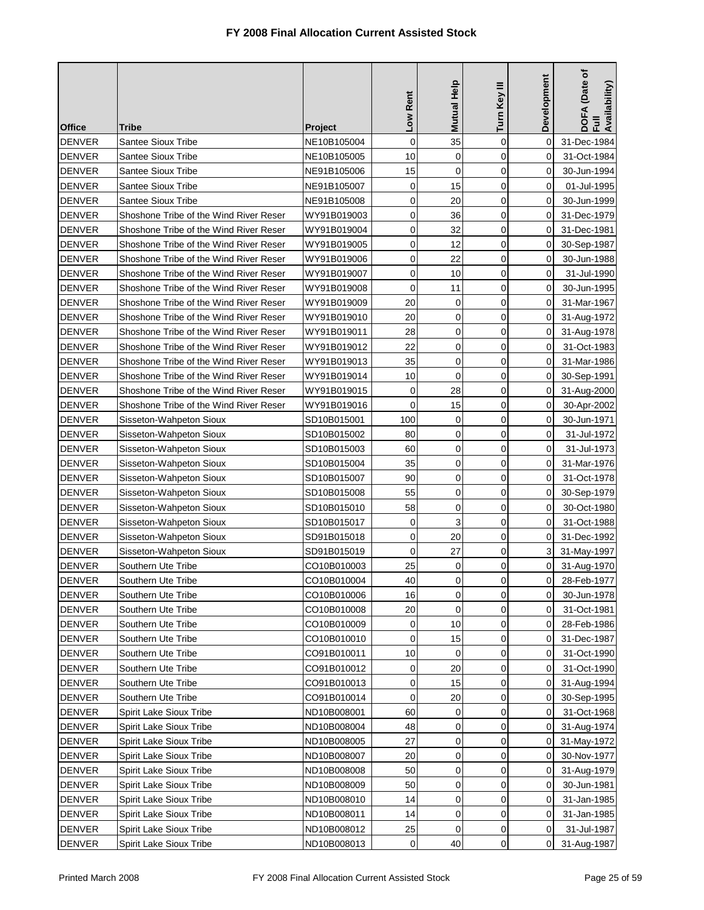# FY 2008 Final Allocation Current Assisted Stock

| Office | Tribe | Project | Low Rent | Mutual Help | Turn Key III | Development | DOFA (Date of Full Availability) |
|---|---|---|---|---|---|---|---|
| DENVER | Santee Sioux Tribe | NE10B105004 | 0 | 35 | 0 | 0 | 31-Dec-1984 |
| DENVER | Santee Sioux Tribe | NE10B105005 | 10 | 0 | 0 | 0 | 31-Oct-1984 |
| DENVER | Santee Sioux Tribe | NE91B105006 | 15 | 0 | 0 | 0 | 30-Jun-1994 |
| DENVER | Santee Sioux Tribe | NE91B105007 | 0 | 15 | 0 | 0 | 01-Jul-1995 |
| DENVER | Santee Sioux Tribe | NE91B105008 | 0 | 20 | 0 | 0 | 30-Jun-1999 |
| DENVER | Shoshone Tribe of the Wind River Reser | WY91B019003 | 0 | 36 | 0 | 0 | 31-Dec-1979 |
| DENVER | Shoshone Tribe of the Wind River Reser | WY91B019004 | 0 | 32 | 0 | 0 | 31-Dec-1981 |
| DENVER | Shoshone Tribe of the Wind River Reser | WY91B019005 | 0 | 12 | 0 | 0 | 30-Sep-1987 |
| DENVER | Shoshone Tribe of the Wind River Reser | WY91B019006 | 0 | 22 | 0 | 0 | 30-Jun-1988 |
| DENVER | Shoshone Tribe of the Wind River Reser | WY91B019007 | 0 | 10 | 0 | 0 | 31-Jul-1990 |
| DENVER | Shoshone Tribe of the Wind River Reser | WY91B019008 | 0 | 11 | 0 | 0 | 30-Jun-1995 |
| DENVER | Shoshone Tribe of the Wind River Reser | WY91B019009 | 20 | 0 | 0 | 0 | 31-Mar-1967 |
| DENVER | Shoshone Tribe of the Wind River Reser | WY91B019010 | 20 | 0 | 0 | 0 | 31-Aug-1972 |
| DENVER | Shoshone Tribe of the Wind River Reser | WY91B019011 | 28 | 0 | 0 | 0 | 31-Aug-1978 |
| DENVER | Shoshone Tribe of the Wind River Reser | WY91B019012 | 22 | 0 | 0 | 0 | 31-Oct-1983 |
| DENVER | Shoshone Tribe of the Wind River Reser | WY91B019013 | 35 | 0 | 0 | 0 | 31-Mar-1986 |
| DENVER | Shoshone Tribe of the Wind River Reser | WY91B019014 | 10 | 0 | 0 | 0 | 30-Sep-1991 |
| DENVER | Shoshone Tribe of the Wind River Reser | WY91B019015 | 0 | 28 | 0 | 0 | 31-Aug-2000 |
| DENVER | Shoshone Tribe of the Wind River Reser | WY91B019016 | 0 | 15 | 0 | 0 | 30-Apr-2002 |
| DENVER | Sisseton-Wahpeton Sioux | SD10B015001 | 100 | 0 | 0 | 0 | 30-Jun-1971 |
| DENVER | Sisseton-Wahpeton Sioux | SD10B015002 | 80 | 0 | 0 | 0 | 31-Jul-1972 |
| DENVER | Sisseton-Wahpeton Sioux | SD10B015003 | 60 | 0 | 0 | 0 | 31-Jul-1973 |
| DENVER | Sisseton-Wahpeton Sioux | SD10B015004 | 35 | 0 | 0 | 0 | 31-Mar-1976 |
| DENVER | Sisseton-Wahpeton Sioux | SD10B015007 | 90 | 0 | 0 | 0 | 31-Oct-1978 |
| DENVER | Sisseton-Wahpeton Sioux | SD10B015008 | 55 | 0 | 0 | 0 | 30-Sep-1979 |
| DENVER | Sisseton-Wahpeton Sioux | SD10B015010 | 58 | 0 | 0 | 0 | 30-Oct-1980 |
| DENVER | Sisseton-Wahpeton Sioux | SD10B015017 | 0 | 3 | 0 | 0 | 31-Oct-1988 |
| DENVER | Sisseton-Wahpeton Sioux | SD91B015018 | 0 | 20 | 0 | 0 | 31-Dec-1992 |
| DENVER | Sisseton-Wahpeton Sioux | SD91B015019 | 0 | 27 | 0 | 3 | 31-May-1997 |
| DENVER | Southern Ute Tribe | CO10B010003 | 25 | 0 | 0 | 0 | 31-Aug-1970 |
| DENVER | Southern Ute Tribe | CO10B010004 | 40 | 0 | 0 | 0 | 28-Feb-1977 |
| DENVER | Southern Ute Tribe | CO10B010006 | 16 | 0 | 0 | 0 | 30-Jun-1978 |
| DENVER | Southern Ute Tribe | CO10B010008 | 20 | 0 | 0 | 0 | 31-Oct-1981 |
| DENVER | Southern Ute Tribe | CO10B010009 | 0 | 10 | 0 | 0 | 28-Feb-1986 |
| DENVER | Southern Ute Tribe | CO10B010010 | 0 | 15 | 0 | 0 | 31-Dec-1987 |
| DENVER | Southern Ute Tribe | CO91B010011 | 10 | 0 | 0 | 0 | 31-Oct-1990 |
| DENVER | Southern Ute Tribe | CO91B010012 | 0 | 20 | 0 | 0 | 31-Oct-1990 |
| DENVER | Southern Ute Tribe | CO91B010013 | 0 | 15 | 0 | 0 | 31-Aug-1994 |
| DENVER | Southern Ute Tribe | CO91B010014 | 0 | 20 | 0 | 0 | 30-Sep-1995 |
| DENVER | Spirit Lake Sioux Tribe | ND10B008001 | 60 | 0 | 0 | 0 | 31-Oct-1968 |
| DENVER | Spirit Lake Sioux Tribe | ND10B008004 | 48 | 0 | 0 | 0 | 31-Aug-1974 |
| DENVER | Spirit Lake Sioux Tribe | ND10B008005 | 27 | 0 | 0 | 0 | 31-May-1972 |
| DENVER | Spirit Lake Sioux Tribe | ND10B008007 | 20 | 0 | 0 | 0 | 30-Nov-1977 |
| DENVER | Spirit Lake Sioux Tribe | ND10B008008 | 50 | 0 | 0 | 0 | 31-Aug-1979 |
| DENVER | Spirit Lake Sioux Tribe | ND10B008009 | 50 | 0 | 0 | 0 | 30-Jun-1981 |
| DENVER | Spirit Lake Sioux Tribe | ND10B008010 | 14 | 0 | 0 | 0 | 31-Jan-1985 |
| DENVER | Spirit Lake Sioux Tribe | ND10B008011 | 14 | 0 | 0 | 0 | 31-Jan-1985 |
| DENVER | Spirit Lake Sioux Tribe | ND10B008012 | 25 | 0 | 0 | 0 | 31-Jul-1987 |
| DENVER | Spirit Lake Sioux Tribe | ND10B008013 | 0 | 40 | 0 | 0 | 31-Aug-1987 |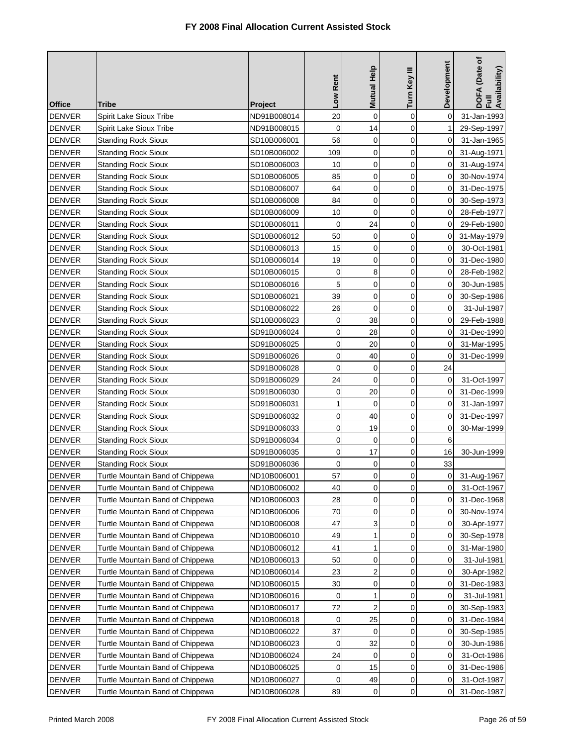# FY 2008 Final Allocation Current Assisted Stock

| Office | Tribe | Project | Low Rent | Mutual Help | Turn Key III | Development | DOFA (Date of Full Availability) |
|---|---|---|---|---|---|---|---|
| DENVER | Spirit Lake Sioux Tribe | ND91B008014 | 20 | 0 | 0 | 0 | 31-Jan-1993 |
| DENVER | Spirit Lake Sioux Tribe | ND91B008015 | 0 | 14 | 0 | 1 | 29-Sep-1997 |
| DENVER | Standing Rock Sioux | SD10B006001 | 56 | 0 | 0 | 0 | 31-Jan-1965 |
| DENVER | Standing Rock Sioux | SD10B006002 | 109 | 0 | 0 | 0 | 31-Aug-1971 |
| DENVER | Standing Rock Sioux | SD10B006003 | 10 | 0 | 0 | 0 | 31-Aug-1974 |
| DENVER | Standing Rock Sioux | SD10B006005 | 85 | 0 | 0 | 0 | 30-Nov-1974 |
| DENVER | Standing Rock Sioux | SD10B006007 | 64 | 0 | 0 | 0 | 31-Dec-1975 |
| DENVER | Standing Rock Sioux | SD10B006008 | 84 | 0 | 0 | 0 | 30-Sep-1973 |
| DENVER | Standing Rock Sioux | SD10B006009 | 10 | 0 | 0 | 0 | 28-Feb-1977 |
| DENVER | Standing Rock Sioux | SD10B006011 | 0 | 24 | 0 | 0 | 29-Feb-1980 |
| DENVER | Standing Rock Sioux | SD10B006012 | 50 | 0 | 0 | 0 | 31-May-1979 |
| DENVER | Standing Rock Sioux | SD10B006013 | 15 | 0 | 0 | 0 | 30-Oct-1981 |
| DENVER | Standing Rock Sioux | SD10B006014 | 19 | 0 | 0 | 0 | 31-Dec-1980 |
| DENVER | Standing Rock Sioux | SD10B006015 | 0 | 8 | 0 | 0 | 28-Feb-1982 |
| DENVER | Standing Rock Sioux | SD10B006016 | 5 | 0 | 0 | 0 | 30-Jun-1985 |
| DENVER | Standing Rock Sioux | SD10B006021 | 39 | 0 | 0 | 0 | 30-Sep-1986 |
| DENVER | Standing Rock Sioux | SD10B006022 | 26 | 0 | 0 | 0 | 31-Jul-1987 |
| DENVER | Standing Rock Sioux | SD10B006023 | 0 | 38 | 0 | 0 | 29-Feb-1988 |
| DENVER | Standing Rock Sioux | SD91B006024 | 0 | 28 | 0 | 0 | 31-Dec-1990 |
| DENVER | Standing Rock Sioux | SD91B006025 | 0 | 20 | 0 | 0 | 31-Mar-1995 |
| DENVER | Standing Rock Sioux | SD91B006026 | 0 | 40 | 0 | 0 | 31-Dec-1999 |
| DENVER | Standing Rock Sioux | SD91B006028 | 0 | 0 | 0 | 24 | |
| DENVER | Standing Rock Sioux | SD91B006029 | 24 | 0 | 0 | 0 | 31-Oct-1997 |
| DENVER | Standing Rock Sioux | SD91B006030 | 0 | 20 | 0 | 0 | 31-Dec-1999 |
| DENVER | Standing Rock Sioux | SD91B006031 | 1 | 0 | 0 | 0 | 31-Jan-1997 |
| DENVER | Standing Rock Sioux | SD91B006032 | 0 | 40 | 0 | 0 | 31-Dec-1997 |
| DENVER | Standing Rock Sioux | SD91B006033 | 0 | 19 | 0 | 0 | 30-Mar-1999 |
| DENVER | Standing Rock Sioux | SD91B006034 | 0 | 0 | 0 | 6 | |
| DENVER | Standing Rock Sioux | SD91B006035 | 0 | 17 | 0 | 16 | 30-Jun-1999 |
| DENVER | Standing Rock Sioux | SD91B006036 | 0 | 0 | 0 | 33 | |
| DENVER | Turtle Mountain Band of Chippewa | ND10B006001 | 57 | 0 | 0 | 0 | 31-Aug-1967 |
| DENVER | Turtle Mountain Band of Chippewa | ND10B006002 | 40 | 0 | 0 | 0 | 31-Oct-1967 |
| DENVER | Turtle Mountain Band of Chippewa | ND10B006003 | 28 | 0 | 0 | 0 | 31-Dec-1968 |
| DENVER | Turtle Mountain Band of Chippewa | ND10B006006 | 70 | 0 | 0 | 0 | 30-Nov-1974 |
| DENVER | Turtle Mountain Band of Chippewa | ND10B006008 | 47 | 3 | 0 | 0 | 30-Apr-1977 |
| DENVER | Turtle Mountain Band of Chippewa | ND10B006010 | 49 | 1 | 0 | 0 | 30-Sep-1978 |
| DENVER | Turtle Mountain Band of Chippewa | ND10B006012 | 41 | 1 | 0 | 0 | 31-Mar-1980 |
| DENVER | Turtle Mountain Band of Chippewa | ND10B006013 | 50 | 0 | 0 | 0 | 31-Jul-1981 |
| DENVER | Turtle Mountain Band of Chippewa | ND10B006014 | 23 | 2 | 0 | 0 | 30-Apr-1982 |
| DENVER | Turtle Mountain Band of Chippewa | ND10B006015 | 30 | 0 | 0 | 0 | 31-Dec-1983 |
| DENVER | Turtle Mountain Band of Chippewa | ND10B006016 | 0 | 1 | 0 | 0 | 31-Jul-1981 |
| DENVER | Turtle Mountain Band of Chippewa | ND10B006017 | 72 | 2 | 0 | 0 | 30-Sep-1983 |
| DENVER | Turtle Mountain Band of Chippewa | ND10B006018 | 0 | 25 | 0 | 0 | 31-Dec-1984 |
| DENVER | Turtle Mountain Band of Chippewa | ND10B006022 | 37 | 0 | 0 | 0 | 30-Sep-1985 |
| DENVER | Turtle Mountain Band of Chippewa | ND10B006023 | 0 | 32 | 0 | 0 | 30-Jun-1986 |
| DENVER | Turtle Mountain Band of Chippewa | ND10B006024 | 24 | 0 | 0 | 0 | 31-Oct-1986 |
| DENVER | Turtle Mountain Band of Chippewa | ND10B006025 | 0 | 15 | 0 | 0 | 31-Dec-1986 |
| DENVER | Turtle Mountain Band of Chippewa | ND10B006027 | 0 | 49 | 0 | 0 | 31-Oct-1987 |
| DENVER | Turtle Mountain Band of Chippewa | ND10B006028 | 89 | 0 | 0 | 0 | 31-Dec-1987 |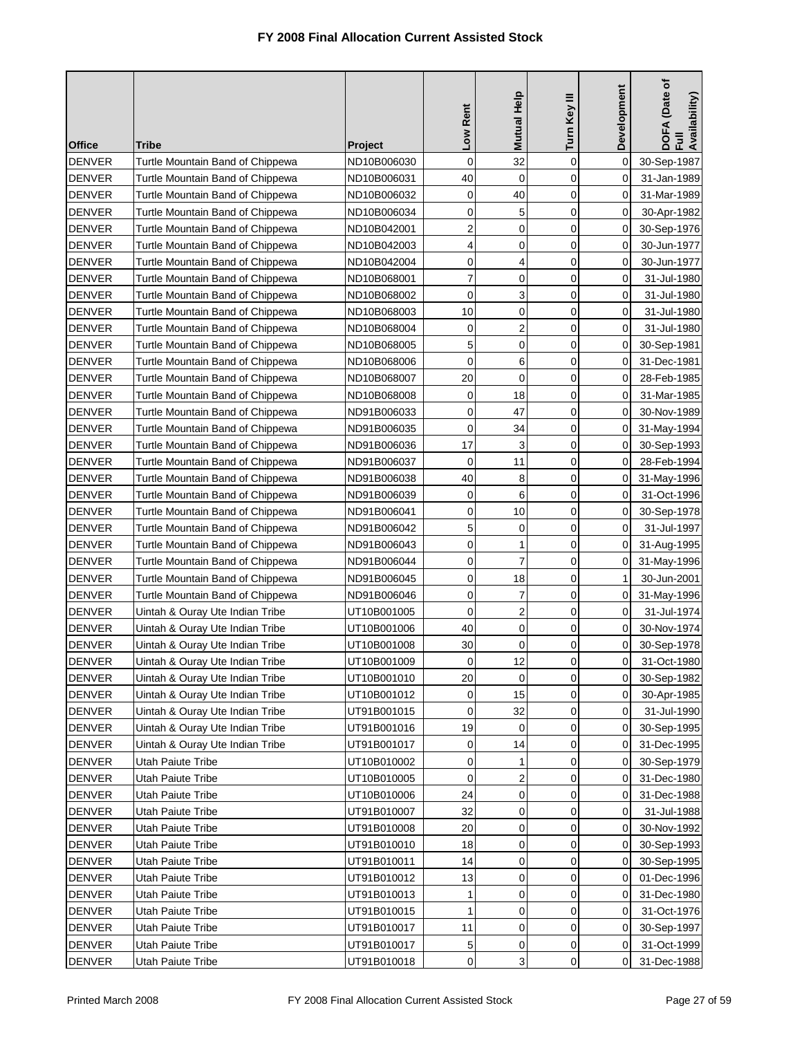# FY 2008 Final Allocation Current Assisted Stock

| Office | Tribe | Project | Low Rent | Mutual Help | Turn Key III | Development | DOFA (Date of Full Availability) |
|---|---|---|---|---|---|---|---|
| DENVER | Turtle Mountain Band of Chippewa | ND10B006030 | 0 | 32 | 0 | 0 | 30-Sep-1987 |
| DENVER | Turtle Mountain Band of Chippewa | ND10B006031 | 40 | 0 | 0 | 0 | 31-Jan-1989 |
| DENVER | Turtle Mountain Band of Chippewa | ND10B006032 | 0 | 40 | 0 | 0 | 31-Mar-1989 |
| DENVER | Turtle Mountain Band of Chippewa | ND10B006034 | 0 | 5 | 0 | 0 | 30-Apr-1982 |
| DENVER | Turtle Mountain Band of Chippewa | ND10B042001 | 2 | 0 | 0 | 0 | 30-Sep-1976 |
| DENVER | Turtle Mountain Band of Chippewa | ND10B042003 | 4 | 0 | 0 | 0 | 30-Jun-1977 |
| DENVER | Turtle Mountain Band of Chippewa | ND10B042004 | 0 | 4 | 0 | 0 | 30-Jun-1977 |
| DENVER | Turtle Mountain Band of Chippewa | ND10B068001 | 7 | 0 | 0 | 0 | 31-Jul-1980 |
| DENVER | Turtle Mountain Band of Chippewa | ND10B068002 | 0 | 3 | 0 | 0 | 31-Jul-1980 |
| DENVER | Turtle Mountain Band of Chippewa | ND10B068003 | 10 | 0 | 0 | 0 | 31-Jul-1980 |
| DENVER | Turtle Mountain Band of Chippewa | ND10B068004 | 0 | 2 | 0 | 0 | 31-Jul-1980 |
| DENVER | Turtle Mountain Band of Chippewa | ND10B068005 | 5 | 0 | 0 | 0 | 30-Sep-1981 |
| DENVER | Turtle Mountain Band of Chippewa | ND10B068006 | 0 | 6 | 0 | 0 | 31-Dec-1981 |
| DENVER | Turtle Mountain Band of Chippewa | ND10B068007 | 20 | 0 | 0 | 0 | 28-Feb-1985 |
| DENVER | Turtle Mountain Band of Chippewa | ND10B068008 | 0 | 18 | 0 | 0 | 31-Mar-1985 |
| DENVER | Turtle Mountain Band of Chippewa | ND91B006033 | 0 | 47 | 0 | 0 | 30-Nov-1989 |
| DENVER | Turtle Mountain Band of Chippewa | ND91B006035 | 0 | 34 | 0 | 0 | 31-May-1994 |
| DENVER | Turtle Mountain Band of Chippewa | ND91B006036 | 17 | 3 | 0 | 0 | 30-Sep-1993 |
| DENVER | Turtle Mountain Band of Chippewa | ND91B006037 | 0 | 11 | 0 | 0 | 28-Feb-1994 |
| DENVER | Turtle Mountain Band of Chippewa | ND91B006038 | 40 | 8 | 0 | 0 | 31-May-1996 |
| DENVER | Turtle Mountain Band of Chippewa | ND91B006039 | 0 | 6 | 0 | 0 | 31-Oct-1996 |
| DENVER | Turtle Mountain Band of Chippewa | ND91B006041 | 0 | 10 | 0 | 0 | 30-Sep-1978 |
| DENVER | Turtle Mountain Band of Chippewa | ND91B006042 | 5 | 0 | 0 | 0 | 31-Jul-1997 |
| DENVER | Turtle Mountain Band of Chippewa | ND91B006043 | 0 | 1 | 0 | 0 | 31-Aug-1995 |
| DENVER | Turtle Mountain Band of Chippewa | ND91B006044 | 0 | 7 | 0 | 0 | 31-May-1996 |
| DENVER | Turtle Mountain Band of Chippewa | ND91B006045 | 0 | 18 | 0 | 1 | 30-Jun-2001 |
| DENVER | Turtle Mountain Band of Chippewa | ND91B006046 | 0 | 7 | 0 | 0 | 31-May-1996 |
| DENVER | Uintah & Ouray Ute Indian Tribe | UT10B001005 | 0 | 2 | 0 | 0 | 31-Jul-1974 |
| DENVER | Uintah & Ouray Ute Indian Tribe | UT10B001006 | 40 | 0 | 0 | 0 | 30-Nov-1974 |
| DENVER | Uintah & Ouray Ute Indian Tribe | UT10B001008 | 30 | 0 | 0 | 0 | 30-Sep-1978 |
| DENVER | Uintah & Ouray Ute Indian Tribe | UT10B001009 | 0 | 12 | 0 | 0 | 31-Oct-1980 |
| DENVER | Uintah & Ouray Ute Indian Tribe | UT10B001010 | 20 | 0 | 0 | 0 | 30-Sep-1982 |
| DENVER | Uintah & Ouray Ute Indian Tribe | UT10B001012 | 0 | 15 | 0 | 0 | 30-Apr-1985 |
| DENVER | Uintah & Ouray Ute Indian Tribe | UT91B001015 | 0 | 32 | 0 | 0 | 31-Jul-1990 |
| DENVER | Uintah & Ouray Ute Indian Tribe | UT91B001016 | 19 | 0 | 0 | 0 | 30-Sep-1995 |
| DENVER | Uintah & Ouray Ute Indian Tribe | UT91B001017 | 0 | 14 | 0 | 0 | 31-Dec-1995 |
| DENVER | Utah Paiute Tribe | UT10B010002 | 0 | 1 | 0 | 0 | 30-Sep-1979 |
| DENVER | Utah Paiute Tribe | UT10B010005 | 0 | 2 | 0 | 0 | 31-Dec-1980 |
| DENVER | Utah Paiute Tribe | UT10B010006 | 24 | 0 | 0 | 0 | 31-Dec-1988 |
| DENVER | Utah Paiute Tribe | UT91B010007 | 32 | 0 | 0 | 0 | 31-Jul-1988 |
| DENVER | Utah Paiute Tribe | UT91B010008 | 20 | 0 | 0 | 0 | 30-Nov-1992 |
| DENVER | Utah Paiute Tribe | UT91B010010 | 18 | 0 | 0 | 0 | 30-Sep-1993 |
| DENVER | Utah Paiute Tribe | UT91B010011 | 14 | 0 | 0 | 0 | 30-Sep-1995 |
| DENVER | Utah Paiute Tribe | UT91B010012 | 13 | 0 | 0 | 0 | 01-Dec-1996 |
| DENVER | Utah Paiute Tribe | UT91B010013 | 1 | 0 | 0 | 0 | 31-Dec-1980 |
| DENVER | Utah Paiute Tribe | UT91B010015 | 1 | 0 | 0 | 0 | 31-Oct-1976 |
| DENVER | Utah Paiute Tribe | UT91B010017 | 11 | 0 | 0 | 0 | 30-Sep-1997 |
| DENVER | Utah Paiute Tribe | UT91B010017 | 5 | 0 | 0 | 0 | 31-Oct-1999 |
| DENVER | Utah Paiute Tribe | UT91B010018 | 0 | 3 | 0 | 0 | 31-Dec-1988 |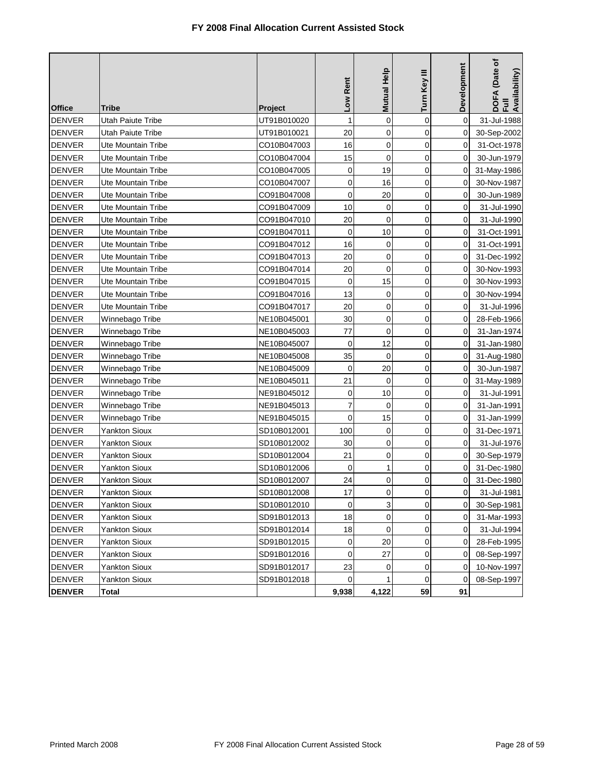# FY 2008 Final Allocation Current Assisted Stock

| Office | Tribe | Project | Low Rent | Mutual Help | Turn Key III | Development | DOFA (Date of Full Availability) |
|---|---|---|---|---|---|---|---|
| DENVER | Utah Paiute Tribe | UT91B010020 | 1 | 0 | 0 | 0 | 31-Jul-1988 |
| DENVER | Utah Paiute Tribe | UT91B010021 | 20 | 0 | 0 | 0 | 30-Sep-2002 |
| DENVER | Ute Mountain Tribe | CO10B047003 | 16 | 0 | 0 | 0 | 31-Oct-1978 |
| DENVER | Ute Mountain Tribe | CO10B047004 | 15 | 0 | 0 | 0 | 30-Jun-1979 |
| DENVER | Ute Mountain Tribe | CO10B047005 | 0 | 19 | 0 | 0 | 31-May-1986 |
| DENVER | Ute Mountain Tribe | CO10B047007 | 0 | 16 | 0 | 0 | 30-Nov-1987 |
| DENVER | Ute Mountain Tribe | CO91B047008 | 0 | 20 | 0 | 0 | 30-Jun-1989 |
| DENVER | Ute Mountain Tribe | CO91B047009 | 10 | 0 | 0 | 0 | 31-Jul-1990 |
| DENVER | Ute Mountain Tribe | CO91B047010 | 20 | 0 | 0 | 0 | 31-Jul-1990 |
| DENVER | Ute Mountain Tribe | CO91B047011 | 0 | 10 | 0 | 0 | 31-Oct-1991 |
| DENVER | Ute Mountain Tribe | CO91B047012 | 16 | 0 | 0 | 0 | 31-Oct-1991 |
| DENVER | Ute Mountain Tribe | CO91B047013 | 20 | 0 | 0 | 0 | 31-Dec-1992 |
| DENVER | Ute Mountain Tribe | CO91B047014 | 20 | 0 | 0 | 0 | 30-Nov-1993 |
| DENVER | Ute Mountain Tribe | CO91B047015 | 0 | 15 | 0 | 0 | 30-Nov-1993 |
| DENVER | Ute Mountain Tribe | CO91B047016 | 13 | 0 | 0 | 0 | 30-Nov-1994 |
| DENVER | Ute Mountain Tribe | CO91B047017 | 20 | 0 | 0 | 0 | 31-Jul-1996 |
| DENVER | Winnebago Tribe | NE10B045001 | 30 | 0 | 0 | 0 | 28-Feb-1966 |
| DENVER | Winnebago Tribe | NE10B045003 | 77 | 0 | 0 | 0 | 31-Jan-1974 |
| DENVER | Winnebago Tribe | NE10B045007 | 0 | 12 | 0 | 0 | 31-Jan-1980 |
| DENVER | Winnebago Tribe | NE10B045008 | 35 | 0 | 0 | 0 | 31-Aug-1980 |
| DENVER | Winnebago Tribe | NE10B045009 | 0 | 20 | 0 | 0 | 30-Jun-1987 |
| DENVER | Winnebago Tribe | NE10B045011 | 21 | 0 | 0 | 0 | 31-May-1989 |
| DENVER | Winnebago Tribe | NE91B045012 | 0 | 10 | 0 | 0 | 31-Jul-1991 |
| DENVER | Winnebago Tribe | NE91B045013 | 7 | 0 | 0 | 0 | 31-Jan-1991 |
| DENVER | Winnebago Tribe | NE91B045015 | 0 | 15 | 0 | 0 | 31-Jan-1999 |
| DENVER | Yankton Sioux | SD10B012001 | 100 | 0 | 0 | 0 | 31-Dec-1971 |
| DENVER | Yankton Sioux | SD10B012002 | 30 | 0 | 0 | 0 | 31-Jul-1976 |
| DENVER | Yankton Sioux | SD10B012004 | 21 | 0 | 0 | 0 | 30-Sep-1979 |
| DENVER | Yankton Sioux | SD10B012006 | 0 | 1 | 0 | 0 | 31-Dec-1980 |
| DENVER | Yankton Sioux | SD10B012007 | 24 | 0 | 0 | 0 | 31-Dec-1980 |
| DENVER | Yankton Sioux | SD10B012008 | 17 | 0 | 0 | 0 | 31-Jul-1981 |
| DENVER | Yankton Sioux | SD10B012010 | 0 | 3 | 0 | 0 | 30-Sep-1981 |
| DENVER | Yankton Sioux | SD91B012013 | 18 | 0 | 0 | 0 | 31-Mar-1993 |
| DENVER | Yankton Sioux | SD91B012014 | 18 | 0 | 0 | 0 | 31-Jul-1994 |
| DENVER | Yankton Sioux | SD91B012015 | 0 | 20 | 0 | 0 | 28-Feb-1995 |
| DENVER | Yankton Sioux | SD91B012016 | 0 | 27 | 0 | 0 | 08-Sep-1997 |
| DENVER | Yankton Sioux | SD91B012017 | 23 | 0 | 0 | 0 | 10-Nov-1997 |
| DENVER | Yankton Sioux | SD91B012018 | 0 | 1 | 0 | 0 | 08-Sep-1997 |
| **DENVER** | **Total** | | **9,938** | **4,122** | **59** | **91** | |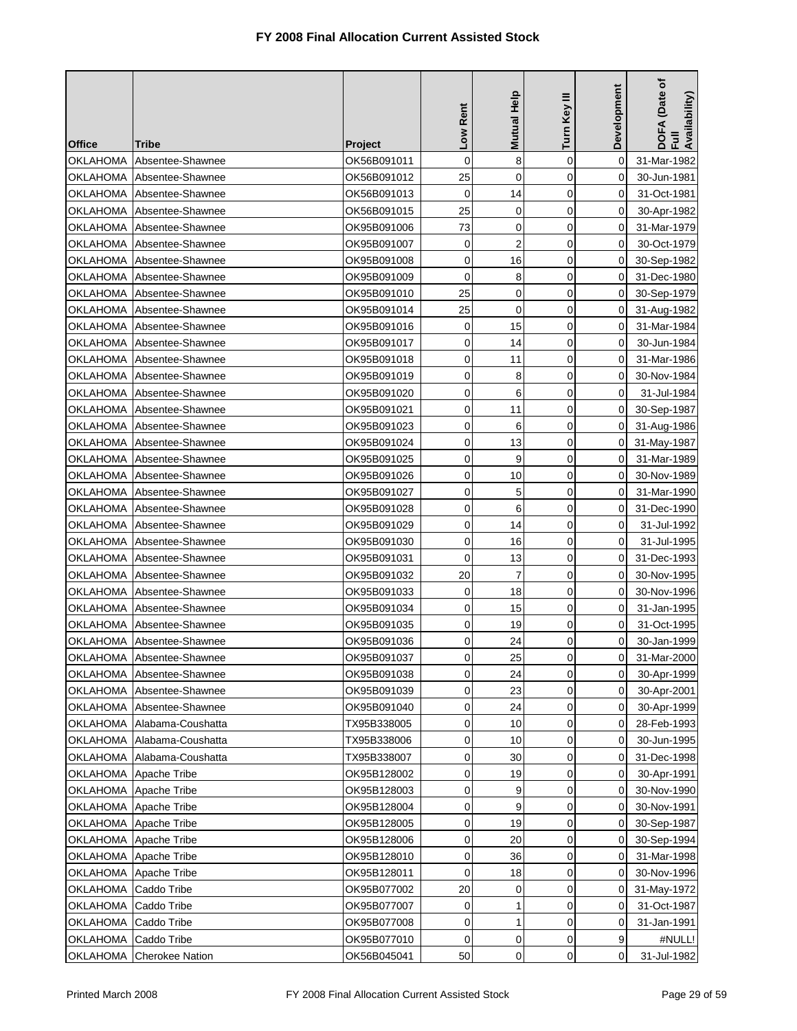# FY 2008 Final Allocation Current Assisted Stock

| Office | Tribe | Project | Low Rent | Mutual Help | Turn Key III | Development | DOFA (Date of Full Availability) |
|---|---|---|---|---|---|---|---|
| OKLAHOMA | Absentee-Shawnee | OK56B091011 | 0 | 8 | 0 | 0 | 31-Mar-1982 |
| OKLAHOMA | Absentee-Shawnee | OK56B091012 | 25 | 0 | 0 | 0 | 30-Jun-1981 |
| OKLAHOMA | Absentee-Shawnee | OK56B091013 | 0 | 14 | 0 | 0 | 31-Oct-1981 |
| OKLAHOMA | Absentee-Shawnee | OK56B091015 | 25 | 0 | 0 | 0 | 30-Apr-1982 |
| OKLAHOMA | Absentee-Shawnee | OK95B091006 | 73 | 0 | 0 | 0 | 31-Mar-1979 |
| OKLAHOMA | Absentee-Shawnee | OK95B091007 | 0 | 2 | 0 | 0 | 30-Oct-1979 |
| OKLAHOMA | Absentee-Shawnee | OK95B091008 | 0 | 16 | 0 | 0 | 30-Sep-1982 |
| OKLAHOMA | Absentee-Shawnee | OK95B091009 | 0 | 8 | 0 | 0 | 31-Dec-1980 |
| OKLAHOMA | Absentee-Shawnee | OK95B091010 | 25 | 0 | 0 | 0 | 30-Sep-1979 |
| OKLAHOMA | Absentee-Shawnee | OK95B091014 | 25 | 0 | 0 | 0 | 31-Aug-1982 |
| OKLAHOMA | Absentee-Shawnee | OK95B091016 | 0 | 15 | 0 | 0 | 31-Mar-1984 |
| OKLAHOMA | Absentee-Shawnee | OK95B091017 | 0 | 14 | 0 | 0 | 30-Jun-1984 |
| OKLAHOMA | Absentee-Shawnee | OK95B091018 | 0 | 11 | 0 | 0 | 31-Mar-1986 |
| OKLAHOMA | Absentee-Shawnee | OK95B091019 | 0 | 8 | 0 | 0 | 30-Nov-1984 |
| OKLAHOMA | Absentee-Shawnee | OK95B091020 | 0 | 6 | 0 | 0 | 31-Jul-1984 |
| OKLAHOMA | Absentee-Shawnee | OK95B091021 | 0 | 11 | 0 | 0 | 30-Sep-1987 |
| OKLAHOMA | Absentee-Shawnee | OK95B091023 | 0 | 6 | 0 | 0 | 31-Aug-1986 |
| OKLAHOMA | Absentee-Shawnee | OK95B091024 | 0 | 13 | 0 | 0 | 31-May-1987 |
| OKLAHOMA | Absentee-Shawnee | OK95B091025 | 0 | 9 | 0 | 0 | 31-Mar-1989 |
| OKLAHOMA | Absentee-Shawnee | OK95B091026 | 0 | 10 | 0 | 0 | 30-Nov-1989 |
| OKLAHOMA | Absentee-Shawnee | OK95B091027 | 0 | 5 | 0 | 0 | 31-Mar-1990 |
| OKLAHOMA | Absentee-Shawnee | OK95B091028 | 0 | 6 | 0 | 0 | 31-Dec-1990 |
| OKLAHOMA | Absentee-Shawnee | OK95B091029 | 0 | 14 | 0 | 0 | 31-Jul-1992 |
| OKLAHOMA | Absentee-Shawnee | OK95B091030 | 0 | 16 | 0 | 0 | 31-Jul-1995 |
| OKLAHOMA | Absentee-Shawnee | OK95B091031 | 0 | 13 | 0 | 0 | 31-Dec-1993 |
| OKLAHOMA | Absentee-Shawnee | OK95B091032 | 20 | 7 | 0 | 0 | 30-Nov-1995 |
| OKLAHOMA | Absentee-Shawnee | OK95B091033 | 0 | 18 | 0 | 0 | 30-Nov-1996 |
| OKLAHOMA | Absentee-Shawnee | OK95B091034 | 0 | 15 | 0 | 0 | 31-Jan-1995 |
| OKLAHOMA | Absentee-Shawnee | OK95B091035 | 0 | 19 | 0 | 0 | 31-Oct-1995 |
| OKLAHOMA | Absentee-Shawnee | OK95B091036 | 0 | 24 | 0 | 0 | 30-Jan-1999 |
| OKLAHOMA | Absentee-Shawnee | OK95B091037 | 0 | 25 | 0 | 0 | 31-Mar-2000 |
| OKLAHOMA | Absentee-Shawnee | OK95B091038 | 0 | 24 | 0 | 0 | 30-Apr-1999 |
| OKLAHOMA | Absentee-Shawnee | OK95B091039 | 0 | 23 | 0 | 0 | 30-Apr-2001 |
| OKLAHOMA | Absentee-Shawnee | OK95B091040 | 0 | 24 | 0 | 0 | 30-Apr-1999 |
| OKLAHOMA | Alabama-Coushatta | TX95B338005 | 0 | 10 | 0 | 0 | 28-Feb-1993 |
| OKLAHOMA | Alabama-Coushatta | TX95B338006 | 0 | 10 | 0 | 0 | 30-Jun-1995 |
| OKLAHOMA | Alabama-Coushatta | TX95B338007 | 0 | 30 | 0 | 0 | 31-Dec-1998 |
| OKLAHOMA | Apache Tribe | OK95B128002 | 0 | 19 | 0 | 0 | 30-Apr-1991 |
| OKLAHOMA | Apache Tribe | OK95B128003 | 0 | 9 | 0 | 0 | 30-Nov-1990 |
| OKLAHOMA | Apache Tribe | OK95B128004 | 0 | 9 | 0 | 0 | 30-Nov-1991 |
| OKLAHOMA | Apache Tribe | OK95B128005 | 0 | 19 | 0 | 0 | 30-Sep-1987 |
| OKLAHOMA | Apache Tribe | OK95B128006 | 0 | 20 | 0 | 0 | 30-Sep-1994 |
| OKLAHOMA | Apache Tribe | OK95B128010 | 0 | 36 | 0 | 0 | 31-Mar-1998 |
| OKLAHOMA | Apache Tribe | OK95B128011 | 0 | 18 | 0 | 0 | 30-Nov-1996 |
| OKLAHOMA | Caddo Tribe | OK95B077002 | 20 | 0 | 0 | 0 | 31-May-1972 |
| OKLAHOMA | Caddo Tribe | OK95B077007 | 0 | 1 | 0 | 0 | 31-Oct-1987 |
| OKLAHOMA | Caddo Tribe | OK95B077008 | 0 | 1 | 0 | 0 | 31-Jan-1991 |
| OKLAHOMA | Caddo Tribe | OK95B077010 | 0 | 0 | 0 | 9 | #NULL! |
| OKLAHOMA | Cherokee Nation | OK56B045041 | 50 | 0 | 0 | 0 | 31-Jul-1982 |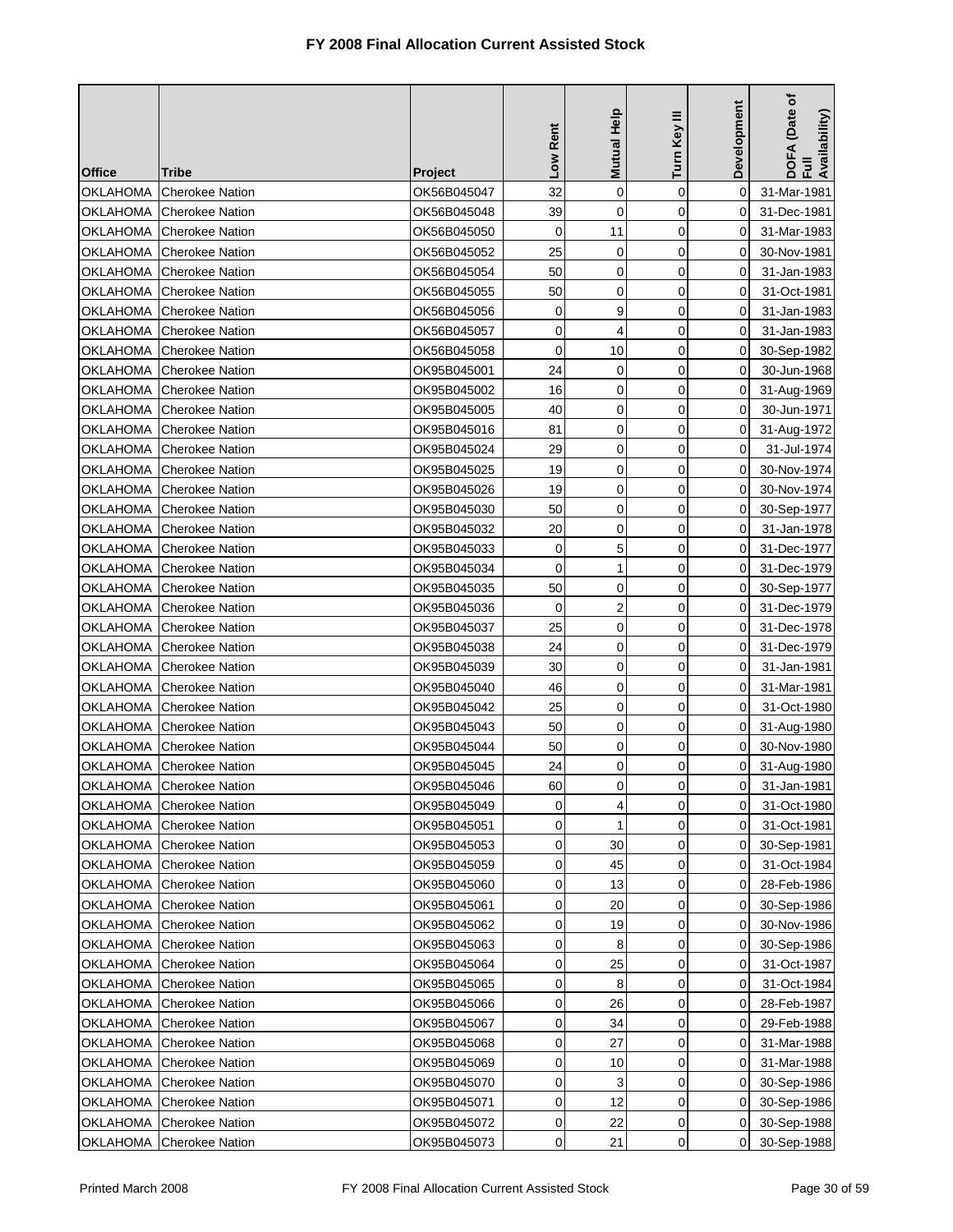# FY 2008 Final Allocation Current Assisted Stock

| Office | Tribe | Project | Low Rent | Mutual Help | Turn Key III | Development | DOFA (Date of Full Availability) |
|---|---|---|---|---|---|---|---|
| OKLAHOMA | Cherokee Nation | OK56B045047 | 32 | 0 | 0 | 0 | 31-Mar-1981 |
| OKLAHOMA | Cherokee Nation | OK56B045048 | 39 | 0 | 0 | 0 | 31-Dec-1981 |
| OKLAHOMA | Cherokee Nation | OK56B045050 | 0 | 11 | 0 | 0 | 31-Mar-1983 |
| OKLAHOMA | Cherokee Nation | OK56B045052 | 25 | 0 | 0 | 0 | 30-Nov-1981 |
| OKLAHOMA | Cherokee Nation | OK56B045054 | 50 | 0 | 0 | 0 | 31-Jan-1983 |
| OKLAHOMA | Cherokee Nation | OK56B045055 | 50 | 0 | 0 | 0 | 31-Oct-1981 |
| OKLAHOMA | Cherokee Nation | OK56B045056 | 0 | 9 | 0 | 0 | 31-Jan-1983 |
| OKLAHOMA | Cherokee Nation | OK56B045057 | 0 | 4 | 0 | 0 | 31-Jan-1983 |
| OKLAHOMA | Cherokee Nation | OK56B045058 | 0 | 10 | 0 | 0 | 30-Sep-1982 |
| OKLAHOMA | Cherokee Nation | OK95B045001 | 24 | 0 | 0 | 0 | 30-Jun-1968 |
| OKLAHOMA | Cherokee Nation | OK95B045002 | 16 | 0 | 0 | 0 | 31-Aug-1969 |
| OKLAHOMA | Cherokee Nation | OK95B045005 | 40 | 0 | 0 | 0 | 30-Jun-1971 |
| OKLAHOMA | Cherokee Nation | OK95B045016 | 81 | 0 | 0 | 0 | 31-Aug-1972 |
| OKLAHOMA | Cherokee Nation | OK95B045024 | 29 | 0 | 0 | 0 | 31-Jul-1974 |
| OKLAHOMA | Cherokee Nation | OK95B045025 | 19 | 0 | 0 | 0 | 30-Nov-1974 |
| OKLAHOMA | Cherokee Nation | OK95B045026 | 19 | 0 | 0 | 0 | 30-Nov-1974 |
| OKLAHOMA | Cherokee Nation | OK95B045030 | 50 | 0 | 0 | 0 | 30-Sep-1977 |
| OKLAHOMA | Cherokee Nation | OK95B045032 | 20 | 0 | 0 | 0 | 31-Jan-1978 |
| OKLAHOMA | Cherokee Nation | OK95B045033 | 0 | 5 | 0 | 0 | 31-Dec-1977 |
| OKLAHOMA | Cherokee Nation | OK95B045034 | 0 | 1 | 0 | 0 | 31-Dec-1979 |
| OKLAHOMA | Cherokee Nation | OK95B045035 | 50 | 0 | 0 | 0 | 30-Sep-1977 |
| OKLAHOMA | Cherokee Nation | OK95B045036 | 0 | 2 | 0 | 0 | 31-Dec-1979 |
| OKLAHOMA | Cherokee Nation | OK95B045037 | 25 | 0 | 0 | 0 | 31-Dec-1978 |
| OKLAHOMA | Cherokee Nation | OK95B045038 | 24 | 0 | 0 | 0 | 31-Dec-1979 |
| OKLAHOMA | Cherokee Nation | OK95B045039 | 30 | 0 | 0 | 0 | 31-Jan-1981 |
| OKLAHOMA | Cherokee Nation | OK95B045040 | 46 | 0 | 0 | 0 | 31-Mar-1981 |
| OKLAHOMA | Cherokee Nation | OK95B045042 | 25 | 0 | 0 | 0 | 31-Oct-1980 |
| OKLAHOMA | Cherokee Nation | OK95B045043 | 50 | 0 | 0 | 0 | 31-Aug-1980 |
| OKLAHOMA | Cherokee Nation | OK95B045044 | 50 | 0 | 0 | 0 | 30-Nov-1980 |
| OKLAHOMA | Cherokee Nation | OK95B045045 | 24 | 0 | 0 | 0 | 31-Aug-1980 |
| OKLAHOMA | Cherokee Nation | OK95B045046 | 60 | 0 | 0 | 0 | 31-Jan-1981 |
| OKLAHOMA | Cherokee Nation | OK95B045049 | 0 | 4 | 0 | 0 | 31-Oct-1980 |
| OKLAHOMA | Cherokee Nation | OK95B045051 | 0 | 1 | 0 | 0 | 31-Oct-1981 |
| OKLAHOMA | Cherokee Nation | OK95B045053 | 0 | 30 | 0 | 0 | 30-Sep-1981 |
| OKLAHOMA | Cherokee Nation | OK95B045059 | 0 | 45 | 0 | 0 | 31-Oct-1984 |
| OKLAHOMA | Cherokee Nation | OK95B045060 | 0 | 13 | 0 | 0 | 28-Feb-1986 |
| OKLAHOMA | Cherokee Nation | OK95B045061 | 0 | 20 | 0 | 0 | 30-Sep-1986 |
| OKLAHOMA | Cherokee Nation | OK95B045062 | 0 | 19 | 0 | 0 | 30-Nov-1986 |
| OKLAHOMA | Cherokee Nation | OK95B045063 | 0 | 8 | 0 | 0 | 30-Sep-1986 |
| OKLAHOMA | Cherokee Nation | OK95B045064 | 0 | 25 | 0 | 0 | 31-Oct-1987 |
| OKLAHOMA | Cherokee Nation | OK95B045065 | 0 | 8 | 0 | 0 | 31-Oct-1984 |
| OKLAHOMA | Cherokee Nation | OK95B045066 | 0 | 26 | 0 | 0 | 28-Feb-1987 |
| OKLAHOMA | Cherokee Nation | OK95B045067 | 0 | 34 | 0 | 0 | 29-Feb-1988 |
| OKLAHOMA | Cherokee Nation | OK95B045068 | 0 | 27 | 0 | 0 | 31-Mar-1988 |
| OKLAHOMA | Cherokee Nation | OK95B045069 | 0 | 10 | 0 | 0 | 31-Mar-1988 |
| OKLAHOMA | Cherokee Nation | OK95B045070 | 0 | 3 | 0 | 0 | 30-Sep-1986 |
| OKLAHOMA | Cherokee Nation | OK95B045071 | 0 | 12 | 0 | 0 | 30-Sep-1986 |
| OKLAHOMA | Cherokee Nation | OK95B045072 | 0 | 22 | 0 | 0 | 30-Sep-1988 |
| OKLAHOMA | Cherokee Nation | OK95B045073 | 0 | 21 | 0 | 0 | 30-Sep-1988 |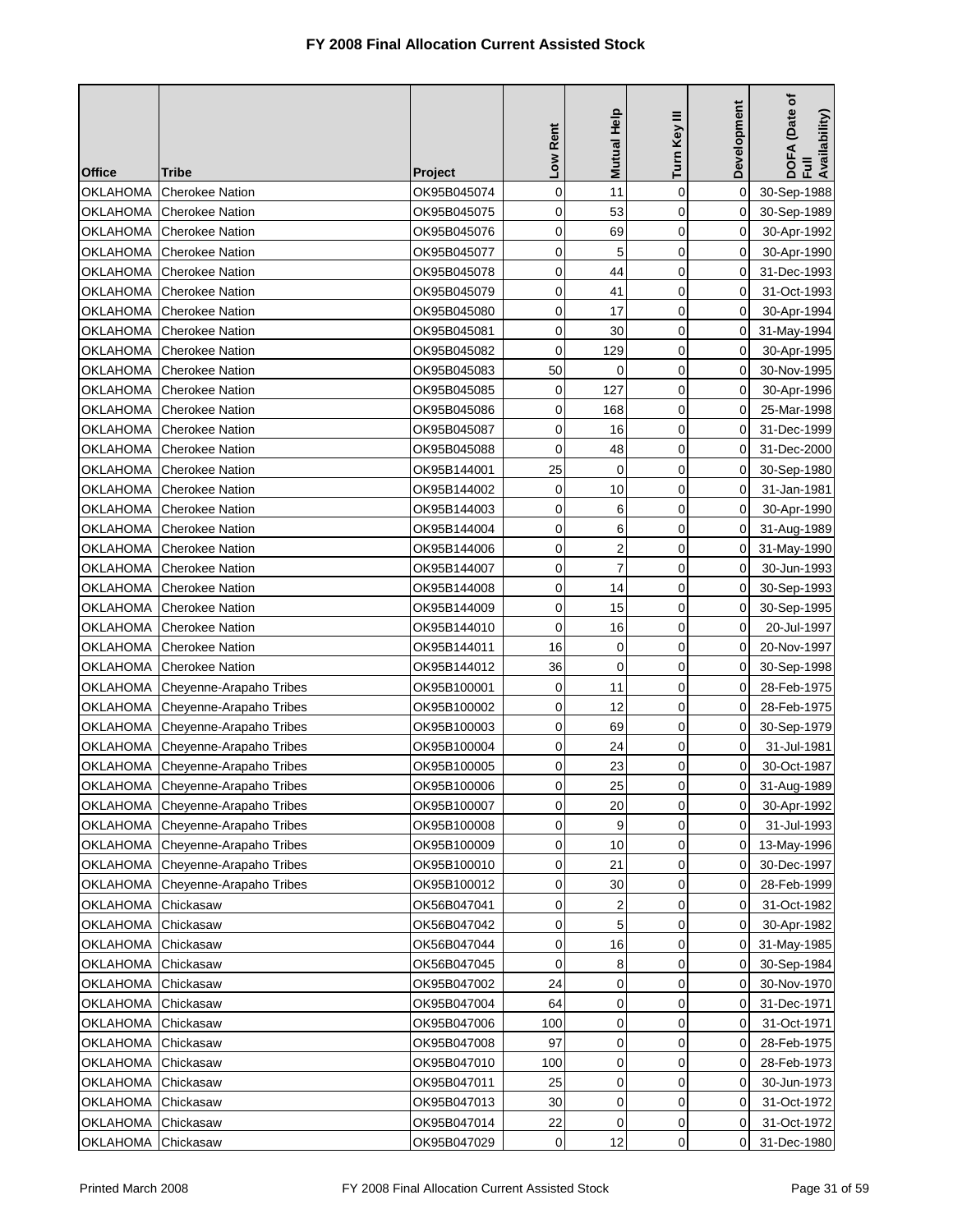# FY 2008 Final Allocation Current Assisted Stock

| Office | Tribe | Project | Low Rent | Mutual Help | Turn Key III | Development | DOFA (Date of Full Availability) |
|---|---|---|---|---|---|---|---|
| OKLAHOMA | Cherokee Nation | OK95B045074 | 0 | 11 | 0 | 0 | 30-Sep-1988 |
| OKLAHOMA | Cherokee Nation | OK95B045075 | 0 | 53 | 0 | 0 | 30-Sep-1989 |
| OKLAHOMA | Cherokee Nation | OK95B045076 | 0 | 69 | 0 | 0 | 30-Apr-1992 |
| OKLAHOMA | Cherokee Nation | OK95B045077 | 0 | 5 | 0 | 0 | 30-Apr-1990 |
| OKLAHOMA | Cherokee Nation | OK95B045078 | 0 | 44 | 0 | 0 | 31-Dec-1993 |
| OKLAHOMA | Cherokee Nation | OK95B045079 | 0 | 41 | 0 | 0 | 31-Oct-1993 |
| OKLAHOMA | Cherokee Nation | OK95B045080 | 0 | 17 | 0 | 0 | 30-Apr-1994 |
| OKLAHOMA | Cherokee Nation | OK95B045081 | 0 | 30 | 0 | 0 | 31-May-1994 |
| OKLAHOMA | Cherokee Nation | OK95B045082 | 0 | 129 | 0 | 0 | 30-Apr-1995 |
| OKLAHOMA | Cherokee Nation | OK95B045083 | 50 | 0 | 0 | 0 | 30-Nov-1995 |
| OKLAHOMA | Cherokee Nation | OK95B045085 | 0 | 127 | 0 | 0 | 30-Apr-1996 |
| OKLAHOMA | Cherokee Nation | OK95B045086 | 0 | 168 | 0 | 0 | 25-Mar-1998 |
| OKLAHOMA | Cherokee Nation | OK95B045087 | 0 | 16 | 0 | 0 | 31-Dec-1999 |
| OKLAHOMA | Cherokee Nation | OK95B045088 | 0 | 48 | 0 | 0 | 31-Dec-2000 |
| OKLAHOMA | Cherokee Nation | OK95B144001 | 25 | 0 | 0 | 0 | 30-Sep-1980 |
| OKLAHOMA | Cherokee Nation | OK95B144002 | 0 | 10 | 0 | 0 | 31-Jan-1981 |
| OKLAHOMA | Cherokee Nation | OK95B144003 | 0 | 6 | 0 | 0 | 30-Apr-1990 |
| OKLAHOMA | Cherokee Nation | OK95B144004 | 0 | 6 | 0 | 0 | 31-Aug-1989 |
| OKLAHOMA | Cherokee Nation | OK95B144006 | 0 | 2 | 0 | 0 | 31-May-1990 |
| OKLAHOMA | Cherokee Nation | OK95B144007 | 0 | 7 | 0 | 0 | 30-Jun-1993 |
| OKLAHOMA | Cherokee Nation | OK95B144008 | 0 | 14 | 0 | 0 | 30-Sep-1993 |
| OKLAHOMA | Cherokee Nation | OK95B144009 | 0 | 15 | 0 | 0 | 30-Sep-1995 |
| OKLAHOMA | Cherokee Nation | OK95B144010 | 0 | 16 | 0 | 0 | 20-Jul-1997 |
| OKLAHOMA | Cherokee Nation | OK95B144011 | 16 | 0 | 0 | 0 | 20-Nov-1997 |
| OKLAHOMA | Cherokee Nation | OK95B144012 | 36 | 0 | 0 | 0 | 30-Sep-1998 |
| OKLAHOMA | Cheyenne-Arapaho Tribes | OK95B100001 | 0 | 11 | 0 | 0 | 28-Feb-1975 |
| OKLAHOMA | Cheyenne-Arapaho Tribes | OK95B100002 | 0 | 12 | 0 | 0 | 28-Feb-1975 |
| OKLAHOMA | Cheyenne-Arapaho Tribes | OK95B100003 | 0 | 69 | 0 | 0 | 30-Sep-1979 |
| OKLAHOMA | Cheyenne-Arapaho Tribes | OK95B100004 | 0 | 24 | 0 | 0 | 31-Jul-1981 |
| OKLAHOMA | Cheyenne-Arapaho Tribes | OK95B100005 | 0 | 23 | 0 | 0 | 30-Oct-1987 |
| OKLAHOMA | Cheyenne-Arapaho Tribes | OK95B100006 | 0 | 25 | 0 | 0 | 31-Aug-1989 |
| OKLAHOMA | Cheyenne-Arapaho Tribes | OK95B100007 | 0 | 20 | 0 | 0 | 30-Apr-1992 |
| OKLAHOMA | Cheyenne-Arapaho Tribes | OK95B100008 | 0 | 9 | 0 | 0 | 31-Jul-1993 |
| OKLAHOMA | Cheyenne-Arapaho Tribes | OK95B100009 | 0 | 10 | 0 | 0 | 13-May-1996 |
| OKLAHOMA | Cheyenne-Arapaho Tribes | OK95B100010 | 0 | 21 | 0 | 0 | 30-Dec-1997 |
| OKLAHOMA | Cheyenne-Arapaho Tribes | OK95B100012 | 0 | 30 | 0 | 0 | 28-Feb-1999 |
| OKLAHOMA | Chickasaw | OK56B047041 | 0 | 2 | 0 | 0 | 31-Oct-1982 |
| OKLAHOMA | Chickasaw | OK56B047042 | 0 | 5 | 0 | 0 | 30-Apr-1982 |
| OKLAHOMA | Chickasaw | OK56B047044 | 0 | 16 | 0 | 0 | 31-May-1985 |
| OKLAHOMA | Chickasaw | OK56B047045 | 0 | 8 | 0 | 0 | 30-Sep-1984 |
| OKLAHOMA | Chickasaw | OK95B047002 | 24 | 0 | 0 | 0 | 30-Nov-1970 |
| OKLAHOMA | Chickasaw | OK95B047004 | 64 | 0 | 0 | 0 | 31-Dec-1971 |
| OKLAHOMA | Chickasaw | OK95B047006 | 100 | 0 | 0 | 0 | 31-Oct-1971 |
| OKLAHOMA | Chickasaw | OK95B047008 | 97 | 0 | 0 | 0 | 28-Feb-1975 |
| OKLAHOMA | Chickasaw | OK95B047010 | 100 | 0 | 0 | 0 | 28-Feb-1973 |
| OKLAHOMA | Chickasaw | OK95B047011 | 25 | 0 | 0 | 0 | 30-Jun-1973 |
| OKLAHOMA | Chickasaw | OK95B047013 | 30 | 0 | 0 | 0 | 31-Oct-1972 |
| OKLAHOMA | Chickasaw | OK95B047014 | 22 | 0 | 0 | 0 | 31-Oct-1972 |
| OKLAHOMA | Chickasaw | OK95B047029 | 0 | 12 | 0 | 0 | 31-Dec-1980 |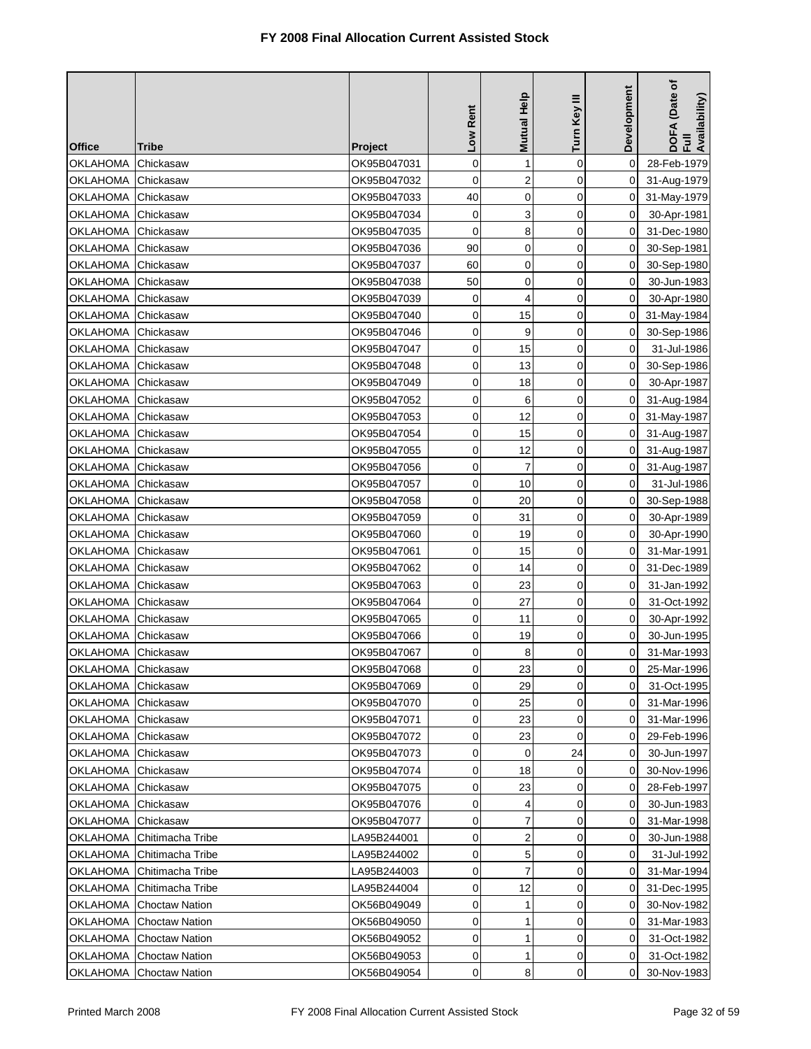# FY 2008 Final Allocation Current Assisted Stock

| Office | Tribe | Project | Low Rent | Mutual Help | Turn Key III | Development | DOFA (Date of Full Availability) |
|---|---|---|---|---|---|---|---|
| OKLAHOMA | Chickasaw | OK95B047031 | 0 | 1 | 0 | 0 | 28-Feb-1979 |
| OKLAHOMA | Chickasaw | OK95B047032 | 0 | 2 | 0 | 0 | 31-Aug-1979 |
| OKLAHOMA | Chickasaw | OK95B047033 | 40 | 0 | 0 | 0 | 31-May-1979 |
| OKLAHOMA | Chickasaw | OK95B047034 | 0 | 3 | 0 | 0 | 30-Apr-1981 |
| OKLAHOMA | Chickasaw | OK95B047035 | 0 | 8 | 0 | 0 | 31-Dec-1980 |
| OKLAHOMA | Chickasaw | OK95B047036 | 90 | 0 | 0 | 0 | 30-Sep-1981 |
| OKLAHOMA | Chickasaw | OK95B047037 | 60 | 0 | 0 | 0 | 30-Sep-1980 |
| OKLAHOMA | Chickasaw | OK95B047038 | 50 | 0 | 0 | 0 | 30-Jun-1983 |
| OKLAHOMA | Chickasaw | OK95B047039 | 0 | 4 | 0 | 0 | 30-Apr-1980 |
| OKLAHOMA | Chickasaw | OK95B047040 | 0 | 15 | 0 | 0 | 31-May-1984 |
| OKLAHOMA | Chickasaw | OK95B047046 | 0 | 9 | 0 | 0 | 30-Sep-1986 |
| OKLAHOMA | Chickasaw | OK95B047047 | 0 | 15 | 0 | 0 | 31-Jul-1986 |
| OKLAHOMA | Chickasaw | OK95B047048 | 0 | 13 | 0 | 0 | 30-Sep-1986 |
| OKLAHOMA | Chickasaw | OK95B047049 | 0 | 18 | 0 | 0 | 30-Apr-1987 |
| OKLAHOMA | Chickasaw | OK95B047052 | 0 | 6 | 0 | 0 | 31-Aug-1984 |
| OKLAHOMA | Chickasaw | OK95B047053 | 0 | 12 | 0 | 0 | 31-May-1987 |
| OKLAHOMA | Chickasaw | OK95B047054 | 0 | 15 | 0 | 0 | 31-Aug-1987 |
| OKLAHOMA | Chickasaw | OK95B047055 | 0 | 12 | 0 | 0 | 31-Aug-1987 |
| OKLAHOMA | Chickasaw | OK95B047056 | 0 | 7 | 0 | 0 | 31-Aug-1987 |
| OKLAHOMA | Chickasaw | OK95B047057 | 0 | 10 | 0 | 0 | 31-Jul-1986 |
| OKLAHOMA | Chickasaw | OK95B047058 | 0 | 20 | 0 | 0 | 30-Sep-1988 |
| OKLAHOMA | Chickasaw | OK95B047059 | 0 | 31 | 0 | 0 | 30-Apr-1989 |
| OKLAHOMA | Chickasaw | OK95B047060 | 0 | 19 | 0 | 0 | 30-Apr-1990 |
| OKLAHOMA | Chickasaw | OK95B047061 | 0 | 15 | 0 | 0 | 31-Mar-1991 |
| OKLAHOMA | Chickasaw | OK95B047062 | 0 | 14 | 0 | 0 | 31-Dec-1989 |
| OKLAHOMA | Chickasaw | OK95B047063 | 0 | 23 | 0 | 0 | 31-Jan-1992 |
| OKLAHOMA | Chickasaw | OK95B047064 | 0 | 27 | 0 | 0 | 31-Oct-1992 |
| OKLAHOMA | Chickasaw | OK95B047065 | 0 | 11 | 0 | 0 | 30-Apr-1992 |
| OKLAHOMA | Chickasaw | OK95B047066 | 0 | 19 | 0 | 0 | 30-Jun-1995 |
| OKLAHOMA | Chickasaw | OK95B047067 | 0 | 8 | 0 | 0 | 31-Mar-1993 |
| OKLAHOMA | Chickasaw | OK95B047068 | 0 | 23 | 0 | 0 | 25-Mar-1996 |
| OKLAHOMA | Chickasaw | OK95B047069 | 0 | 29 | 0 | 0 | 31-Oct-1995 |
| OKLAHOMA | Chickasaw | OK95B047070 | 0 | 25 | 0 | 0 | 31-Mar-1996 |
| OKLAHOMA | Chickasaw | OK95B047071 | 0 | 23 | 0 | 0 | 31-Mar-1996 |
| OKLAHOMA | Chickasaw | OK95B047072 | 0 | 23 | 0 | 0 | 29-Feb-1996 |
| OKLAHOMA | Chickasaw | OK95B047073 | 0 | 0 | 24 | 0 | 30-Jun-1997 |
| OKLAHOMA | Chickasaw | OK95B047074 | 0 | 18 | 0 | 0 | 30-Nov-1996 |
| OKLAHOMA | Chickasaw | OK95B047075 | 0 | 23 | 0 | 0 | 28-Feb-1997 |
| OKLAHOMA | Chickasaw | OK95B047076 | 0 | 4 | 0 | 0 | 30-Jun-1983 |
| OKLAHOMA | Chickasaw | OK95B047077 | 0 | 7 | 0 | 0 | 31-Mar-1998 |
| OKLAHOMA | Chitimacha Tribe | LA95B244001 | 0 | 2 | 0 | 0 | 30-Jun-1988 |
| OKLAHOMA | Chitimacha Tribe | LA95B244002 | 0 | 5 | 0 | 0 | 31-Jul-1992 |
| OKLAHOMA | Chitimacha Tribe | LA95B244003 | 0 | 7 | 0 | 0 | 31-Mar-1994 |
| OKLAHOMA | Chitimacha Tribe | LA95B244004 | 0 | 12 | 0 | 0 | 31-Dec-1995 |
| OKLAHOMA | Choctaw Nation | OK56B049049 | 0 | 1 | 0 | 0 | 30-Nov-1982 |
| OKLAHOMA | Choctaw Nation | OK56B049050 | 0 | 1 | 0 | 0 | 31-Mar-1983 |
| OKLAHOMA | Choctaw Nation | OK56B049052 | 0 | 1 | 0 | 0 | 31-Oct-1982 |
| OKLAHOMA | Choctaw Nation | OK56B049053 | 0 | 1 | 0 | 0 | 31-Oct-1982 |
| OKLAHOMA | Choctaw Nation | OK56B049054 | 0 | 8 | 0 | 0 | 30-Nov-1983 |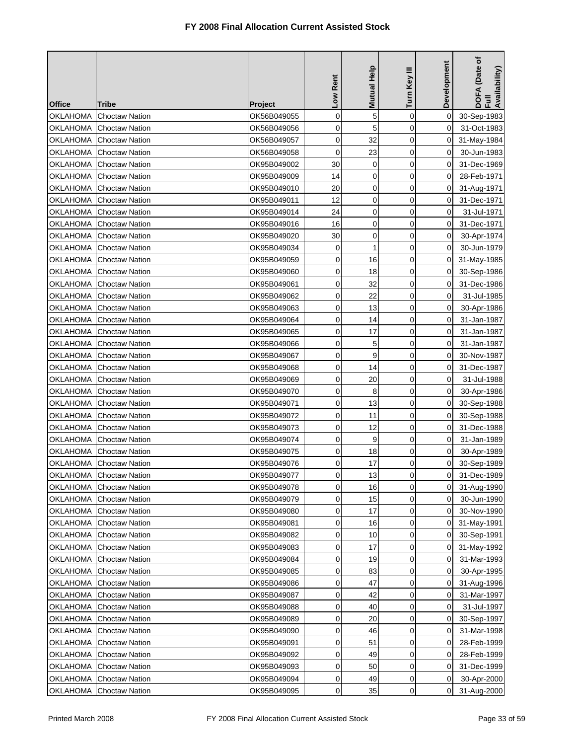# FY 2008 Final Allocation Current Assisted Stock

| Office | Tribe | Project | Low Rent | Mutual Help | Turn Key III | Development | DOFA (Date of Full Availability) |
|---|---|---|---|---|---|---|---|
| OKLAHOMA | Choctaw Nation | OK56B049055 | 0 | 5 | 0 | 0 | 30-Sep-1983 |
| OKLAHOMA | Choctaw Nation | OK56B049056 | 0 | 5 | 0 | 0 | 31-Oct-1983 |
| OKLAHOMA | Choctaw Nation | OK56B049057 | 0 | 32 | 0 | 0 | 31-May-1984 |
| OKLAHOMA | Choctaw Nation | OK56B049058 | 0 | 23 | 0 | 0 | 30-Jun-1983 |
| OKLAHOMA | Choctaw Nation | OK95B049002 | 30 | 0 | 0 | 0 | 31-Dec-1969 |
| OKLAHOMA | Choctaw Nation | OK95B049009 | 14 | 0 | 0 | 0 | 28-Feb-1971 |
| OKLAHOMA | Choctaw Nation | OK95B049010 | 20 | 0 | 0 | 0 | 31-Aug-1971 |
| OKLAHOMA | Choctaw Nation | OK95B049011 | 12 | 0 | 0 | 0 | 31-Dec-1971 |
| OKLAHOMA | Choctaw Nation | OK95B049014 | 24 | 0 | 0 | 0 | 31-Jul-1971 |
| OKLAHOMA | Choctaw Nation | OK95B049016 | 16 | 0 | 0 | 0 | 31-Dec-1971 |
| OKLAHOMA | Choctaw Nation | OK95B049020 | 30 | 0 | 0 | 0 | 30-Apr-1974 |
| OKLAHOMA | Choctaw Nation | OK95B049034 | 0 | 1 | 0 | 0 | 30-Jun-1979 |
| OKLAHOMA | Choctaw Nation | OK95B049059 | 0 | 16 | 0 | 0 | 31-May-1985 |
| OKLAHOMA | Choctaw Nation | OK95B049060 | 0 | 18 | 0 | 0 | 30-Sep-1986 |
| OKLAHOMA | Choctaw Nation | OK95B049061 | 0 | 32 | 0 | 0 | 31-Dec-1986 |
| OKLAHOMA | Choctaw Nation | OK95B049062 | 0 | 22 | 0 | 0 | 31-Jul-1985 |
| OKLAHOMA | Choctaw Nation | OK95B049063 | 0 | 13 | 0 | 0 | 30-Apr-1986 |
| OKLAHOMA | Choctaw Nation | OK95B049064 | 0 | 14 | 0 | 0 | 31-Jan-1987 |
| OKLAHOMA | Choctaw Nation | OK95B049065 | 0 | 17 | 0 | 0 | 31-Jan-1987 |
| OKLAHOMA | Choctaw Nation | OK95B049066 | 0 | 5 | 0 | 0 | 31-Jan-1987 |
| OKLAHOMA | Choctaw Nation | OK95B049067 | 0 | 9 | 0 | 0 | 30-Nov-1987 |
| OKLAHOMA | Choctaw Nation | OK95B049068 | 0 | 14 | 0 | 0 | 31-Dec-1987 |
| OKLAHOMA | Choctaw Nation | OK95B049069 | 0 | 20 | 0 | 0 | 31-Jul-1988 |
| OKLAHOMA | Choctaw Nation | OK95B049070 | 0 | 8 | 0 | 0 | 30-Apr-1986 |
| OKLAHOMA | Choctaw Nation | OK95B049071 | 0 | 13 | 0 | 0 | 30-Sep-1988 |
| OKLAHOMA | Choctaw Nation | OK95B049072 | 0 | 11 | 0 | 0 | 30-Sep-1988 |
| OKLAHOMA | Choctaw Nation | OK95B049073 | 0 | 12 | 0 | 0 | 31-Dec-1988 |
| OKLAHOMA | Choctaw Nation | OK95B049074 | 0 | 9 | 0 | 0 | 31-Jan-1989 |
| OKLAHOMA | Choctaw Nation | OK95B049075 | 0 | 18 | 0 | 0 | 30-Apr-1989 |
| OKLAHOMA | Choctaw Nation | OK95B049076 | 0 | 17 | 0 | 0 | 30-Sep-1989 |
| OKLAHOMA | Choctaw Nation | OK95B049077 | 0 | 13 | 0 | 0 | 31-Dec-1989 |
| OKLAHOMA | Choctaw Nation | OK95B049078 | 0 | 16 | 0 | 0 | 31-Aug-1990 |
| OKLAHOMA | Choctaw Nation | OK95B049079 | 0 | 15 | 0 | 0 | 30-Jun-1990 |
| OKLAHOMA | Choctaw Nation | OK95B049080 | 0 | 17 | 0 | 0 | 30-Nov-1990 |
| OKLAHOMA | Choctaw Nation | OK95B049081 | 0 | 16 | 0 | 0 | 31-May-1991 |
| OKLAHOMA | Choctaw Nation | OK95B049082 | 0 | 10 | 0 | 0 | 30-Sep-1991 |
| OKLAHOMA | Choctaw Nation | OK95B049083 | 0 | 17 | 0 | 0 | 31-May-1992 |
| OKLAHOMA | Choctaw Nation | OK95B049084 | 0 | 19 | 0 | 0 | 31-Mar-1993 |
| OKLAHOMA | Choctaw Nation | OK95B049085 | 0 | 83 | 0 | 0 | 30-Apr-1995 |
| OKLAHOMA | Choctaw Nation | OK95B049086 | 0 | 47 | 0 | 0 | 31-Aug-1996 |
| OKLAHOMA | Choctaw Nation | OK95B049087 | 0 | 42 | 0 | 0 | 31-Mar-1997 |
| OKLAHOMA | Choctaw Nation | OK95B049088 | 0 | 40 | 0 | 0 | 31-Jul-1997 |
| OKLAHOMA | Choctaw Nation | OK95B049089 | 0 | 20 | 0 | 0 | 30-Sep-1997 |
| OKLAHOMA | Choctaw Nation | OK95B049090 | 0 | 46 | 0 | 0 | 31-Mar-1998 |
| OKLAHOMA | Choctaw Nation | OK95B049091 | 0 | 51 | 0 | 0 | 28-Feb-1999 |
| OKLAHOMA | Choctaw Nation | OK95B049092 | 0 | 49 | 0 | 0 | 28-Feb-1999 |
| OKLAHOMA | Choctaw Nation | OK95B049093 | 0 | 50 | 0 | 0 | 31-Dec-1999 |
| OKLAHOMA | Choctaw Nation | OK95B049094 | 0 | 49 | 0 | 0 | 30-Apr-2000 |
| OKLAHOMA | Choctaw Nation | OK95B049095 | 0 | 35 | 0 | 0 | 31-Aug-2000 |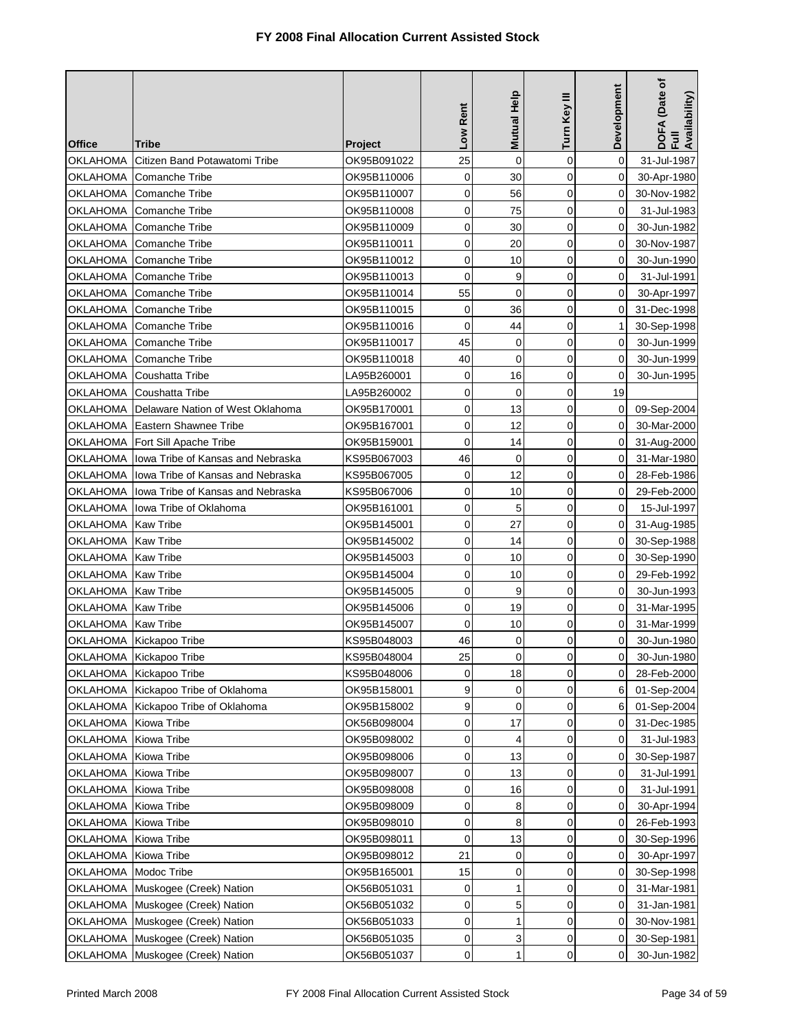# FY 2008 Final Allocation Current Assisted Stock

| Office | Tribe | Project | Low Rent | Mutual Help | Turn Key III | Development | DOFA (Date of Full Availability) |
|---|---|---|---|---|---|---|---|
| OKLAHOMA | Citizen Band Potawatomi Tribe | OK95B091022 | 25 | 0 | 0 | 0 | 31-Jul-1987 |
| OKLAHOMA | Comanche Tribe | OK95B110006 | 0 | 30 | 0 | 0 | 30-Apr-1980 |
| OKLAHOMA | Comanche Tribe | OK95B110007 | 0 | 56 | 0 | 0 | 30-Nov-1982 |
| OKLAHOMA | Comanche Tribe | OK95B110008 | 0 | 75 | 0 | 0 | 31-Jul-1983 |
| OKLAHOMA | Comanche Tribe | OK95B110009 | 0 | 30 | 0 | 0 | 30-Jun-1982 |
| OKLAHOMA | Comanche Tribe | OK95B110011 | 0 | 20 | 0 | 0 | 30-Nov-1987 |
| OKLAHOMA | Comanche Tribe | OK95B110012 | 0 | 10 | 0 | 0 | 30-Jun-1990 |
| OKLAHOMA | Comanche Tribe | OK95B110013 | 0 | 9 | 0 | 0 | 31-Jul-1991 |
| OKLAHOMA | Comanche Tribe | OK95B110014 | 55 | 0 | 0 | 0 | 30-Apr-1997 |
| OKLAHOMA | Comanche Tribe | OK95B110015 | 0 | 36 | 0 | 0 | 31-Dec-1998 |
| OKLAHOMA | Comanche Tribe | OK95B110016 | 0 | 44 | 0 | 1 | 30-Sep-1998 |
| OKLAHOMA | Comanche Tribe | OK95B110017 | 45 | 0 | 0 | 0 | 30-Jun-1999 |
| OKLAHOMA | Comanche Tribe | OK95B110018 | 40 | 0 | 0 | 0 | 30-Jun-1999 |
| OKLAHOMA | Coushatta Tribe | LA95B260001 | 0 | 16 | 0 | 0 | 30-Jun-1995 |
| OKLAHOMA | Coushatta Tribe | LA95B260002 | 0 | 0 | 0 | 19 | |
| OKLAHOMA | Delaware Nation of West Oklahoma | OK95B170001 | 0 | 13 | 0 | 0 | 09-Sep-2004 |
| OKLAHOMA | Eastern Shawnee Tribe | OK95B167001 | 0 | 12 | 0 | 0 | 30-Mar-2000 |
| OKLAHOMA | Fort Sill Apache Tribe | OK95B159001 | 0 | 14 | 0 | 0 | 31-Aug-2000 |
| OKLAHOMA | Iowa Tribe of Kansas and Nebraska | KS95B067003 | 46 | 0 | 0 | 0 | 31-Mar-1980 |
| OKLAHOMA | Iowa Tribe of Kansas and Nebraska | KS95B067005 | 0 | 12 | 0 | 0 | 28-Feb-1986 |
| OKLAHOMA | Iowa Tribe of Kansas and Nebraska | KS95B067006 | 0 | 10 | 0 | 0 | 29-Feb-2000 |
| OKLAHOMA | Iowa Tribe of Oklahoma | OK95B161001 | 0 | 5 | 0 | 0 | 15-Jul-1997 |
| OKLAHOMA | Kaw Tribe | OK95B145001 | 0 | 27 | 0 | 0 | 31-Aug-1985 |
| OKLAHOMA | Kaw Tribe | OK95B145002 | 0 | 14 | 0 | 0 | 30-Sep-1988 |
| OKLAHOMA | Kaw Tribe | OK95B145003 | 0 | 10 | 0 | 0 | 30-Sep-1990 |
| OKLAHOMA | Kaw Tribe | OK95B145004 | 0 | 10 | 0 | 0 | 29-Feb-1992 |
| OKLAHOMA | Kaw Tribe | OK95B145005 | 0 | 9 | 0 | 0 | 30-Jun-1993 |
| OKLAHOMA | Kaw Tribe | OK95B145006 | 0 | 19 | 0 | 0 | 31-Mar-1995 |
| OKLAHOMA | Kaw Tribe | OK95B145007 | 0 | 10 | 0 | 0 | 31-Mar-1999 |
| OKLAHOMA | Kickapoo Tribe | KS95B048003 | 46 | 0 | 0 | 0 | 30-Jun-1980 |
| OKLAHOMA | Kickapoo Tribe | KS95B048004 | 25 | 0 | 0 | 0 | 30-Jun-1980 |
| OKLAHOMA | Kickapoo Tribe | KS95B048006 | 0 | 18 | 0 | 0 | 28-Feb-2000 |
| OKLAHOMA | Kickapoo Tribe of Oklahoma | OK95B158001 | 9 | 0 | 0 | 6 | 01-Sep-2004 |
| OKLAHOMA | Kickapoo Tribe of Oklahoma | OK95B158002 | 9 | 0 | 0 | 6 | 01-Sep-2004 |
| OKLAHOMA | Kiowa Tribe | OK56B098004 | 0 | 17 | 0 | 0 | 31-Dec-1985 |
| OKLAHOMA | Kiowa Tribe | OK95B098002 | 0 | 4 | 0 | 0 | 31-Jul-1983 |
| OKLAHOMA | Kiowa Tribe | OK95B098006 | 0 | 13 | 0 | 0 | 30-Sep-1987 |
| OKLAHOMA | Kiowa Tribe | OK95B098007 | 0 | 13 | 0 | 0 | 31-Jul-1991 |
| OKLAHOMA | Kiowa Tribe | OK95B098008 | 0 | 16 | 0 | 0 | 31-Jul-1991 |
| OKLAHOMA | Kiowa Tribe | OK95B098009 | 0 | 8 | 0 | 0 | 30-Apr-1994 |
| OKLAHOMA | Kiowa Tribe | OK95B098010 | 0 | 8 | 0 | 0 | 26-Feb-1993 |
| OKLAHOMA | Kiowa Tribe | OK95B098011 | 0 | 13 | 0 | 0 | 30-Sep-1996 |
| OKLAHOMA | Kiowa Tribe | OK95B098012 | 21 | 0 | 0 | 0 | 30-Apr-1997 |
| OKLAHOMA | Modoc Tribe | OK95B165001 | 15 | 0 | 0 | 0 | 30-Sep-1998 |
| OKLAHOMA | Muskogee (Creek) Nation | OK56B051031 | 0 | 1 | 0 | 0 | 31-Mar-1981 |
| OKLAHOMA | Muskogee (Creek) Nation | OK56B051032 | 0 | 5 | 0 | 0 | 31-Jan-1981 |
| OKLAHOMA | Muskogee (Creek) Nation | OK56B051033 | 0 | 1 | 0 | 0 | 30-Nov-1981 |
| OKLAHOMA | Muskogee (Creek) Nation | OK56B051035 | 0 | 3 | 0 | 0 | 30-Sep-1981 |
| OKLAHOMA | Muskogee (Creek) Nation | OK56B051037 | 0 | 1 | 0 | 0 | 30-Jun-1982 |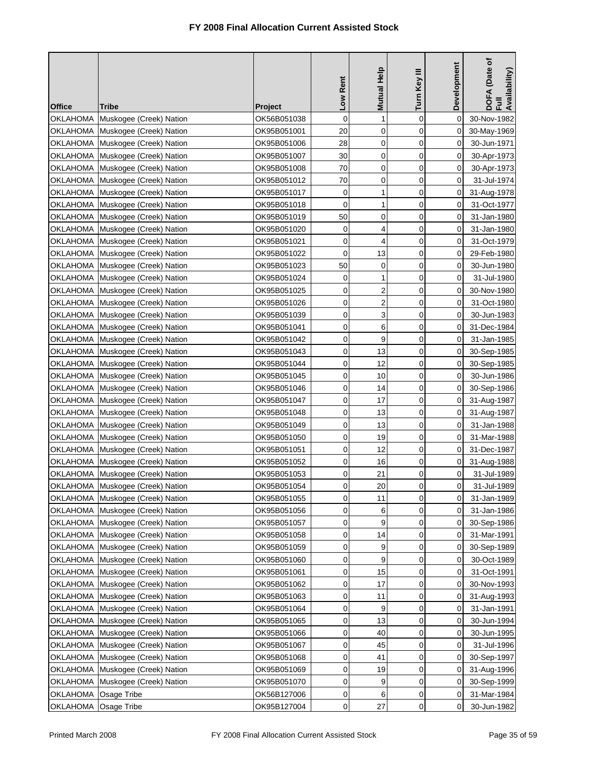# FY 2008 Final Allocation Current Assisted Stock

| Office | Tribe | Project | Low Rent | Mutual Help | Turn Key III | Development | DOFA (Date of Full Availability) |
|---|---|---|---|---|---|---|---|
| OKLAHOMA | Muskogee (Creek) Nation | OK56B051038 | 0 | 1 | 0 | 0 | 30-Nov-1982 |
| OKLAHOMA | Muskogee (Creek) Nation | OK95B051001 | 20 | 0 | 0 | 0 | 30-May-1969 |
| OKLAHOMA | Muskogee (Creek) Nation | OK95B051006 | 28 | 0 | 0 | 0 | 30-Jun-1971 |
| OKLAHOMA | Muskogee (Creek) Nation | OK95B051007 | 30 | 0 | 0 | 0 | 30-Apr-1973 |
| OKLAHOMA | Muskogee (Creek) Nation | OK95B051008 | 70 | 0 | 0 | 0 | 30-Apr-1973 |
| OKLAHOMA | Muskogee (Creek) Nation | OK95B051012 | 70 | 0 | 0 | 0 | 31-Jul-1974 |
| OKLAHOMA | Muskogee (Creek) Nation | OK95B051017 | 0 | 1 | 0 | 0 | 31-Aug-1978 |
| OKLAHOMA | Muskogee (Creek) Nation | OK95B051018 | 0 | 1 | 0 | 0 | 31-Oct-1977 |
| OKLAHOMA | Muskogee (Creek) Nation | OK95B051019 | 50 | 0 | 0 | 0 | 31-Jan-1980 |
| OKLAHOMA | Muskogee (Creek) Nation | OK95B051020 | 0 | 4 | 0 | 0 | 31-Jan-1980 |
| OKLAHOMA | Muskogee (Creek) Nation | OK95B051021 | 0 | 4 | 0 | 0 | 31-Oct-1979 |
| OKLAHOMA | Muskogee (Creek) Nation | OK95B051022 | 0 | 13 | 0 | 0 | 29-Feb-1980 |
| OKLAHOMA | Muskogee (Creek) Nation | OK95B051023 | 50 | 0 | 0 | 0 | 30-Jun-1980 |
| OKLAHOMA | Muskogee (Creek) Nation | OK95B051024 | 0 | 1 | 0 | 0 | 31-Jul-1980 |
| OKLAHOMA | Muskogee (Creek) Nation | OK95B051025 | 0 | 2 | 0 | 0 | 30-Nov-1980 |
| OKLAHOMA | Muskogee (Creek) Nation | OK95B051026 | 0 | 2 | 0 | 0 | 31-Oct-1980 |
| OKLAHOMA | Muskogee (Creek) Nation | OK95B051039 | 0 | 3 | 0 | 0 | 30-Jun-1983 |
| OKLAHOMA | Muskogee (Creek) Nation | OK95B051041 | 0 | 6 | 0 | 0 | 31-Dec-1984 |
| OKLAHOMA | Muskogee (Creek) Nation | OK95B051042 | 0 | 9 | 0 | 0 | 31-Jan-1985 |
| OKLAHOMA | Muskogee (Creek) Nation | OK95B051043 | 0 | 13 | 0 | 0 | 30-Sep-1985 |
| OKLAHOMA | Muskogee (Creek) Nation | OK95B051044 | 0 | 12 | 0 | 0 | 30-Sep-1985 |
| OKLAHOMA | Muskogee (Creek) Nation | OK95B051045 | 0 | 10 | 0 | 0 | 30-Jun-1986 |
| OKLAHOMA | Muskogee (Creek) Nation | OK95B051046 | 0 | 14 | 0 | 0 | 30-Sep-1986 |
| OKLAHOMA | Muskogee (Creek) Nation | OK95B051047 | 0 | 17 | 0 | 0 | 31-Aug-1987 |
| OKLAHOMA | Muskogee (Creek) Nation | OK95B051048 | 0 | 13 | 0 | 0 | 31-Aug-1987 |
| OKLAHOMA | Muskogee (Creek) Nation | OK95B051049 | 0 | 13 | 0 | 0 | 31-Jan-1988 |
| OKLAHOMA | Muskogee (Creek) Nation | OK95B051050 | 0 | 19 | 0 | 0 | 31-Mar-1988 |
| OKLAHOMA | Muskogee (Creek) Nation | OK95B051051 | 0 | 12 | 0 | 0 | 31-Dec-1987 |
| OKLAHOMA | Muskogee (Creek) Nation | OK95B051052 | 0 | 16 | 0 | 0 | 31-Aug-1988 |
| OKLAHOMA | Muskogee (Creek) Nation | OK95B051053 | 0 | 21 | 0 | 0 | 31-Jul-1989 |
| OKLAHOMA | Muskogee (Creek) Nation | OK95B051054 | 0 | 20 | 0 | 0 | 31-Jul-1989 |
| OKLAHOMA | Muskogee (Creek) Nation | OK95B051055 | 0 | 11 | 0 | 0 | 31-Jan-1989 |
| OKLAHOMA | Muskogee (Creek) Nation | OK95B051056 | 0 | 6 | 0 | 0 | 31-Jan-1986 |
| OKLAHOMA | Muskogee (Creek) Nation | OK95B051057 | 0 | 9 | 0 | 0 | 30-Sep-1986 |
| OKLAHOMA | Muskogee (Creek) Nation | OK95B051058 | 0 | 14 | 0 | 0 | 31-Mar-1991 |
| OKLAHOMA | Muskogee (Creek) Nation | OK95B051059 | 0 | 9 | 0 | 0 | 30-Sep-1989 |
| OKLAHOMA | Muskogee (Creek) Nation | OK95B051060 | 0 | 9 | 0 | 0 | 30-Oct-1989 |
| OKLAHOMA | Muskogee (Creek) Nation | OK95B051061 | 0 | 15 | 0 | 0 | 31-Oct-1991 |
| OKLAHOMA | Muskogee (Creek) Nation | OK95B051062 | 0 | 17 | 0 | 0 | 30-Nov-1993 |
| OKLAHOMA | Muskogee (Creek) Nation | OK95B051063 | 0 | 11 | 0 | 0 | 31-Aug-1993 |
| OKLAHOMA | Muskogee (Creek) Nation | OK95B051064 | 0 | 9 | 0 | 0 | 31-Jan-1991 |
| OKLAHOMA | Muskogee (Creek) Nation | OK95B051065 | 0 | 13 | 0 | 0 | 30-Jun-1994 |
| OKLAHOMA | Muskogee (Creek) Nation | OK95B051066 | 0 | 40 | 0 | 0 | 30-Jun-1995 |
| OKLAHOMA | Muskogee (Creek) Nation | OK95B051067 | 0 | 45 | 0 | 0 | 31-Jul-1996 |
| OKLAHOMA | Muskogee (Creek) Nation | OK95B051068 | 0 | 41 | 0 | 0 | 30-Sep-1997 |
| OKLAHOMA | Muskogee (Creek) Nation | OK95B051069 | 0 | 19 | 0 | 0 | 31-Aug-1996 |
| OKLAHOMA | Muskogee (Creek) Nation | OK95B051070 | 0 | 9 | 0 | 0 | 30-Sep-1999 |
| OKLAHOMA | Osage Tribe | OK56B127006 | 0 | 6 | 0 | 0 | 31-Mar-1984 |
| OKLAHOMA | Osage Tribe | OK95B127004 | 0 | 27 | 0 | 0 | 30-Jun-1982 |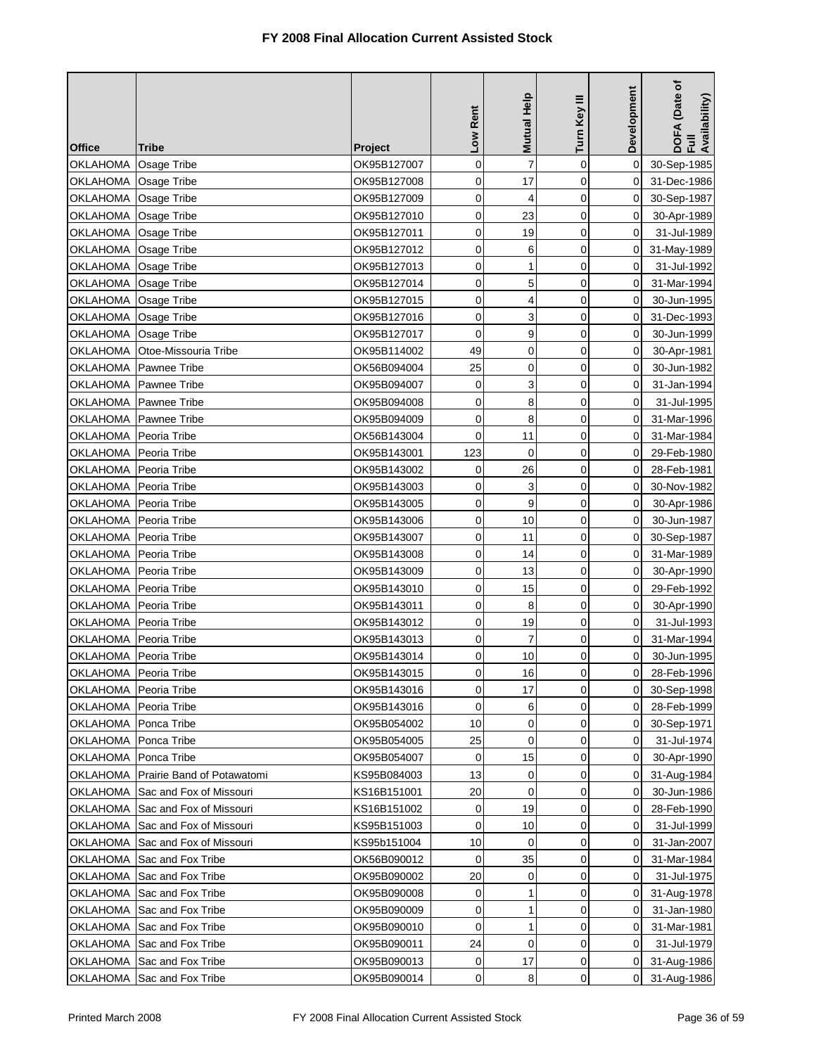# FY 2008 Final Allocation Current Assisted Stock

| Office | Tribe | Project | Low Rent | Mutual Help | Turn Key III | Development | DOFA (Date of Full Availability) |
|---|---|---|---|---|---|---|---|
| OKLAHOMA | Osage Tribe | OK95B127007 | 0 | 7 | 0 | 0 | 30-Sep-1985 |
| OKLAHOMA | Osage Tribe | OK95B127008 | 0 | 17 | 0 | 0 | 31-Dec-1986 |
| OKLAHOMA | Osage Tribe | OK95B127009 | 0 | 4 | 0 | 0 | 30-Sep-1987 |
| OKLAHOMA | Osage Tribe | OK95B127010 | 0 | 23 | 0 | 0 | 30-Apr-1989 |
| OKLAHOMA | Osage Tribe | OK95B127011 | 0 | 19 | 0 | 0 | 31-Jul-1989 |
| OKLAHOMA | Osage Tribe | OK95B127012 | 0 | 6 | 0 | 0 | 31-May-1989 |
| OKLAHOMA | Osage Tribe | OK95B127013 | 0 | 1 | 0 | 0 | 31-Jul-1992 |
| OKLAHOMA | Osage Tribe | OK95B127014 | 0 | 5 | 0 | 0 | 31-Mar-1994 |
| OKLAHOMA | Osage Tribe | OK95B127015 | 0 | 4 | 0 | 0 | 30-Jun-1995 |
| OKLAHOMA | Osage Tribe | OK95B127016 | 0 | 3 | 0 | 0 | 31-Dec-1993 |
| OKLAHOMA | Osage Tribe | OK95B127017 | 0 | 9 | 0 | 0 | 30-Jun-1999 |
| OKLAHOMA | Otoe-Missouria Tribe | OK95B114002 | 49 | 0 | 0 | 0 | 30-Apr-1981 |
| OKLAHOMA | Pawnee Tribe | OK56B094004 | 25 | 0 | 0 | 0 | 30-Jun-1982 |
| OKLAHOMA | Pawnee Tribe | OK95B094007 | 0 | 3 | 0 | 0 | 31-Jan-1994 |
| OKLAHOMA | Pawnee Tribe | OK95B094008 | 0 | 8 | 0 | 0 | 31-Jul-1995 |
| OKLAHOMA | Pawnee Tribe | OK95B094009 | 0 | 8 | 0 | 0 | 31-Mar-1996 |
| OKLAHOMA | Peoria Tribe | OK56B143004 | 0 | 11 | 0 | 0 | 31-Mar-1984 |
| OKLAHOMA | Peoria Tribe | OK95B143001 | 123 | 0 | 0 | 0 | 29-Feb-1980 |
| OKLAHOMA | Peoria Tribe | OK95B143002 | 0 | 26 | 0 | 0 | 28-Feb-1981 |
| OKLAHOMA | Peoria Tribe | OK95B143003 | 0 | 3 | 0 | 0 | 30-Nov-1982 |
| OKLAHOMA | Peoria Tribe | OK95B143005 | 0 | 9 | 0 | 0 | 30-Apr-1986 |
| OKLAHOMA | Peoria Tribe | OK95B143006 | 0 | 10 | 0 | 0 | 30-Jun-1987 |
| OKLAHOMA | Peoria Tribe | OK95B143007 | 0 | 11 | 0 | 0 | 30-Sep-1987 |
| OKLAHOMA | Peoria Tribe | OK95B143008 | 0 | 14 | 0 | 0 | 31-Mar-1989 |
| OKLAHOMA | Peoria Tribe | OK95B143009 | 0 | 13 | 0 | 0 | 30-Apr-1990 |
| OKLAHOMA | Peoria Tribe | OK95B143010 | 0 | 15 | 0 | 0 | 29-Feb-1992 |
| OKLAHOMA | Peoria Tribe | OK95B143011 | 0 | 8 | 0 | 0 | 30-Apr-1990 |
| OKLAHOMA | Peoria Tribe | OK95B143012 | 0 | 19 | 0 | 0 | 31-Jul-1993 |
| OKLAHOMA | Peoria Tribe | OK95B143013 | 0 | 7 | 0 | 0 | 31-Mar-1994 |
| OKLAHOMA | Peoria Tribe | OK95B143014 | 0 | 10 | 0 | 0 | 30-Jun-1995 |
| OKLAHOMA | Peoria Tribe | OK95B143015 | 0 | 16 | 0 | 0 | 28-Feb-1996 |
| OKLAHOMA | Peoria Tribe | OK95B143016 | 0 | 17 | 0 | 0 | 30-Sep-1998 |
| OKLAHOMA | Peoria Tribe | OK95B143016 | 0 | 6 | 0 | 0 | 28-Feb-1999 |
| OKLAHOMA | Ponca Tribe | OK95B054002 | 10 | 0 | 0 | 0 | 30-Sep-1971 |
| OKLAHOMA | Ponca Tribe | OK95B054005 | 25 | 0 | 0 | 0 | 31-Jul-1974 |
| OKLAHOMA | Ponca Tribe | OK95B054007 | 0 | 15 | 0 | 0 | 30-Apr-1990 |
| OKLAHOMA | Prairie Band of Potawatomi | KS95B084003 | 13 | 0 | 0 | 0 | 31-Aug-1984 |
| OKLAHOMA | Sac and Fox of Missouri | KS16B151001 | 20 | 0 | 0 | 0 | 30-Jun-1986 |
| OKLAHOMA | Sac and Fox of Missouri | KS16B151002 | 0 | 19 | 0 | 0 | 28-Feb-1990 |
| OKLAHOMA | Sac and Fox of Missouri | KS95B151003 | 0 | 10 | 0 | 0 | 31-Jul-1999 |
| OKLAHOMA | Sac and Fox of Missouri | KS95b151004 | 10 | 0 | 0 | 0 | 31-Jan-2007 |
| OKLAHOMA | Sac and Fox Tribe | OK56B090012 | 0 | 35 | 0 | 0 | 31-Mar-1984 |
| OKLAHOMA | Sac and Fox Tribe | OK95B090002 | 20 | 0 | 0 | 0 | 31-Jul-1975 |
| OKLAHOMA | Sac and Fox Tribe | OK95B090008 | 0 | 1 | 0 | 0 | 31-Aug-1978 |
| OKLAHOMA | Sac and Fox Tribe | OK95B090009 | 0 | 1 | 0 | 0 | 31-Jan-1980 |
| OKLAHOMA | Sac and Fox Tribe | OK95B090010 | 0 | 1 | 0 | 0 | 31-Mar-1981 |
| OKLAHOMA | Sac and Fox Tribe | OK95B090011 | 24 | 0 | 0 | 0 | 31-Jul-1979 |
| OKLAHOMA | Sac and Fox Tribe | OK95B090013 | 0 | 17 | 0 | 0 | 31-Aug-1986 |
| OKLAHOMA | Sac and Fox Tribe | OK95B090014 | 0 | 8 | 0 | 0 | 31-Aug-1986 |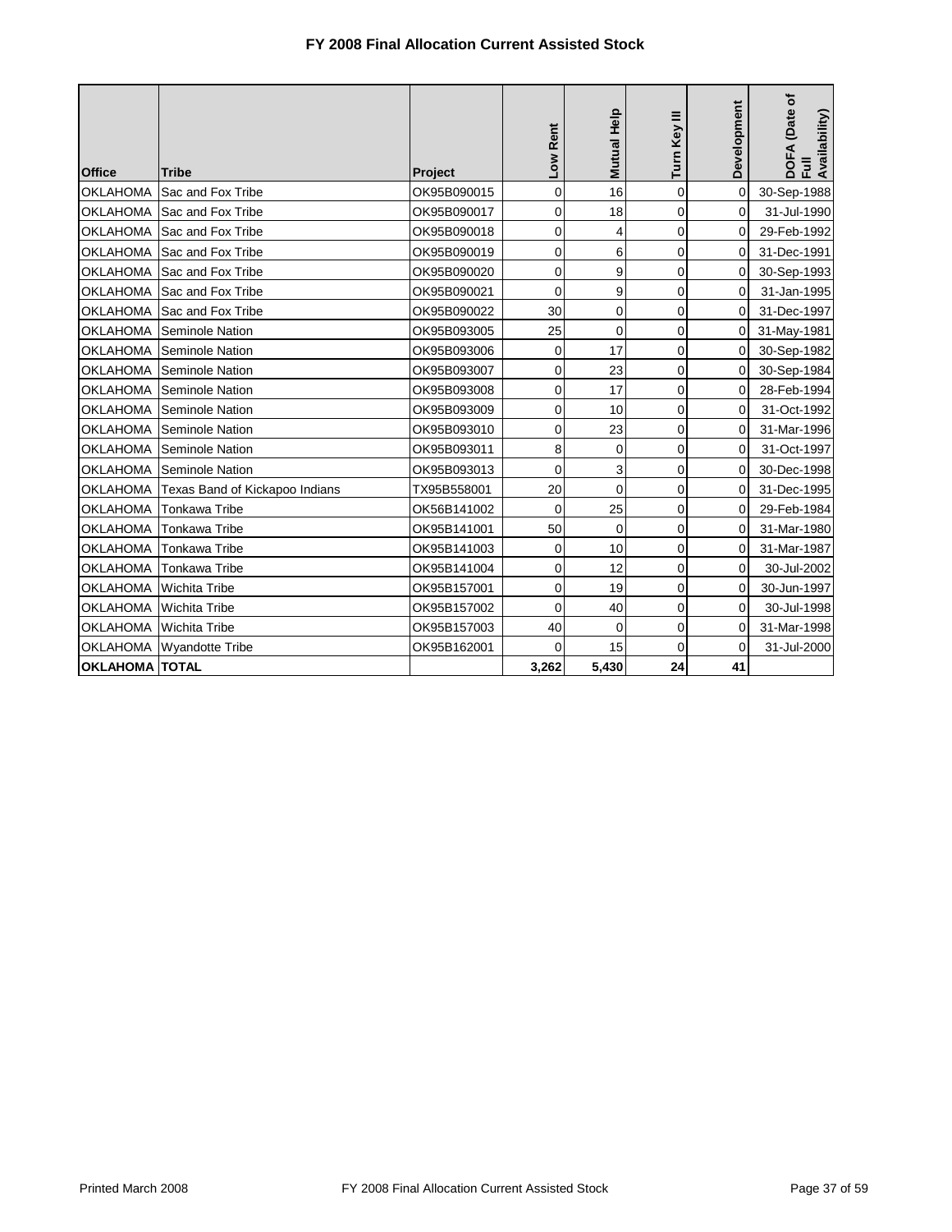# FY 2008 Final Allocation Current Assisted Stock

| Office | Tribe | Project | Low Rent | Mutual Help | Turn Key III | Development | DOFA (Date of Full Availability) |
|---|---|---|---|---|---|---|---|
| OKLAHOMA | Sac and Fox Tribe | OK95B090015 | 0 | 16 | 0 | 0 | 30-Sep-1988 |
| OKLAHOMA | Sac and Fox Tribe | OK95B090017 | 0 | 18 | 0 | 0 | 31-Jul-1990 |
| OKLAHOMA | Sac and Fox Tribe | OK95B090018 | 0 | 4 | 0 | 0 | 29-Feb-1992 |
| OKLAHOMA | Sac and Fox Tribe | OK95B090019 | 0 | 6 | 0 | 0 | 31-Dec-1991 |
| OKLAHOMA | Sac and Fox Tribe | OK95B090020 | 0 | 9 | 0 | 0 | 30-Sep-1993 |
| OKLAHOMA | Sac and Fox Tribe | OK95B090021 | 0 | 9 | 0 | 0 | 31-Jan-1995 |
| OKLAHOMA | Sac and Fox Tribe | OK95B090022 | 30 | 0 | 0 | 0 | 31-Dec-1997 |
| OKLAHOMA | Seminole Nation | OK95B093005 | 25 | 0 | 0 | 0 | 31-May-1981 |
| OKLAHOMA | Seminole Nation | OK95B093006 | 0 | 17 | 0 | 0 | 30-Sep-1982 |
| OKLAHOMA | Seminole Nation | OK95B093007 | 0 | 23 | 0 | 0 | 30-Sep-1984 |
| OKLAHOMA | Seminole Nation | OK95B093008 | 0 | 17 | 0 | 0 | 28-Feb-1994 |
| OKLAHOMA | Seminole Nation | OK95B093009 | 0 | 10 | 0 | 0 | 31-Oct-1992 |
| OKLAHOMA | Seminole Nation | OK95B093010 | 0 | 23 | 0 | 0 | 31-Mar-1996 |
| OKLAHOMA | Seminole Nation | OK95B093011 | 8 | 0 | 0 | 0 | 31-Oct-1997 |
| OKLAHOMA | Seminole Nation | OK95B093013 | 0 | 3 | 0 | 0 | 30-Dec-1998 |
| OKLAHOMA | Texas Band of Kickapoo Indians | TX95B558001 | 20 | 0 | 0 | 0 | 31-Dec-1995 |
| OKLAHOMA | Tonkawa Tribe | OK56B141002 | 0 | 25 | 0 | 0 | 29-Feb-1984 |
| OKLAHOMA | Tonkawa Tribe | OK95B141001 | 50 | 0 | 0 | 0 | 31-Mar-1980 |
| OKLAHOMA | Tonkawa Tribe | OK95B141003 | 0 | 10 | 0 | 0 | 31-Mar-1987 |
| OKLAHOMA | Tonkawa Tribe | OK95B141004 | 0 | 12 | 0 | 0 | 30-Jul-2002 |
| OKLAHOMA | Wichita Tribe | OK95B157001 | 0 | 19 | 0 | 0 | 30-Jun-1997 |
| OKLAHOMA | Wichita Tribe | OK95B157002 | 0 | 40 | 0 | 0 | 30-Jul-1998 |
| OKLAHOMA | Wichita Tribe | OK95B157003 | 40 | 0 | 0 | 0 | 31-Mar-1998 |
| OKLAHOMA | Wyandotte Tribe | OK95B162001 | 0 | 15 | 0 | 0 | 31-Jul-2000 |
| **OKLAHOMA** | **TOTAL** | | **3,262** | **5,430** | **24** | **41** | |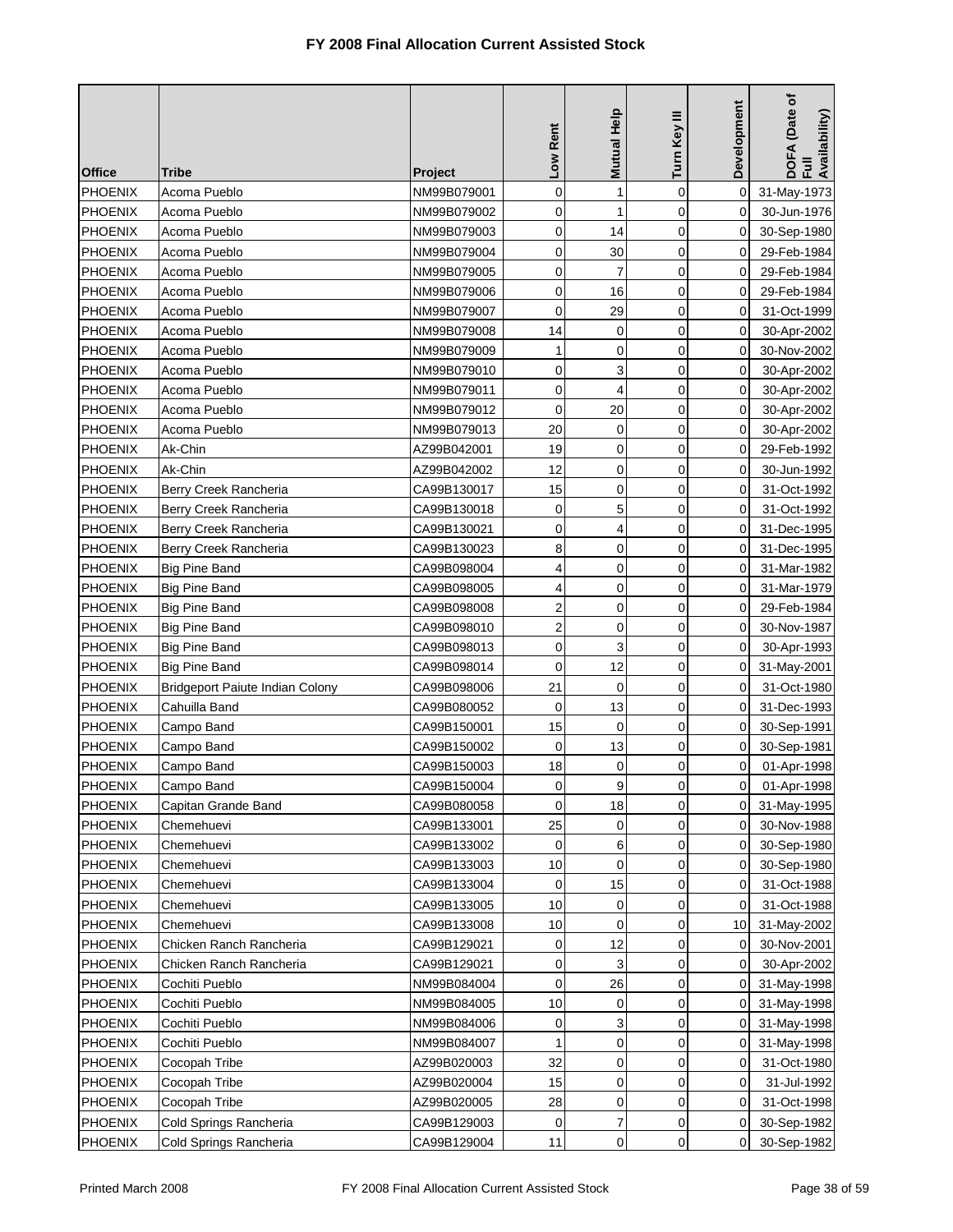# FY 2008 Final Allocation Current Assisted Stock

| Office | Tribe | Project | Low Rent | Mutual Help | Turn Key III | Development | DOFA (Date of Full Availability) |
|---|---|---|---|---|---|---|---|
| PHOENIX | Acoma Pueblo | NM99B079001 | 0 | 1 | 0 | 0 | 31-May-1973 |
| PHOENIX | Acoma Pueblo | NM99B079002 | 0 | 1 | 0 | 0 | 30-Jun-1976 |
| PHOENIX | Acoma Pueblo | NM99B079003 | 0 | 14 | 0 | 0 | 30-Sep-1980 |
| PHOENIX | Acoma Pueblo | NM99B079004 | 0 | 30 | 0 | 0 | 29-Feb-1984 |
| PHOENIX | Acoma Pueblo | NM99B079005 | 0 | 7 | 0 | 0 | 29-Feb-1984 |
| PHOENIX | Acoma Pueblo | NM99B079006 | 0 | 16 | 0 | 0 | 29-Feb-1984 |
| PHOENIX | Acoma Pueblo | NM99B079007 | 0 | 29 | 0 | 0 | 31-Oct-1999 |
| PHOENIX | Acoma Pueblo | NM99B079008 | 14 | 0 | 0 | 0 | 30-Apr-2002 |
| PHOENIX | Acoma Pueblo | NM99B079009 | 1 | 0 | 0 | 0 | 30-Nov-2002 |
| PHOENIX | Acoma Pueblo | NM99B079010 | 0 | 3 | 0 | 0 | 30-Apr-2002 |
| PHOENIX | Acoma Pueblo | NM99B079011 | 0 | 4 | 0 | 0 | 30-Apr-2002 |
| PHOENIX | Acoma Pueblo | NM99B079012 | 0 | 20 | 0 | 0 | 30-Apr-2002 |
| PHOENIX | Acoma Pueblo | NM99B079013 | 20 | 0 | 0 | 0 | 30-Apr-2002 |
| PHOENIX | Ak-Chin | AZ99B042001 | 19 | 0 | 0 | 0 | 29-Feb-1992 |
| PHOENIX | Ak-Chin | AZ99B042002 | 12 | 0 | 0 | 0 | 30-Jun-1992 |
| PHOENIX | Berry Creek Rancheria | CA99B130017 | 15 | 0 | 0 | 0 | 31-Oct-1992 |
| PHOENIX | Berry Creek Rancheria | CA99B130018 | 0 | 5 | 0 | 0 | 31-Oct-1992 |
| PHOENIX | Berry Creek Rancheria | CA99B130021 | 0 | 4 | 0 | 0 | 31-Dec-1995 |
| PHOENIX | Berry Creek Rancheria | CA99B130023 | 8 | 0 | 0 | 0 | 31-Dec-1995 |
| PHOENIX | Big Pine Band | CA99B098004 | 4 | 0 | 0 | 0 | 31-Mar-1982 |
| PHOENIX | Big Pine Band | CA99B098005 | 4 | 0 | 0 | 0 | 31-Mar-1979 |
| PHOENIX | Big Pine Band | CA99B098008 | 2 | 0 | 0 | 0 | 29-Feb-1984 |
| PHOENIX | Big Pine Band | CA99B098010 | 2 | 0 | 0 | 0 | 30-Nov-1987 |
| PHOENIX | Big Pine Band | CA99B098013 | 0 | 3 | 0 | 0 | 30-Apr-1993 |
| PHOENIX | Big Pine Band | CA99B098014 | 0 | 12 | 0 | 0 | 31-May-2001 |
| PHOENIX | Bridgeport Paiute Indian Colony | CA99B098006 | 21 | 0 | 0 | 0 | 31-Oct-1980 |
| PHOENIX | Cahuilla Band | CA99B080052 | 0 | 13 | 0 | 0 | 31-Dec-1993 |
| PHOENIX | Campo Band | CA99B150001 | 15 | 0 | 0 | 0 | 30-Sep-1991 |
| PHOENIX | Campo Band | CA99B150002 | 0 | 13 | 0 | 0 | 30-Sep-1981 |
| PHOENIX | Campo Band | CA99B150003 | 18 | 0 | 0 | 0 | 01-Apr-1998 |
| PHOENIX | Campo Band | CA99B150004 | 0 | 9 | 0 | 0 | 01-Apr-1998 |
| PHOENIX | Capitan Grande Band | CA99B080058 | 0 | 18 | 0 | 0 | 31-May-1995 |
| PHOENIX | Chemehuevi | CA99B133001 | 25 | 0 | 0 | 0 | 30-Nov-1988 |
| PHOENIX | Chemehuevi | CA99B133002 | 0 | 6 | 0 | 0 | 30-Sep-1980 |
| PHOENIX | Chemehuevi | CA99B133003 | 10 | 0 | 0 | 0 | 30-Sep-1980 |
| PHOENIX | Chemehuevi | CA99B133004 | 0 | 15 | 0 | 0 | 31-Oct-1988 |
| PHOENIX | Chemehuevi | CA99B133005 | 10 | 0 | 0 | 0 | 31-Oct-1988 |
| PHOENIX | Chemehuevi | CA99B133008 | 10 | 0 | 0 | 10 | 31-May-2002 |
| PHOENIX | Chicken Ranch Rancheria | CA99B129021 | 0 | 12 | 0 | 0 | 30-Nov-2001 |
| PHOENIX | Chicken Ranch Rancheria | CA99B129021 | 0 | 3 | 0 | 0 | 30-Apr-2002 |
| PHOENIX | Cochiti Pueblo | NM99B084004 | 0 | 26 | 0 | 0 | 31-May-1998 |
| PHOENIX | Cochiti Pueblo | NM99B084005 | 10 | 0 | 0 | 0 | 31-May-1998 |
| PHOENIX | Cochiti Pueblo | NM99B084006 | 0 | 3 | 0 | 0 | 31-May-1998 |
| PHOENIX | Cochiti Pueblo | NM99B084007 | 1 | 0 | 0 | 0 | 31-May-1998 |
| PHOENIX | Cocopah Tribe | AZ99B020003 | 32 | 0 | 0 | 0 | 31-Oct-1980 |
| PHOENIX | Cocopah Tribe | AZ99B020004 | 15 | 0 | 0 | 0 | 31-Jul-1992 |
| PHOENIX | Cocopah Tribe | AZ99B020005 | 28 | 0 | 0 | 0 | 31-Oct-1998 |
| PHOENIX | Cold Springs Rancheria | CA99B129003 | 0 | 7 | 0 | 0 | 30-Sep-1982 |
| PHOENIX | Cold Springs Rancheria | CA99B129004 | 11 | 0 | 0 | 0 | 30-Sep-1982 |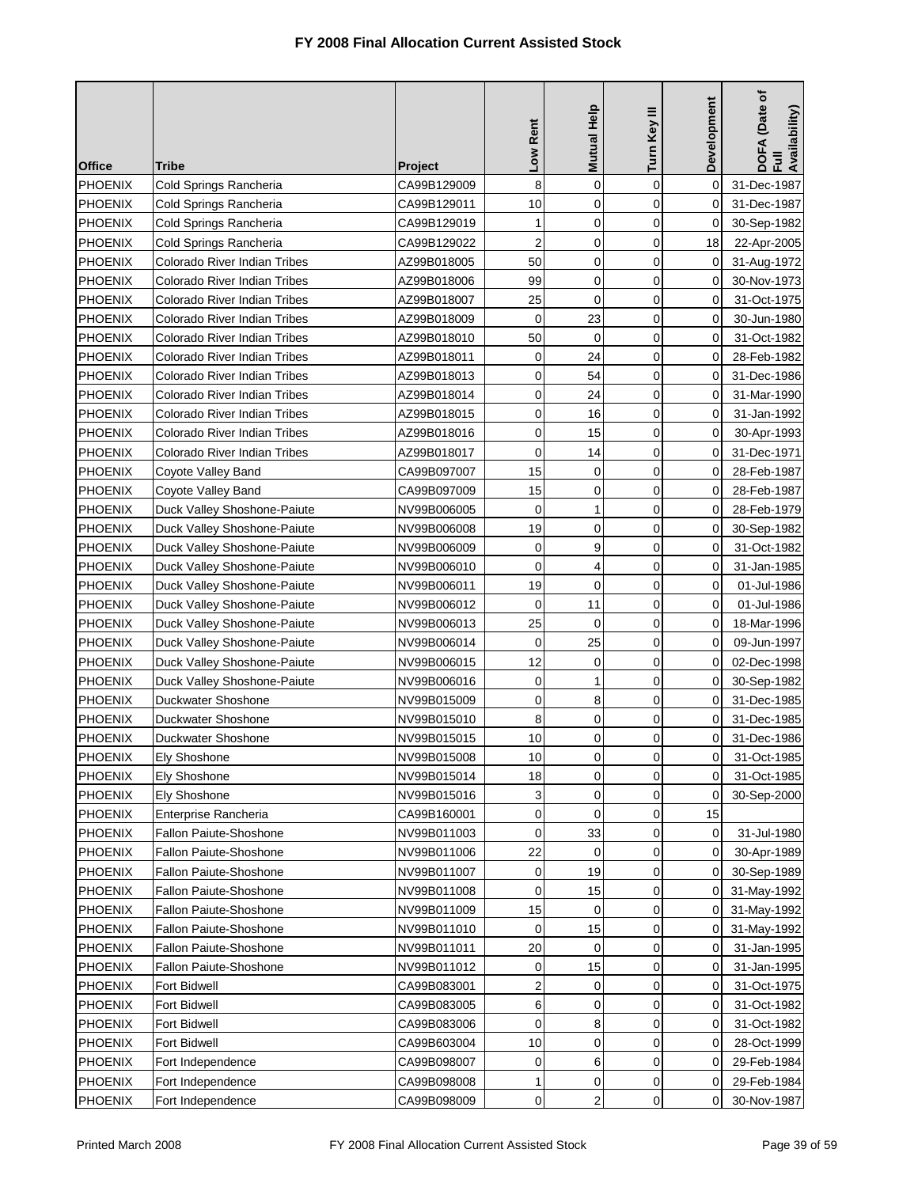# FY 2008 Final Allocation Current Assisted Stock

| Office | Tribe | Project | Low Rent | Mutual Help | Turn Key III | Development | DOFA (Date of Full Availability) |
|---|---|---|---|---|---|---|---|
| PHOENIX | Cold Springs Rancheria | CA99B129009 | 8 | 0 | 0 | 0 | 31-Dec-1987 |
| PHOENIX | Cold Springs Rancheria | CA99B129011 | 10 | 0 | 0 | 0 | 31-Dec-1987 |
| PHOENIX | Cold Springs Rancheria | CA99B129019 | 1 | 0 | 0 | 0 | 30-Sep-1982 |
| PHOENIX | Cold Springs Rancheria | CA99B129022 | 2 | 0 | 0 | 18 | 22-Apr-2005 |
| PHOENIX | Colorado River Indian Tribes | AZ99B018005 | 50 | 0 | 0 | 0 | 31-Aug-1972 |
| PHOENIX | Colorado River Indian Tribes | AZ99B018006 | 99 | 0 | 0 | 0 | 30-Nov-1973 |
| PHOENIX | Colorado River Indian Tribes | AZ99B018007 | 25 | 0 | 0 | 0 | 31-Oct-1975 |
| PHOENIX | Colorado River Indian Tribes | AZ99B018009 | 0 | 23 | 0 | 0 | 30-Jun-1980 |
| PHOENIX | Colorado River Indian Tribes | AZ99B018010 | 50 | 0 | 0 | 0 | 31-Oct-1982 |
| PHOENIX | Colorado River Indian Tribes | AZ99B018011 | 0 | 24 | 0 | 0 | 28-Feb-1982 |
| PHOENIX | Colorado River Indian Tribes | AZ99B018013 | 0 | 54 | 0 | 0 | 31-Dec-1986 |
| PHOENIX | Colorado River Indian Tribes | AZ99B018014 | 0 | 24 | 0 | 0 | 31-Mar-1990 |
| PHOENIX | Colorado River Indian Tribes | AZ99B018015 | 0 | 16 | 0 | 0 | 31-Jan-1992 |
| PHOENIX | Colorado River Indian Tribes | AZ99B018016 | 0 | 15 | 0 | 0 | 30-Apr-1993 |
| PHOENIX | Colorado River Indian Tribes | AZ99B018017 | 0 | 14 | 0 | 0 | 31-Dec-1971 |
| PHOENIX | Coyote Valley Band | CA99B097007 | 15 | 0 | 0 | 0 | 28-Feb-1987 |
| PHOENIX | Coyote Valley Band | CA99B097009 | 15 | 0 | 0 | 0 | 28-Feb-1987 |
| PHOENIX | Duck Valley Shoshone-Paiute | NV99B006005 | 0 | 1 | 0 | 0 | 28-Feb-1979 |
| PHOENIX | Duck Valley Shoshone-Paiute | NV99B006008 | 19 | 0 | 0 | 0 | 30-Sep-1982 |
| PHOENIX | Duck Valley Shoshone-Paiute | NV99B006009 | 0 | 9 | 0 | 0 | 31-Oct-1982 |
| PHOENIX | Duck Valley Shoshone-Paiute | NV99B006010 | 0 | 4 | 0 | 0 | 31-Jan-1985 |
| PHOENIX | Duck Valley Shoshone-Paiute | NV99B006011 | 19 | 0 | 0 | 0 | 01-Jul-1986 |
| PHOENIX | Duck Valley Shoshone-Paiute | NV99B006012 | 0 | 11 | 0 | 0 | 01-Jul-1986 |
| PHOENIX | Duck Valley Shoshone-Paiute | NV99B006013 | 25 | 0 | 0 | 0 | 18-Mar-1996 |
| PHOENIX | Duck Valley Shoshone-Paiute | NV99B006014 | 0 | 25 | 0 | 0 | 09-Jun-1997 |
| PHOENIX | Duck Valley Shoshone-Paiute | NV99B006015 | 12 | 0 | 0 | 0 | 02-Dec-1998 |
| PHOENIX | Duck Valley Shoshone-Paiute | NV99B006016 | 0 | 1 | 0 | 0 | 30-Sep-1982 |
| PHOENIX | Duckwater Shoshone | NV99B015009 | 0 | 8 | 0 | 0 | 31-Dec-1985 |
| PHOENIX | Duckwater Shoshone | NV99B015010 | 8 | 0 | 0 | 0 | 31-Dec-1985 |
| PHOENIX | Duckwater Shoshone | NV99B015015 | 10 | 0 | 0 | 0 | 31-Dec-1986 |
| PHOENIX | Ely Shoshone | NV99B015008 | 10 | 0 | 0 | 0 | 31-Oct-1985 |
| PHOENIX | Ely Shoshone | NV99B015014 | 18 | 0 | 0 | 0 | 31-Oct-1985 |
| PHOENIX | Ely Shoshone | NV99B015016 | 3 | 0 | 0 | 0 | 30-Sep-2000 |
| PHOENIX | Enterprise Rancheria | CA99B160001 | 0 | 0 | 0 | 15 | |
| PHOENIX | Fallon Paiute-Shoshone | NV99B011003 | 0 | 33 | 0 | 0 | 31-Jul-1980 |
| PHOENIX | Fallon Paiute-Shoshone | NV99B011006 | 22 | 0 | 0 | 0 | 30-Apr-1989 |
| PHOENIX | Fallon Paiute-Shoshone | NV99B011007 | 0 | 19 | 0 | 0 | 30-Sep-1989 |
| PHOENIX | Fallon Paiute-Shoshone | NV99B011008 | 0 | 15 | 0 | 0 | 31-May-1992 |
| PHOENIX | Fallon Paiute-Shoshone | NV99B011009 | 15 | 0 | 0 | 0 | 31-May-1992 |
| PHOENIX | Fallon Paiute-Shoshone | NV99B011010 | 0 | 15 | 0 | 0 | 31-May-1992 |
| PHOENIX | Fallon Paiute-Shoshone | NV99B011011 | 20 | 0 | 0 | 0 | 31-Jan-1995 |
| PHOENIX | Fallon Paiute-Shoshone | NV99B011012 | 0 | 15 | 0 | 0 | 31-Jan-1995 |
| PHOENIX | Fort Bidwell | CA99B083001 | 2 | 0 | 0 | 0 | 31-Oct-1975 |
| PHOENIX | Fort Bidwell | CA99B083005 | 6 | 0 | 0 | 0 | 31-Oct-1982 |
| PHOENIX | Fort Bidwell | CA99B083006 | 0 | 8 | 0 | 0 | 31-Oct-1982 |
| PHOENIX | Fort Bidwell | CA99B603004 | 10 | 0 | 0 | 0 | 28-Oct-1999 |
| PHOENIX | Fort Independence | CA99B098007 | 0 | 6 | 0 | 0 | 29-Feb-1984 |
| PHOENIX | Fort Independence | CA99B098008 | 1 | 0 | 0 | 0 | 29-Feb-1984 |
| PHOENIX | Fort Independence | CA99B098009 | 0 | 2 | 0 | 0 | 30-Nov-1987 |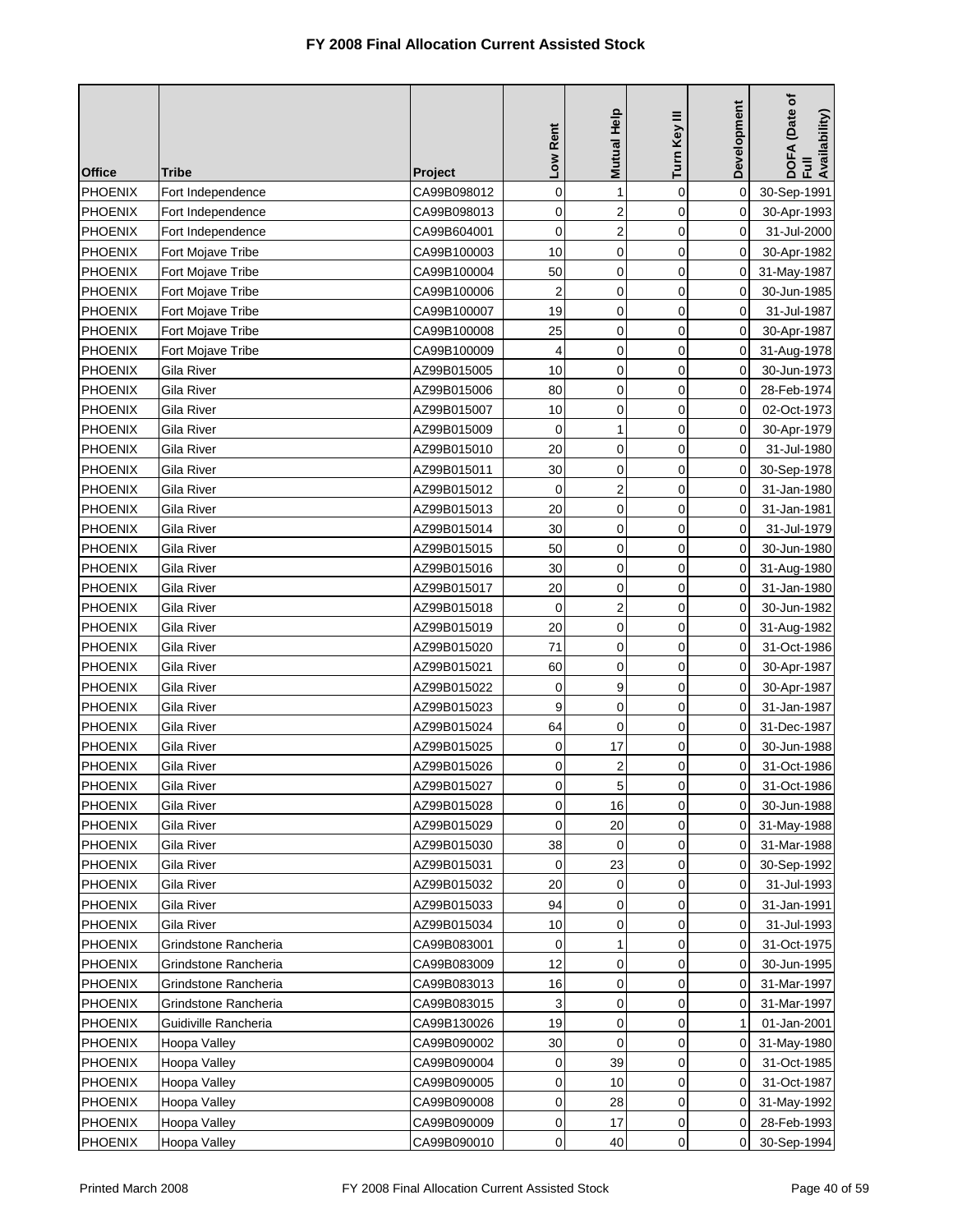# FY 2008 Final Allocation Current Assisted Stock

| Office | Tribe | Project | Low Rent | Mutual Help | Turn Key III | Development | DOFA (Date of Full Availability) |
|---|---|---|---|---|---|---|---|
| PHOENIX | Fort Independence | CA99B098012 | 0 | 1 | 0 | 0 | 30-Sep-1991 |
| PHOENIX | Fort Independence | CA99B098013 | 0 | 2 | 0 | 0 | 30-Apr-1993 |
| PHOENIX | Fort Independence | CA99B604001 | 0 | 2 | 0 | 0 | 31-Jul-2000 |
| PHOENIX | Fort Mojave Tribe | CA99B100003 | 10 | 0 | 0 | 0 | 30-Apr-1982 |
| PHOENIX | Fort Mojave Tribe | CA99B100004 | 50 | 0 | 0 | 0 | 31-May-1987 |
| PHOENIX | Fort Mojave Tribe | CA99B100006 | 2 | 0 | 0 | 0 | 30-Jun-1985 |
| PHOENIX | Fort Mojave Tribe | CA99B100007 | 19 | 0 | 0 | 0 | 31-Jul-1987 |
| PHOENIX | Fort Mojave Tribe | CA99B100008 | 25 | 0 | 0 | 0 | 30-Apr-1987 |
| PHOENIX | Fort Mojave Tribe | CA99B100009 | 4 | 0 | 0 | 0 | 31-Aug-1978 |
| PHOENIX | Gila River | AZ99B015005 | 10 | 0 | 0 | 0 | 30-Jun-1973 |
| PHOENIX | Gila River | AZ99B015006 | 80 | 0 | 0 | 0 | 28-Feb-1974 |
| PHOENIX | Gila River | AZ99B015007 | 10 | 0 | 0 | 0 | 02-Oct-1973 |
| PHOENIX | Gila River | AZ99B015009 | 0 | 1 | 0 | 0 | 30-Apr-1979 |
| PHOENIX | Gila River | AZ99B015010 | 20 | 0 | 0 | 0 | 31-Jul-1980 |
| PHOENIX | Gila River | AZ99B015011 | 30 | 0 | 0 | 0 | 30-Sep-1978 |
| PHOENIX | Gila River | AZ99B015012 | 0 | 2 | 0 | 0 | 31-Jan-1980 |
| PHOENIX | Gila River | AZ99B015013 | 20 | 0 | 0 | 0 | 31-Jan-1981 |
| PHOENIX | Gila River | AZ99B015014 | 30 | 0 | 0 | 0 | 31-Jul-1979 |
| PHOENIX | Gila River | AZ99B015015 | 50 | 0 | 0 | 0 | 30-Jun-1980 |
| PHOENIX | Gila River | AZ99B015016 | 30 | 0 | 0 | 0 | 31-Aug-1980 |
| PHOENIX | Gila River | AZ99B015017 | 20 | 0 | 0 | 0 | 31-Jan-1980 |
| PHOENIX | Gila River | AZ99B015018 | 0 | 2 | 0 | 0 | 30-Jun-1982 |
| PHOENIX | Gila River | AZ99B015019 | 20 | 0 | 0 | 0 | 31-Aug-1982 |
| PHOENIX | Gila River | AZ99B015020 | 71 | 0 | 0 | 0 | 31-Oct-1986 |
| PHOENIX | Gila River | AZ99B015021 | 60 | 0 | 0 | 0 | 30-Apr-1987 |
| PHOENIX | Gila River | AZ99B015022 | 0 | 9 | 0 | 0 | 30-Apr-1987 |
| PHOENIX | Gila River | AZ99B015023 | 9 | 0 | 0 | 0 | 31-Jan-1987 |
| PHOENIX | Gila River | AZ99B015024 | 64 | 0 | 0 | 0 | 31-Dec-1987 |
| PHOENIX | Gila River | AZ99B015025 | 0 | 17 | 0 | 0 | 30-Jun-1988 |
| PHOENIX | Gila River | AZ99B015026 | 0 | 2 | 0 | 0 | 31-Oct-1986 |
| PHOENIX | Gila River | AZ99B015027 | 0 | 5 | 0 | 0 | 31-Oct-1986 |
| PHOENIX | Gila River | AZ99B015028 | 0 | 16 | 0 | 0 | 30-Jun-1988 |
| PHOENIX | Gila River | AZ99B015029 | 0 | 20 | 0 | 0 | 31-May-1988 |
| PHOENIX | Gila River | AZ99B015030 | 38 | 0 | 0 | 0 | 31-Mar-1988 |
| PHOENIX | Gila River | AZ99B015031 | 0 | 23 | 0 | 0 | 30-Sep-1992 |
| PHOENIX | Gila River | AZ99B015032 | 20 | 0 | 0 | 0 | 31-Jul-1993 |
| PHOENIX | Gila River | AZ99B015033 | 94 | 0 | 0 | 0 | 31-Jan-1991 |
| PHOENIX | Gila River | AZ99B015034 | 10 | 0 | 0 | 0 | 31-Jul-1993 |
| PHOENIX | Grindstone Rancheria | CA99B083001 | 0 | 1 | 0 | 0 | 31-Oct-1975 |
| PHOENIX | Grindstone Rancheria | CA99B083009 | 12 | 0 | 0 | 0 | 30-Jun-1995 |
| PHOENIX | Grindstone Rancheria | CA99B083013 | 16 | 0 | 0 | 0 | 31-Mar-1997 |
| PHOENIX | Grindstone Rancheria | CA99B083015 | 3 | 0 | 0 | 0 | 31-Mar-1997 |
| PHOENIX | Guidiville Rancheria | CA99B130026 | 19 | 0 | 0 | 1 | 01-Jan-2001 |
| PHOENIX | Hoopa Valley | CA99B090002 | 30 | 0 | 0 | 0 | 31-May-1980 |
| PHOENIX | Hoopa Valley | CA99B090004 | 0 | 39 | 0 | 0 | 31-Oct-1985 |
| PHOENIX | Hoopa Valley | CA99B090005 | 0 | 10 | 0 | 0 | 31-Oct-1987 |
| PHOENIX | Hoopa Valley | CA99B090008 | 0 | 28 | 0 | 0 | 31-May-1992 |
| PHOENIX | Hoopa Valley | CA99B090009 | 0 | 17 | 0 | 0 | 28-Feb-1993 |
| PHOENIX | Hoopa Valley | CA99B090010 | 0 | 40 | 0 | 0 | 30-Sep-1994 |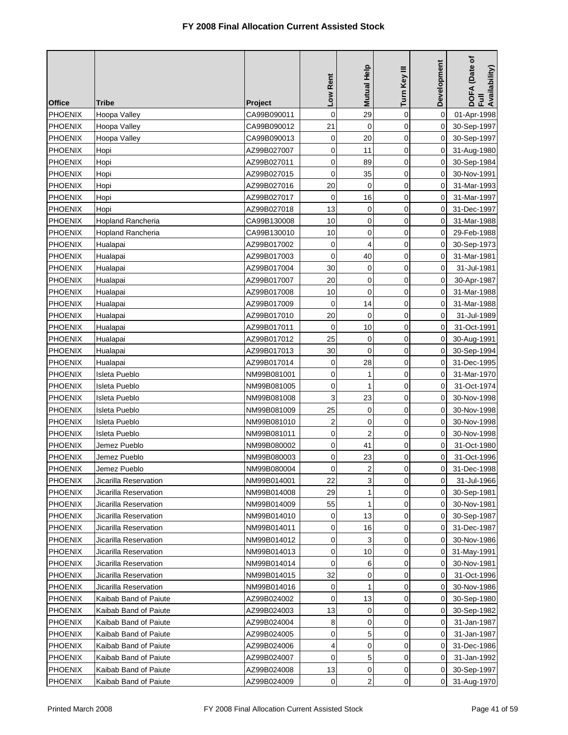# FY 2008 Final Allocation Current Assisted Stock

| Office | Tribe | Project | Low Rent | Mutual Help | Turn Key III | Development | DOFA (Date of Full Availability) |
|---|---|---|---|---|---|---|---|
| PHOENIX | Hoopa Valley | CA99B090011 | 0 | 29 | 0 | 0 | 01-Apr-1998 |
| PHOENIX | Hoopa Valley | CA99B090012 | 21 | 0 | 0 | 0 | 30-Sep-1997 |
| PHOENIX | Hoopa Valley | CA99B090013 | 0 | 20 | 0 | 0 | 30-Sep-1997 |
| PHOENIX | Hopi | AZ99B027007 | 0 | 11 | 0 | 0 | 31-Aug-1980 |
| PHOENIX | Hopi | AZ99B027011 | 0 | 89 | 0 | 0 | 30-Sep-1984 |
| PHOENIX | Hopi | AZ99B027015 | 0 | 35 | 0 | 0 | 30-Nov-1991 |
| PHOENIX | Hopi | AZ99B027016 | 20 | 0 | 0 | 0 | 31-Mar-1993 |
| PHOENIX | Hopi | AZ99B027017 | 0 | 16 | 0 | 0 | 31-Mar-1997 |
| PHOENIX | Hopi | AZ99B027018 | 13 | 0 | 0 | 0 | 31-Dec-1997 |
| PHOENIX | Hopland Rancheria | CA99B130008 | 10 | 0 | 0 | 0 | 31-Mar-1988 |
| PHOENIX | Hopland Rancheria | CA99B130010 | 10 | 0 | 0 | 0 | 29-Feb-1988 |
| PHOENIX | Hualapai | AZ99B017002 | 0 | 4 | 0 | 0 | 30-Sep-1973 |
| PHOENIX | Hualapai | AZ99B017003 | 0 | 40 | 0 | 0 | 31-Mar-1981 |
| PHOENIX | Hualapai | AZ99B017004 | 30 | 0 | 0 | 0 | 31-Jul-1981 |
| PHOENIX | Hualapai | AZ99B017007 | 20 | 0 | 0 | 0 | 30-Apr-1987 |
| PHOENIX | Hualapai | AZ99B017008 | 10 | 0 | 0 | 0 | 31-Mar-1988 |
| PHOENIX | Hualapai | AZ99B017009 | 0 | 14 | 0 | 0 | 31-Mar-1988 |
| PHOENIX | Hualapai | AZ99B017010 | 20 | 0 | 0 | 0 | 31-Jul-1989 |
| PHOENIX | Hualapai | AZ99B017011 | 0 | 10 | 0 | 0 | 31-Oct-1991 |
| PHOENIX | Hualapai | AZ99B017012 | 25 | 0 | 0 | 0 | 30-Aug-1991 |
| PHOENIX | Hualapai | AZ99B017013 | 30 | 0 | 0 | 0 | 30-Sep-1994 |
| PHOENIX | Hualapai | AZ99B017014 | 0 | 28 | 0 | 0 | 31-Dec-1995 |
| PHOENIX | Isleta Pueblo | NM99B081001 | 0 | 1 | 0 | 0 | 31-Mar-1970 |
| PHOENIX | Isleta Pueblo | NM99B081005 | 0 | 1 | 0 | 0 | 31-Oct-1974 |
| PHOENIX | Isleta Pueblo | NM99B081008 | 3 | 23 | 0 | 0 | 30-Nov-1998 |
| PHOENIX | Isleta Pueblo | NM99B081009 | 25 | 0 | 0 | 0 | 30-Nov-1998 |
| PHOENIX | Isleta Pueblo | NM99B081010 | 2 | 0 | 0 | 0 | 30-Nov-1998 |
| PHOENIX | Isleta Pueblo | NM99B081011 | 0 | 2 | 0 | 0 | 30-Nov-1998 |
| PHOENIX | Jemez Pueblo | NM99B080002 | 0 | 41 | 0 | 0 | 31-Oct-1980 |
| PHOENIX | Jemez Pueblo | NM99B080003 | 0 | 23 | 0 | 0 | 31-Oct-1996 |
| PHOENIX | Jemez Pueblo | NM99B080004 | 0 | 2 | 0 | 0 | 31-Dec-1998 |
| PHOENIX | Jicarilla Reservation | NM99B014001 | 22 | 3 | 0 | 0 | 31-Jul-1966 |
| PHOENIX | Jicarilla Reservation | NM99B014008 | 29 | 1 | 0 | 0 | 30-Sep-1981 |
| PHOENIX | Jicarilla Reservation | NM99B014009 | 55 | 1 | 0 | 0 | 30-Nov-1981 |
| PHOENIX | Jicarilla Reservation | NM99B014010 | 0 | 13 | 0 | 0 | 30-Sep-1987 |
| PHOENIX | Jicarilla Reservation | NM99B014011 | 0 | 16 | 0 | 0 | 31-Dec-1987 |
| PHOENIX | Jicarilla Reservation | NM99B014012 | 0 | 3 | 0 | 0 | 30-Nov-1986 |
| PHOENIX | Jicarilla Reservation | NM99B014013 | 0 | 10 | 0 | 0 | 31-May-1991 |
| PHOENIX | Jicarilla Reservation | NM99B014014 | 0 | 6 | 0 | 0 | 30-Nov-1981 |
| PHOENIX | Jicarilla Reservation | NM99B014015 | 32 | 0 | 0 | 0 | 31-Oct-1996 |
| PHOENIX | Jicarilla Reservation | NM99B014016 | 0 | 1 | 0 | 0 | 30-Nov-1986 |
| PHOENIX | Kaibab Band of Paiute | AZ99B024002 | 0 | 13 | 0 | 0 | 30-Sep-1980 |
| PHOENIX | Kaibab Band of Paiute | AZ99B024003 | 13 | 0 | 0 | 0 | 30-Sep-1982 |
| PHOENIX | Kaibab Band of Paiute | AZ99B024004 | 8 | 0 | 0 | 0 | 31-Jan-1987 |
| PHOENIX | Kaibab Band of Paiute | AZ99B024005 | 0 | 5 | 0 | 0 | 31-Jan-1987 |
| PHOENIX | Kaibab Band of Paiute | AZ99B024006 | 4 | 0 | 0 | 0 | 31-Dec-1986 |
| PHOENIX | Kaibab Band of Paiute | AZ99B024007 | 0 | 5 | 0 | 0 | 31-Jan-1992 |
| PHOENIX | Kaibab Band of Paiute | AZ99B024008 | 13 | 0 | 0 | 0 | 30-Sep-1997 |
| PHOENIX | Kaibab Band of Paiute | AZ99B024009 | 0 | 2 | 0 | 0 | 31-Aug-1970 |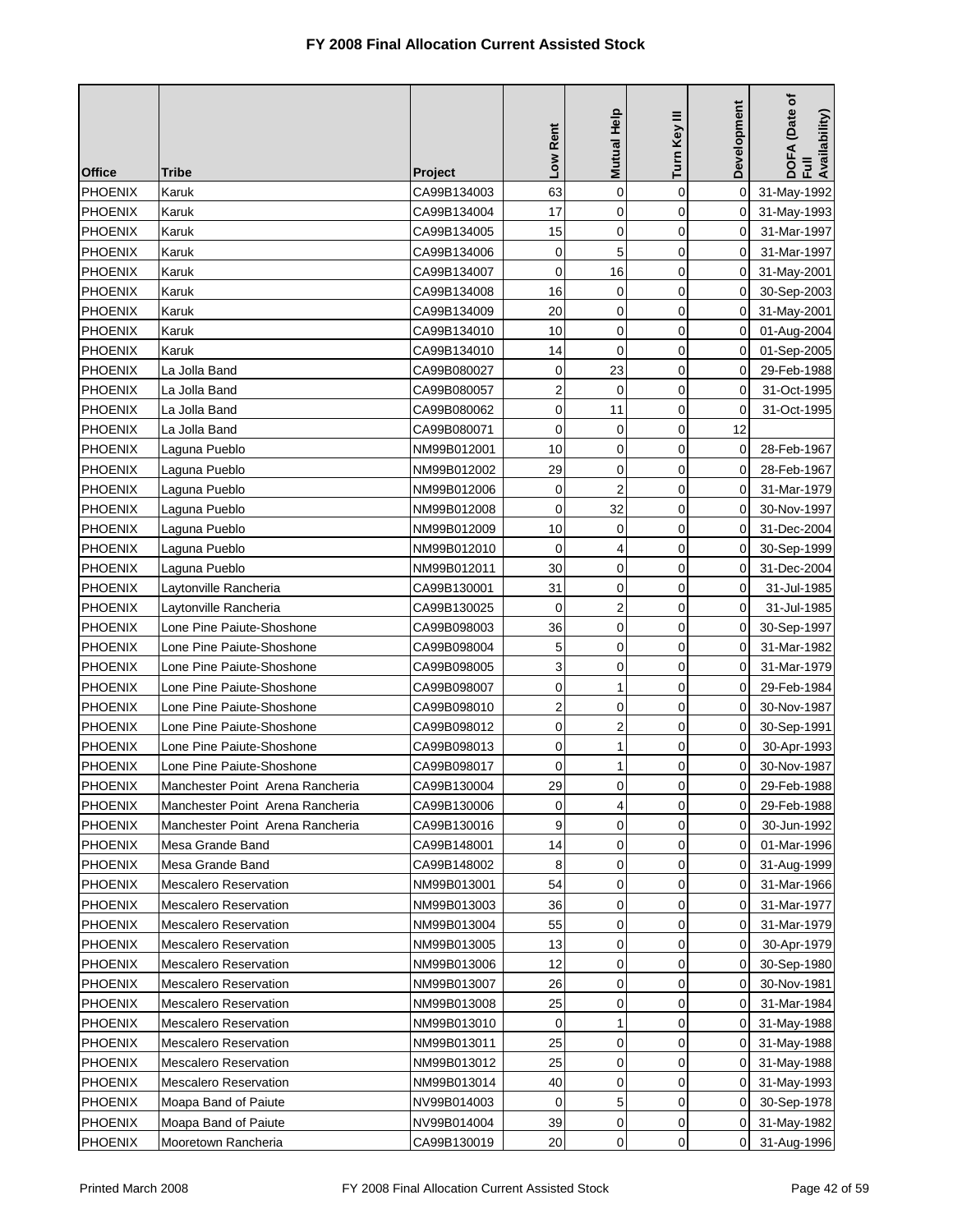# FY 2008 Final Allocation Current Assisted Stock

| Office | Tribe | Project | Low Rent | Mutual Help | Turn Key III | Development | DOFA (Date of Full Availability) |
|---|---|---|---|---|---|---|---|
| PHOENIX | Karuk | CA99B134003 | 63 | 0 | 0 | 0 | 31-May-1992 |
| PHOENIX | Karuk | CA99B134004 | 17 | 0 | 0 | 0 | 31-May-1993 |
| PHOENIX | Karuk | CA99B134005 | 15 | 0 | 0 | 0 | 31-Mar-1997 |
| PHOENIX | Karuk | CA99B134006 | 0 | 5 | 0 | 0 | 31-Mar-1997 |
| PHOENIX | Karuk | CA99B134007 | 0 | 16 | 0 | 0 | 31-May-2001 |
| PHOENIX | Karuk | CA99B134008 | 16 | 0 | 0 | 0 | 30-Sep-2003 |
| PHOENIX | Karuk | CA99B134009 | 20 | 0 | 0 | 0 | 31-May-2001 |
| PHOENIX | Karuk | CA99B134010 | 10 | 0 | 0 | 0 | 01-Aug-2004 |
| PHOENIX | Karuk | CA99B134010 | 14 | 0 | 0 | 0 | 01-Sep-2005 |
| PHOENIX | La Jolla Band | CA99B080027 | 0 | 23 | 0 | 0 | 29-Feb-1988 |
| PHOENIX | La Jolla Band | CA99B080057 | 2 | 0 | 0 | 0 | 31-Oct-1995 |
| PHOENIX | La Jolla Band | CA99B080062 | 0 | 11 | 0 | 0 | 31-Oct-1995 |
| PHOENIX | La Jolla Band | CA99B080071 | 0 | 0 | 0 | 12 | |
| PHOENIX | Laguna Pueblo | NM99B012001 | 10 | 0 | 0 | 0 | 28-Feb-1967 |
| PHOENIX | Laguna Pueblo | NM99B012002 | 29 | 0 | 0 | 0 | 28-Feb-1967 |
| PHOENIX | Laguna Pueblo | NM99B012006 | 0 | 2 | 0 | 0 | 31-Mar-1979 |
| PHOENIX | Laguna Pueblo | NM99B012008 | 0 | 32 | 0 | 0 | 30-Nov-1997 |
| PHOENIX | Laguna Pueblo | NM99B012009 | 10 | 0 | 0 | 0 | 31-Dec-2004 |
| PHOENIX | Laguna Pueblo | NM99B012010 | 0 | 4 | 0 | 0 | 30-Sep-1999 |
| PHOENIX | Laguna Pueblo | NM99B012011 | 30 | 0 | 0 | 0 | 31-Dec-2004 |
| PHOENIX | Laytonville Rancheria | CA99B130001 | 31 | 0 | 0 | 0 | 31-Jul-1985 |
| PHOENIX | Laytonville Rancheria | CA99B130025 | 0 | 2 | 0 | 0 | 31-Jul-1985 |
| PHOENIX | Lone Pine Paiute-Shoshone | CA99B098003 | 36 | 0 | 0 | 0 | 30-Sep-1997 |
| PHOENIX | Lone Pine Paiute-Shoshone | CA99B098004 | 5 | 0 | 0 | 0 | 31-Mar-1982 |
| PHOENIX | Lone Pine Paiute-Shoshone | CA99B098005 | 3 | 0 | 0 | 0 | 31-Mar-1979 |
| PHOENIX | Lone Pine Paiute-Shoshone | CA99B098007 | 0 | 1 | 0 | 0 | 29-Feb-1984 |
| PHOENIX | Lone Pine Paiute-Shoshone | CA99B098010 | 2 | 0 | 0 | 0 | 30-Nov-1987 |
| PHOENIX | Lone Pine Paiute-Shoshone | CA99B098012 | 0 | 2 | 0 | 0 | 30-Sep-1991 |
| PHOENIX | Lone Pine Paiute-Shoshone | CA99B098013 | 0 | 1 | 0 | 0 | 30-Apr-1993 |
| PHOENIX | Lone Pine Paiute-Shoshone | CA99B098017 | 0 | 1 | 0 | 0 | 30-Nov-1987 |
| PHOENIX | Manchester Point Arena Rancheria | CA99B130004 | 29 | 0 | 0 | 0 | 29-Feb-1988 |
| PHOENIX | Manchester Point Arena Rancheria | CA99B130006 | 0 | 4 | 0 | 0 | 29-Feb-1988 |
| PHOENIX | Manchester Point Arena Rancheria | CA99B130016 | 9 | 0 | 0 | 0 | 30-Jun-1992 |
| PHOENIX | Mesa Grande Band | CA99B148001 | 14 | 0 | 0 | 0 | 01-Mar-1996 |
| PHOENIX | Mesa Grande Band | CA99B148002 | 8 | 0 | 0 | 0 | 31-Aug-1999 |
| PHOENIX | Mescalero Reservation | NM99B013001 | 54 | 0 | 0 | 0 | 31-Mar-1966 |
| PHOENIX | Mescalero Reservation | NM99B013003 | 36 | 0 | 0 | 0 | 31-Mar-1977 |
| PHOENIX | Mescalero Reservation | NM99B013004 | 55 | 0 | 0 | 0 | 31-Mar-1979 |
| PHOENIX | Mescalero Reservation | NM99B013005 | 13 | 0 | 0 | 0 | 30-Apr-1979 |
| PHOENIX | Mescalero Reservation | NM99B013006 | 12 | 0 | 0 | 0 | 30-Sep-1980 |
| PHOENIX | Mescalero Reservation | NM99B013007 | 26 | 0 | 0 | 0 | 30-Nov-1981 |
| PHOENIX | Mescalero Reservation | NM99B013008 | 25 | 0 | 0 | 0 | 31-Mar-1984 |
| PHOENIX | Mescalero Reservation | NM99B013010 | 0 | 1 | 0 | 0 | 31-May-1988 |
| PHOENIX | Mescalero Reservation | NM99B013011 | 25 | 0 | 0 | 0 | 31-May-1988 |
| PHOENIX | Mescalero Reservation | NM99B013012 | 25 | 0 | 0 | 0 | 31-May-1988 |
| PHOENIX | Mescalero Reservation | NM99B013014 | 40 | 0 | 0 | 0 | 31-May-1993 |
| PHOENIX | Moapa Band of Paiute | NV99B014003 | 0 | 5 | 0 | 0 | 30-Sep-1978 |
| PHOENIX | Moapa Band of Paiute | NV99B014004 | 39 | 0 | 0 | 0 | 31-May-1982 |
| PHOENIX | Mooretown Rancheria | CA99B130019 | 20 | 0 | 0 | 0 | 31-Aug-1996 |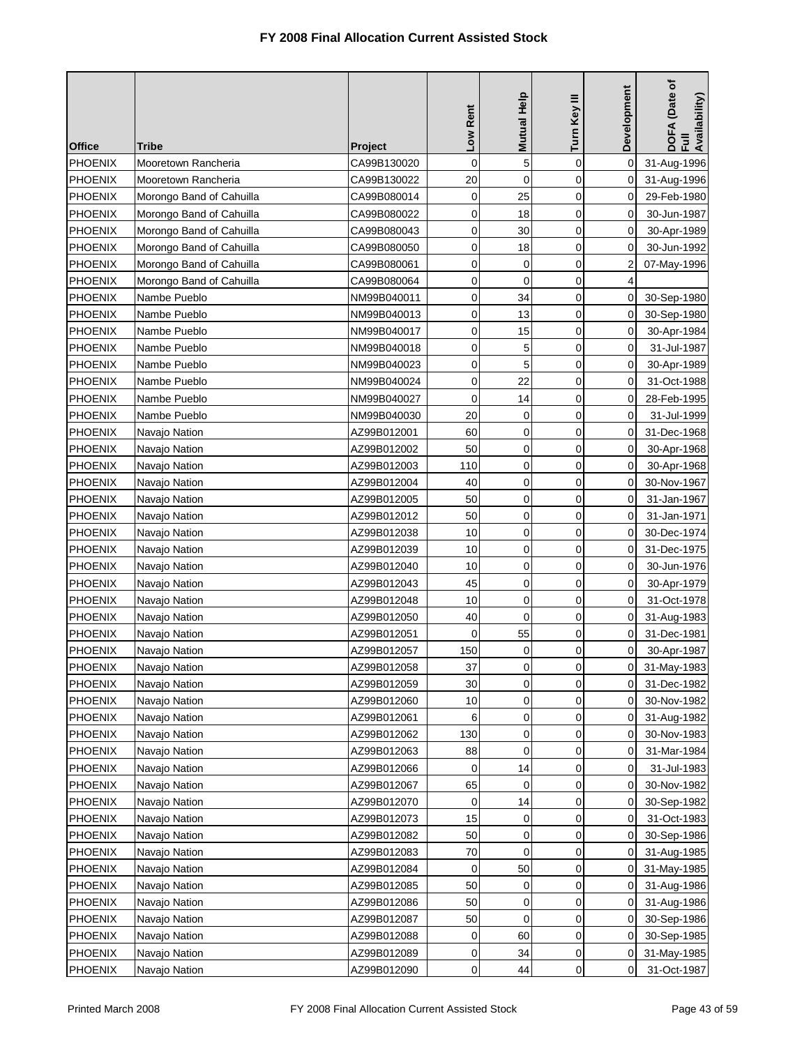# FY 2008 Final Allocation Current Assisted Stock

| Office | Tribe | Project | Low Rent | Mutual Help | Turn Key III | Development | DOFA (Date of Full Availability) |
|---|---|---|---|---|---|---|---|
| PHOENIX | Mooretown Rancheria | CA99B130020 | 0 | 5 | 0 | 0 | 31-Aug-1996 |
| PHOENIX | Mooretown Rancheria | CA99B130022 | 20 | 0 | 0 | 0 | 31-Aug-1996 |
| PHOENIX | Morongo Band of Cahuilla | CA99B080014 | 0 | 25 | 0 | 0 | 29-Feb-1980 |
| PHOENIX | Morongo Band of Cahuilla | CA99B080022 | 0 | 18 | 0 | 0 | 30-Jun-1987 |
| PHOENIX | Morongo Band of Cahuilla | CA99B080043 | 0 | 30 | 0 | 0 | 30-Apr-1989 |
| PHOENIX | Morongo Band of Cahuilla | CA99B080050 | 0 | 18 | 0 | 0 | 30-Jun-1992 |
| PHOENIX | Morongo Band of Cahuilla | CA99B080061 | 0 | 0 | 0 | 2 | 07-May-1996 |
| PHOENIX | Morongo Band of Cahuilla | CA99B080064 | 0 | 0 | 0 | 4 | |
| PHOENIX | Nambe Pueblo | NM99B040011 | 0 | 34 | 0 | 0 | 30-Sep-1980 |
| PHOENIX | Nambe Pueblo | NM99B040013 | 0 | 13 | 0 | 0 | 30-Sep-1980 |
| PHOENIX | Nambe Pueblo | NM99B040017 | 0 | 15 | 0 | 0 | 30-Apr-1984 |
| PHOENIX | Nambe Pueblo | NM99B040018 | 0 | 5 | 0 | 0 | 31-Jul-1987 |
| PHOENIX | Nambe Pueblo | NM99B040023 | 0 | 5 | 0 | 0 | 30-Apr-1989 |
| PHOENIX | Nambe Pueblo | NM99B040024 | 0 | 22 | 0 | 0 | 31-Oct-1988 |
| PHOENIX | Nambe Pueblo | NM99B040027 | 0 | 14 | 0 | 0 | 28-Feb-1995 |
| PHOENIX | Nambe Pueblo | NM99B040030 | 20 | 0 | 0 | 0 | 31-Jul-1999 |
| PHOENIX | Navajo Nation | AZ99B012001 | 60 | 0 | 0 | 0 | 31-Dec-1968 |
| PHOENIX | Navajo Nation | AZ99B012002 | 50 | 0 | 0 | 0 | 30-Apr-1968 |
| PHOENIX | Navajo Nation | AZ99B012003 | 110 | 0 | 0 | 0 | 30-Apr-1968 |
| PHOENIX | Navajo Nation | AZ99B012004 | 40 | 0 | 0 | 0 | 30-Nov-1967 |
| PHOENIX | Navajo Nation | AZ99B012005 | 50 | 0 | 0 | 0 | 31-Jan-1967 |
| PHOENIX | Navajo Nation | AZ99B012012 | 50 | 0 | 0 | 0 | 31-Jan-1971 |
| PHOENIX | Navajo Nation | AZ99B012038 | 10 | 0 | 0 | 0 | 30-Dec-1974 |
| PHOENIX | Navajo Nation | AZ99B012039 | 10 | 0 | 0 | 0 | 31-Dec-1975 |
| PHOENIX | Navajo Nation | AZ99B012040 | 10 | 0 | 0 | 0 | 30-Jun-1976 |
| PHOENIX | Navajo Nation | AZ99B012043 | 45 | 0 | 0 | 0 | 30-Apr-1979 |
| PHOENIX | Navajo Nation | AZ99B012048 | 10 | 0 | 0 | 0 | 31-Oct-1978 |
| PHOENIX | Navajo Nation | AZ99B012050 | 40 | 0 | 0 | 0 | 31-Aug-1983 |
| PHOENIX | Navajo Nation | AZ99B012051 | 0 | 55 | 0 | 0 | 31-Dec-1981 |
| PHOENIX | Navajo Nation | AZ99B012057 | 150 | 0 | 0 | 0 | 30-Apr-1987 |
| PHOENIX | Navajo Nation | AZ99B012058 | 37 | 0 | 0 | 0 | 31-May-1983 |
| PHOENIX | Navajo Nation | AZ99B012059 | 30 | 0 | 0 | 0 | 31-Dec-1982 |
| PHOENIX | Navajo Nation | AZ99B012060 | 10 | 0 | 0 | 0 | 30-Nov-1982 |
| PHOENIX | Navajo Nation | AZ99B012061 | 6 | 0 | 0 | 0 | 31-Aug-1982 |
| PHOENIX | Navajo Nation | AZ99B012062 | 130 | 0 | 0 | 0 | 30-Nov-1983 |
| PHOENIX | Navajo Nation | AZ99B012063 | 88 | 0 | 0 | 0 | 31-Mar-1984 |
| PHOENIX | Navajo Nation | AZ99B012066 | 0 | 14 | 0 | 0 | 31-Jul-1983 |
| PHOENIX | Navajo Nation | AZ99B012067 | 65 | 0 | 0 | 0 | 30-Nov-1982 |
| PHOENIX | Navajo Nation | AZ99B012070 | 0 | 14 | 0 | 0 | 30-Sep-1982 |
| PHOENIX | Navajo Nation | AZ99B012073 | 15 | 0 | 0 | 0 | 31-Oct-1983 |
| PHOENIX | Navajo Nation | AZ99B012082 | 50 | 0 | 0 | 0 | 30-Sep-1986 |
| PHOENIX | Navajo Nation | AZ99B012083 | 70 | 0 | 0 | 0 | 31-Aug-1985 |
| PHOENIX | Navajo Nation | AZ99B012084 | 0 | 50 | 0 | 0 | 31-May-1985 |
| PHOENIX | Navajo Nation | AZ99B012085 | 50 | 0 | 0 | 0 | 31-Aug-1986 |
| PHOENIX | Navajo Nation | AZ99B012086 | 50 | 0 | 0 | 0 | 31-Aug-1986 |
| PHOENIX | Navajo Nation | AZ99B012087 | 50 | 0 | 0 | 0 | 30-Sep-1986 |
| PHOENIX | Navajo Nation | AZ99B012088 | 0 | 60 | 0 | 0 | 30-Sep-1985 |
| PHOENIX | Navajo Nation | AZ99B012089 | 0 | 34 | 0 | 0 | 31-May-1985 |
| PHOENIX | Navajo Nation | AZ99B012090 | 0 | 44 | 0 | 0 | 31-Oct-1987 |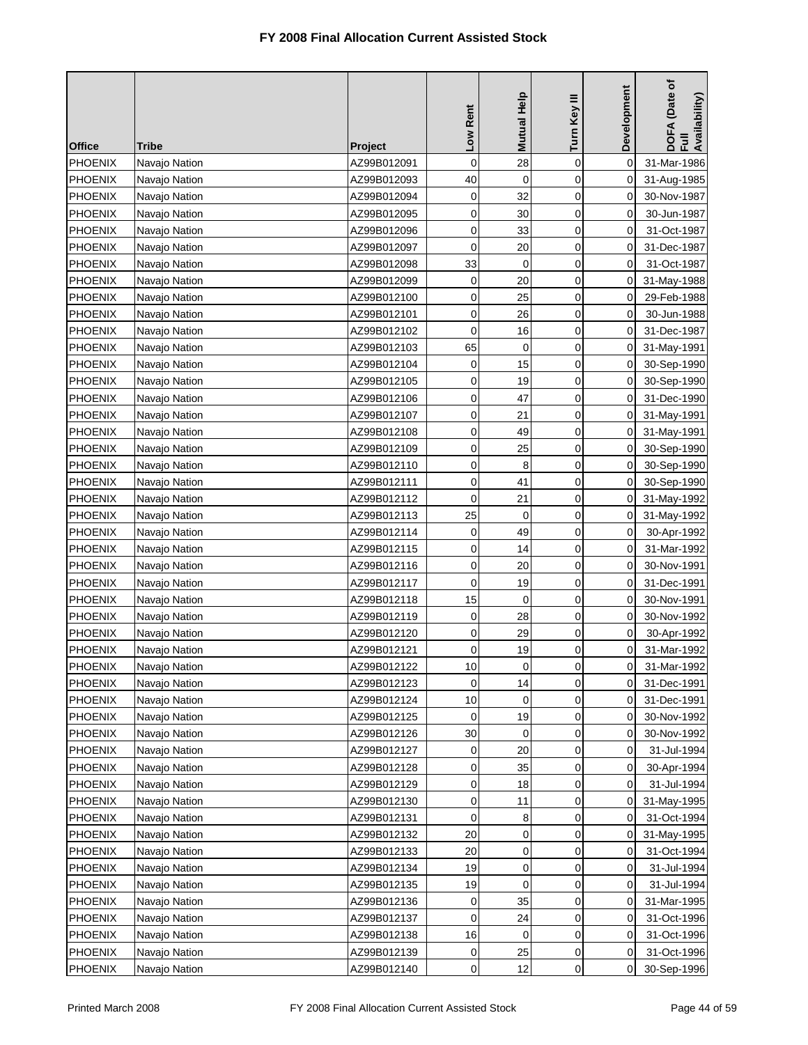# FY 2008 Final Allocation Current Assisted Stock

| Office | Tribe | Project | Low Rent | Mutual Help | Turn Key III | Development | DOFA (Date of Full Availability) |
|---|---|---|---|---|---|---|---|
| PHOENIX | Navajo Nation | AZ99B012091 | 0 | 28 | 0 | 0 | 31-Mar-1986 |
| PHOENIX | Navajo Nation | AZ99B012093 | 40 | 0 | 0 | 0 | 31-Aug-1985 |
| PHOENIX | Navajo Nation | AZ99B012094 | 0 | 32 | 0 | 0 | 30-Nov-1987 |
| PHOENIX | Navajo Nation | AZ99B012095 | 0 | 30 | 0 | 0 | 30-Jun-1987 |
| PHOENIX | Navajo Nation | AZ99B012096 | 0 | 33 | 0 | 0 | 31-Oct-1987 |
| PHOENIX | Navajo Nation | AZ99B012097 | 0 | 20 | 0 | 0 | 31-Dec-1987 |
| PHOENIX | Navajo Nation | AZ99B012098 | 33 | 0 | 0 | 0 | 31-Oct-1987 |
| PHOENIX | Navajo Nation | AZ99B012099 | 0 | 20 | 0 | 0 | 31-May-1988 |
| PHOENIX | Navajo Nation | AZ99B012100 | 0 | 25 | 0 | 0 | 29-Feb-1988 |
| PHOENIX | Navajo Nation | AZ99B012101 | 0 | 26 | 0 | 0 | 30-Jun-1988 |
| PHOENIX | Navajo Nation | AZ99B012102 | 0 | 16 | 0 | 0 | 31-Dec-1987 |
| PHOENIX | Navajo Nation | AZ99B012103 | 65 | 0 | 0 | 0 | 31-May-1991 |
| PHOENIX | Navajo Nation | AZ99B012104 | 0 | 15 | 0 | 0 | 30-Sep-1990 |
| PHOENIX | Navajo Nation | AZ99B012105 | 0 | 19 | 0 | 0 | 30-Sep-1990 |
| PHOENIX | Navajo Nation | AZ99B012106 | 0 | 47 | 0 | 0 | 31-Dec-1990 |
| PHOENIX | Navajo Nation | AZ99B012107 | 0 | 21 | 0 | 0 | 31-May-1991 |
| PHOENIX | Navajo Nation | AZ99B012108 | 0 | 49 | 0 | 0 | 31-May-1991 |
| PHOENIX | Navajo Nation | AZ99B012109 | 0 | 25 | 0 | 0 | 30-Sep-1990 |
| PHOENIX | Navajo Nation | AZ99B012110 | 0 | 8 | 0 | 0 | 30-Sep-1990 |
| PHOENIX | Navajo Nation | AZ99B012111 | 0 | 41 | 0 | 0 | 30-Sep-1990 |
| PHOENIX | Navajo Nation | AZ99B012112 | 0 | 21 | 0 | 0 | 31-May-1992 |
| PHOENIX | Navajo Nation | AZ99B012113 | 25 | 0 | 0 | 0 | 31-May-1992 |
| PHOENIX | Navajo Nation | AZ99B012114 | 0 | 49 | 0 | 0 | 30-Apr-1992 |
| PHOENIX | Navajo Nation | AZ99B012115 | 0 | 14 | 0 | 0 | 31-Mar-1992 |
| PHOENIX | Navajo Nation | AZ99B012116 | 0 | 20 | 0 | 0 | 30-Nov-1991 |
| PHOENIX | Navajo Nation | AZ99B012117 | 0 | 19 | 0 | 0 | 31-Dec-1991 |
| PHOENIX | Navajo Nation | AZ99B012118 | 15 | 0 | 0 | 0 | 30-Nov-1991 |
| PHOENIX | Navajo Nation | AZ99B012119 | 0 | 28 | 0 | 0 | 30-Nov-1992 |
| PHOENIX | Navajo Nation | AZ99B012120 | 0 | 29 | 0 | 0 | 30-Apr-1992 |
| PHOENIX | Navajo Nation | AZ99B012121 | 0 | 19 | 0 | 0 | 31-Mar-1992 |
| PHOENIX | Navajo Nation | AZ99B012122 | 10 | 0 | 0 | 0 | 31-Mar-1992 |
| PHOENIX | Navajo Nation | AZ99B012123 | 0 | 14 | 0 | 0 | 31-Dec-1991 |
| PHOENIX | Navajo Nation | AZ99B012124 | 10 | 0 | 0 | 0 | 31-Dec-1991 |
| PHOENIX | Navajo Nation | AZ99B012125 | 0 | 19 | 0 | 0 | 30-Nov-1992 |
| PHOENIX | Navajo Nation | AZ99B012126 | 30 | 0 | 0 | 0 | 30-Nov-1992 |
| PHOENIX | Navajo Nation | AZ99B012127 | 0 | 20 | 0 | 0 | 31-Jul-1994 |
| PHOENIX | Navajo Nation | AZ99B012128 | 0 | 35 | 0 | 0 | 30-Apr-1994 |
| PHOENIX | Navajo Nation | AZ99B012129 | 0 | 18 | 0 | 0 | 31-Jul-1994 |
| PHOENIX | Navajo Nation | AZ99B012130 | 0 | 11 | 0 | 0 | 31-May-1995 |
| PHOENIX | Navajo Nation | AZ99B012131 | 0 | 8 | 0 | 0 | 31-Oct-1994 |
| PHOENIX | Navajo Nation | AZ99B012132 | 20 | 0 | 0 | 0 | 31-May-1995 |
| PHOENIX | Navajo Nation | AZ99B012133 | 20 | 0 | 0 | 0 | 31-Oct-1994 |
| PHOENIX | Navajo Nation | AZ99B012134 | 19 | 0 | 0 | 0 | 31-Jul-1994 |
| PHOENIX | Navajo Nation | AZ99B012135 | 19 | 0 | 0 | 0 | 31-Jul-1994 |
| PHOENIX | Navajo Nation | AZ99B012136 | 0 | 35 | 0 | 0 | 31-Mar-1995 |
| PHOENIX | Navajo Nation | AZ99B012137 | 0 | 24 | 0 | 0 | 31-Oct-1996 |
| PHOENIX | Navajo Nation | AZ99B012138 | 16 | 0 | 0 | 0 | 31-Oct-1996 |
| PHOENIX | Navajo Nation | AZ99B012139 | 0 | 25 | 0 | 0 | 31-Oct-1996 |
| PHOENIX | Navajo Nation | AZ99B012140 | 0 | 12 | 0 | 0 | 30-Sep-1996 |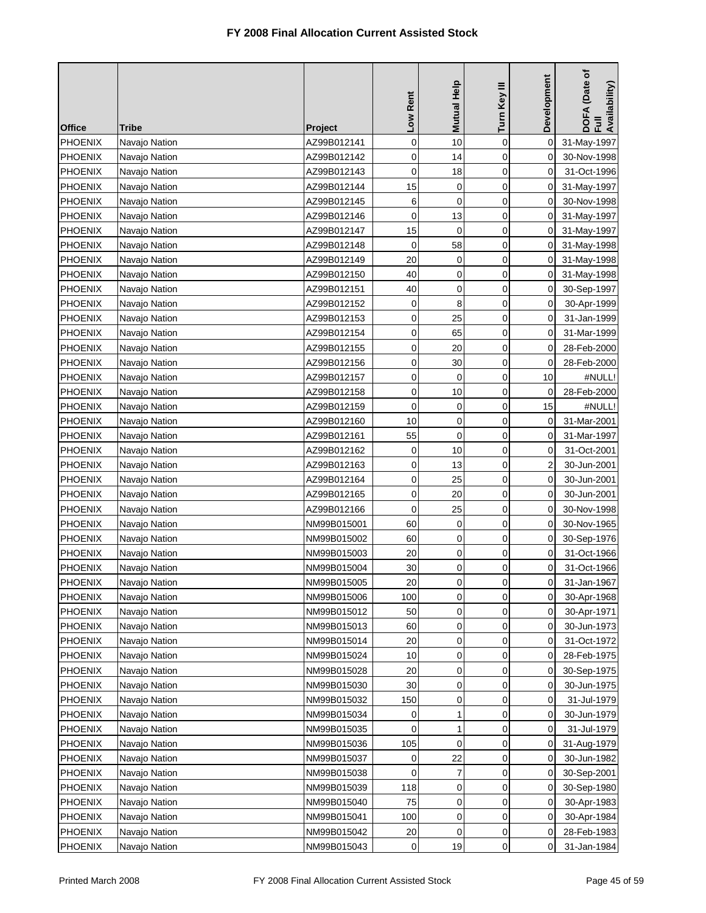# FY 2008 Final Allocation Current Assisted Stock

| Office | Tribe | Project | Low Rent | Mutual Help | Turn Key III | Development | DOFA (Date of Full Availability) |
|---|---|---|---|---|---|---|---|
| PHOENIX | Navajo Nation | AZ99B012141 | 0 | 10 | 0 | 0 | 31-May-1997 |
| PHOENIX | Navajo Nation | AZ99B012142 | 0 | 14 | 0 | 0 | 30-Nov-1998 |
| PHOENIX | Navajo Nation | AZ99B012143 | 0 | 18 | 0 | 0 | 31-Oct-1996 |
| PHOENIX | Navajo Nation | AZ99B012144 | 15 | 0 | 0 | 0 | 31-May-1997 |
| PHOENIX | Navajo Nation | AZ99B012145 | 6 | 0 | 0 | 0 | 30-Nov-1998 |
| PHOENIX | Navajo Nation | AZ99B012146 | 0 | 13 | 0 | 0 | 31-May-1997 |
| PHOENIX | Navajo Nation | AZ99B012147 | 15 | 0 | 0 | 0 | 31-May-1997 |
| PHOENIX | Navajo Nation | AZ99B012148 | 0 | 58 | 0 | 0 | 31-May-1998 |
| PHOENIX | Navajo Nation | AZ99B012149 | 20 | 0 | 0 | 0 | 31-May-1998 |
| PHOENIX | Navajo Nation | AZ99B012150 | 40 | 0 | 0 | 0 | 31-May-1998 |
| PHOENIX | Navajo Nation | AZ99B012151 | 40 | 0 | 0 | 0 | 30-Sep-1997 |
| PHOENIX | Navajo Nation | AZ99B012152 | 0 | 8 | 0 | 0 | 30-Apr-1999 |
| PHOENIX | Navajo Nation | AZ99B012153 | 0 | 25 | 0 | 0 | 31-Jan-1999 |
| PHOENIX | Navajo Nation | AZ99B012154 | 0 | 65 | 0 | 0 | 31-Mar-1999 |
| PHOENIX | Navajo Nation | AZ99B012155 | 0 | 20 | 0 | 0 | 28-Feb-2000 |
| PHOENIX | Navajo Nation | AZ99B012156 | 0 | 30 | 0 | 0 | 28-Feb-2000 |
| PHOENIX | Navajo Nation | AZ99B012157 | 0 | 0 | 0 | 10 | #NULL! |
| PHOENIX | Navajo Nation | AZ99B012158 | 0 | 10 | 0 | 0 | 28-Feb-2000 |
| PHOENIX | Navajo Nation | AZ99B012159 | 0 | 0 | 0 | 15 | #NULL! |
| PHOENIX | Navajo Nation | AZ99B012160 | 10 | 0 | 0 | 0 | 31-Mar-2001 |
| PHOENIX | Navajo Nation | AZ99B012161 | 55 | 0 | 0 | 0 | 31-Mar-1997 |
| PHOENIX | Navajo Nation | AZ99B012162 | 0 | 10 | 0 | 0 | 31-Oct-2001 |
| PHOENIX | Navajo Nation | AZ99B012163 | 0 | 13 | 0 | 2 | 30-Jun-2001 |
| PHOENIX | Navajo Nation | AZ99B012164 | 0 | 25 | 0 | 0 | 30-Jun-2001 |
| PHOENIX | Navajo Nation | AZ99B012165 | 0 | 20 | 0 | 0 | 30-Jun-2001 |
| PHOENIX | Navajo Nation | AZ99B012166 | 0 | 25 | 0 | 0 | 30-Nov-1998 |
| PHOENIX | Navajo Nation | NM99B015001 | 60 | 0 | 0 | 0 | 30-Nov-1965 |
| PHOENIX | Navajo Nation | NM99B015002 | 60 | 0 | 0 | 0 | 30-Sep-1976 |
| PHOENIX | Navajo Nation | NM99B015003 | 20 | 0 | 0 | 0 | 31-Oct-1966 |
| PHOENIX | Navajo Nation | NM99B015004 | 30 | 0 | 0 | 0 | 31-Oct-1966 |
| PHOENIX | Navajo Nation | NM99B015005 | 20 | 0 | 0 | 0 | 31-Jan-1967 |
| PHOENIX | Navajo Nation | NM99B015006 | 100 | 0 | 0 | 0 | 30-Apr-1968 |
| PHOENIX | Navajo Nation | NM99B015012 | 50 | 0 | 0 | 0 | 30-Apr-1971 |
| PHOENIX | Navajo Nation | NM99B015013 | 60 | 0 | 0 | 0 | 30-Jun-1973 |
| PHOENIX | Navajo Nation | NM99B015014 | 20 | 0 | 0 | 0 | 31-Oct-1972 |
| PHOENIX | Navajo Nation | NM99B015024 | 10 | 0 | 0 | 0 | 28-Feb-1975 |
| PHOENIX | Navajo Nation | NM99B015028 | 20 | 0 | 0 | 0 | 30-Sep-1975 |
| PHOENIX | Navajo Nation | NM99B015030 | 30 | 0 | 0 | 0 | 30-Jun-1975 |
| PHOENIX | Navajo Nation | NM99B015032 | 150 | 0 | 0 | 0 | 31-Jul-1979 |
| PHOENIX | Navajo Nation | NM99B015034 | 0 | 1 | 0 | 0 | 30-Jun-1979 |
| PHOENIX | Navajo Nation | NM99B015035 | 0 | 1 | 0 | 0 | 31-Jul-1979 |
| PHOENIX | Navajo Nation | NM99B015036 | 105 | 0 | 0 | 0 | 31-Aug-1979 |
| PHOENIX | Navajo Nation | NM99B015037 | 0 | 22 | 0 | 0 | 30-Jun-1982 |
| PHOENIX | Navajo Nation | NM99B015038 | 0 | 7 | 0 | 0 | 30-Sep-2001 |
| PHOENIX | Navajo Nation | NM99B015039 | 118 | 0 | 0 | 0 | 30-Sep-1980 |
| PHOENIX | Navajo Nation | NM99B015040 | 75 | 0 | 0 | 0 | 30-Apr-1983 |
| PHOENIX | Navajo Nation | NM99B015041 | 100 | 0 | 0 | 0 | 30-Apr-1984 |
| PHOENIX | Navajo Nation | NM99B015042 | 20 | 0 | 0 | 0 | 28-Feb-1983 |
| PHOENIX | Navajo Nation | NM99B015043 | 0 | 19 | 0 | 0 | 31-Jan-1984 |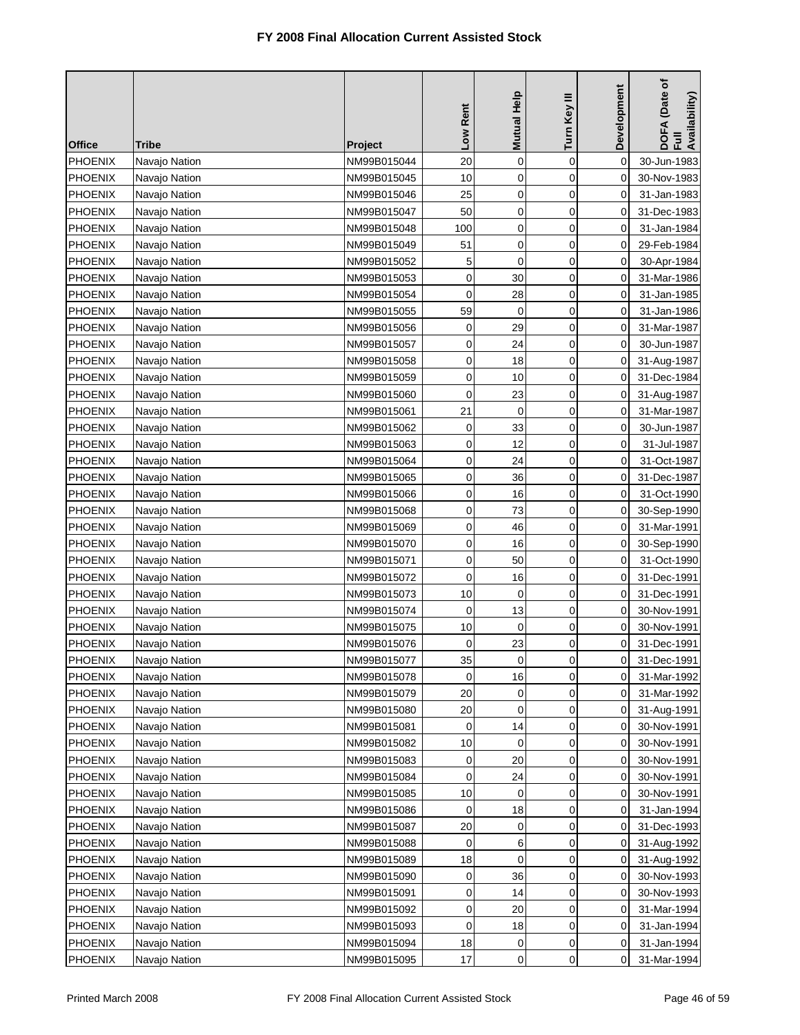# FY 2008 Final Allocation Current Assisted Stock

| Office | Tribe | Project | Low Rent | Mutual Help | Turn Key III | Development | DOFA (Date of Full Availability) |
|---|---|---|---|---|---|---|---|
| PHOENIX | Navajo Nation | NM99B015044 | 20 | 0 | 0 | 0 | 30-Jun-1983 |
| PHOENIX | Navajo Nation | NM99B015045 | 10 | 0 | 0 | 0 | 30-Nov-1983 |
| PHOENIX | Navajo Nation | NM99B015046 | 25 | 0 | 0 | 0 | 31-Jan-1983 |
| PHOENIX | Navajo Nation | NM99B015047 | 50 | 0 | 0 | 0 | 31-Dec-1983 |
| PHOENIX | Navajo Nation | NM99B015048 | 100 | 0 | 0 | 0 | 31-Jan-1984 |
| PHOENIX | Navajo Nation | NM99B015049 | 51 | 0 | 0 | 0 | 29-Feb-1984 |
| PHOENIX | Navajo Nation | NM99B015052 | 5 | 0 | 0 | 0 | 30-Apr-1984 |
| PHOENIX | Navajo Nation | NM99B015053 | 0 | 30 | 0 | 0 | 31-Mar-1986 |
| PHOENIX | Navajo Nation | NM99B015054 | 0 | 28 | 0 | 0 | 31-Jan-1985 |
| PHOENIX | Navajo Nation | NM99B015055 | 59 | 0 | 0 | 0 | 31-Jan-1986 |
| PHOENIX | Navajo Nation | NM99B015056 | 0 | 29 | 0 | 0 | 31-Mar-1987 |
| PHOENIX | Navajo Nation | NM99B015057 | 0 | 24 | 0 | 0 | 30-Jun-1987 |
| PHOENIX | Navajo Nation | NM99B015058 | 0 | 18 | 0 | 0 | 31-Aug-1987 |
| PHOENIX | Navajo Nation | NM99B015059 | 0 | 10 | 0 | 0 | 31-Dec-1984 |
| PHOENIX | Navajo Nation | NM99B015060 | 0 | 23 | 0 | 0 | 31-Aug-1987 |
| PHOENIX | Navajo Nation | NM99B015061 | 21 | 0 | 0 | 0 | 31-Mar-1987 |
| PHOENIX | Navajo Nation | NM99B015062 | 0 | 33 | 0 | 0 | 30-Jun-1987 |
| PHOENIX | Navajo Nation | NM99B015063 | 0 | 12 | 0 | 0 | 31-Jul-1987 |
| PHOENIX | Navajo Nation | NM99B015064 | 0 | 24 | 0 | 0 | 31-Oct-1987 |
| PHOENIX | Navajo Nation | NM99B015065 | 0 | 36 | 0 | 0 | 31-Dec-1987 |
| PHOENIX | Navajo Nation | NM99B015066 | 0 | 16 | 0 | 0 | 31-Oct-1990 |
| PHOENIX | Navajo Nation | NM99B015068 | 0 | 73 | 0 | 0 | 30-Sep-1990 |
| PHOENIX | Navajo Nation | NM99B015069 | 0 | 46 | 0 | 0 | 31-Mar-1991 |
| PHOENIX | Navajo Nation | NM99B015070 | 0 | 16 | 0 | 0 | 30-Sep-1990 |
| PHOENIX | Navajo Nation | NM99B015071 | 0 | 50 | 0 | 0 | 31-Oct-1990 |
| PHOENIX | Navajo Nation | NM99B015072 | 0 | 16 | 0 | 0 | 31-Dec-1991 |
| PHOENIX | Navajo Nation | NM99B015073 | 10 | 0 | 0 | 0 | 31-Dec-1991 |
| PHOENIX | Navajo Nation | NM99B015074 | 0 | 13 | 0 | 0 | 30-Nov-1991 |
| PHOENIX | Navajo Nation | NM99B015075 | 10 | 0 | 0 | 0 | 30-Nov-1991 |
| PHOENIX | Navajo Nation | NM99B015076 | 0 | 23 | 0 | 0 | 31-Dec-1991 |
| PHOENIX | Navajo Nation | NM99B015077 | 35 | 0 | 0 | 0 | 31-Dec-1991 |
| PHOENIX | Navajo Nation | NM99B015078 | 0 | 16 | 0 | 0 | 31-Mar-1992 |
| PHOENIX | Navajo Nation | NM99B015079 | 20 | 0 | 0 | 0 | 31-Mar-1992 |
| PHOENIX | Navajo Nation | NM99B015080 | 20 | 0 | 0 | 0 | 31-Aug-1991 |
| PHOENIX | Navajo Nation | NM99B015081 | 0 | 14 | 0 | 0 | 30-Nov-1991 |
| PHOENIX | Navajo Nation | NM99B015082 | 10 | 0 | 0 | 0 | 30-Nov-1991 |
| PHOENIX | Navajo Nation | NM99B015083 | 0 | 20 | 0 | 0 | 30-Nov-1991 |
| PHOENIX | Navajo Nation | NM99B015084 | 0 | 24 | 0 | 0 | 30-Nov-1991 |
| PHOENIX | Navajo Nation | NM99B015085 | 10 | 0 | 0 | 0 | 30-Nov-1991 |
| PHOENIX | Navajo Nation | NM99B015086 | 0 | 18 | 0 | 0 | 31-Jan-1994 |
| PHOENIX | Navajo Nation | NM99B015087 | 20 | 0 | 0 | 0 | 31-Dec-1993 |
| PHOENIX | Navajo Nation | NM99B015088 | 0 | 6 | 0 | 0 | 31-Aug-1992 |
| PHOENIX | Navajo Nation | NM99B015089 | 18 | 0 | 0 | 0 | 31-Aug-1992 |
| PHOENIX | Navajo Nation | NM99B015090 | 0 | 36 | 0 | 0 | 30-Nov-1993 |
| PHOENIX | Navajo Nation | NM99B015091 | 0 | 14 | 0 | 0 | 30-Nov-1993 |
| PHOENIX | Navajo Nation | NM99B015092 | 0 | 20 | 0 | 0 | 31-Mar-1994 |
| PHOENIX | Navajo Nation | NM99B015093 | 0 | 18 | 0 | 0 | 31-Jan-1994 |
| PHOENIX | Navajo Nation | NM99B015094 | 18 | 0 | 0 | 0 | 31-Jan-1994 |
| PHOENIX | Navajo Nation | NM99B015095 | 17 | 0 | 0 | 0 | 31-Mar-1994 |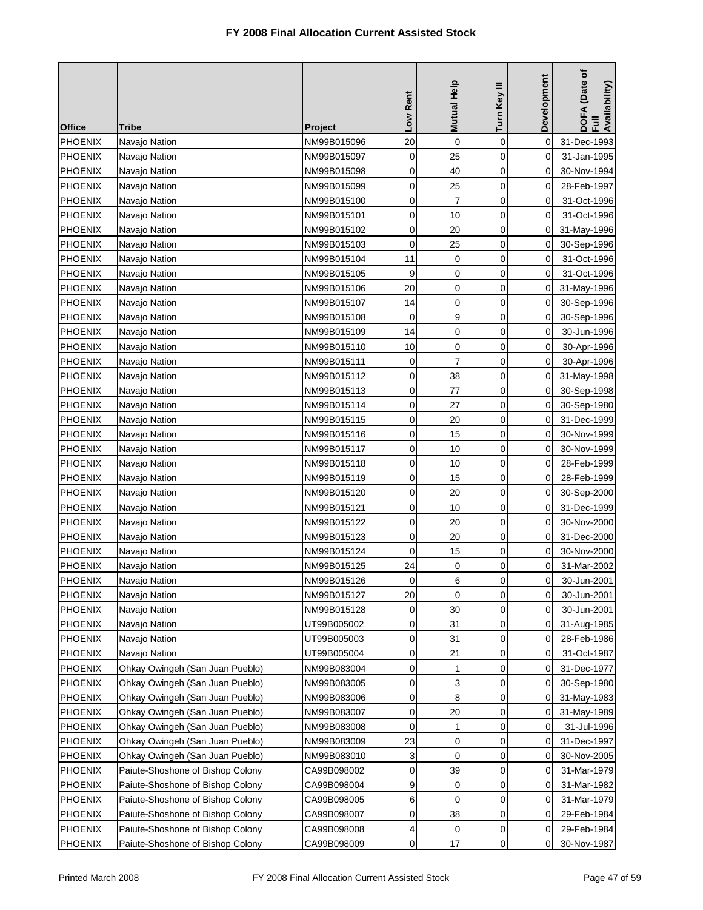# FY 2008 Final Allocation Current Assisted Stock

| Office | Tribe | Project | Low Rent | Mutual Help | Turn Key III | Development | DOFA (Date of Full Availability) |
|---|---|---|---|---|---|---|---|
| PHOENIX | Navajo Nation | NM99B015096 | 20 | 0 | 0 | 0 | 31-Dec-1993 |
| PHOENIX | Navajo Nation | NM99B015097 | 0 | 25 | 0 | 0 | 31-Jan-1995 |
| PHOENIX | Navajo Nation | NM99B015098 | 0 | 40 | 0 | 0 | 30-Nov-1994 |
| PHOENIX | Navajo Nation | NM99B015099 | 0 | 25 | 0 | 0 | 28-Feb-1997 |
| PHOENIX | Navajo Nation | NM99B015100 | 0 | 7 | 0 | 0 | 31-Oct-1996 |
| PHOENIX | Navajo Nation | NM99B015101 | 0 | 10 | 0 | 0 | 31-Oct-1996 |
| PHOENIX | Navajo Nation | NM99B015102 | 0 | 20 | 0 | 0 | 31-May-1996 |
| PHOENIX | Navajo Nation | NM99B015103 | 0 | 25 | 0 | 0 | 30-Sep-1996 |
| PHOENIX | Navajo Nation | NM99B015104 | 11 | 0 | 0 | 0 | 31-Oct-1996 |
| PHOENIX | Navajo Nation | NM99B015105 | 9 | 0 | 0 | 0 | 31-Oct-1996 |
| PHOENIX | Navajo Nation | NM99B015106 | 20 | 0 | 0 | 0 | 31-May-1996 |
| PHOENIX | Navajo Nation | NM99B015107 | 14 | 0 | 0 | 0 | 30-Sep-1996 |
| PHOENIX | Navajo Nation | NM99B015108 | 0 | 9 | 0 | 0 | 30-Sep-1996 |
| PHOENIX | Navajo Nation | NM99B015109 | 14 | 0 | 0 | 0 | 30-Jun-1996 |
| PHOENIX | Navajo Nation | NM99B015110 | 10 | 0 | 0 | 0 | 30-Apr-1996 |
| PHOENIX | Navajo Nation | NM99B015111 | 0 | 7 | 0 | 0 | 30-Apr-1996 |
| PHOENIX | Navajo Nation | NM99B015112 | 0 | 38 | 0 | 0 | 31-May-1998 |
| PHOENIX | Navajo Nation | NM99B015113 | 0 | 77 | 0 | 0 | 30-Sep-1998 |
| PHOENIX | Navajo Nation | NM99B015114 | 0 | 27 | 0 | 0 | 30-Sep-1980 |
| PHOENIX | Navajo Nation | NM99B015115 | 0 | 20 | 0 | 0 | 31-Dec-1999 |
| PHOENIX | Navajo Nation | NM99B015116 | 0 | 15 | 0 | 0 | 30-Nov-1999 |
| PHOENIX | Navajo Nation | NM99B015117 | 0 | 10 | 0 | 0 | 30-Nov-1999 |
| PHOENIX | Navajo Nation | NM99B015118 | 0 | 10 | 0 | 0 | 28-Feb-1999 |
| PHOENIX | Navajo Nation | NM99B015119 | 0 | 15 | 0 | 0 | 28-Feb-1999 |
| PHOENIX | Navajo Nation | NM99B015120 | 0 | 20 | 0 | 0 | 30-Sep-2000 |
| PHOENIX | Navajo Nation | NM99B015121 | 0 | 10 | 0 | 0 | 31-Dec-1999 |
| PHOENIX | Navajo Nation | NM99B015122 | 0 | 20 | 0 | 0 | 30-Nov-2000 |
| PHOENIX | Navajo Nation | NM99B015123 | 0 | 20 | 0 | 0 | 31-Dec-2000 |
| PHOENIX | Navajo Nation | NM99B015124 | 0 | 15 | 0 | 0 | 30-Nov-2000 |
| PHOENIX | Navajo Nation | NM99B015125 | 24 | 0 | 0 | 0 | 31-Mar-2002 |
| PHOENIX | Navajo Nation | NM99B015126 | 0 | 6 | 0 | 0 | 30-Jun-2001 |
| PHOENIX | Navajo Nation | NM99B015127 | 20 | 0 | 0 | 0 | 30-Jun-2001 |
| PHOENIX | Navajo Nation | NM99B015128 | 0 | 30 | 0 | 0 | 30-Jun-2001 |
| PHOENIX | Navajo Nation | UT99B005002 | 0 | 31 | 0 | 0 | 31-Aug-1985 |
| PHOENIX | Navajo Nation | UT99B005003 | 0 | 31 | 0 | 0 | 28-Feb-1986 |
| PHOENIX | Navajo Nation | UT99B005004 | 0 | 21 | 0 | 0 | 31-Oct-1987 |
| PHOENIX | Ohkay Owingeh (San Juan Pueblo) | NM99B083004 | 0 | 1 | 0 | 0 | 31-Dec-1977 |
| PHOENIX | Ohkay Owingeh (San Juan Pueblo) | NM99B083005 | 0 | 3 | 0 | 0 | 30-Sep-1980 |
| PHOENIX | Ohkay Owingeh (San Juan Pueblo) | NM99B083006 | 0 | 8 | 0 | 0 | 31-May-1983 |
| PHOENIX | Ohkay Owingeh (San Juan Pueblo) | NM99B083007 | 0 | 20 | 0 | 0 | 31-May-1989 |
| PHOENIX | Ohkay Owingeh (San Juan Pueblo) | NM99B083008 | 0 | 1 | 0 | 0 | 31-Jul-1996 |
| PHOENIX | Ohkay Owingeh (San Juan Pueblo) | NM99B083009 | 23 | 0 | 0 | 0 | 31-Dec-1997 |
| PHOENIX | Ohkay Owingeh (San Juan Pueblo) | NM99B083010 | 3 | 0 | 0 | 0 | 30-Nov-2005 |
| PHOENIX | Paiute-Shoshone of Bishop Colony | CA99B098002 | 0 | 39 | 0 | 0 | 31-Mar-1979 |
| PHOENIX | Paiute-Shoshone of Bishop Colony | CA99B098004 | 9 | 0 | 0 | 0 | 31-Mar-1982 |
| PHOENIX | Paiute-Shoshone of Bishop Colony | CA99B098005 | 6 | 0 | 0 | 0 | 31-Mar-1979 |
| PHOENIX | Paiute-Shoshone of Bishop Colony | CA99B098007 | 0 | 38 | 0 | 0 | 29-Feb-1984 |
| PHOENIX | Paiute-Shoshone of Bishop Colony | CA99B098008 | 4 | 0 | 0 | 0 | 29-Feb-1984 |
| PHOENIX | Paiute-Shoshone of Bishop Colony | CA99B098009 | 0 | 17 | 0 | 0 | 30-Nov-1987 |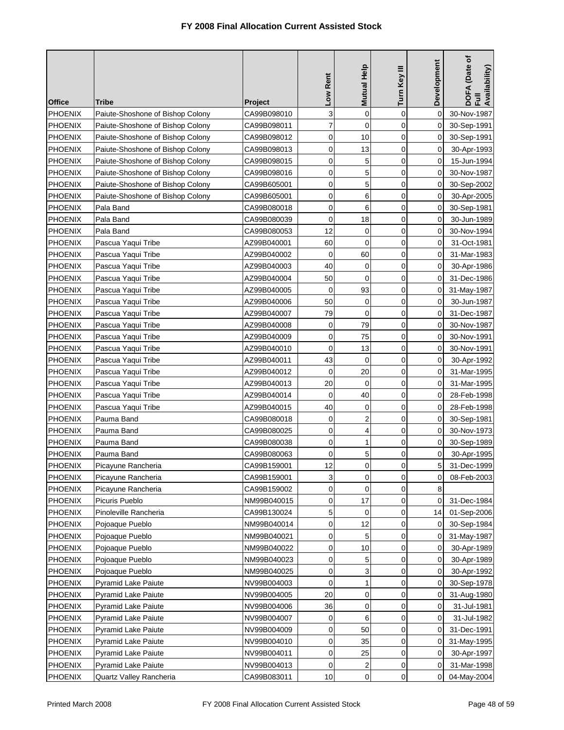# FY 2008 Final Allocation Current Assisted Stock

| Office | Tribe | Project | Low Rent | Mutual Help | Turn Key III | Development | DOFA (Date of Full Availability) |
|---|---|---|---|---|---|---|---|
| PHOENIX | Paiute-Shoshone of Bishop Colony | CA99B098010 | 3 | 0 | 0 | 0 | 30-Nov-1987 |
| PHOENIX | Paiute-Shoshone of Bishop Colony | CA99B098011 | 7 | 0 | 0 | 0 | 30-Sep-1991 |
| PHOENIX | Paiute-Shoshone of Bishop Colony | CA99B098012 | 0 | 10 | 0 | 0 | 30-Sep-1991 |
| PHOENIX | Paiute-Shoshone of Bishop Colony | CA99B098013 | 0 | 13 | 0 | 0 | 30-Apr-1993 |
| PHOENIX | Paiute-Shoshone of Bishop Colony | CA99B098015 | 0 | 5 | 0 | 0 | 15-Jun-1994 |
| PHOENIX | Paiute-Shoshone of Bishop Colony | CA99B098016 | 0 | 5 | 0 | 0 | 30-Nov-1987 |
| PHOENIX | Paiute-Shoshone of Bishop Colony | CA99B605001 | 0 | 5 | 0 | 0 | 30-Sep-2002 |
| PHOENIX | Paiute-Shoshone of Bishop Colony | CA99B605001 | 0 | 6 | 0 | 0 | 30-Apr-2005 |
| PHOENIX | Pala Band | CA99B080018 | 0 | 6 | 0 | 0 | 30-Sep-1981 |
| PHOENIX | Pala Band | CA99B080039 | 0 | 18 | 0 | 0 | 30-Jun-1989 |
| PHOENIX | Pala Band | CA99B080053 | 12 | 0 | 0 | 0 | 30-Nov-1994 |
| PHOENIX | Pascua Yaqui Tribe | AZ99B040001 | 60 | 0 | 0 | 0 | 31-Oct-1981 |
| PHOENIX | Pascua Yaqui Tribe | AZ99B040002 | 0 | 60 | 0 | 0 | 31-Mar-1983 |
| PHOENIX | Pascua Yaqui Tribe | AZ99B040003 | 40 | 0 | 0 | 0 | 30-Apr-1986 |
| PHOENIX | Pascua Yaqui Tribe | AZ99B040004 | 50 | 0 | 0 | 0 | 31-Dec-1986 |
| PHOENIX | Pascua Yaqui Tribe | AZ99B040005 | 0 | 93 | 0 | 0 | 31-May-1987 |
| PHOENIX | Pascua Yaqui Tribe | AZ99B040006 | 50 | 0 | 0 | 0 | 30-Jun-1987 |
| PHOENIX | Pascua Yaqui Tribe | AZ99B040007 | 79 | 0 | 0 | 0 | 31-Dec-1987 |
| PHOENIX | Pascua Yaqui Tribe | AZ99B040008 | 0 | 79 | 0 | 0 | 30-Nov-1987 |
| PHOENIX | Pascua Yaqui Tribe | AZ99B040009 | 0 | 75 | 0 | 0 | 30-Nov-1991 |
| PHOENIX | Pascua Yaqui Tribe | AZ99B040010 | 0 | 13 | 0 | 0 | 30-Nov-1991 |
| PHOENIX | Pascua Yaqui Tribe | AZ99B040011 | 43 | 0 | 0 | 0 | 30-Apr-1992 |
| PHOENIX | Pascua Yaqui Tribe | AZ99B040012 | 0 | 20 | 0 | 0 | 31-Mar-1995 |
| PHOENIX | Pascua Yaqui Tribe | AZ99B040013 | 20 | 0 | 0 | 0 | 31-Mar-1995 |
| PHOENIX | Pascua Yaqui Tribe | AZ99B040014 | 0 | 40 | 0 | 0 | 28-Feb-1998 |
| PHOENIX | Pascua Yaqui Tribe | AZ99B040015 | 40 | 0 | 0 | 0 | 28-Feb-1998 |
| PHOENIX | Pauma Band | CA99B080018 | 0 | 2 | 0 | 0 | 30-Sep-1981 |
| PHOENIX | Pauma Band | CA99B080025 | 0 | 4 | 0 | 0 | 30-Nov-1973 |
| PHOENIX | Pauma Band | CA99B080038 | 0 | 1 | 0 | 0 | 30-Sep-1989 |
| PHOENIX | Pauma Band | CA99B080063 | 0 | 5 | 0 | 0 | 30-Apr-1995 |
| PHOENIX | Picayune Rancheria | CA99B159001 | 12 | 0 | 0 | 5 | 31-Dec-1999 |
| PHOENIX | Picayune Rancheria | CA99B159001 | 3 | 0 | 0 | 0 | 08-Feb-2003 |
| PHOENIX | Picayune Rancheria | CA99B159002 | 0 | 0 | 0 | 8 | |
| PHOENIX | Picuris Pueblo | NM99B040015 | 0 | 17 | 0 | 0 | 31-Dec-1984 |
| PHOENIX | Pinoleville Rancheria | CA99B130024 | 5 | 0 | 0 | 14 | 01-Sep-2006 |
| PHOENIX | Pojoaque Pueblo | NM99B040014 | 0 | 12 | 0 | 0 | 30-Sep-1984 |
| PHOENIX | Pojoaque Pueblo | NM99B040021 | 0 | 5 | 0 | 0 | 31-May-1987 |
| PHOENIX | Pojoaque Pueblo | NM99B040022 | 0 | 10 | 0 | 0 | 30-Apr-1989 |
| PHOENIX | Pojoaque Pueblo | NM99B040023 | 0 | 5 | 0 | 0 | 30-Apr-1989 |
| PHOENIX | Pojoaque Pueblo | NM99B040025 | 0 | 3 | 0 | 0 | 30-Apr-1992 |
| PHOENIX | Pyramid Lake Paiute | NV99B004003 | 0 | 1 | 0 | 0 | 30-Sep-1978 |
| PHOENIX | Pyramid Lake Paiute | NV99B004005 | 20 | 0 | 0 | 0 | 31-Aug-1980 |
| PHOENIX | Pyramid Lake Paiute | NV99B004006 | 36 | 0 | 0 | 0 | 31-Jul-1981 |
| PHOENIX | Pyramid Lake Paiute | NV99B004007 | 0 | 6 | 0 | 0 | 31-Jul-1982 |
| PHOENIX | Pyramid Lake Paiute | NV99B004009 | 0 | 50 | 0 | 0 | 31-Dec-1991 |
| PHOENIX | Pyramid Lake Paiute | NV99B004010 | 0 | 35 | 0 | 0 | 31-May-1995 |
| PHOENIX | Pyramid Lake Paiute | NV99B004011 | 0 | 25 | 0 | 0 | 30-Apr-1997 |
| PHOENIX | Pyramid Lake Paiute | NV99B004013 | 0 | 2 | 0 | 0 | 31-Mar-1998 |
| PHOENIX | Quartz Valley Rancheria | CA99B083011 | 10 | 0 | 0 | 0 | 04-May-2004 |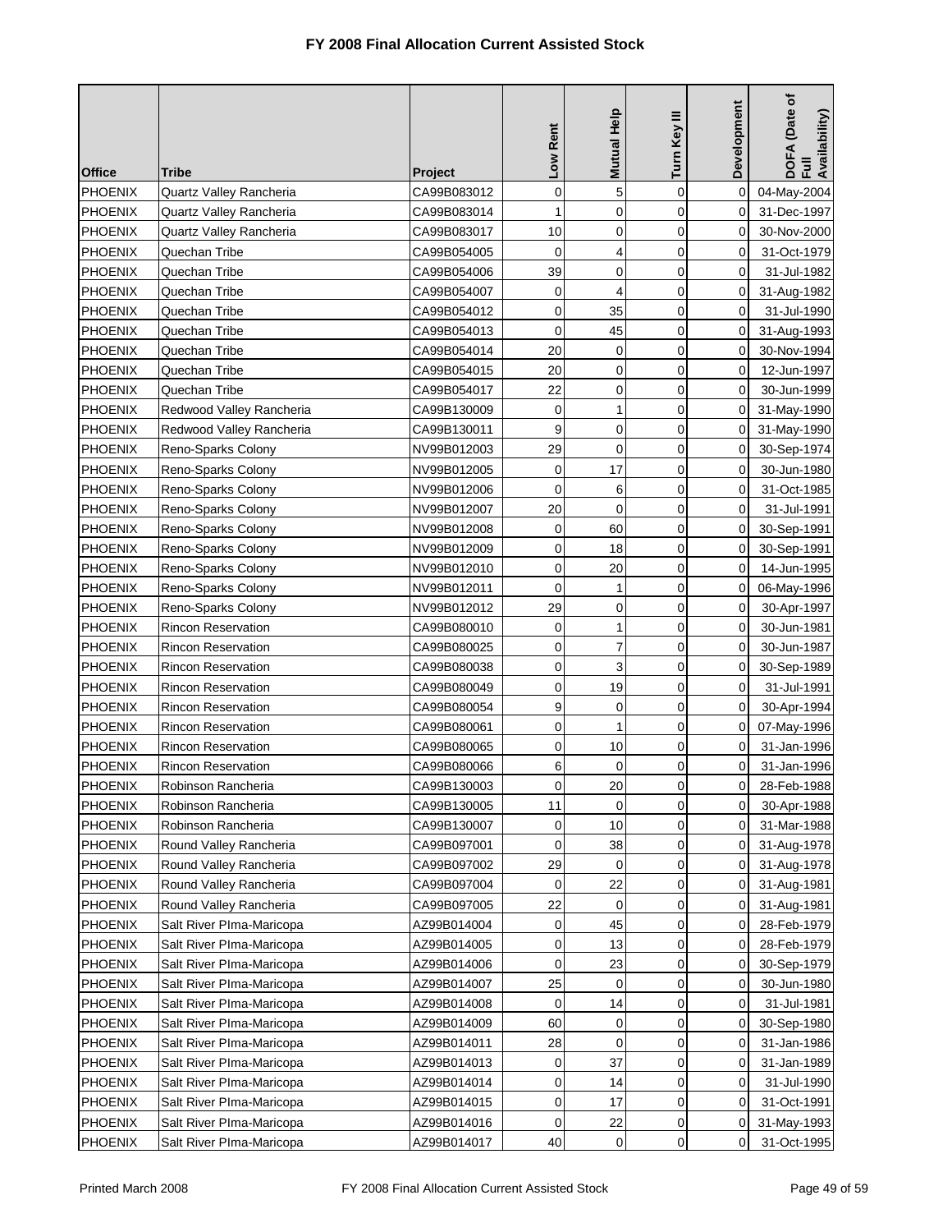# FY 2008 Final Allocation Current Assisted Stock

| Office | Tribe | Project | Low Rent | Mutual Help | Turn Key III | Development | DOFA (Date of Full Availability) |
|---|---|---|---|---|---|---|---|
| PHOENIX | Quartz Valley Rancheria | CA99B083012 | 0 | 5 | 0 | 0 | 04-May-2004 |
| PHOENIX | Quartz Valley Rancheria | CA99B083014 | 1 | 0 | 0 | 0 | 31-Dec-1997 |
| PHOENIX | Quartz Valley Rancheria | CA99B083017 | 10 | 0 | 0 | 0 | 30-Nov-2000 |
| PHOENIX | Quechan Tribe | CA99B054005 | 0 | 4 | 0 | 0 | 31-Oct-1979 |
| PHOENIX | Quechan Tribe | CA99B054006 | 39 | 0 | 0 | 0 | 31-Jul-1982 |
| PHOENIX | Quechan Tribe | CA99B054007 | 0 | 4 | 0 | 0 | 31-Aug-1982 |
| PHOENIX | Quechan Tribe | CA99B054012 | 0 | 35 | 0 | 0 | 31-Jul-1990 |
| PHOENIX | Quechan Tribe | CA99B054013 | 0 | 45 | 0 | 0 | 31-Aug-1993 |
| PHOENIX | Quechan Tribe | CA99B054014 | 20 | 0 | 0 | 0 | 30-Nov-1994 |
| PHOENIX | Quechan Tribe | CA99B054015 | 20 | 0 | 0 | 0 | 12-Jun-1997 |
| PHOENIX | Quechan Tribe | CA99B054017 | 22 | 0 | 0 | 0 | 30-Jun-1999 |
| PHOENIX | Redwood Valley Rancheria | CA99B130009 | 0 | 1 | 0 | 0 | 31-May-1990 |
| PHOENIX | Redwood Valley Rancheria | CA99B130011 | 9 | 0 | 0 | 0 | 31-May-1990 |
| PHOENIX | Reno-Sparks Colony | NV99B012003 | 29 | 0 | 0 | 0 | 30-Sep-1974 |
| PHOENIX | Reno-Sparks Colony | NV99B012005 | 0 | 17 | 0 | 0 | 30-Jun-1980 |
| PHOENIX | Reno-Sparks Colony | NV99B012006 | 0 | 6 | 0 | 0 | 31-Oct-1985 |
| PHOENIX | Reno-Sparks Colony | NV99B012007 | 20 | 0 | 0 | 0 | 31-Jul-1991 |
| PHOENIX | Reno-Sparks Colony | NV99B012008 | 0 | 60 | 0 | 0 | 30-Sep-1991 |
| PHOENIX | Reno-Sparks Colony | NV99B012009 | 0 | 18 | 0 | 0 | 30-Sep-1991 |
| PHOENIX | Reno-Sparks Colony | NV99B012010 | 0 | 20 | 0 | 0 | 14-Jun-1995 |
| PHOENIX | Reno-Sparks Colony | NV99B012011 | 0 | 1 | 0 | 0 | 06-May-1996 |
| PHOENIX | Reno-Sparks Colony | NV99B012012 | 29 | 0 | 0 | 0 | 30-Apr-1997 |
| PHOENIX | Rincon Reservation | CA99B080010 | 0 | 1 | 0 | 0 | 30-Jun-1981 |
| PHOENIX | Rincon Reservation | CA99B080025 | 0 | 7 | 0 | 0 | 30-Jun-1987 |
| PHOENIX | Rincon Reservation | CA99B080038 | 0 | 3 | 0 | 0 | 30-Sep-1989 |
| PHOENIX | Rincon Reservation | CA99B080049 | 0 | 19 | 0 | 0 | 31-Jul-1991 |
| PHOENIX | Rincon Reservation | CA99B080054 | 9 | 0 | 0 | 0 | 30-Apr-1994 |
| PHOENIX | Rincon Reservation | CA99B080061 | 0 | 1 | 0 | 0 | 07-May-1996 |
| PHOENIX | Rincon Reservation | CA99B080065 | 0 | 10 | 0 | 0 | 31-Jan-1996 |
| PHOENIX | Rincon Reservation | CA99B080066 | 6 | 0 | 0 | 0 | 31-Jan-1996 |
| PHOENIX | Robinson Rancheria | CA99B130003 | 0 | 20 | 0 | 0 | 28-Feb-1988 |
| PHOENIX | Robinson Rancheria | CA99B130005 | 11 | 0 | 0 | 0 | 30-Apr-1988 |
| PHOENIX | Robinson Rancheria | CA99B130007 | 0 | 10 | 0 | 0 | 31-Mar-1988 |
| PHOENIX | Round Valley Rancheria | CA99B097001 | 0 | 38 | 0 | 0 | 31-Aug-1978 |
| PHOENIX | Round Valley Rancheria | CA99B097002 | 29 | 0 | 0 | 0 | 31-Aug-1978 |
| PHOENIX | Round Valley Rancheria | CA99B097004 | 0 | 22 | 0 | 0 | 31-Aug-1981 |
| PHOENIX | Round Valley Rancheria | CA99B097005 | 22 | 0 | 0 | 0 | 31-Aug-1981 |
| PHOENIX | Salt River PIma-Maricopa | AZ99B014004 | 0 | 45 | 0 | 0 | 28-Feb-1979 |
| PHOENIX | Salt River PIma-Maricopa | AZ99B014005 | 0 | 13 | 0 | 0 | 28-Feb-1979 |
| PHOENIX | Salt River PIma-Maricopa | AZ99B014006 | 0 | 23 | 0 | 0 | 30-Sep-1979 |
| PHOENIX | Salt River PIma-Maricopa | AZ99B014007 | 25 | 0 | 0 | 0 | 30-Jun-1980 |
| PHOENIX | Salt River PIma-Maricopa | AZ99B014008 | 0 | 14 | 0 | 0 | 31-Jul-1981 |
| PHOENIX | Salt River PIma-Maricopa | AZ99B014009 | 60 | 0 | 0 | 0 | 30-Sep-1980 |
| PHOENIX | Salt River PIma-Maricopa | AZ99B014011 | 28 | 0 | 0 | 0 | 31-Jan-1986 |
| PHOENIX | Salt River PIma-Maricopa | AZ99B014013 | 0 | 37 | 0 | 0 | 31-Jan-1989 |
| PHOENIX | Salt River PIma-Maricopa | AZ99B014014 | 0 | 14 | 0 | 0 | 31-Jul-1990 |
| PHOENIX | Salt River PIma-Maricopa | AZ99B014015 | 0 | 17 | 0 | 0 | 31-Oct-1991 |
| PHOENIX | Salt River PIma-Maricopa | AZ99B014016 | 0 | 22 | 0 | 0 | 31-May-1993 |
| PHOENIX | Salt River PIma-Maricopa | AZ99B014017 | 40 | 0 | 0 | 0 | 31-Oct-1995 |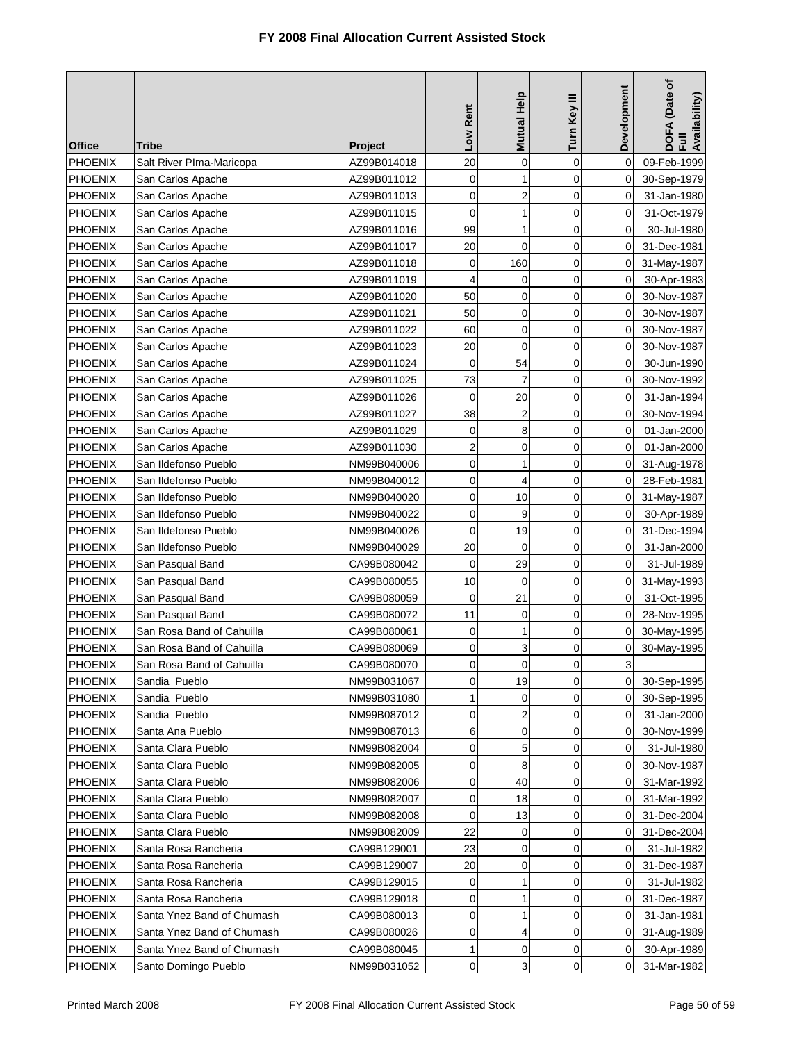# FY 2008 Final Allocation Current Assisted Stock

| Office | Tribe | Project | Low Rent | Mutual Help | Turn Key III | Development | DOFA (Date of Full Availability) |
|---|---|---|---|---|---|---|---|
| PHOENIX | Salt River PIma-Maricopa | AZ99B014018 | 20 | 0 | 0 | 0 | 09-Feb-1999 |
| PHOENIX | San Carlos Apache | AZ99B011012 | 0 | 1 | 0 | 0 | 30-Sep-1979 |
| PHOENIX | San Carlos Apache | AZ99B011013 | 0 | 2 | 0 | 0 | 31-Jan-1980 |
| PHOENIX | San Carlos Apache | AZ99B011015 | 0 | 1 | 0 | 0 | 31-Oct-1979 |
| PHOENIX | San Carlos Apache | AZ99B011016 | 99 | 1 | 0 | 0 | 30-Jul-1980 |
| PHOENIX | San Carlos Apache | AZ99B011017 | 20 | 0 | 0 | 0 | 31-Dec-1981 |
| PHOENIX | San Carlos Apache | AZ99B011018 | 0 | 160 | 0 | 0 | 31-May-1987 |
| PHOENIX | San Carlos Apache | AZ99B011019 | 4 | 0 | 0 | 0 | 30-Apr-1983 |
| PHOENIX | San Carlos Apache | AZ99B011020 | 50 | 0 | 0 | 0 | 30-Nov-1987 |
| PHOENIX | San Carlos Apache | AZ99B011021 | 50 | 0 | 0 | 0 | 30-Nov-1987 |
| PHOENIX | San Carlos Apache | AZ99B011022 | 60 | 0 | 0 | 0 | 30-Nov-1987 |
| PHOENIX | San Carlos Apache | AZ99B011023 | 20 | 0 | 0 | 0 | 30-Nov-1987 |
| PHOENIX | San Carlos Apache | AZ99B011024 | 0 | 54 | 0 | 0 | 30-Jun-1990 |
| PHOENIX | San Carlos Apache | AZ99B011025 | 73 | 7 | 0 | 0 | 30-Nov-1992 |
| PHOENIX | San Carlos Apache | AZ99B011026 | 0 | 20 | 0 | 0 | 31-Jan-1994 |
| PHOENIX | San Carlos Apache | AZ99B011027 | 38 | 2 | 0 | 0 | 30-Nov-1994 |
| PHOENIX | San Carlos Apache | AZ99B011029 | 0 | 8 | 0 | 0 | 01-Jan-2000 |
| PHOENIX | San Carlos Apache | AZ99B011030 | 2 | 0 | 0 | 0 | 01-Jan-2000 |
| PHOENIX | San Ildefonso Pueblo | NM99B040006 | 0 | 1 | 0 | 0 | 31-Aug-1978 |
| PHOENIX | San Ildefonso Pueblo | NM99B040012 | 0 | 4 | 0 | 0 | 28-Feb-1981 |
| PHOENIX | San Ildefonso Pueblo | NM99B040020 | 0 | 10 | 0 | 0 | 31-May-1987 |
| PHOENIX | San Ildefonso Pueblo | NM99B040022 | 0 | 9 | 0 | 0 | 30-Apr-1989 |
| PHOENIX | San Ildefonso Pueblo | NM99B040026 | 0 | 19 | 0 | 0 | 31-Dec-1994 |
| PHOENIX | San Ildefonso Pueblo | NM99B040029 | 20 | 0 | 0 | 0 | 31-Jan-2000 |
| PHOENIX | San Pasqual Band | CA99B080042 | 0 | 29 | 0 | 0 | 31-Jul-1989 |
| PHOENIX | San Pasqual Band | CA99B080055 | 10 | 0 | 0 | 0 | 31-May-1993 |
| PHOENIX | San Pasqual Band | CA99B080059 | 0 | 21 | 0 | 0 | 31-Oct-1995 |
| PHOENIX | San Pasqual Band | CA99B080072 | 11 | 0 | 0 | 0 | 28-Nov-1995 |
| PHOENIX | San Rosa Band of Cahuilla | CA99B080061 | 0 | 1 | 0 | 0 | 30-May-1995 |
| PHOENIX | San Rosa Band of Cahuilla | CA99B080069 | 0 | 3 | 0 | 0 | 30-May-1995 |
| PHOENIX | San Rosa Band of Cahuilla | CA99B080070 | 0 | 0 | 0 | 3 | |
| PHOENIX | Sandia Pueblo | NM99B031067 | 0 | 19 | 0 | 0 | 30-Sep-1995 |
| PHOENIX | Sandia Pueblo | NM99B031080 | 1 | 0 | 0 | 0 | 30-Sep-1995 |
| PHOENIX | Sandia Pueblo | NM99B087012 | 0 | 2 | 0 | 0 | 31-Jan-2000 |
| PHOENIX | Santa Ana Pueblo | NM99B087013 | 6 | 0 | 0 | 0 | 30-Nov-1999 |
| PHOENIX | Santa Clara Pueblo | NM99B082004 | 0 | 5 | 0 | 0 | 31-Jul-1980 |
| PHOENIX | Santa Clara Pueblo | NM99B082005 | 0 | 8 | 0 | 0 | 30-Nov-1987 |
| PHOENIX | Santa Clara Pueblo | NM99B082006 | 0 | 40 | 0 | 0 | 31-Mar-1992 |
| PHOENIX | Santa Clara Pueblo | NM99B082007 | 0 | 18 | 0 | 0 | 31-Mar-1992 |
| PHOENIX | Santa Clara Pueblo | NM99B082008 | 0 | 13 | 0 | 0 | 31-Dec-2004 |
| PHOENIX | Santa Clara Pueblo | NM99B082009 | 22 | 0 | 0 | 0 | 31-Dec-2004 |
| PHOENIX | Santa Rosa Rancheria | CA99B129001 | 23 | 0 | 0 | 0 | 31-Jul-1982 |
| PHOENIX | Santa Rosa Rancheria | CA99B129007 | 20 | 0 | 0 | 0 | 31-Dec-1987 |
| PHOENIX | Santa Rosa Rancheria | CA99B129015 | 0 | 1 | 0 | 0 | 31-Jul-1982 |
| PHOENIX | Santa Rosa Rancheria | CA99B129018 | 0 | 1 | 0 | 0 | 31-Dec-1987 |
| PHOENIX | Santa Ynez Band of Chumash | CA99B080013 | 0 | 1 | 0 | 0 | 31-Jan-1981 |
| PHOENIX | Santa Ynez Band of Chumash | CA99B080026 | 0 | 4 | 0 | 0 | 31-Aug-1989 |
| PHOENIX | Santa Ynez Band of Chumash | CA99B080045 | 1 | 0 | 0 | 0 | 30-Apr-1989 |
| PHOENIX | Santo Domingo Pueblo | NM99B031052 | 0 | 3 | 0 | 0 | 31-Mar-1982 |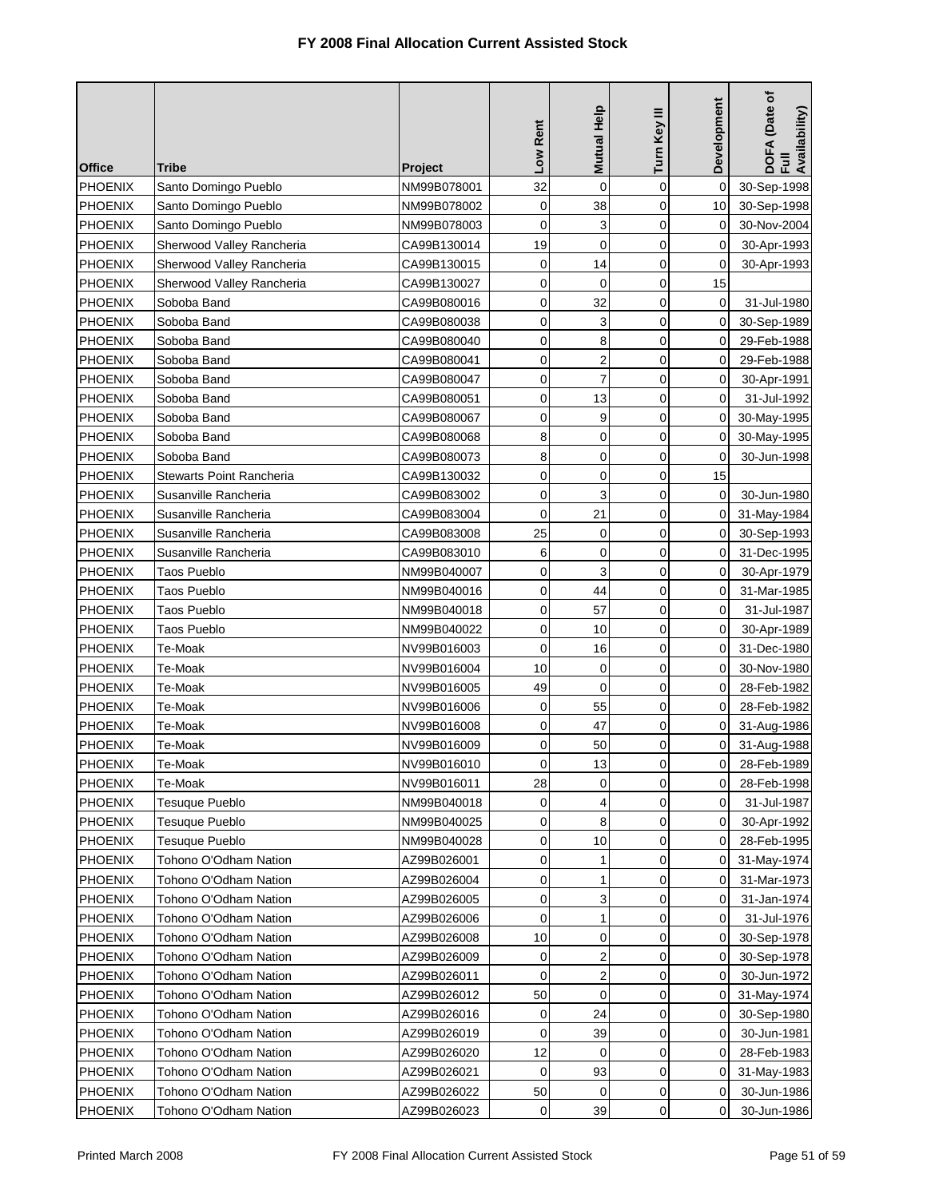# FY 2008 Final Allocation Current Assisted Stock

| Office | Tribe | Project | Low Rent | Mutual Help | Turn Key III | Development | DOFA (Date of Full Availability) |
|---|---|---|---|---|---|---|---|
| PHOENIX | Santo Domingo Pueblo | NM99B078001 | 32 | 0 | 0 | 0 | 30-Sep-1998 |
| PHOENIX | Santo Domingo Pueblo | NM99B078002 | 0 | 38 | 0 | 10 | 30-Sep-1998 |
| PHOENIX | Santo Domingo Pueblo | NM99B078003 | 0 | 3 | 0 | 0 | 30-Nov-2004 |
| PHOENIX | Sherwood Valley Rancheria | CA99B130014 | 19 | 0 | 0 | 0 | 30-Apr-1993 |
| PHOENIX | Sherwood Valley Rancheria | CA99B130015 | 0 | 14 | 0 | 0 | 30-Apr-1993 |
| PHOENIX | Sherwood Valley Rancheria | CA99B130027 | 0 | 0 | 0 | 15 | |
| PHOENIX | Soboba Band | CA99B080016 | 0 | 32 | 0 | 0 | 31-Jul-1980 |
| PHOENIX | Soboba Band | CA99B080038 | 0 | 3 | 0 | 0 | 30-Sep-1989 |
| PHOENIX | Soboba Band | CA99B080040 | 0 | 8 | 0 | 0 | 29-Feb-1988 |
| PHOENIX | Soboba Band | CA99B080041 | 0 | 2 | 0 | 0 | 29-Feb-1988 |
| PHOENIX | Soboba Band | CA99B080047 | 0 | 7 | 0 | 0 | 30-Apr-1991 |
| PHOENIX | Soboba Band | CA99B080051 | 0 | 13 | 0 | 0 | 31-Jul-1992 |
| PHOENIX | Soboba Band | CA99B080067 | 0 | 9 | 0 | 0 | 30-May-1995 |
| PHOENIX | Soboba Band | CA99B080068 | 8 | 0 | 0 | 0 | 30-May-1995 |
| PHOENIX | Soboba Band | CA99B080073 | 8 | 0 | 0 | 0 | 30-Jun-1998 |
| PHOENIX | Stewarts Point Rancheria | CA99B130032 | 0 | 0 | 0 | 15 | |
| PHOENIX | Susanville Rancheria | CA99B083002 | 0 | 3 | 0 | 0 | 30-Jun-1980 |
| PHOENIX | Susanville Rancheria | CA99B083004 | 0 | 21 | 0 | 0 | 31-May-1984 |
| PHOENIX | Susanville Rancheria | CA99B083008 | 25 | 0 | 0 | 0 | 30-Sep-1993 |
| PHOENIX | Susanville Rancheria | CA99B083010 | 6 | 0 | 0 | 0 | 31-Dec-1995 |
| PHOENIX | Taos Pueblo | NM99B040007 | 0 | 3 | 0 | 0 | 30-Apr-1979 |
| PHOENIX | Taos Pueblo | NM99B040016 | 0 | 44 | 0 | 0 | 31-Mar-1985 |
| PHOENIX | Taos Pueblo | NM99B040018 | 0 | 57 | 0 | 0 | 31-Jul-1987 |
| PHOENIX | Taos Pueblo | NM99B040022 | 0 | 10 | 0 | 0 | 30-Apr-1989 |
| PHOENIX | Te-Moak | NV99B016003 | 0 | 16 | 0 | 0 | 31-Dec-1980 |
| PHOENIX | Te-Moak | NV99B016004 | 10 | 0 | 0 | 0 | 30-Nov-1980 |
| PHOENIX | Te-Moak | NV99B016005 | 49 | 0 | 0 | 0 | 28-Feb-1982 |
| PHOENIX | Te-Moak | NV99B016006 | 0 | 55 | 0 | 0 | 28-Feb-1982 |
| PHOENIX | Te-Moak | NV99B016008 | 0 | 47 | 0 | 0 | 31-Aug-1986 |
| PHOENIX | Te-Moak | NV99B016009 | 0 | 50 | 0 | 0 | 31-Aug-1988 |
| PHOENIX | Te-Moak | NV99B016010 | 0 | 13 | 0 | 0 | 28-Feb-1989 |
| PHOENIX | Te-Moak | NV99B016011 | 28 | 0 | 0 | 0 | 28-Feb-1998 |
| PHOENIX | Tesuque Pueblo | NM99B040018 | 0 | 4 | 0 | 0 | 31-Jul-1987 |
| PHOENIX | Tesuque Pueblo | NM99B040025 | 0 | 8 | 0 | 0 | 30-Apr-1992 |
| PHOENIX | Tesuque Pueblo | NM99B040028 | 0 | 10 | 0 | 0 | 28-Feb-1995 |
| PHOENIX | Tohono O'Odham Nation | AZ99B026001 | 0 | 1 | 0 | 0 | 31-May-1974 |
| PHOENIX | Tohono O'Odham Nation | AZ99B026004 | 0 | 1 | 0 | 0 | 31-Mar-1973 |
| PHOENIX | Tohono O'Odham Nation | AZ99B026005 | 0 | 3 | 0 | 0 | 31-Jan-1974 |
| PHOENIX | Tohono O'Odham Nation | AZ99B026006 | 0 | 1 | 0 | 0 | 31-Jul-1976 |
| PHOENIX | Tohono O'Odham Nation | AZ99B026008 | 10 | 0 | 0 | 0 | 30-Sep-1978 |
| PHOENIX | Tohono O'Odham Nation | AZ99B026009 | 0 | 2 | 0 | 0 | 30-Sep-1978 |
| PHOENIX | Tohono O'Odham Nation | AZ99B026011 | 0 | 2 | 0 | 0 | 30-Jun-1972 |
| PHOENIX | Tohono O'Odham Nation | AZ99B026012 | 50 | 0 | 0 | 0 | 31-May-1974 |
| PHOENIX | Tohono O'Odham Nation | AZ99B026016 | 0 | 24 | 0 | 0 | 30-Sep-1980 |
| PHOENIX | Tohono O'Odham Nation | AZ99B026019 | 0 | 39 | 0 | 0 | 30-Jun-1981 |
| PHOENIX | Tohono O'Odham Nation | AZ99B026020 | 12 | 0 | 0 | 0 | 28-Feb-1983 |
| PHOENIX | Tohono O'Odham Nation | AZ99B026021 | 0 | 93 | 0 | 0 | 31-May-1983 |
| PHOENIX | Tohono O'Odham Nation | AZ99B026022 | 50 | 0 | 0 | 0 | 30-Jun-1986 |
| PHOENIX | Tohono O'Odham Nation | AZ99B026023 | 0 | 39 | 0 | 0 | 30-Jun-1986 |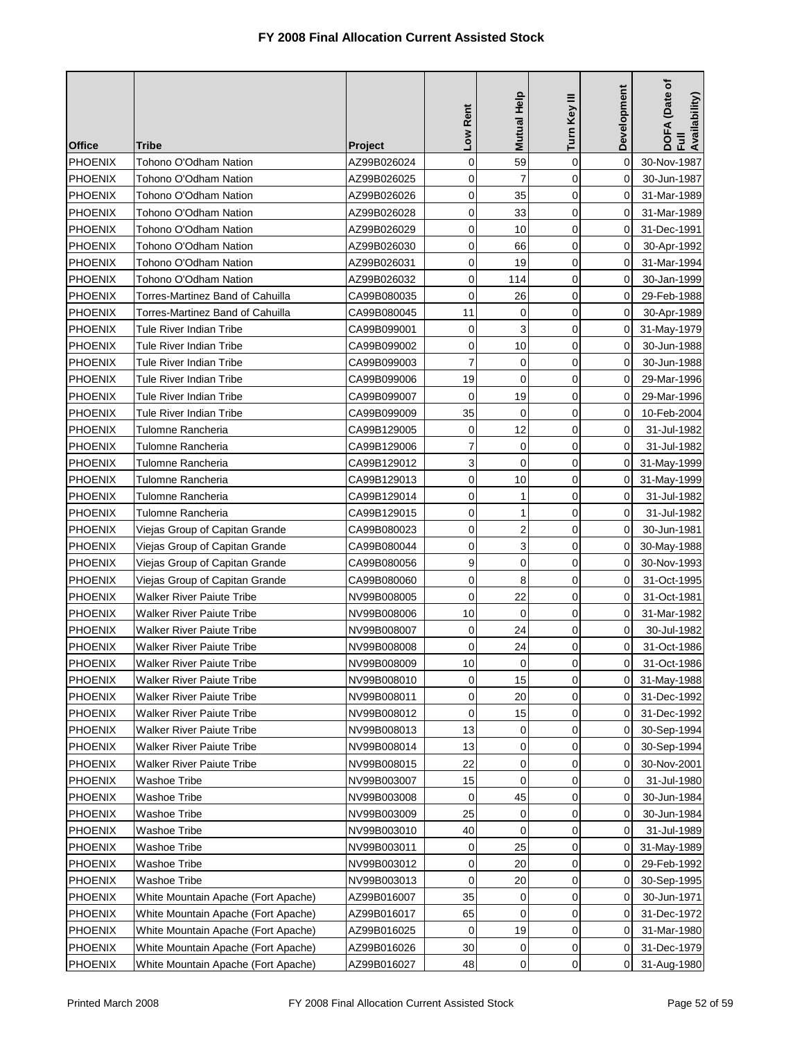# FY 2008 Final Allocation Current Assisted Stock

| Office | Tribe | Project | Low Rent | Mutual Help | Turn Key III | Development | DOFA (Date of Full Availability) |
|---|---|---|---|---|---|---|---|
| PHOENIX | Tohono O'Odham Nation | AZ99B026024 | 0 | 59 | 0 | 0 | 30-Nov-1987 |
| PHOENIX | Tohono O'Odham Nation | AZ99B026025 | 0 | 7 | 0 | 0 | 30-Jun-1987 |
| PHOENIX | Tohono O'Odham Nation | AZ99B026026 | 0 | 35 | 0 | 0 | 31-Mar-1989 |
| PHOENIX | Tohono O'Odham Nation | AZ99B026028 | 0 | 33 | 0 | 0 | 31-Mar-1989 |
| PHOENIX | Tohono O'Odham Nation | AZ99B026029 | 0 | 10 | 0 | 0 | 31-Dec-1991 |
| PHOENIX | Tohono O'Odham Nation | AZ99B026030 | 0 | 66 | 0 | 0 | 30-Apr-1992 |
| PHOENIX | Tohono O'Odham Nation | AZ99B026031 | 0 | 19 | 0 | 0 | 31-Mar-1994 |
| PHOENIX | Tohono O'Odham Nation | AZ99B026032 | 0 | 114 | 0 | 0 | 30-Jan-1999 |
| PHOENIX | Torres-Martinez Band of Cahuilla | CA99B080035 | 0 | 26 | 0 | 0 | 29-Feb-1988 |
| PHOENIX | Torres-Martinez Band of Cahuilla | CA99B080045 | 11 | 0 | 0 | 0 | 30-Apr-1989 |
| PHOENIX | Tule River Indian Tribe | CA99B099001 | 0 | 3 | 0 | 0 | 31-May-1979 |
| PHOENIX | Tule River Indian Tribe | CA99B099002 | 0 | 10 | 0 | 0 | 30-Jun-1988 |
| PHOENIX | Tule River Indian Tribe | CA99B099003 | 7 | 0 | 0 | 0 | 30-Jun-1988 |
| PHOENIX | Tule River Indian Tribe | CA99B099006 | 19 | 0 | 0 | 0 | 29-Mar-1996 |
| PHOENIX | Tule River Indian Tribe | CA99B099007 | 0 | 19 | 0 | 0 | 29-Mar-1996 |
| PHOENIX | Tule River Indian Tribe | CA99B099009 | 35 | 0 | 0 | 0 | 10-Feb-2004 |
| PHOENIX | Tulomne Rancheria | CA99B129005 | 0 | 12 | 0 | 0 | 31-Jul-1982 |
| PHOENIX | Tulomne Rancheria | CA99B129006 | 7 | 0 | 0 | 0 | 31-Jul-1982 |
| PHOENIX | Tulomne Rancheria | CA99B129012 | 3 | 0 | 0 | 0 | 31-May-1999 |
| PHOENIX | Tulomne Rancheria | CA99B129013 | 0 | 10 | 0 | 0 | 31-May-1999 |
| PHOENIX | Tulomne Rancheria | CA99B129014 | 0 | 1 | 0 | 0 | 31-Jul-1982 |
| PHOENIX | Tulomne Rancheria | CA99B129015 | 0 | 1 | 0 | 0 | 31-Jul-1982 |
| PHOENIX | Viejas Group of Capitan Grande | CA99B080023 | 0 | 2 | 0 | 0 | 30-Jun-1981 |
| PHOENIX | Viejas Group of Capitan Grande | CA99B080044 | 0 | 3 | 0 | 0 | 30-May-1988 |
| PHOENIX | Viejas Group of Capitan Grande | CA99B080056 | 9 | 0 | 0 | 0 | 30-Nov-1993 |
| PHOENIX | Viejas Group of Capitan Grande | CA99B080060 | 0 | 8 | 0 | 0 | 31-Oct-1995 |
| PHOENIX | Walker River Paiute Tribe | NV99B008005 | 0 | 22 | 0 | 0 | 31-Oct-1981 |
| PHOENIX | Walker River Paiute Tribe | NV99B008006 | 10 | 0 | 0 | 0 | 31-Mar-1982 |
| PHOENIX | Walker River Paiute Tribe | NV99B008007 | 0 | 24 | 0 | 0 | 30-Jul-1982 |
| PHOENIX | Walker River Paiute Tribe | NV99B008008 | 0 | 24 | 0 | 0 | 31-Oct-1986 |
| PHOENIX | Walker River Paiute Tribe | NV99B008009 | 10 | 0 | 0 | 0 | 31-Oct-1986 |
| PHOENIX | Walker River Paiute Tribe | NV99B008010 | 0 | 15 | 0 | 0 | 31-May-1988 |
| PHOENIX | Walker River Paiute Tribe | NV99B008011 | 0 | 20 | 0 | 0 | 31-Dec-1992 |
| PHOENIX | Walker River Paiute Tribe | NV99B008012 | 0 | 15 | 0 | 0 | 31-Dec-1992 |
| PHOENIX | Walker River Paiute Tribe | NV99B008013 | 13 | 0 | 0 | 0 | 30-Sep-1994 |
| PHOENIX | Walker River Paiute Tribe | NV99B008014 | 13 | 0 | 0 | 0 | 30-Sep-1994 |
| PHOENIX | Walker River Paiute Tribe | NV99B008015 | 22 | 0 | 0 | 0 | 30-Nov-2001 |
| PHOENIX | Washoe Tribe | NV99B003007 | 15 | 0 | 0 | 0 | 31-Jul-1980 |
| PHOENIX | Washoe Tribe | NV99B003008 | 0 | 45 | 0 | 0 | 30-Jun-1984 |
| PHOENIX | Washoe Tribe | NV99B003009 | 25 | 0 | 0 | 0 | 30-Jun-1984 |
| PHOENIX | Washoe Tribe | NV99B003010 | 40 | 0 | 0 | 0 | 31-Jul-1989 |
| PHOENIX | Washoe Tribe | NV99B003011 | 0 | 25 | 0 | 0 | 31-May-1989 |
| PHOENIX | Washoe Tribe | NV99B003012 | 0 | 20 | 0 | 0 | 29-Feb-1992 |
| PHOENIX | Washoe Tribe | NV99B003013 | 0 | 20 | 0 | 0 | 30-Sep-1995 |
| PHOENIX | White Mountain Apache (Fort Apache) | AZ99B016007 | 35 | 0 | 0 | 0 | 30-Jun-1971 |
| PHOENIX | White Mountain Apache (Fort Apache) | AZ99B016017 | 65 | 0 | 0 | 0 | 31-Dec-1972 |
| PHOENIX | White Mountain Apache (Fort Apache) | AZ99B016025 | 0 | 19 | 0 | 0 | 31-Mar-1980 |
| PHOENIX | White Mountain Apache (Fort Apache) | AZ99B016026 | 30 | 0 | 0 | 0 | 31-Dec-1979 |
| PHOENIX | White Mountain Apache (Fort Apache) | AZ99B016027 | 48 | 0 | 0 | 0 | 31-Aug-1980 |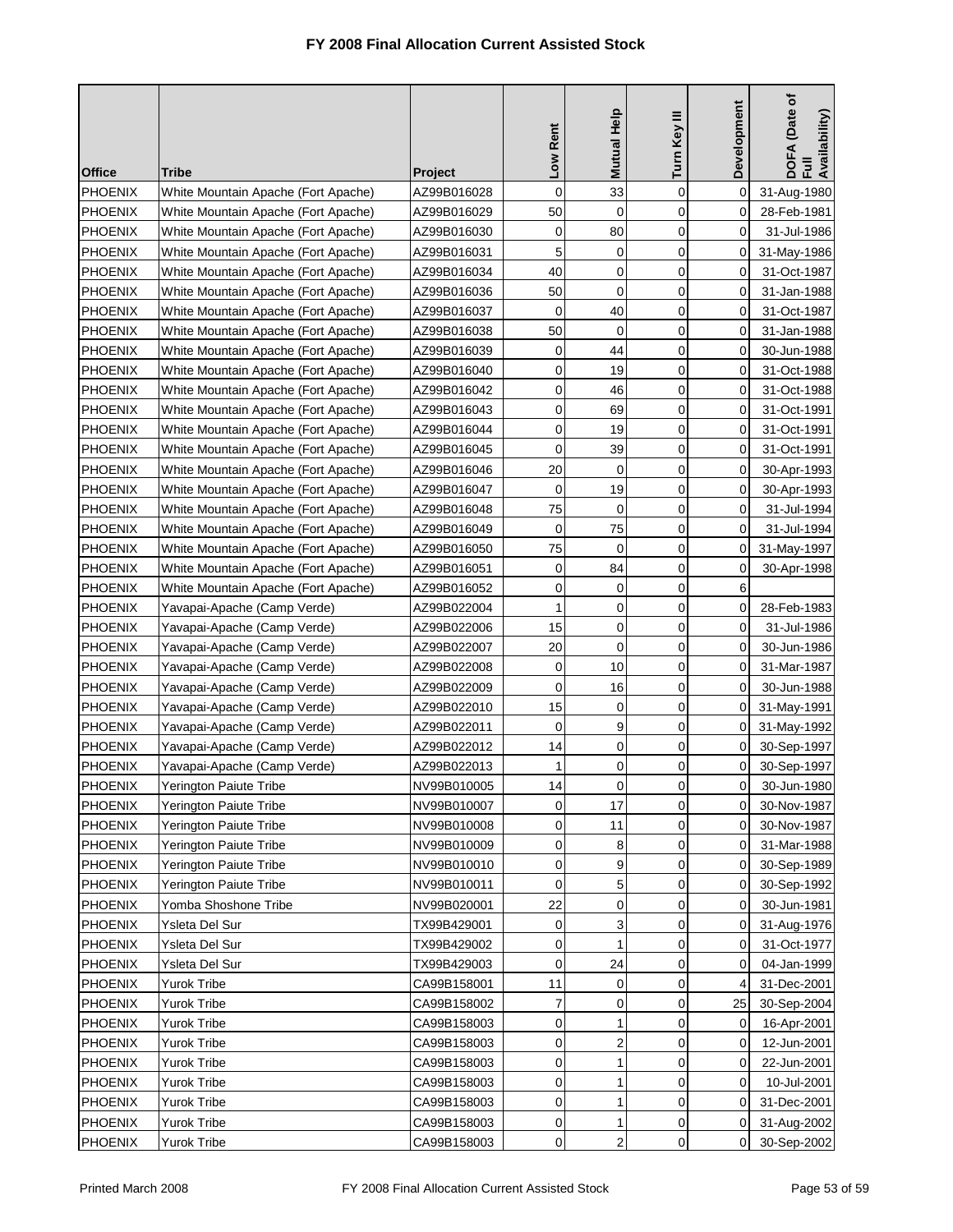# FY 2008 Final Allocation Current Assisted Stock

| Office | Tribe | Project | Low Rent | Mutual Help | Turn Key III | Development | DOFA (Date of Full Availability) |
|---|---|---|---|---|---|---|---|
| PHOENIX | White Mountain Apache (Fort Apache) | AZ99B016028 | 0 | 33 | 0 | 0 | 31-Aug-1980 |
| PHOENIX | White Mountain Apache (Fort Apache) | AZ99B016029 | 50 | 0 | 0 | 0 | 28-Feb-1981 |
| PHOENIX | White Mountain Apache (Fort Apache) | AZ99B016030 | 0 | 80 | 0 | 0 | 31-Jul-1986 |
| PHOENIX | White Mountain Apache (Fort Apache) | AZ99B016031 | 5 | 0 | 0 | 0 | 31-May-1986 |
| PHOENIX | White Mountain Apache (Fort Apache) | AZ99B016034 | 40 | 0 | 0 | 0 | 31-Oct-1987 |
| PHOENIX | White Mountain Apache (Fort Apache) | AZ99B016036 | 50 | 0 | 0 | 0 | 31-Jan-1988 |
| PHOENIX | White Mountain Apache (Fort Apache) | AZ99B016037 | 0 | 40 | 0 | 0 | 31-Oct-1987 |
| PHOENIX | White Mountain Apache (Fort Apache) | AZ99B016038 | 50 | 0 | 0 | 0 | 31-Jan-1988 |
| PHOENIX | White Mountain Apache (Fort Apache) | AZ99B016039 | 0 | 44 | 0 | 0 | 30-Jun-1988 |
| PHOENIX | White Mountain Apache (Fort Apache) | AZ99B016040 | 0 | 19 | 0 | 0 | 31-Oct-1988 |
| PHOENIX | White Mountain Apache (Fort Apache) | AZ99B016042 | 0 | 46 | 0 | 0 | 31-Oct-1988 |
| PHOENIX | White Mountain Apache (Fort Apache) | AZ99B016043 | 0 | 69 | 0 | 0 | 31-Oct-1991 |
| PHOENIX | White Mountain Apache (Fort Apache) | AZ99B016044 | 0 | 19 | 0 | 0 | 31-Oct-1991 |
| PHOENIX | White Mountain Apache (Fort Apache) | AZ99B016045 | 0 | 39 | 0 | 0 | 31-Oct-1991 |
| PHOENIX | White Mountain Apache (Fort Apache) | AZ99B016046 | 20 | 0 | 0 | 0 | 30-Apr-1993 |
| PHOENIX | White Mountain Apache (Fort Apache) | AZ99B016047 | 0 | 19 | 0 | 0 | 30-Apr-1993 |
| PHOENIX | White Mountain Apache (Fort Apache) | AZ99B016048 | 75 | 0 | 0 | 0 | 31-Jul-1994 |
| PHOENIX | White Mountain Apache (Fort Apache) | AZ99B016049 | 0 | 75 | 0 | 0 | 31-Jul-1994 |
| PHOENIX | White Mountain Apache (Fort Apache) | AZ99B016050 | 75 | 0 | 0 | 0 | 31-May-1997 |
| PHOENIX | White Mountain Apache (Fort Apache) | AZ99B016051 | 0 | 84 | 0 | 0 | 30-Apr-1998 |
| PHOENIX | White Mountain Apache (Fort Apache) | AZ99B016052 | 0 | 0 | 0 | 6 | |
| PHOENIX | Yavapai-Apache (Camp Verde) | AZ99B022004 | 1 | 0 | 0 | 0 | 28-Feb-1983 |
| PHOENIX | Yavapai-Apache (Camp Verde) | AZ99B022006 | 15 | 0 | 0 | 0 | 31-Jul-1986 |
| PHOENIX | Yavapai-Apache (Camp Verde) | AZ99B022007 | 20 | 0 | 0 | 0 | 30-Jun-1986 |
| PHOENIX | Yavapai-Apache (Camp Verde) | AZ99B022008 | 0 | 10 | 0 | 0 | 31-Mar-1987 |
| PHOENIX | Yavapai-Apache (Camp Verde) | AZ99B022009 | 0 | 16 | 0 | 0 | 30-Jun-1988 |
| PHOENIX | Yavapai-Apache (Camp Verde) | AZ99B022010 | 15 | 0 | 0 | 0 | 31-May-1991 |
| PHOENIX | Yavapai-Apache (Camp Verde) | AZ99B022011 | 0 | 9 | 0 | 0 | 31-May-1992 |
| PHOENIX | Yavapai-Apache (Camp Verde) | AZ99B022012 | 14 | 0 | 0 | 0 | 30-Sep-1997 |
| PHOENIX | Yavapai-Apache (Camp Verde) | AZ99B022013 | 1 | 0 | 0 | 0 | 30-Sep-1997 |
| PHOENIX | Yerington Paiute Tribe | NV99B010005 | 14 | 0 | 0 | 0 | 30-Jun-1980 |
| PHOENIX | Yerington Paiute Tribe | NV99B010007 | 0 | 17 | 0 | 0 | 30-Nov-1987 |
| PHOENIX | Yerington Paiute Tribe | NV99B010008 | 0 | 11 | 0 | 0 | 30-Nov-1987 |
| PHOENIX | Yerington Paiute Tribe | NV99B010009 | 0 | 8 | 0 | 0 | 31-Mar-1988 |
| PHOENIX | Yerington Paiute Tribe | NV99B010010 | 0 | 9 | 0 | 0 | 30-Sep-1989 |
| PHOENIX | Yerington Paiute Tribe | NV99B010011 | 0 | 5 | 0 | 0 | 30-Sep-1992 |
| PHOENIX | Yomba Shoshone Tribe | NV99B020001 | 22 | 0 | 0 | 0 | 30-Jun-1981 |
| PHOENIX | Ysleta Del Sur | TX99B429001 | 0 | 3 | 0 | 0 | 31-Aug-1976 |
| PHOENIX | Ysleta Del Sur | TX99B429002 | 0 | 1 | 0 | 0 | 31-Oct-1977 |
| PHOENIX | Ysleta Del Sur | TX99B429003 | 0 | 24 | 0 | 0 | 04-Jan-1999 |
| PHOENIX | Yurok Tribe | CA99B158001 | 11 | 0 | 0 | 4 | 31-Dec-2001 |
| PHOENIX | Yurok Tribe | CA99B158002 | 7 | 0 | 0 | 25 | 30-Sep-2004 |
| PHOENIX | Yurok Tribe | CA99B158003 | 0 | 1 | 0 | 0 | 16-Apr-2001 |
| PHOENIX | Yurok Tribe | CA99B158003 | 0 | 2 | 0 | 0 | 12-Jun-2001 |
| PHOENIX | Yurok Tribe | CA99B158003 | 0 | 1 | 0 | 0 | 22-Jun-2001 |
| PHOENIX | Yurok Tribe | CA99B158003 | 0 | 1 | 0 | 0 | 10-Jul-2001 |
| PHOENIX | Yurok Tribe | CA99B158003 | 0 | 1 | 0 | 0 | 31-Dec-2001 |
| PHOENIX | Yurok Tribe | CA99B158003 | 0 | 1 | 0 | 0 | 31-Aug-2002 |
| PHOENIX | Yurok Tribe | CA99B158003 | 0 | 2 | 0 | 0 | 30-Sep-2002 |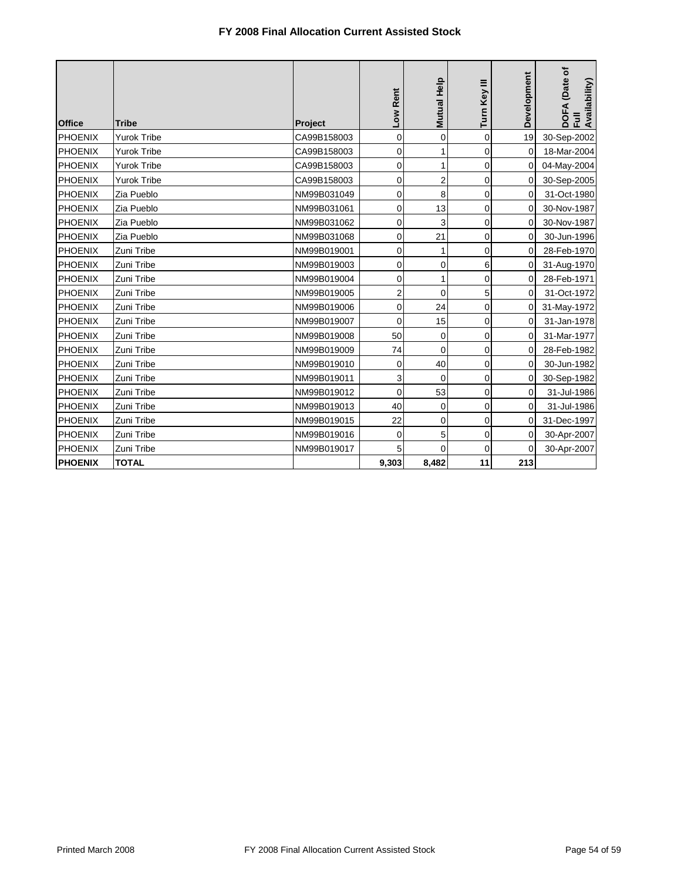# FY 2008 Final Allocation Current Assisted Stock

| Office | Tribe | Project | Low Rent | Mutual Help | Turn Key III | Development | DOFA (Date of Full Availability) |
|---|---|---|---|---|---|---|---|
| PHOENIX | Yurok Tribe | CA99B158003 | 0 | 0 | 0 | 19 | 30-Sep-2002 |
| PHOENIX | Yurok Tribe | CA99B158003 | 0 | 1 | 0 | 0 | 18-Mar-2004 |
| PHOENIX | Yurok Tribe | CA99B158003 | 0 | 1 | 0 | 0 | 04-May-2004 |
| PHOENIX | Yurok Tribe | CA99B158003 | 0 | 2 | 0 | 0 | 30-Sep-2005 |
| PHOENIX | Zia Pueblo | NM99B031049 | 0 | 8 | 0 | 0 | 31-Oct-1980 |
| PHOENIX | Zia Pueblo | NM99B031061 | 0 | 13 | 0 | 0 | 30-Nov-1987 |
| PHOENIX | Zia Pueblo | NM99B031062 | 0 | 3 | 0 | 0 | 30-Nov-1987 |
| PHOENIX | Zia Pueblo | NM99B031068 | 0 | 21 | 0 | 0 | 30-Jun-1996 |
| PHOENIX | Zuni Tribe | NM99B019001 | 0 | 1 | 0 | 0 | 28-Feb-1970 |
| PHOENIX | Zuni Tribe | NM99B019003 | 0 | 0 | 6 | 0 | 31-Aug-1970 |
| PHOENIX | Zuni Tribe | NM99B019004 | 0 | 1 | 0 | 0 | 28-Feb-1971 |
| PHOENIX | Zuni Tribe | NM99B019005 | 2 | 0 | 5 | 0 | 31-Oct-1972 |
| PHOENIX | Zuni Tribe | NM99B019006 | 0 | 24 | 0 | 0 | 31-May-1972 |
| PHOENIX | Zuni Tribe | NM99B019007 | 0 | 15 | 0 | 0 | 31-Jan-1978 |
| PHOENIX | Zuni Tribe | NM99B019008 | 50 | 0 | 0 | 0 | 31-Mar-1977 |
| PHOENIX | Zuni Tribe | NM99B019009 | 74 | 0 | 0 | 0 | 28-Feb-1982 |
| PHOENIX | Zuni Tribe | NM99B019010 | 0 | 40 | 0 | 0 | 30-Jun-1982 |
| PHOENIX | Zuni Tribe | NM99B019011 | 3 | 0 | 0 | 0 | 30-Sep-1982 |
| PHOENIX | Zuni Tribe | NM99B019012 | 0 | 53 | 0 | 0 | 31-Jul-1986 |
| PHOENIX | Zuni Tribe | NM99B019013 | 40 | 0 | 0 | 0 | 31-Jul-1986 |
| PHOENIX | Zuni Tribe | NM99B019015 | 22 | 0 | 0 | 0 | 31-Dec-1997 |
| PHOENIX | Zuni Tribe | NM99B019016 | 0 | 5 | 0 | 0 | 30-Apr-2007 |
| PHOENIX | Zuni Tribe | NM99B019017 | 5 | 0 | 0 | 0 | 30-Apr-2007 |
| **PHOENIX** | **TOTAL** | | **9,303** | **8,482** | **11** | **213** | |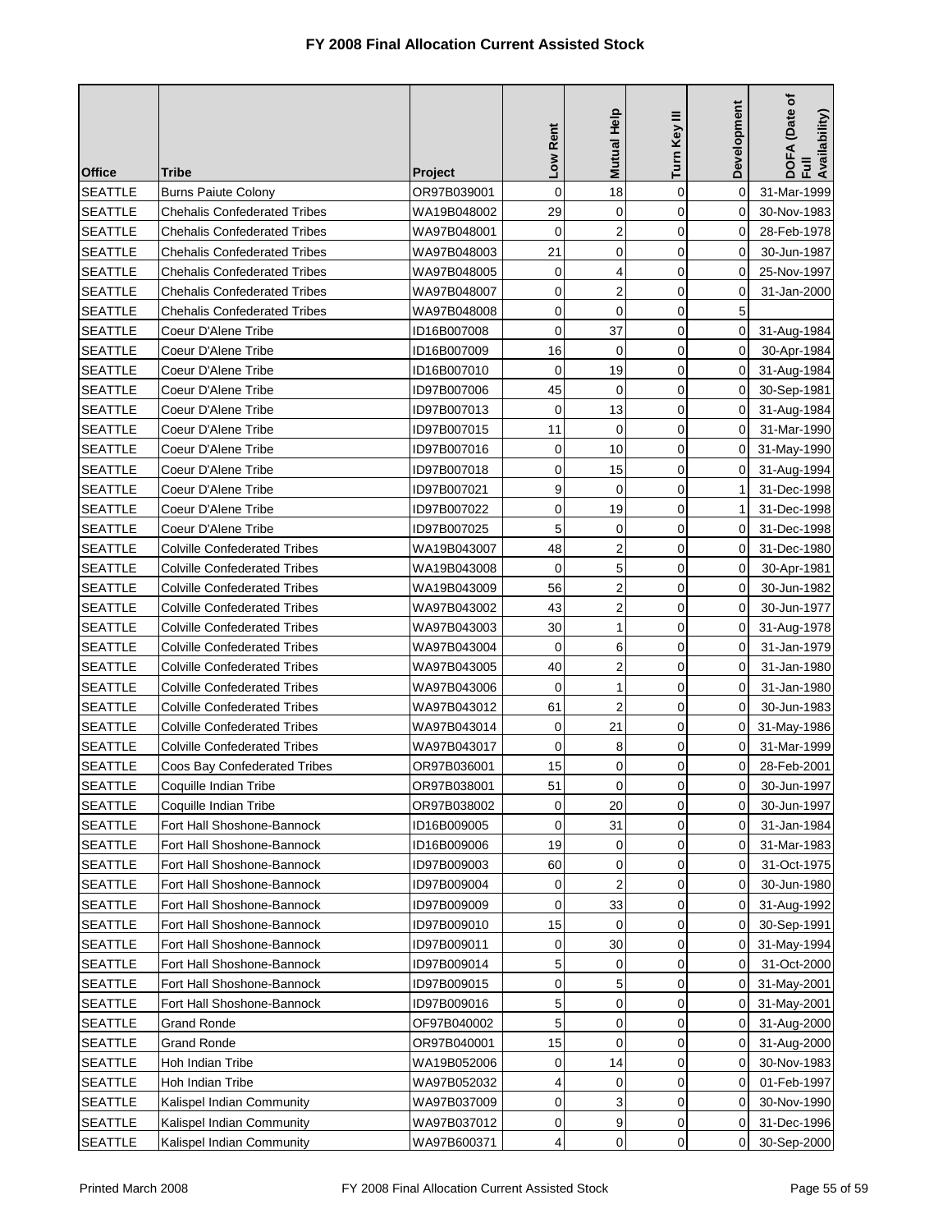# FY 2008 Final Allocation Current Assisted Stock

| Office | Tribe | Project | Low Rent | Mutual Help | Turn Key III | Development | DOFA (Date of Full Availability) |
|---|---|---|---|---|---|---|---|
| SEATTLE | Burns Paiute Colony | OR97B039001 | 0 | 18 | 0 | 0 | 31-Mar-1999 |
| SEATTLE | Chehalis Confederated Tribes | WA19B048002 | 29 | 0 | 0 | 0 | 30-Nov-1983 |
| SEATTLE | Chehalis Confederated Tribes | WA97B048001 | 0 | 2 | 0 | 0 | 28-Feb-1978 |
| SEATTLE | Chehalis Confederated Tribes | WA97B048003 | 21 | 0 | 0 | 0 | 30-Jun-1987 |
| SEATTLE | Chehalis Confederated Tribes | WA97B048005 | 0 | 4 | 0 | 0 | 25-Nov-1997 |
| SEATTLE | Chehalis Confederated Tribes | WA97B048007 | 0 | 2 | 0 | 0 | 31-Jan-2000 |
| SEATTLE | Chehalis Confederated Tribes | WA97B048008 | 0 | 0 | 0 | 5 | |
| SEATTLE | Coeur D'Alene Tribe | ID16B007008 | 0 | 37 | 0 | 0 | 31-Aug-1984 |
| SEATTLE | Coeur D'Alene Tribe | ID16B007009 | 16 | 0 | 0 | 0 | 30-Apr-1984 |
| SEATTLE | Coeur D'Alene Tribe | ID16B007010 | 0 | 19 | 0 | 0 | 31-Aug-1984 |
| SEATTLE | Coeur D'Alene Tribe | ID97B007006 | 45 | 0 | 0 | 0 | 30-Sep-1981 |
| SEATTLE | Coeur D'Alene Tribe | ID97B007013 | 0 | 13 | 0 | 0 | 31-Aug-1984 |
| SEATTLE | Coeur D'Alene Tribe | ID97B007015 | 11 | 0 | 0 | 0 | 31-Mar-1990 |
| SEATTLE | Coeur D'Alene Tribe | ID97B007016 | 0 | 10 | 0 | 0 | 31-May-1990 |
| SEATTLE | Coeur D'Alene Tribe | ID97B007018 | 0 | 15 | 0 | 0 | 31-Aug-1994 |
| SEATTLE | Coeur D'Alene Tribe | ID97B007021 | 9 | 0 | 0 | 1 | 31-Dec-1998 |
| SEATTLE | Coeur D'Alene Tribe | ID97B007022 | 0 | 19 | 0 | 1 | 31-Dec-1998 |
| SEATTLE | Coeur D'Alene Tribe | ID97B007025 | 5 | 0 | 0 | 0 | 31-Dec-1998 |
| SEATTLE | Colville Confederated Tribes | WA19B043007 | 48 | 2 | 0 | 0 | 31-Dec-1980 |
| SEATTLE | Colville Confederated Tribes | WA19B043008 | 0 | 5 | 0 | 0 | 30-Apr-1981 |
| SEATTLE | Colville Confederated Tribes | WA19B043009 | 56 | 2 | 0 | 0 | 30-Jun-1982 |
| SEATTLE | Colville Confederated Tribes | WA97B043002 | 43 | 2 | 0 | 0 | 30-Jun-1977 |
| SEATTLE | Colville Confederated Tribes | WA97B043003 | 30 | 1 | 0 | 0 | 31-Aug-1978 |
| SEATTLE | Colville Confederated Tribes | WA97B043004 | 0 | 6 | 0 | 0 | 31-Jan-1979 |
| SEATTLE | Colville Confederated Tribes | WA97B043005 | 40 | 2 | 0 | 0 | 31-Jan-1980 |
| SEATTLE | Colville Confederated Tribes | WA97B043006 | 0 | 1 | 0 | 0 | 31-Jan-1980 |
| SEATTLE | Colville Confederated Tribes | WA97B043012 | 61 | 2 | 0 | 0 | 30-Jun-1983 |
| SEATTLE | Colville Confederated Tribes | WA97B043014 | 0 | 21 | 0 | 0 | 31-May-1986 |
| SEATTLE | Colville Confederated Tribes | WA97B043017 | 0 | 8 | 0 | 0 | 31-Mar-1999 |
| SEATTLE | Coos Bay Confederated Tribes | OR97B036001 | 15 | 0 | 0 | 0 | 28-Feb-2001 |
| SEATTLE | Coquille Indian Tribe | OR97B038001 | 51 | 0 | 0 | 0 | 30-Jun-1997 |
| SEATTLE | Coquille Indian Tribe | OR97B038002 | 0 | 20 | 0 | 0 | 30-Jun-1997 |
| SEATTLE | Fort Hall Shoshone-Bannock | ID16B009005 | 0 | 31 | 0 | 0 | 31-Jan-1984 |
| SEATTLE | Fort Hall Shoshone-Bannock | ID16B009006 | 19 | 0 | 0 | 0 | 31-Mar-1983 |
| SEATTLE | Fort Hall Shoshone-Bannock | ID97B009003 | 60 | 0 | 0 | 0 | 31-Oct-1975 |
| SEATTLE | Fort Hall Shoshone-Bannock | ID97B009004 | 0 | 2 | 0 | 0 | 30-Jun-1980 |
| SEATTLE | Fort Hall Shoshone-Bannock | ID97B009009 | 0 | 33 | 0 | 0 | 31-Aug-1992 |
| SEATTLE | Fort Hall Shoshone-Bannock | ID97B009010 | 15 | 0 | 0 | 0 | 30-Sep-1991 |
| SEATTLE | Fort Hall Shoshone-Bannock | ID97B009011 | 0 | 30 | 0 | 0 | 31-May-1994 |
| SEATTLE | Fort Hall Shoshone-Bannock | ID97B009014 | 5 | 0 | 0 | 0 | 31-Oct-2000 |
| SEATTLE | Fort Hall Shoshone-Bannock | ID97B009015 | 0 | 5 | 0 | 0 | 31-May-2001 |
| SEATTLE | Fort Hall Shoshone-Bannock | ID97B009016 | 5 | 0 | 0 | 0 | 31-May-2001 |
| SEATTLE | Grand Ronde | OF97B040002 | 5 | 0 | 0 | 0 | 31-Aug-2000 |
| SEATTLE | Grand Ronde | OR97B040001 | 15 | 0 | 0 | 0 | 31-Aug-2000 |
| SEATTLE | Hoh Indian Tribe | WA19B052006 | 0 | 14 | 0 | 0 | 30-Nov-1983 |
| SEATTLE | Hoh Indian Tribe | WA97B052032 | 4 | 0 | 0 | 0 | 01-Feb-1997 |
| SEATTLE | Kalispel Indian Community | WA97B037009 | 0 | 3 | 0 | 0 | 30-Nov-1990 |
| SEATTLE | Kalispel Indian Community | WA97B037012 | 0 | 9 | 0 | 0 | 31-Dec-1996 |
| SEATTLE | Kalispel Indian Community | WA97B600371 | 4 | 0 | 0 | 0 | 30-Sep-2000 |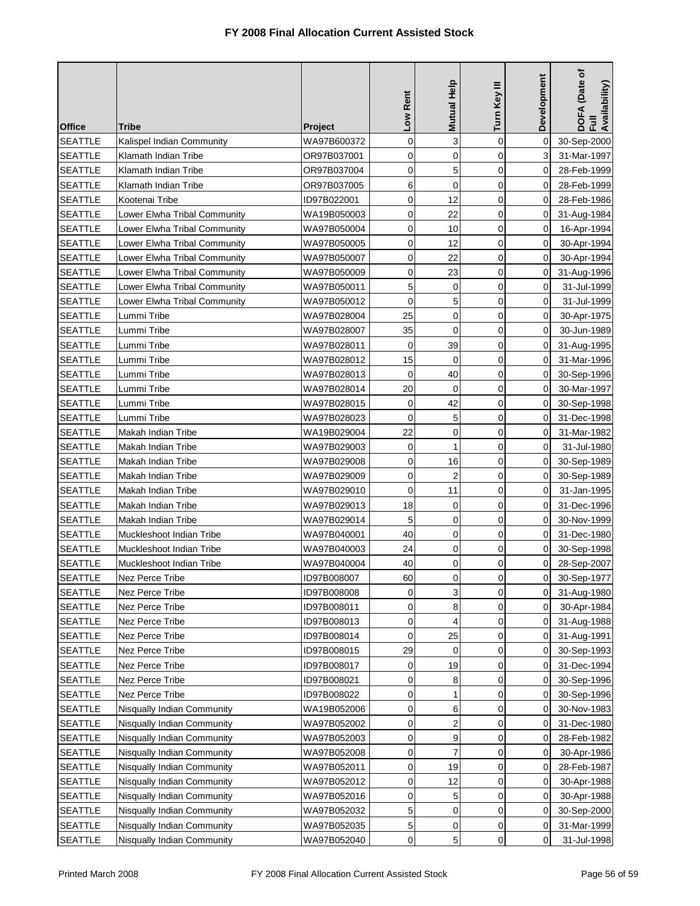# FY 2008 Final Allocation Current Assisted Stock

| Office | Tribe | Project | Low Rent | Mutual Help | Turn Key III | Development | DOFA (Date of Full Availability) |
|---|---|---|---|---|---|---|---|
| SEATTLE | Kalispel Indian Community | WA97B600372 | 0 | 3 | 0 | 0 | 30-Sep-2000 |
| SEATTLE | Klamath Indian Tribe | OR97B037001 | 0 | 0 | 0 | 3 | 31-Mar-1997 |
| SEATTLE | Klamath Indian Tribe | OR97B037004 | 0 | 5 | 0 | 0 | 28-Feb-1999 |
| SEATTLE | Klamath Indian Tribe | OR97B037005 | 6 | 0 | 0 | 0 | 28-Feb-1999 |
| SEATTLE | Kootenai Tribe | ID97B022001 | 0 | 12 | 0 | 0 | 28-Feb-1986 |
| SEATTLE | Lower Elwha Tribal Community | WA19B050003 | 0 | 22 | 0 | 0 | 31-Aug-1984 |
| SEATTLE | Lower Elwha Tribal Community | WA97B050004 | 0 | 10 | 0 | 0 | 16-Apr-1994 |
| SEATTLE | Lower Elwha Tribal Community | WA97B050005 | 0 | 12 | 0 | 0 | 30-Apr-1994 |
| SEATTLE | Lower Elwha Tribal Community | WA97B050007 | 0 | 22 | 0 | 0 | 30-Apr-1994 |
| SEATTLE | Lower Elwha Tribal Community | WA97B050009 | 0 | 23 | 0 | 0 | 31-Aug-1996 |
| SEATTLE | Lower Elwha Tribal Community | WA97B050011 | 5 | 0 | 0 | 0 | 31-Jul-1999 |
| SEATTLE | Lower Elwha Tribal Community | WA97B050012 | 0 | 5 | 0 | 0 | 31-Jul-1999 |
| SEATTLE | Lummi Tribe | WA97B028004 | 25 | 0 | 0 | 0 | 30-Apr-1975 |
| SEATTLE | Lummi Tribe | WA97B028007 | 35 | 0 | 0 | 0 | 30-Jun-1989 |
| SEATTLE | Lummi Tribe | WA97B028011 | 0 | 39 | 0 | 0 | 31-Aug-1995 |
| SEATTLE | Lummi Tribe | WA97B028012 | 15 | 0 | 0 | 0 | 31-Mar-1996 |
| SEATTLE | Lummi Tribe | WA97B028013 | 0 | 40 | 0 | 0 | 30-Sep-1996 |
| SEATTLE | Lummi Tribe | WA97B028014 | 20 | 0 | 0 | 0 | 30-Mar-1997 |
| SEATTLE | Lummi Tribe | WA97B028015 | 0 | 42 | 0 | 0 | 30-Sep-1998 |
| SEATTLE | Lummi Tribe | WA97B028023 | 0 | 5 | 0 | 0 | 31-Dec-1998 |
| SEATTLE | Makah Indian Tribe | WA19B029004 | 22 | 0 | 0 | 0 | 31-Mar-1982 |
| SEATTLE | Makah Indian Tribe | WA97B029003 | 0 | 1 | 0 | 0 | 31-Jul-1980 |
| SEATTLE | Makah Indian Tribe | WA97B029008 | 0 | 16 | 0 | 0 | 30-Sep-1989 |
| SEATTLE | Makah Indian Tribe | WA97B029009 | 0 | 2 | 0 | 0 | 30-Sep-1989 |
| SEATTLE | Makah Indian Tribe | WA97B029010 | 0 | 11 | 0 | 0 | 31-Jan-1995 |
| SEATTLE | Makah Indian Tribe | WA97B029013 | 18 | 0 | 0 | 0 | 31-Dec-1996 |
| SEATTLE | Makah Indian Tribe | WA97B029014 | 5 | 0 | 0 | 0 | 30-Nov-1999 |
| SEATTLE | Muckleshoot Indian Tribe | WA97B040001 | 40 | 0 | 0 | 0 | 31-Dec-1980 |
| SEATTLE | Muckleshoot Indian Tribe | WA97B040003 | 24 | 0 | 0 | 0 | 30-Sep-1998 |
| SEATTLE | Muckleshoot Indian Tribe | WA97B040004 | 40 | 0 | 0 | 0 | 28-Sep-2007 |
| SEATTLE | Nez Perce Tribe | ID97B008007 | 60 | 0 | 0 | 0 | 30-Sep-1977 |
| SEATTLE | Nez Perce Tribe | ID97B008008 | 0 | 3 | 0 | 0 | 31-Aug-1980 |
| SEATTLE | Nez Perce Tribe | ID97B008011 | 0 | 8 | 0 | 0 | 30-Apr-1984 |
| SEATTLE | Nez Perce Tribe | ID97B008013 | 0 | 4 | 0 | 0 | 31-Aug-1988 |
| SEATTLE | Nez Perce Tribe | ID97B008014 | 0 | 25 | 0 | 0 | 31-Aug-1991 |
| SEATTLE | Nez Perce Tribe | ID97B008015 | 29 | 0 | 0 | 0 | 30-Sep-1993 |
| SEATTLE | Nez Perce Tribe | ID97B008017 | 0 | 19 | 0 | 0 | 31-Dec-1994 |
| SEATTLE | Nez Perce Tribe | ID97B008021 | 0 | 8 | 0 | 0 | 30-Sep-1996 |
| SEATTLE | Nez Perce Tribe | ID97B008022 | 0 | 1 | 0 | 0 | 30-Sep-1996 |
| SEATTLE | Nisqually Indian Community | WA19B052006 | 0 | 6 | 0 | 0 | 30-Nov-1983 |
| SEATTLE | Nisqually Indian Community | WA97B052002 | 0 | 2 | 0 | 0 | 31-Dec-1980 |
| SEATTLE | Nisqually Indian Community | WA97B052003 | 0 | 9 | 0 | 0 | 28-Feb-1982 |
| SEATTLE | Nisqually Indian Community | WA97B052008 | 0 | 7 | 0 | 0 | 30-Apr-1986 |
| SEATTLE | Nisqually Indian Community | WA97B052011 | 0 | 19 | 0 | 0 | 28-Feb-1987 |
| SEATTLE | Nisqually Indian Community | WA97B052012 | 0 | 12 | 0 | 0 | 30-Apr-1988 |
| SEATTLE | Nisqually Indian Community | WA97B052016 | 0 | 5 | 0 | 0 | 30-Apr-1988 |
| SEATTLE | Nisqually Indian Community | WA97B052032 | 5 | 0 | 0 | 0 | 30-Sep-2000 |
| SEATTLE | Nisqually Indian Community | WA97B052035 | 5 | 0 | 0 | 0 | 31-Mar-1999 |
| SEATTLE | Nisqually Indian Community | WA97B052040 | 0 | 5 | 0 | 0 | 31-Jul-1998 |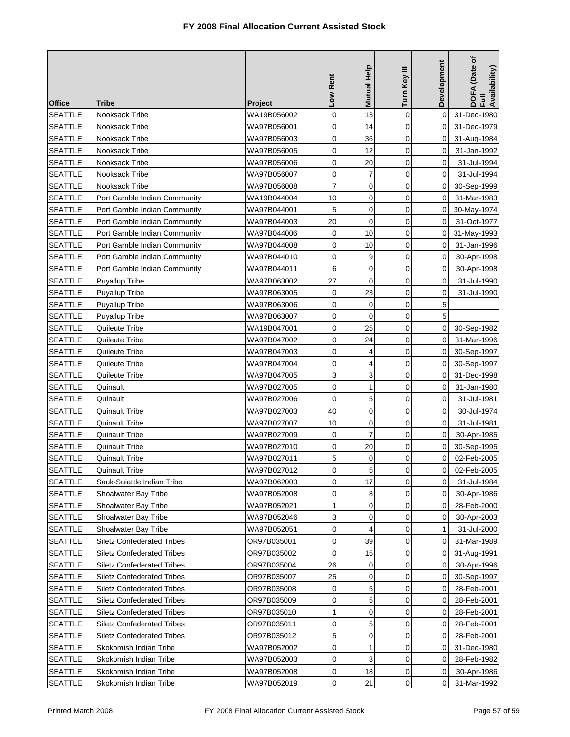# FY 2008 Final Allocation Current Assisted Stock

| Office | Tribe | Project | Low Rent | Mutual Help | Turn Key III | Development | DOFA (Date of Full Availability) |
|---|---|---|---|---|---|---|---|
| SEATTLE | Nooksack Tribe | WA19B056002 | 0 | 13 | 0 | 0 | 31-Dec-1980 |
| SEATTLE | Nooksack Tribe | WA97B056001 | 0 | 14 | 0 | 0 | 31-Dec-1979 |
| SEATTLE | Nooksack Tribe | WA97B056003 | 0 | 36 | 0 | 0 | 31-Aug-1984 |
| SEATTLE | Nooksack Tribe | WA97B056005 | 0 | 12 | 0 | 0 | 31-Jan-1992 |
| SEATTLE | Nooksack Tribe | WA97B056006 | 0 | 20 | 0 | 0 | 31-Jul-1994 |
| SEATTLE | Nooksack Tribe | WA97B056007 | 0 | 7 | 0 | 0 | 31-Jul-1994 |
| SEATTLE | Nooksack Tribe | WA97B056008 | 7 | 0 | 0 | 0 | 30-Sep-1999 |
| SEATTLE | Port Gamble Indian Community | WA19B044004 | 10 | 0 | 0 | 0 | 31-Mar-1983 |
| SEATTLE | Port Gamble Indian Community | WA97B044001 | 5 | 0 | 0 | 0 | 30-May-1974 |
| SEATTLE | Port Gamble Indian Community | WA97B044003 | 20 | 0 | 0 | 0 | 31-Oct-1977 |
| SEATTLE | Port Gamble Indian Community | WA97B044006 | 0 | 10 | 0 | 0 | 31-May-1993 |
| SEATTLE | Port Gamble Indian Community | WA97B044008 | 0 | 10 | 0 | 0 | 31-Jan-1996 |
| SEATTLE | Port Gamble Indian Community | WA97B044010 | 0 | 9 | 0 | 0 | 30-Apr-1998 |
| SEATTLE | Port Gamble Indian Community | WA97B044011 | 6 | 0 | 0 | 0 | 30-Apr-1998 |
| SEATTLE | Puyallup Tribe | WA97B063002 | 27 | 0 | 0 | 0 | 31-Jul-1990 |
| SEATTLE | Puyallup Tribe | WA97B063005 | 0 | 23 | 0 | 0 | 31-Jul-1990 |
| SEATTLE | Puyallup Tribe | WA97B063006 | 0 | 0 | 0 | 5 | |
| SEATTLE | Puyallup Tribe | WA97B063007 | 0 | 0 | 0 | 5 | |
| SEATTLE | Quileute Tribe | WA19B047001 | 0 | 25 | 0 | 0 | 30-Sep-1982 |
| SEATTLE | Quileute Tribe | WA97B047002 | 0 | 24 | 0 | 0 | 31-Mar-1996 |
| SEATTLE | Quileute Tribe | WA97B047003 | 0 | 4 | 0 | 0 | 30-Sep-1997 |
| SEATTLE | Quileute Tribe | WA97B047004 | 0 | 4 | 0 | 0 | 30-Sep-1997 |
| SEATTLE | Quileute Tribe | WA97B047005 | 3 | 3 | 0 | 0 | 31-Dec-1998 |
| SEATTLE | Quinault | WA97B027005 | 0 | 1 | 0 | 0 | 31-Jan-1980 |
| SEATTLE | Quinault | WA97B027006 | 0 | 5 | 0 | 0 | 31-Jul-1981 |
| SEATTLE | Quinault Tribe | WA97B027003 | 40 | 0 | 0 | 0 | 30-Jul-1974 |
| SEATTLE | Quinault Tribe | WA97B027007 | 10 | 0 | 0 | 0 | 31-Jul-1981 |
| SEATTLE | Quinault Tribe | WA97B027009 | 0 | 7 | 0 | 0 | 30-Apr-1985 |
| SEATTLE | Quinault Tribe | WA97B027010 | 0 | 20 | 0 | 0 | 30-Sep-1995 |
| SEATTLE | Quinault Tribe | WA97B027011 | 5 | 0 | 0 | 0 | 02-Feb-2005 |
| SEATTLE | Quinault Tribe | WA97B027012 | 0 | 5 | 0 | 0 | 02-Feb-2005 |
| SEATTLE | Sauk-Suiattle Indian Tribe | WA97B062003 | 0 | 17 | 0 | 0 | 31-Jul-1984 |
| SEATTLE | Shoalwater Bay Tribe | WA97B052008 | 0 | 8 | 0 | 0 | 30-Apr-1986 |
| SEATTLE | Shoalwater Bay Tribe | WA97B052021 | 1 | 0 | 0 | 0 | 28-Feb-2000 |
| SEATTLE | Shoalwater Bay Tribe | WA97B052046 | 3 | 0 | 0 | 0 | 30-Apr-2003 |
| SEATTLE | Shoalwater Bay Tribe | WA97B052051 | 0 | 4 | 0 | 1 | 31-Jul-2000 |
| SEATTLE | Siletz Confederated Tribes | OR97B035001 | 0 | 39 | 0 | 0 | 31-Mar-1989 |
| SEATTLE | Siletz Confederated Tribes | OR97B035002 | 0 | 15 | 0 | 0 | 31-Aug-1991 |
| SEATTLE | Siletz Confederated Tribes | OR97B035004 | 26 | 0 | 0 | 0 | 30-Apr-1996 |
| SEATTLE | Siletz Confederated Tribes | OR97B035007 | 25 | 0 | 0 | 0 | 30-Sep-1997 |
| SEATTLE | Siletz Confederated Tribes | OR97B035008 | 0 | 5 | 0 | 0 | 28-Feb-2001 |
| SEATTLE | Siletz Confederated Tribes | OR97B035009 | 0 | 5 | 0 | 0 | 28-Feb-2001 |
| SEATTLE | Siletz Confederated Tribes | OR97B035010 | 1 | 0 | 0 | 0 | 28-Feb-2001 |
| SEATTLE | Siletz Confederated Tribes | OR97B035011 | 0 | 5 | 0 | 0 | 28-Feb-2001 |
| SEATTLE | Siletz Confederated Tribes | OR97B035012 | 5 | 0 | 0 | 0 | 28-Feb-2001 |
| SEATTLE | Skokomish Indian Tribe | WA97B052002 | 0 | 1 | 0 | 0 | 31-Dec-1980 |
| SEATTLE | Skokomish Indian Tribe | WA97B052003 | 0 | 3 | 0 | 0 | 28-Feb-1982 |
| SEATTLE | Skokomish Indian Tribe | WA97B052008 | 0 | 18 | 0 | 0 | 30-Apr-1986 |
| SEATTLE | Skokomish Indian Tribe | WA97B052019 | 0 | 21 | 0 | 0 | 31-Mar-1992 |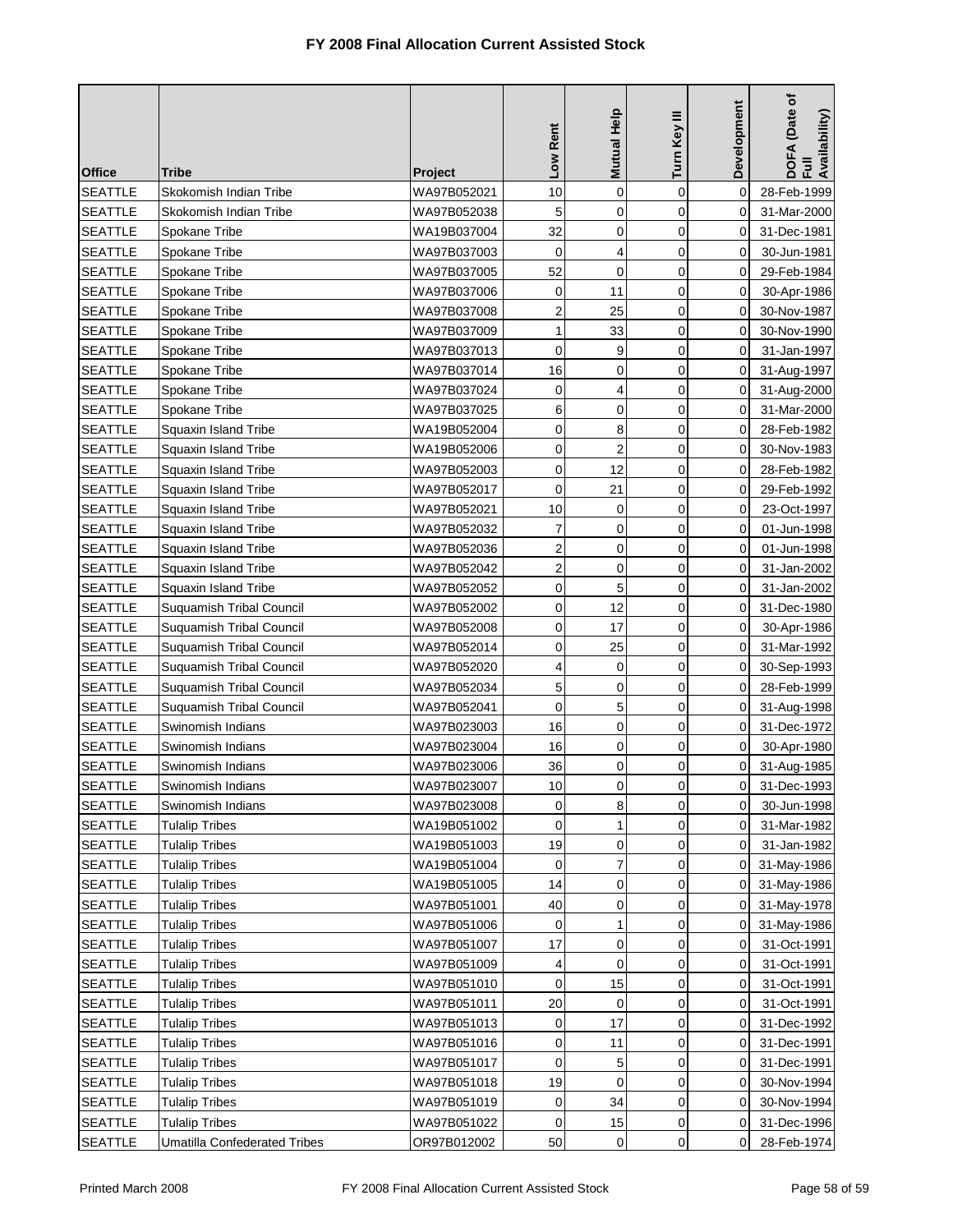# FY 2008 Final Allocation Current Assisted Stock

| Office | Tribe | Project | Low Rent | Mutual Help | Turn Key III | Development | DOFA (Date of Full Availability) |
|---|---|---|---|---|---|---|---|
| SEATTLE | Skokomish Indian Tribe | WA97B052021 | 10 | 0 | 0 | 0 | 28-Feb-1999 |
| SEATTLE | Skokomish Indian Tribe | WA97B052038 | 5 | 0 | 0 | 0 | 31-Mar-2000 |
| SEATTLE | Spokane Tribe | WA19B037004 | 32 | 0 | 0 | 0 | 31-Dec-1981 |
| SEATTLE | Spokane Tribe | WA97B037003 | 0 | 4 | 0 | 0 | 30-Jun-1981 |
| SEATTLE | Spokane Tribe | WA97B037005 | 52 | 0 | 0 | 0 | 29-Feb-1984 |
| SEATTLE | Spokane Tribe | WA97B037006 | 0 | 11 | 0 | 0 | 30-Apr-1986 |
| SEATTLE | Spokane Tribe | WA97B037008 | 2 | 25 | 0 | 0 | 30-Nov-1987 |
| SEATTLE | Spokane Tribe | WA97B037009 | 1 | 33 | 0 | 0 | 30-Nov-1990 |
| SEATTLE | Spokane Tribe | WA97B037013 | 0 | 9 | 0 | 0 | 31-Jan-1997 |
| SEATTLE | Spokane Tribe | WA97B037014 | 16 | 0 | 0 | 0 | 31-Aug-1997 |
| SEATTLE | Spokane Tribe | WA97B037024 | 0 | 4 | 0 | 0 | 31-Aug-2000 |
| SEATTLE | Spokane Tribe | WA97B037025 | 6 | 0 | 0 | 0 | 31-Mar-2000 |
| SEATTLE | Squaxin Island Tribe | WA19B052004 | 0 | 8 | 0 | 0 | 28-Feb-1982 |
| SEATTLE | Squaxin Island Tribe | WA19B052006 | 0 | 2 | 0 | 0 | 30-Nov-1983 |
| SEATTLE | Squaxin Island Tribe | WA97B052003 | 0 | 12 | 0 | 0 | 28-Feb-1982 |
| SEATTLE | Squaxin Island Tribe | WA97B052017 | 0 | 21 | 0 | 0 | 29-Feb-1992 |
| SEATTLE | Squaxin Island Tribe | WA97B052021 | 10 | 0 | 0 | 0 | 23-Oct-1997 |
| SEATTLE | Squaxin Island Tribe | WA97B052032 | 7 | 0 | 0 | 0 | 01-Jun-1998 |
| SEATTLE | Squaxin Island Tribe | WA97B052036 | 2 | 0 | 0 | 0 | 01-Jun-1998 |
| SEATTLE | Squaxin Island Tribe | WA97B052042 | 2 | 0 | 0 | 0 | 31-Jan-2002 |
| SEATTLE | Squaxin Island Tribe | WA97B052052 | 0 | 5 | 0 | 0 | 31-Jan-2002 |
| SEATTLE | Suquamish Tribal Council | WA97B052002 | 0 | 12 | 0 | 0 | 31-Dec-1980 |
| SEATTLE | Suquamish Tribal Council | WA97B052008 | 0 | 17 | 0 | 0 | 30-Apr-1986 |
| SEATTLE | Suquamish Tribal Council | WA97B052014 | 0 | 25 | 0 | 0 | 31-Mar-1992 |
| SEATTLE | Suquamish Tribal Council | WA97B052020 | 4 | 0 | 0 | 0 | 30-Sep-1993 |
| SEATTLE | Suquamish Tribal Council | WA97B052034 | 5 | 0 | 0 | 0 | 28-Feb-1999 |
| SEATTLE | Suquamish Tribal Council | WA97B052041 | 0 | 5 | 0 | 0 | 31-Aug-1998 |
| SEATTLE | Swinomish Indians | WA97B023003 | 16 | 0 | 0 | 0 | 31-Dec-1972 |
| SEATTLE | Swinomish Indians | WA97B023004 | 16 | 0 | 0 | 0 | 30-Apr-1980 |
| SEATTLE | Swinomish Indians | WA97B023006 | 36 | 0 | 0 | 0 | 31-Aug-1985 |
| SEATTLE | Swinomish Indians | WA97B023007 | 10 | 0 | 0 | 0 | 31-Dec-1993 |
| SEATTLE | Swinomish Indians | WA97B023008 | 0 | 8 | 0 | 0 | 30-Jun-1998 |
| SEATTLE | Tulalip Tribes | WA19B051002 | 0 | 1 | 0 | 0 | 31-Mar-1982 |
| SEATTLE | Tulalip Tribes | WA19B051003 | 19 | 0 | 0 | 0 | 31-Jan-1982 |
| SEATTLE | Tulalip Tribes | WA19B051004 | 0 | 7 | 0 | 0 | 31-May-1986 |
| SEATTLE | Tulalip Tribes | WA19B051005 | 14 | 0 | 0 | 0 | 31-May-1986 |
| SEATTLE | Tulalip Tribes | WA97B051001 | 40 | 0 | 0 | 0 | 31-May-1978 |
| SEATTLE | Tulalip Tribes | WA97B051006 | 0 | 1 | 0 | 0 | 31-May-1986 |
| SEATTLE | Tulalip Tribes | WA97B051007 | 17 | 0 | 0 | 0 | 31-Oct-1991 |
| SEATTLE | Tulalip Tribes | WA97B051009 | 4 | 0 | 0 | 0 | 31-Oct-1991 |
| SEATTLE | Tulalip Tribes | WA97B051010 | 0 | 15 | 0 | 0 | 31-Oct-1991 |
| SEATTLE | Tulalip Tribes | WA97B051011 | 20 | 0 | 0 | 0 | 31-Oct-1991 |
| SEATTLE | Tulalip Tribes | WA97B051013 | 0 | 17 | 0 | 0 | 31-Dec-1992 |
| SEATTLE | Tulalip Tribes | WA97B051016 | 0 | 11 | 0 | 0 | 31-Dec-1991 |
| SEATTLE | Tulalip Tribes | WA97B051017 | 0 | 5 | 0 | 0 | 31-Dec-1991 |
| SEATTLE | Tulalip Tribes | WA97B051018 | 19 | 0 | 0 | 0 | 30-Nov-1994 |
| SEATTLE | Tulalip Tribes | WA97B051019 | 0 | 34 | 0 | 0 | 30-Nov-1994 |
| SEATTLE | Tulalip Tribes | WA97B051022 | 0 | 15 | 0 | 0 | 31-Dec-1996 |
| SEATTLE | Umatilla Confederated Tribes | OR97B012002 | 50 | 0 | 0 | 0 | 28-Feb-1974 |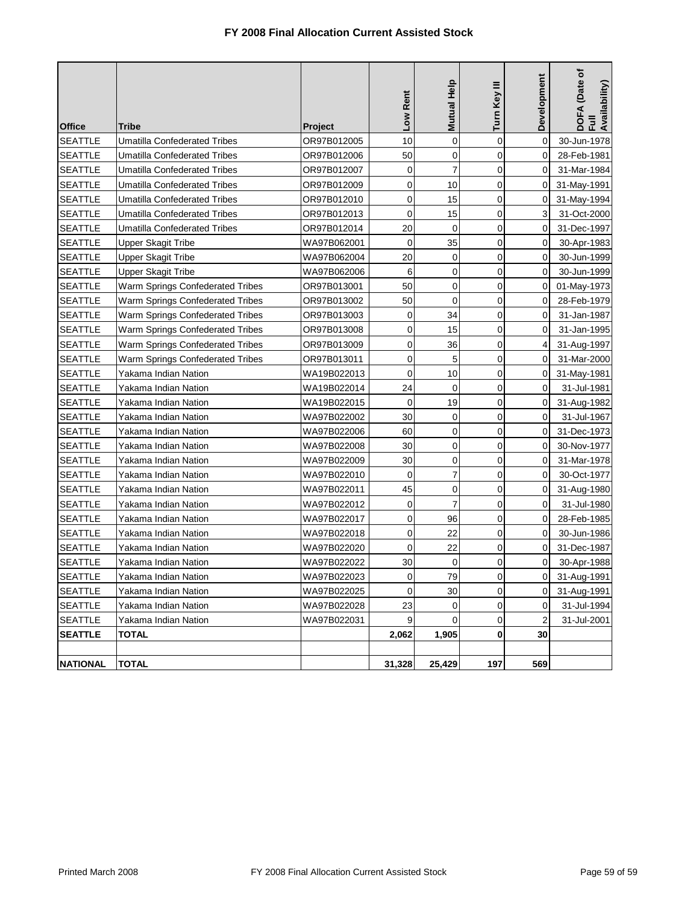# FY 2008 Final Allocation Current Assisted Stock

| Office | Tribe | Project | Low Rent | Mutual Help | Turn Key III | Development | DOFA (Date of Full Availability) |
|---|---|---|---|---|---|---|---|
| SEATTLE | Umatilla Confederated Tribes | OR97B012005 | 10 | 0 | 0 | 0 | 30-Jun-1978 |
| SEATTLE | Umatilla Confederated Tribes | OR97B012006 | 50 | 0 | 0 | 0 | 28-Feb-1981 |
| SEATTLE | Umatilla Confederated Tribes | OR97B012007 | 0 | 7 | 0 | 0 | 31-Mar-1984 |
| SEATTLE | Umatilla Confederated Tribes | OR97B012009 | 0 | 10 | 0 | 0 | 31-May-1991 |
| SEATTLE | Umatilla Confederated Tribes | OR97B012010 | 0 | 15 | 0 | 0 | 31-May-1994 |
| SEATTLE | Umatilla Confederated Tribes | OR97B012013 | 0 | 15 | 0 | 3 | 31-Oct-2000 |
| SEATTLE | Umatilla Confederated Tribes | OR97B012014 | 20 | 0 | 0 | 0 | 31-Dec-1997 |
| SEATTLE | Upper Skagit Tribe | WA97B062001 | 0 | 35 | 0 | 0 | 30-Apr-1983 |
| SEATTLE | Upper Skagit Tribe | WA97B062004 | 20 | 0 | 0 | 0 | 30-Jun-1999 |
| SEATTLE | Upper Skagit Tribe | WA97B062006 | 6 | 0 | 0 | 0 | 30-Jun-1999 |
| SEATTLE | Warm Springs Confederated Tribes | OR97B013001 | 50 | 0 | 0 | 0 | 01-May-1973 |
| SEATTLE | Warm Springs Confederated Tribes | OR97B013002 | 50 | 0 | 0 | 0 | 28-Feb-1979 |
| SEATTLE | Warm Springs Confederated Tribes | OR97B013003 | 0 | 34 | 0 | 0 | 31-Jan-1987 |
| SEATTLE | Warm Springs Confederated Tribes | OR97B013008 | 0 | 15 | 0 | 0 | 31-Jan-1995 |
| SEATTLE | Warm Springs Confederated Tribes | OR97B013009 | 0 | 36 | 0 | 4 | 31-Aug-1997 |
| SEATTLE | Warm Springs Confederated Tribes | OR97B013011 | 0 | 5 | 0 | 0 | 31-Mar-2000 |
| SEATTLE | Yakama Indian Nation | WA19B022013 | 0 | 10 | 0 | 0 | 31-May-1981 |
| SEATTLE | Yakama Indian Nation | WA19B022014 | 24 | 0 | 0 | 0 | 31-Jul-1981 |
| SEATTLE | Yakama Indian Nation | WA19B022015 | 0 | 19 | 0 | 0 | 31-Aug-1982 |
| SEATTLE | Yakama Indian Nation | WA97B022002 | 30 | 0 | 0 | 0 | 31-Jul-1967 |
| SEATTLE | Yakama Indian Nation | WA97B022006 | 60 | 0 | 0 | 0 | 31-Dec-1973 |
| SEATTLE | Yakama Indian Nation | WA97B022008 | 30 | 0 | 0 | 0 | 30-Nov-1977 |
| SEATTLE | Yakama Indian Nation | WA97B022009 | 30 | 0 | 0 | 0 | 31-Mar-1978 |
| SEATTLE | Yakama Indian Nation | WA97B022010 | 0 | 7 | 0 | 0 | 30-Oct-1977 |
| SEATTLE | Yakama Indian Nation | WA97B022011 | 45 | 0 | 0 | 0 | 31-Aug-1980 |
| SEATTLE | Yakama Indian Nation | WA97B022012 | 0 | 7 | 0 | 0 | 31-Jul-1980 |
| SEATTLE | Yakama Indian Nation | WA97B022017 | 0 | 96 | 0 | 0 | 28-Feb-1985 |
| SEATTLE | Yakama Indian Nation | WA97B022018 | 0 | 22 | 0 | 0 | 30-Jun-1986 |
| SEATTLE | Yakama Indian Nation | WA97B022020 | 0 | 22 | 0 | 0 | 31-Dec-1987 |
| SEATTLE | Yakama Indian Nation | WA97B022022 | 30 | 0 | 0 | 0 | 30-Apr-1988 |
| SEATTLE | Yakama Indian Nation | WA97B022023 | 0 | 79 | 0 | 0 | 31-Aug-1991 |
| SEATTLE | Yakama Indian Nation | WA97B022025 | 0 | 30 | 0 | 0 | 31-Aug-1991 |
| SEATTLE | Yakama Indian Nation | WA97B022028 | 23 | 0 | 0 | 0 | 31-Jul-1994 |
| SEATTLE | Yakama Indian Nation | WA97B022031 | 9 | 0 | 0 | 2 | 31-Jul-2001 |
| **SEATTLE** | **TOTAL** | | **2,062** | **1,905** | **0** | **30** | |
| | | | | | | | |
| **NATIONAL** | **TOTAL** | | **31,328** | **25,429** | **197** | **569** | |